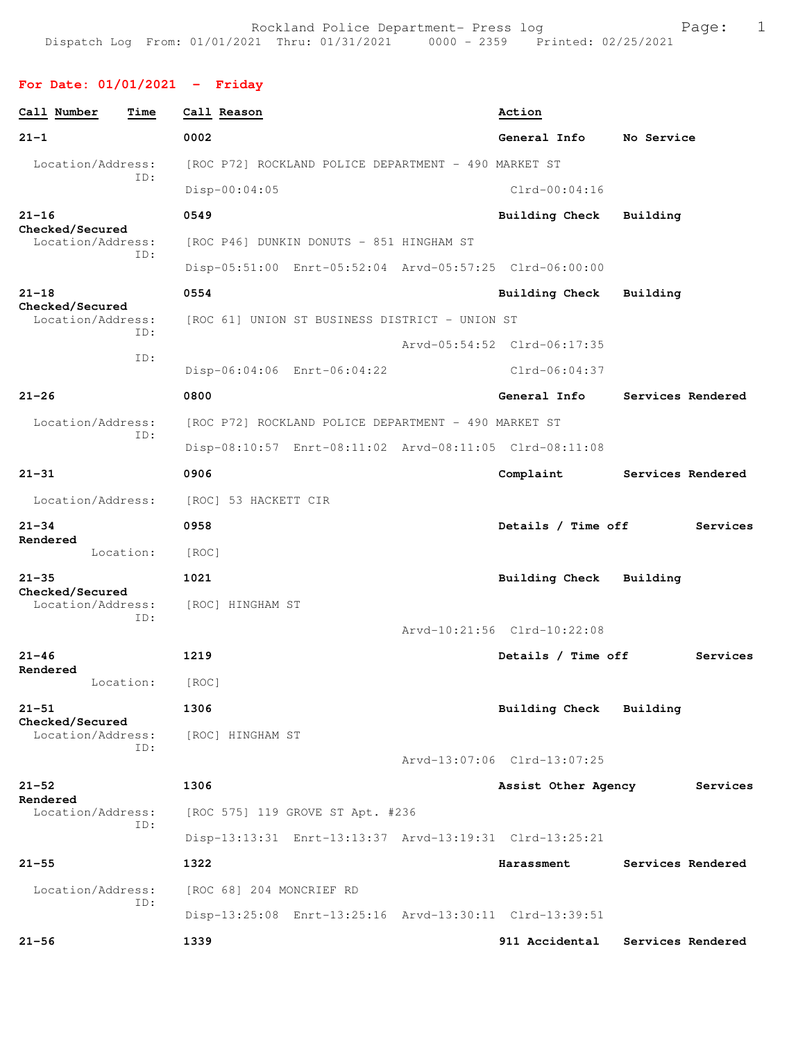Rockland Police Department- Press log
Dispatch Log From: 01/01/2021 Thru: 01/31/2021 0000 - 2359 Printed: 02/25/2021

## For Date: 01/01/2021 - Friday

| Call Number | Time | Call Reason | Action |
|---|---|---|---|
| 21-1 | 0002 | General Info | No Service |

Location/Address: [ROC P72] ROCKLAND POLICE DEPARTMENT - 490 MARKET ST
ID:
Disp-00:04:05 Clrd-00:04:16

| Call Number | Time | Call Reason | Action |
|---|---|---|---|
| 21-16 | 0549 | Building Check | Building Checked/Secured |

Location/Address: [ROC P46] DUNKIN DONUTS - 851 HINGHAM ST
ID:
Disp-05:51:00 Enrt-05:52:04 Arvd-05:57:25 Clrd-06:00:00

| Call Number | Time | Call Reason | Action |
|---|---|---|---|
| 21-18 | 0554 | Building Check | Building Checked/Secured |

Location/Address: [ROC 61] UNION ST BUSINESS DISTRICT - UNION ST
ID:
Arvd-05:54:52 Clrd-06:17:35
ID:
Disp-06:04:06 Enrt-06:04:22 Clrd-06:04:37

| Call Number | Time | Call Reason | Action |
|---|---|---|---|
| 21-26 | 0800 | General Info | Services Rendered |

Location/Address: [ROC P72] ROCKLAND POLICE DEPARTMENT - 490 MARKET ST
ID:
Disp-08:10:57 Enrt-08:11:02 Arvd-08:11:05 Clrd-08:11:08

| Call Number | Time | Call Reason | Action |
|---|---|---|---|
| 21-31 | 0906 | Complaint | Services Rendered |

Location/Address: [ROC] 53 HACKETT CIR

| Call Number | Time | Call Reason | Action |
|---|---|---|---|
| 21-34 | 0958 | Details / Time off | Services Rendered |

Location: [ROC]

| Call Number | Time | Call Reason | Action |
|---|---|---|---|
| 21-35 | 1021 | Building Check | Building Checked/Secured |

Location/Address: [ROC] HINGHAM ST
ID:
Arvd-10:21:56 Clrd-10:22:08

| Call Number | Time | Call Reason | Action |
|---|---|---|---|
| 21-46 | 1219 | Details / Time off | Services Rendered |

Location: [ROC]

| Call Number | Time | Call Reason | Action |
|---|---|---|---|
| 21-51 | 1306 | Building Check | Building Checked/Secured |

Location/Address: [ROC] HINGHAM ST
ID:
Arvd-13:07:06 Clrd-13:07:25

| Call Number | Time | Call Reason | Action |
|---|---|---|---|
| 21-52 | 1306 | Assist Other Agency | Services Rendered |

Location/Address: [ROC 575] 119 GROVE ST Apt. #236
ID:
Disp-13:13:31 Enrt-13:13:37 Arvd-13:19:31 Clrd-13:25:21

| Call Number | Time | Call Reason | Action |
|---|---|---|---|
| 21-55 | 1322 | Harassment | Services Rendered |

Location/Address: [ROC 68] 204 MONCRIEF RD
ID:
Disp-13:25:08 Enrt-13:25:16 Arvd-13:30:11 Clrd-13:39:51

| Call Number | Time | Call Reason | Action |
|---|---|---|---|
| 21-56 | 1339 | 911 Accidental | Services Rendered |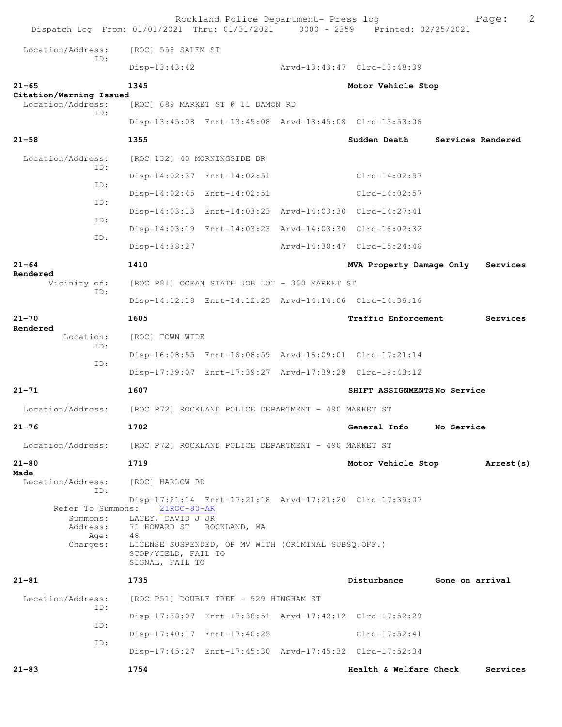Rockland Police Department- Press log

Dispatch Log From: 01/01/2021 Thru: 01/31/2021 0000 - 2359 Printed: 02/25/2021

Location/Address: [ROC] 558 SALEM ST
ID:
Disp-13:43:42 Arvd-13:43:47 Clrd-13:48:39

**21-65** **1345** **Motor Vehicle Stop**
**Citation/Warning Issued**
Location/Address: [ROC] 689 MARKET ST @ 11 DAMON RD
ID:
Disp-13:45:08 Enrt-13:45:08 Arvd-13:45:08 Clrd-13:53:06

**21-58** **1355** **Sudden Death** **Services Rendered**
Location/Address: [ROC 132] 40 MORNINGSIDE DR
ID:
Disp-14:02:37 Enrt-14:02:51 Clrd-14:02:57
ID:
Disp-14:02:45 Enrt-14:02:51 Clrd-14:02:57
ID:
Disp-14:03:13 Enrt-14:03:23 Arvd-14:03:30 Clrd-14:27:41
ID:
Disp-14:03:19 Enrt-14:03:23 Arvd-14:03:30 Clrd-16:02:32
ID:
Disp-14:38:27 Arvd-14:38:47 Clrd-15:24:46

**21-64** **1410** **MVA Property Damage Only** **Services Rendered**
Vicinity of: [ROC P81] OCEAN STATE JOB LOT - 360 MARKET ST
ID:
Disp-14:12:18 Enrt-14:12:25 Arvd-14:14:06 Clrd-14:36:16

**21-70** **1605** **Traffic Enforcement** **Services Rendered**
Location: [ROC] TOWN WIDE
ID:
Disp-16:08:55 Enrt-16:08:59 Arvd-16:09:01 Clrd-17:21:14
ID:
Disp-17:39:07 Enrt-17:39:27 Arvd-17:39:29 Clrd-19:43:12

**21-71** **1607** **SHIFT ASSIGNMENTS** **No Service**
Location/Address: [ROC P72] ROCKLAND POLICE DEPARTMENT - 490 MARKET ST

**21-76** **1702** **General Info** **No Service**
Location/Address: [ROC P72] ROCKLAND POLICE DEPARTMENT - 490 MARKET ST

**21-80** **1719** **Motor Vehicle Stop** **Arrest(s) Made**
Location/Address: [ROC] HARLOW RD
ID:
Disp-17:21:14 Enrt-17:21:18 Arvd-17:21:20 Clrd-17:39:07
Refer To Summons: 21ROC-80-AR
Summons: LACEY, DAVID J JR
Address: 71 HOWARD ST ROCKLAND, MA
Age: 48
Charges: LICENSE SUSPENDED, OP MV WITH (CRIMINAL SUBSQ.OFF.)
STOP/YIELD, FAIL TO
SIGNAL, FAIL TO

**21-81** **1735** **Disturbance** **Gone on arrival**
Location/Address: [ROC P51] DOUBLE TREE - 929 HINGHAM ST
ID:
Disp-17:38:07 Enrt-17:38:51 Arvd-17:42:12 Clrd-17:52:29
ID:
Disp-17:40:17 Enrt-17:40:25 Clrd-17:52:41
ID:
Disp-17:45:27 Enrt-17:45:30 Arvd-17:45:32 Clrd-17:52:34

**21-83** **1754** **Health & Welfare Check** **Services**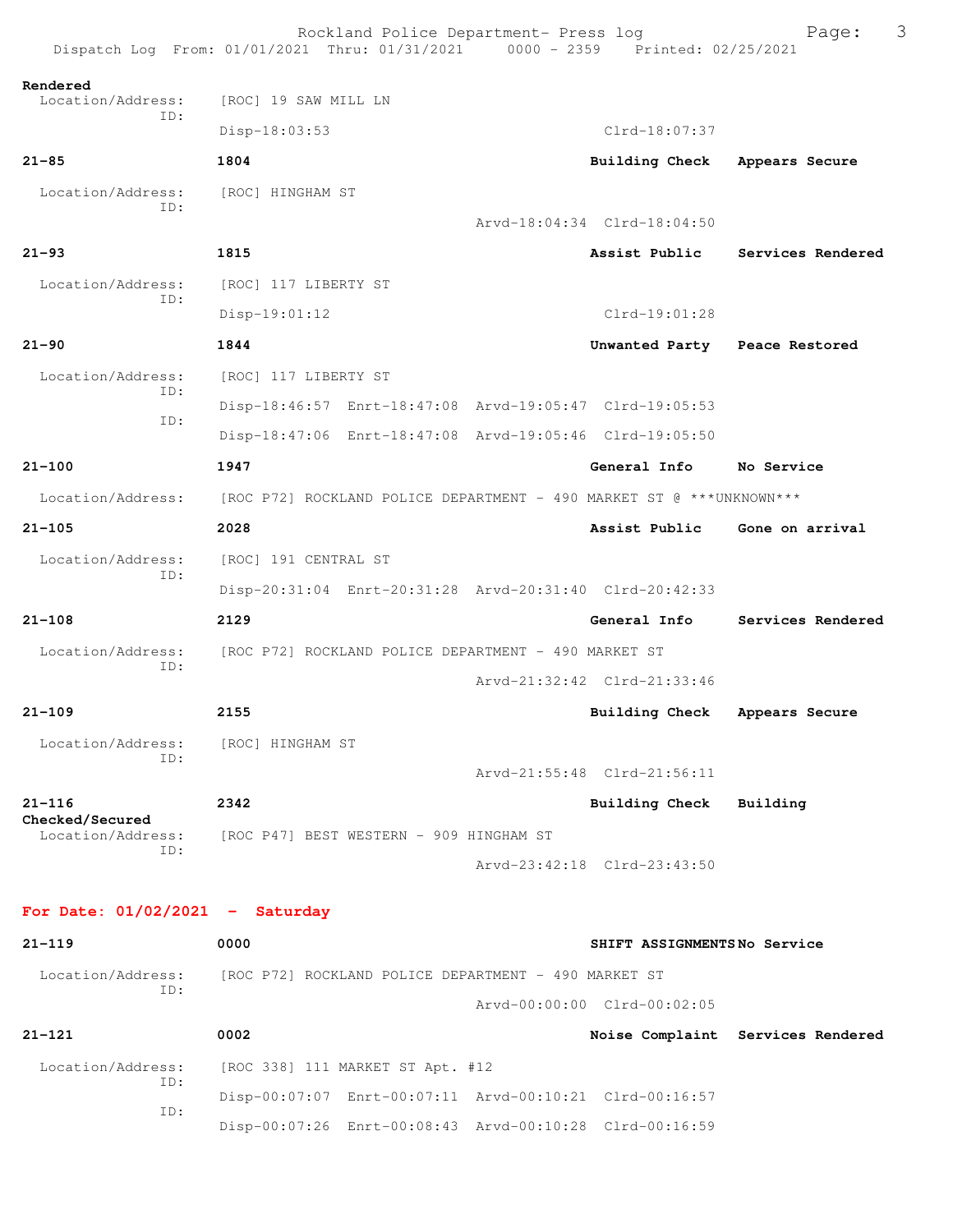Rendered
  Location/Address: [ROC] 19 SAW MILL LN
  ID:
  Disp-18:03:53 Clrd-18:07:37

**21-85** **1804** **Building Check** **Appears Secure**

  Location/Address: [ROC] HINGHAM ST
  ID:
  Arvd-18:04:34 Clrd-18:04:50

**21-93** **1815** **Assist Public** **Services Rendered**

  Location/Address: [ROC] 117 LIBERTY ST
  ID:
  Disp-19:01:12 Clrd-19:01:28

**21-90** **1844** **Unwanted Party** **Peace Restored**

  Location/Address: [ROC] 117 LIBERTY ST
  ID:
  Disp-18:46:57 Enrt-18:47:08 Arvd-19:05:47 Clrd-19:05:53
  ID:
  Disp-18:47:06 Enrt-18:47:08 Arvd-19:05:46 Clrd-19:05:50

**21-100** **1947** **General Info** **No Service**

  Location/Address: [ROC P72] ROCKLAND POLICE DEPARTMENT - 490 MARKET ST @ ***UNKNOWN***

**21-105** **2028** **Assist Public** **Gone on arrival**

  Location/Address: [ROC] 191 CENTRAL ST
  ID:
  Disp-20:31:04 Enrt-20:31:28 Arvd-20:31:40 Clrd-20:42:33

**21-108** **2129** **General Info** **Services Rendered**

  Location/Address: [ROC P72] ROCKLAND POLICE DEPARTMENT - 490 MARKET ST
  ID:
  Arvd-21:32:42 Clrd-21:33:46

**21-109** **2155** **Building Check** **Appears Secure**

  Location/Address: [ROC] HINGHAM ST
  ID:
  Arvd-21:55:48 Clrd-21:56:11

**21-116** **2342** **Building Check** **Building Checked/Secured**

  Location/Address: [ROC P47] BEST WESTERN - 909 HINGHAM ST
  ID:
  Arvd-23:42:18 Clrd-23:43:50

## For Date: 01/02/2021 - Saturday

**21-119** **0000** **SHIFT ASSIGNMENTS** **No Service**

  Location/Address: [ROC P72] ROCKLAND POLICE DEPARTMENT - 490 MARKET ST
  ID:
  Arvd-00:00:00 Clrd-00:02:05

**21-121** **0002** **Noise Complaint** **Services Rendered**

  Location/Address: [ROC 338] 111 MARKET ST Apt. #12
  ID:
  Disp-00:07:07 Enrt-00:07:11 Arvd-00:10:21 Clrd-00:16:57
  ID:
  Disp-00:07:26 Enrt-00:08:43 Arvd-00:10:28 Clrd-00:16:59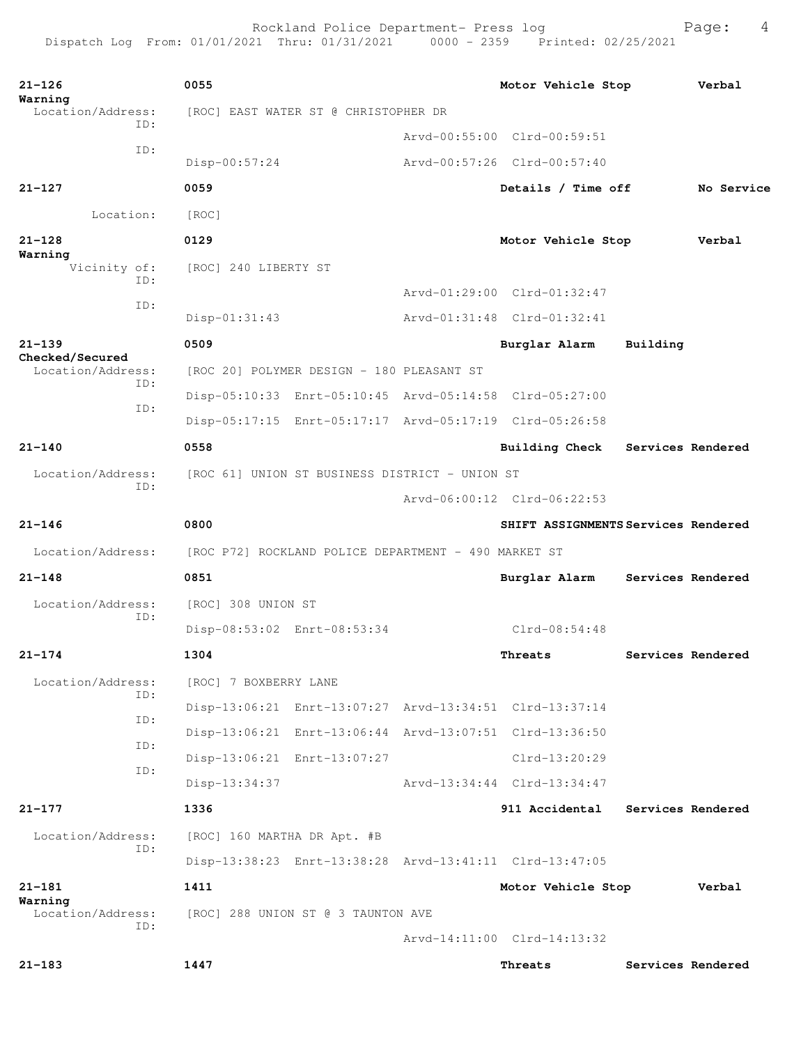**21-126** | **0055** | **Motor Vehicle Stop** | **Verbal Warning**

Location/Address: [ROC] EAST WATER ST @ CHRISTOPHER DR

ID: Arvd-00:55:00 Clrd-00:59:51

ID: Disp-00:57:24 Arvd-00:57:26 Clrd-00:57:40

**21-127** | **0059** | **Details / Time off** | **No Service**

Location: [ROC]

**21-128** | **0129** | **Motor Vehicle Stop** | **Verbal Warning**

Vicinity of: [ROC] 240 LIBERTY ST

ID: Arvd-01:29:00 Clrd-01:32:47

ID: Disp-01:31:43 Arvd-01:31:48 Clrd-01:32:41

**21-139** | **0509** | **Burglar Alarm** | **Building Checked/Secured**

Location/Address: [ROC 20] POLYMER DESIGN - 180 PLEASANT ST

ID: Disp-05:10:33 Enrt-05:10:45 Arvd-05:14:58 Clrd-05:27:00

ID: Disp-05:17:15 Enrt-05:17:17 Arvd-05:17:19 Clrd-05:26:58

**21-140** | **0558** | **Building Check** | **Services Rendered**

Location/Address: [ROC 61] UNION ST BUSINESS DISTRICT - UNION ST

ID: Arvd-06:00:12 Clrd-06:22:53

**21-146** | **0800** | **SHIFT ASSIGNMENTS** | **Services Rendered**

Location/Address: [ROC P72] ROCKLAND POLICE DEPARTMENT - 490 MARKET ST

**21-148** | **0851** | **Burglar Alarm** | **Services Rendered**

Location/Address: [ROC] 308 UNION ST

ID: Disp-08:53:02 Enrt-08:53:34 Clrd-08:54:48

**21-174** | **1304** | **Threats** | **Services Rendered**

Location/Address: [ROC] 7 BOXBERRY LANE

ID: Disp-13:06:21 Enrt-13:07:27 Arvd-13:34:51 Clrd-13:37:14

ID: Disp-13:06:21 Enrt-13:06:44 Arvd-13:07:51 Clrd-13:36:50

ID: Disp-13:06:21 Enrt-13:07:27 Clrd-13:20:29

ID: Disp-13:34:37 Arvd-13:34:44 Clrd-13:34:47

**21-177** | **1336** | **911 Accidental** | **Services Rendered**

Location/Address: [ROC] 160 MARTHA DR Apt. #B

ID: Disp-13:38:23 Enrt-13:38:28 Arvd-13:41:11 Clrd-13:47:05

**21-181** | **1411** | **Motor Vehicle Stop** | **Verbal Warning**

Location/Address: [ROC] 288 UNION ST @ 3 TAUNTON AVE

ID: Arvd-14:11:00 Clrd-14:13:32

**21-183** | **1447** | **Threats** | **Services Rendered**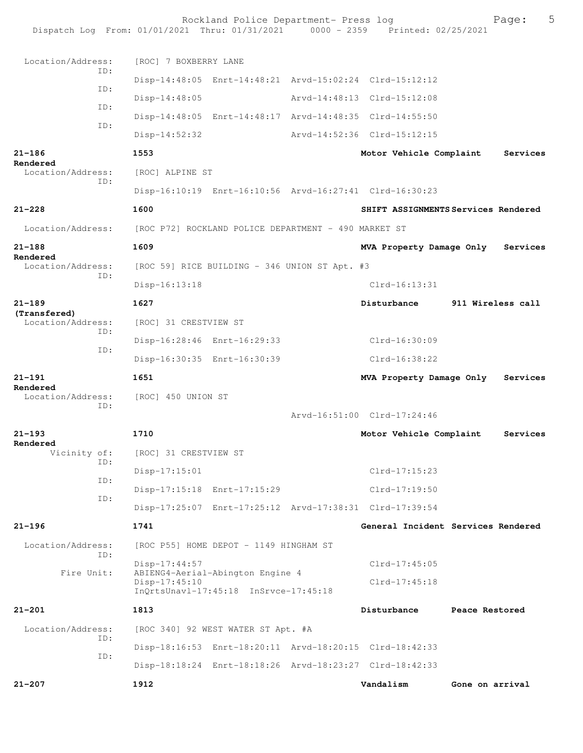Location/Address: [ROC] 7 BOXBERRY LANE

ID:
Disp-14:48:05 Enrt-14:48:21 Arvd-15:02:24 Clrd-15:12:12

ID:
Disp-14:48:05 Arvd-14:48:13 Clrd-15:12:08

ID:
Disp-14:48:05 Enrt-14:48:17 Arvd-14:48:35 Clrd-14:55:50

ID:
Disp-14:52:32 Arvd-14:52:36 Clrd-15:12:15

**21-186** **1553** **Motor Vehicle Complaint** **Services Rendered**

Location/Address: [ROC] ALPINE ST

ID:
Disp-16:10:19 Enrt-16:10:56 Arvd-16:27:41 Clrd-16:30:23

**21-228** **1600** **SHIFT ASSIGNMENTS Services Rendered**

Location/Address: [ROC P72] ROCKLAND POLICE DEPARTMENT - 490 MARKET ST

**21-188** **1609** **MVA Property Damage Only** **Services Rendered**

Location/Address: [ROC 59] RICE BUILDING - 346 UNION ST Apt. #3

ID:
Disp-16:13:18 Clrd-16:13:31

**21-189** **1627** **Disturbance** **911 Wireless call (Transfered)**

Location/Address: [ROC] 31 CRESTVIEW ST

ID:
Disp-16:28:46 Enrt-16:29:33 Clrd-16:30:09

ID:
Disp-16:30:35 Enrt-16:30:39 Clrd-16:38:22

**21-191** **1651** **MVA Property Damage Only** **Services Rendered**

Location/Address: [ROC] 450 UNION ST

ID:
Arvd-16:51:00 Clrd-17:24:46

**21-193** **1710** **Motor Vehicle Complaint** **Services Rendered**

Vicinity of: [ROC] 31 CRESTVIEW ST

ID:
Disp-17:15:01 Clrd-17:15:23

ID:
Disp-17:15:18 Enrt-17:15:29 Clrd-17:19:50

ID:
Disp-17:25:07 Enrt-17:25:12 Arvd-17:38:31 Clrd-17:39:54

**21-196** **1741** **General Incident Services Rendered**

Location/Address: [ROC P55] HOME DEPOT - 1149 HINGHAM ST

ID:
Disp-17:44:57 Clrd-17:45:05

Fire Unit: ABIENG4-Aerial-Abington Engine 4
Disp-17:45:10 Clrd-17:45:18
InQrtsUnavl-17:45:18 InSrvce-17:45:18

**21-201** **1813** **Disturbance** **Peace Restored**

Location/Address: [ROC 340] 92 WEST WATER ST Apt. #A

ID:
Disp-18:16:53 Enrt-18:20:11 Arvd-18:20:15 Clrd-18:42:33

ID:
Disp-18:18:24 Enrt-18:18:26 Arvd-18:23:27 Clrd-18:42:33

**21-207** **1912** **Vandalism** **Gone on arrival**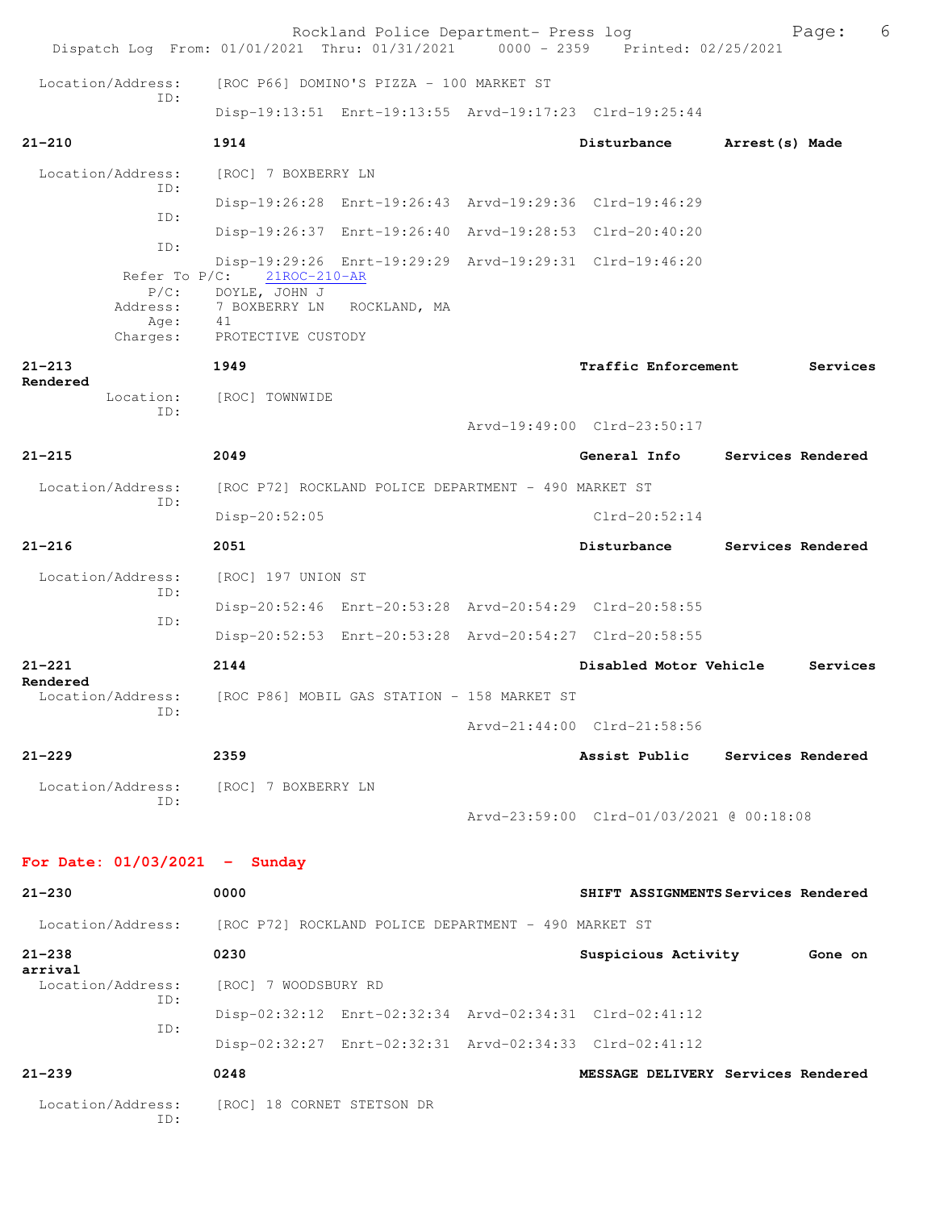Location/Address: [ROC P66] DOMINO'S PIZZA - 100 MARKET ST
ID:
Disp-19:13:51 Enrt-19:13:55 Arvd-19:17:23 Clrd-19:25:44

**21-210** **1914** **Disturbance** **Arrest(s) Made**

Location/Address: [ROC] 7 BOXBERRY LN
ID:
Disp-19:26:28 Enrt-19:26:43 Arvd-19:29:36 Clrd-19:46:29
ID:
Disp-19:26:37 Enrt-19:26:40 Arvd-19:28:53 Clrd-20:40:20
ID:
Disp-19:29:26 Enrt-19:29:29 Arvd-19:29:31 Clrd-19:46:20
Refer To P/C: 21ROC-210-AR
P/C: DOYLE, JOHN J
Address: 7 BOXBERRY LN ROCKLAND, MA
Age: 41
Charges: PROTECTIVE CUSTODY

**21-213** **1949** **Traffic Enforcement** **Services Rendered**

Location: [ROC] TOWNWIDE
ID:
Arvd-19:49:00 Clrd-23:50:17

**21-215** **2049** **General Info** **Services Rendered**

Location/Address: [ROC P72] ROCKLAND POLICE DEPARTMENT - 490 MARKET ST
ID:
Disp-20:52:05 Clrd-20:52:14

**21-216** **2051** **Disturbance** **Services Rendered**

Location/Address: [ROC] 197 UNION ST
ID:
Disp-20:52:46 Enrt-20:53:28 Arvd-20:54:29 Clrd-20:58:55
ID:
Disp-20:52:53 Enrt-20:53:28 Arvd-20:54:27 Clrd-20:58:55

**21-221** **2144** **Disabled Motor Vehicle** **Services Rendered**

Location/Address: [ROC P86] MOBIL GAS STATION - 158 MARKET ST
ID:
Arvd-21:44:00 Clrd-21:58:56

**21-229** **2359** **Assist Public** **Services Rendered**

Location/Address: [ROC] 7 BOXBERRY LN
ID:
Arvd-23:59:00 Clrd-01/03/2021 @ 00:18:08

## For Date: 01/03/2021 - Sunday

**21-230** **0000** **SHIFT ASSIGNMENTS** **Services Rendered**

Location/Address: [ROC P72] ROCKLAND POLICE DEPARTMENT - 490 MARKET ST

**21-238** **0230** **Suspicious Activity** **Gone on arrival**

Location/Address: [ROC] 7 WOODSBURY RD
ID:
Disp-02:32:12 Enrt-02:32:34 Arvd-02:34:31 Clrd-02:41:12
ID:
Disp-02:32:27 Enrt-02:32:31 Arvd-02:34:33 Clrd-02:41:12

**21-239** **0248** **MESSAGE DELIVERY** **Services Rendered**

Location/Address: [ROC] 18 CORNET STETSON DR
ID: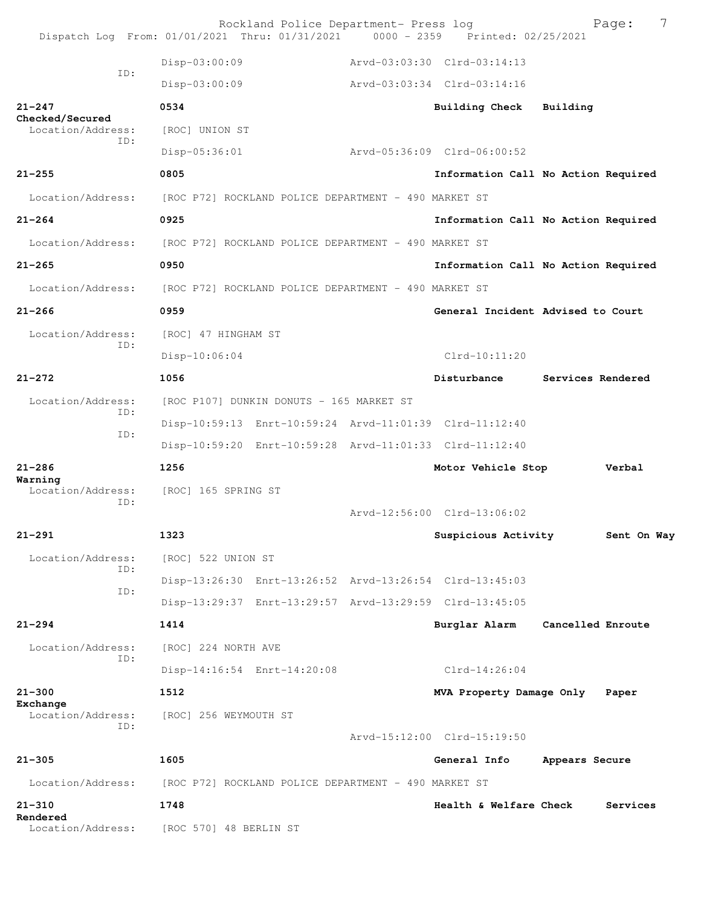```
          ID:    Disp-03:00:09                Arvd-03:03:30  Clrd-03:14:13
                 Disp-03:00:09                Arvd-03:03:34  Clrd-03:14:16

21-247           0534                              Building Check   Building
Checked/Secured
  Location/Address:   [ROC] UNION ST
          ID:    Disp-05:36:01                Arvd-05:36:09  Clrd-06:00:52

21-255           0805                              Information Call No Action Required

  Location/Address:   [ROC P72] ROCKLAND POLICE DEPARTMENT - 490 MARKET ST

21-264           0925                              Information Call No Action Required

  Location/Address:   [ROC P72] ROCKLAND POLICE DEPARTMENT - 490 MARKET ST

21-265           0950                              Information Call No Action Required

  Location/Address:   [ROC P72] ROCKLAND POLICE DEPARTMENT - 490 MARKET ST

21-266           0959                              General Incident Advised to Court

  Location/Address:   [ROC] 47 HINGHAM ST
          ID:    Disp-10:06:04                               Clrd-10:11:20

21-272           1056                              Disturbance      Services Rendered

  Location/Address:   [ROC P107] DUNKIN DONUTS - 165 MARKET ST
          ID:    Disp-10:59:13  Enrt-10:59:24  Arvd-11:01:39  Clrd-11:12:40
          ID:    Disp-10:59:20  Enrt-10:59:28  Arvd-11:01:33  Clrd-11:12:40

21-286           1256                              Motor Vehicle Stop         Verbal
Warning
  Location/Address:   [ROC] 165 SPRING ST
          ID:                                 Arvd-12:56:00  Clrd-13:06:02

21-291           1323                              Suspicious Activity        Sent On Way

  Location/Address:   [ROC] 522 UNION ST
          ID:    Disp-13:26:30  Enrt-13:26:52  Arvd-13:26:54  Clrd-13:45:03
          ID:    Disp-13:29:37  Enrt-13:29:57  Arvd-13:29:59  Clrd-13:45:05

21-294           1414                              Burglar Alarm    Cancelled Enroute

  Location/Address:   [ROC] 224 NORTH AVE
          ID:    Disp-14:16:54  Enrt-14:20:08                Clrd-14:26:04

21-300           1512                              MVA Property Damage Only   Paper
Exchange
  Location/Address:   [ROC] 256 WEYMOUTH ST
          ID:                                 Arvd-15:12:00  Clrd-15:19:50

21-305           1605                              General Info     Appears Secure

  Location/Address:   [ROC P72] ROCKLAND POLICE DEPARTMENT - 490 MARKET ST

21-310           1748                              Health & Welfare Check     Services
Rendered
  Location/Address:   [ROC 570] 48 BERLIN ST
```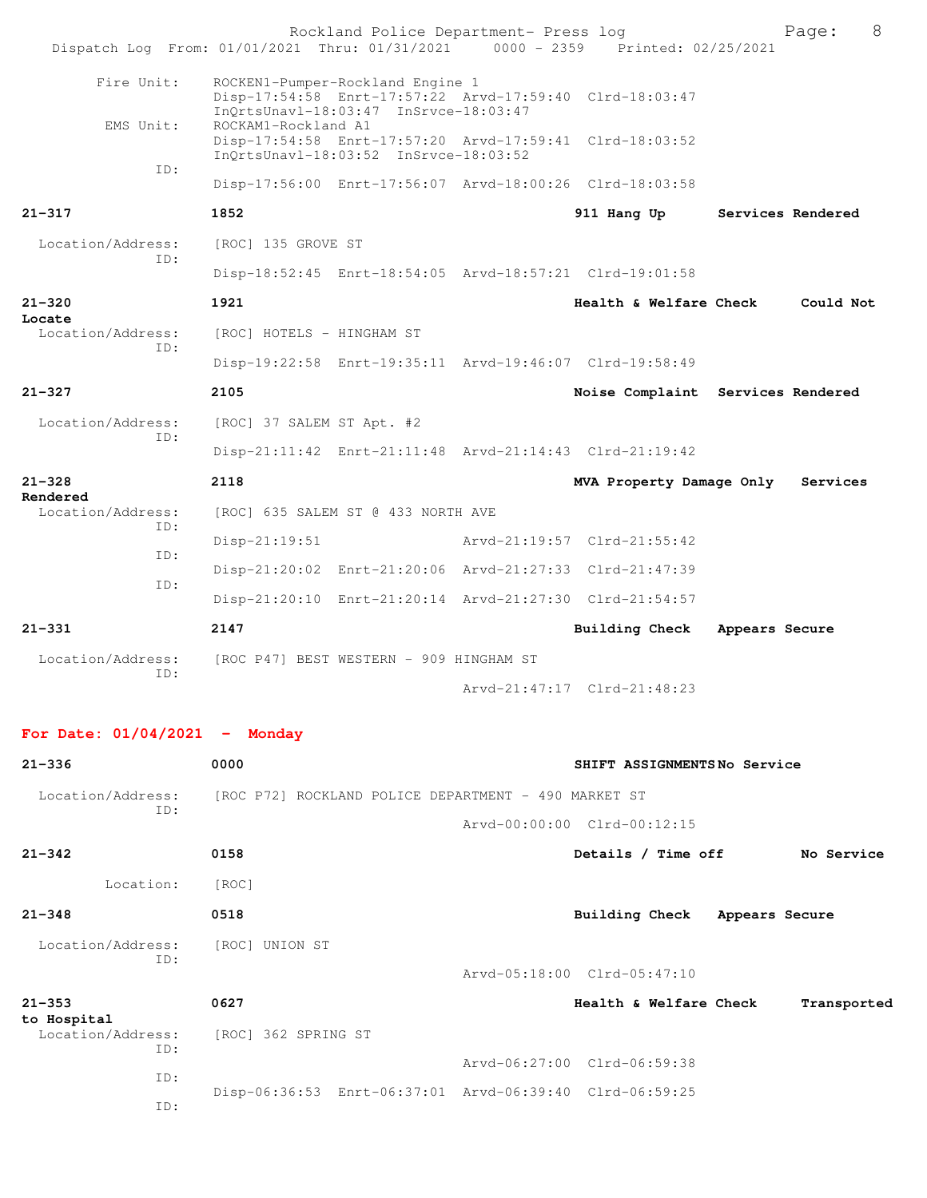Fire Unit: ROCKEN1-Pumper-Rockland Engine 1
Disp-17:54:58 Enrt-17:57:22 Arvd-17:59:40 Clrd-18:03:47
InQrtsUnavl-18:03:47 InSrvce-18:03:47

EMS Unit: ROCKAM1-Rockland A1
Disp-17:54:58 Enrt-17:57:20 Arvd-17:59:41 Clrd-18:03:52
InQrtsUnavl-18:03:52 InSrvce-18:03:52

ID:
Disp-17:56:00 Enrt-17:56:07 Arvd-18:00:26 Clrd-18:03:58

**21-317** 1852 911 Hang Up Services Rendered

Location/Address: [ROC] 135 GROVE ST
ID:
Disp-18:52:45 Enrt-18:54:05 Arvd-18:57:21 Clrd-19:01:58

**21-320** 1921 Health & Welfare Check Could Not Locate

Location/Address: [ROC] HOTELS - HINGHAM ST
ID:
Disp-19:22:58 Enrt-19:35:11 Arvd-19:46:07 Clrd-19:58:49

**21-327** 2105 Noise Complaint Services Rendered

Location/Address: [ROC] 37 SALEM ST Apt. #2
ID:
Disp-21:11:42 Enrt-21:11:48 Arvd-21:14:43 Clrd-21:19:42

**21-328** 2118 MVA Property Damage Only Services Rendered

Location/Address: [ROC] 635 SALEM ST @ 433 NORTH AVE
ID:
Disp-21:19:51 Arvd-21:19:57 Clrd-21:55:42
ID:
Disp-21:20:02 Enrt-21:20:06 Arvd-21:27:33 Clrd-21:47:39
ID:
Disp-21:20:10 Enrt-21:20:14 Arvd-21:27:30 Clrd-21:54:57

**21-331** 2147 Building Check Appears Secure

Location/Address: [ROC P47] BEST WESTERN - 909 HINGHAM ST
ID:
Arvd-21:47:17 Clrd-21:48:23

## For Date: 01/04/2021 - Monday

**21-336** 0000 SHIFT ASSIGNMENTS No Service

Location/Address: [ROC P72] ROCKLAND POLICE DEPARTMENT - 490 MARKET ST
ID:
Arvd-00:00:00 Clrd-00:12:15

**21-342** 0158 Details / Time off No Service

Location: [ROC]

**21-348** 0518 Building Check Appears Secure

Location/Address: [ROC] UNION ST
ID:
Arvd-05:18:00 Clrd-05:47:10

**21-353** 0627 Health & Welfare Check Transported to Hospital

Location/Address: [ROC] 362 SPRING ST
ID:
Arvd-06:27:00 Clrd-06:59:38
ID:
Disp-06:36:53 Enrt-06:37:01 Arvd-06:39:40 Clrd-06:59:25
ID: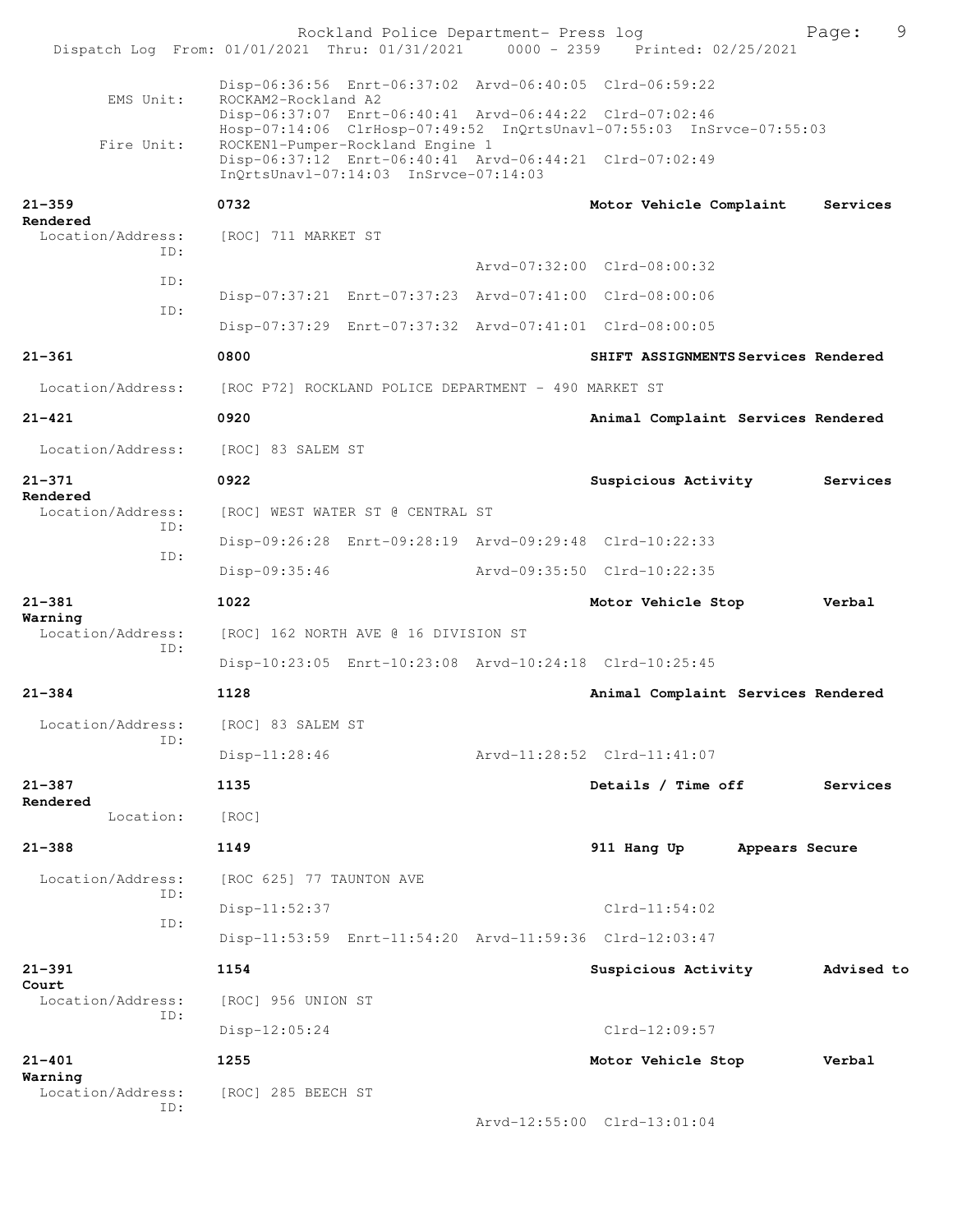```
          Disp-06:36:56  Enrt-06:37:02  Arvd-06:40:05  Clrd-06:59:22
EMS Unit:  ROCKAM2-Rockland A2
          Disp-06:37:07  Enrt-06:40:41  Arvd-06:44:22  Clrd-07:02:46
          Hosp-07:14:06  ClrHosp-07:49:52  InQrtsUnavl-07:55:03  InSrvce-07:55:03
Fire Unit: ROCKEN1-Pumper-Rockland Engine 1
          Disp-06:37:12  Enrt-06:40:41  Arvd-06:44:21  Clrd-07:02:49
          InQrtsUnavl-07:14:03  InSrvce-07:14:03

21-359              0732                              Motor Vehicle Complaint    Services Rendered
  Location/Address:  [ROC] 711 MARKET ST
              ID:
                                   Arvd-07:32:00  Clrd-08:00:32
              ID:
                   Disp-07:37:21  Enrt-07:37:23  Arvd-07:41:00  Clrd-08:00:06
              ID:
                   Disp-07:37:29  Enrt-07:37:32  Arvd-07:41:01  Clrd-08:00:05

21-361              0800                              SHIFT ASSIGNMENTS Services Rendered
  Location/Address:  [ROC P72] ROCKLAND POLICE DEPARTMENT - 490 MARKET ST

21-421              0920                              Animal Complaint Services Rendered
  Location/Address:  [ROC] 83 SALEM ST

21-371              0922                              Suspicious Activity       Services Rendered
  Location/Address:  [ROC] WEST WATER ST @ CENTRAL ST
              ID:
                   Disp-09:26:28  Enrt-09:28:19  Arvd-09:29:48  Clrd-10:22:33
              ID:
                   Disp-09:35:46                 Arvd-09:35:50  Clrd-10:22:35

21-381              1022                              Motor Vehicle Stop        Verbal Warning
  Location/Address:  [ROC] 162 NORTH AVE @ 16 DIVISION ST
              ID:
                   Disp-10:23:05  Enrt-10:23:08  Arvd-10:24:18  Clrd-10:25:45

21-384              1128                              Animal Complaint Services Rendered
  Location/Address:  [ROC] 83 SALEM ST
              ID:
                   Disp-11:28:46                 Arvd-11:28:52  Clrd-11:41:07

21-387              1135                              Details / Time off        Services Rendered
         Location:  [ROC]

21-388              1149                              911 Hang Up      Appears Secure
  Location/Address:  [ROC 625] 77 TAUNTON AVE
              ID:
                   Disp-11:52:37                                Clrd-11:54:02
              ID:
                   Disp-11:53:59  Enrt-11:54:20  Arvd-11:59:36  Clrd-12:03:47

21-391              1154                              Suspicious Activity       Advised to Court
  Location/Address:  [ROC] 956 UNION ST
              ID:
                   Disp-12:05:24                                Clrd-12:09:57

21-401              1255                              Motor Vehicle Stop        Verbal Warning
  Location/Address:  [ROC] 285 BEECH ST
              ID:
                                   Arvd-12:55:00  Clrd-13:01:04
```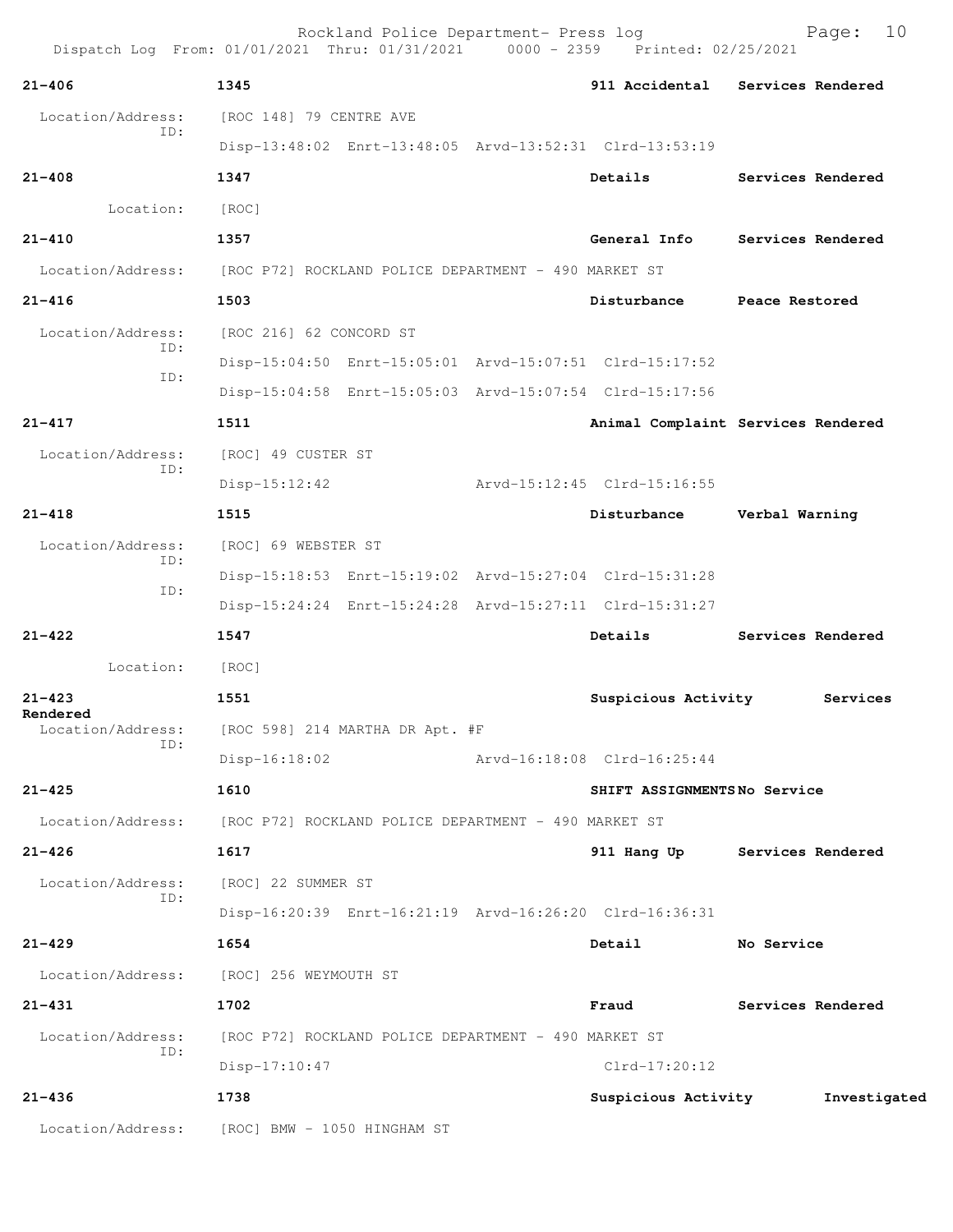**21-406** 1345 911 Accidental Services Rendered

Location/Address: [ROC 148] 79 CENTRE AVE
ID:
Disp-13:48:02 Enrt-13:48:05 Arvd-13:52:31 Clrd-13:53:19

**21-408** 1347 Details Services Rendered

Location: [ROC]

**21-410** 1357 General Info Services Rendered

Location/Address: [ROC P72] ROCKLAND POLICE DEPARTMENT - 490 MARKET ST

**21-416** 1503 Disturbance Peace Restored

Location/Address: [ROC 216] 62 CONCORD ST
ID:
Disp-15:04:50 Enrt-15:05:01 Arvd-15:07:51 Clrd-15:17:52
ID:
Disp-15:04:58 Enrt-15:05:03 Arvd-15:07:54 Clrd-15:17:56

**21-417** 1511 Animal Complaint Services Rendered

Location/Address: [ROC] 49 CUSTER ST
ID:
Disp-15:12:42 Arvd-15:12:45 Clrd-15:16:55

**21-418** 1515 Disturbance Verbal Warning

Location/Address: [ROC] 69 WEBSTER ST
ID:
Disp-15:18:53 Enrt-15:19:02 Arvd-15:27:04 Clrd-15:31:28
ID:
Disp-15:24:24 Enrt-15:24:28 Arvd-15:27:11 Clrd-15:31:27

**21-422** 1547 Details Services Rendered

Location: [ROC]

**21-423** 1551 Suspicious Activity Services Rendered

Location/Address: [ROC 598] 214 MARTHA DR Apt. #F
ID:
Disp-16:18:02 Arvd-16:18:08 Clrd-16:25:44

**21-425** 1610 SHIFT ASSIGNMENTS No Service

Location/Address: [ROC P72] ROCKLAND POLICE DEPARTMENT - 490 MARKET ST

**21-426** 1617 911 Hang Up Services Rendered

Location/Address: [ROC] 22 SUMMER ST
ID:
Disp-16:20:39 Enrt-16:21:19 Arvd-16:26:20 Clrd-16:36:31

**21-429** 1654 Detail No Service

Location/Address: [ROC] 256 WEYMOUTH ST

**21-431** 1702 Fraud Services Rendered

Location/Address: [ROC P72] ROCKLAND POLICE DEPARTMENT - 490 MARKET ST
ID:
Disp-17:10:47 Clrd-17:20:12

**21-436** 1738 Suspicious Activity Investigated

Location/Address: [ROC] BMW - 1050 HINGHAM ST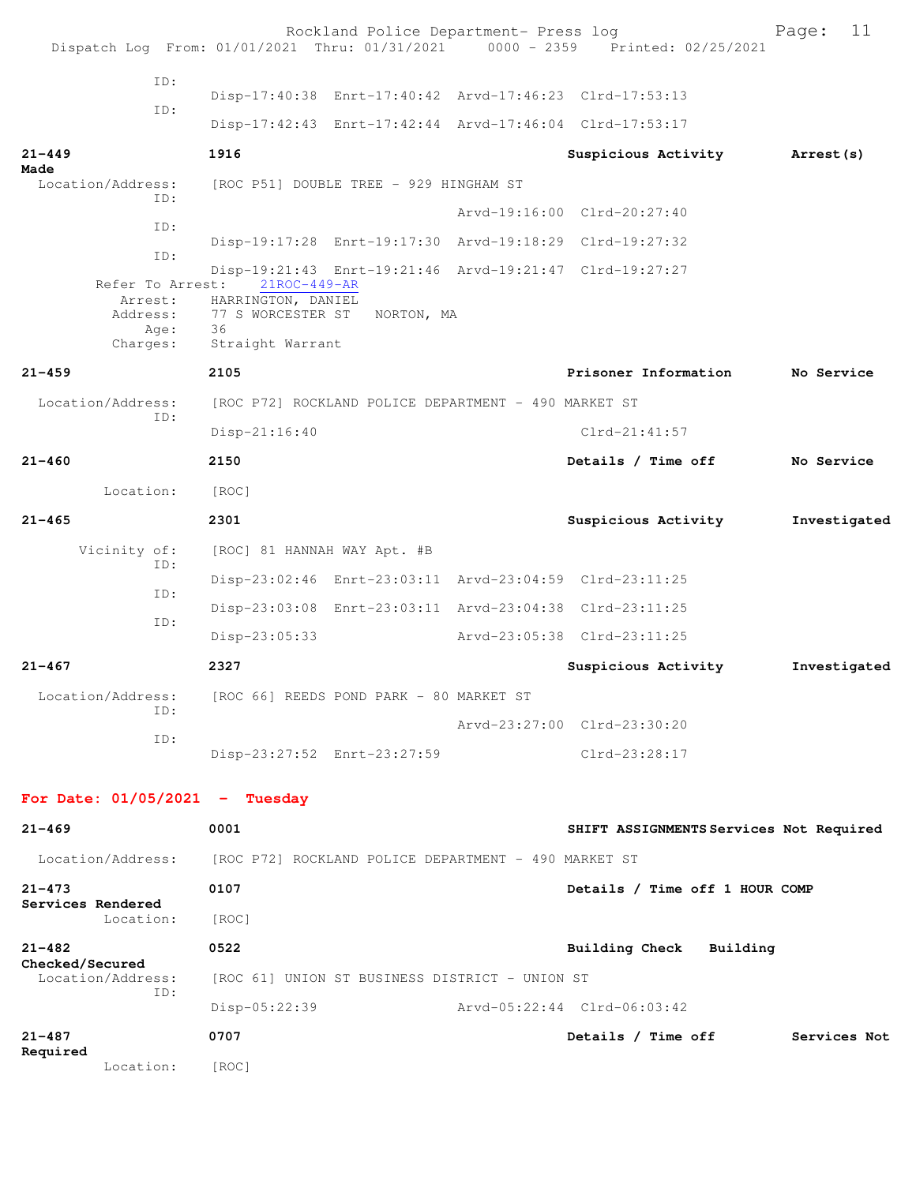Rockland Police Department- Press log
Dispatch Log From: 01/01/2021 Thru: 01/31/2021 0000 - 2359 Printed: 02/25/2021

```
            ID:
                   Disp-17:40:38  Enrt-17:40:42  Arvd-17:46:23  Clrd-17:53:13
            ID:
                   Disp-17:42:43  Enrt-17:42:44  Arvd-17:46:04  Clrd-17:53:17
```

**21-449** | **1916** | **Suspicious Activity** | **Arrest(s) Made**

```
  Location/Address:    [ROC P51] DOUBLE TREE - 929 HINGHAM ST
            ID:
                                                 Arvd-19:16:00  Clrd-20:27:40
            ID:
                   Disp-19:17:28  Enrt-19:17:30  Arvd-19:18:29  Clrd-19:27:32
            ID:
                   Disp-19:21:43  Enrt-19:21:46  Arvd-19:21:47  Clrd-19:27:27
     Refer To Arrest:    21ROC-449-AR
          Arrest:    HARRINGTON, DANIEL
         Address:    77 S WORCESTER ST   NORTON, MA
             Age:    36
         Charges:    Straight Warrant
```

**21-459** | **2105** | **Prisoner Information** | **No Service**

```
  Location/Address:    [ROC P72] ROCKLAND POLICE DEPARTMENT - 490 MARKET ST
            ID:
                   Disp-21:16:40                                Clrd-21:41:57
```

**21-460** | **2150** | **Details / Time off** | **No Service**

```
        Location:    [ROC]
```

**21-465** | **2301** | **Suspicious Activity** | **Investigated**

```
      Vicinity of:    [ROC] 81 HANNAH WAY Apt. #B
            ID:
                   Disp-23:02:46  Enrt-23:03:11  Arvd-23:04:59  Clrd-23:11:25
            ID:
                   Disp-23:03:08  Enrt-23:03:11  Arvd-23:04:38  Clrd-23:11:25
            ID:
                   Disp-23:05:33                 Arvd-23:05:38  Clrd-23:11:25
```

**21-467** | **2327** | **Suspicious Activity** | **Investigated**

```
  Location/Address:    [ROC 66] REEDS POND PARK - 80 MARKET ST
            ID:
                                                 Arvd-23:27:00  Clrd-23:30:20
            ID:
                   Disp-23:27:52  Enrt-23:27:59                 Clrd-23:28:17
```

## For Date: 01/05/2021 - Tuesday

**21-469** | **0001** | **SHIFT ASSIGNMENTS** | **Services Not Required**

```
  Location/Address:    [ROC P72] ROCKLAND POLICE DEPARTMENT - 490 MARKET ST
```

**21-473** | **0107** | **Details / Time off 1 HOUR COMP** | **Services Rendered**

```
        Location:    [ROC]
```

**21-482** | **0522** | **Building Check** | **Building Checked/Secured**

```
  Location/Address:    [ROC 61] UNION ST BUSINESS DISTRICT - UNION ST
            ID:
                   Disp-05:22:39                 Arvd-05:22:44  Clrd-06:03:42
```

**21-487** | **0707** | **Details / Time off** | **Services Not Required**

```
        Location:    [ROC]
```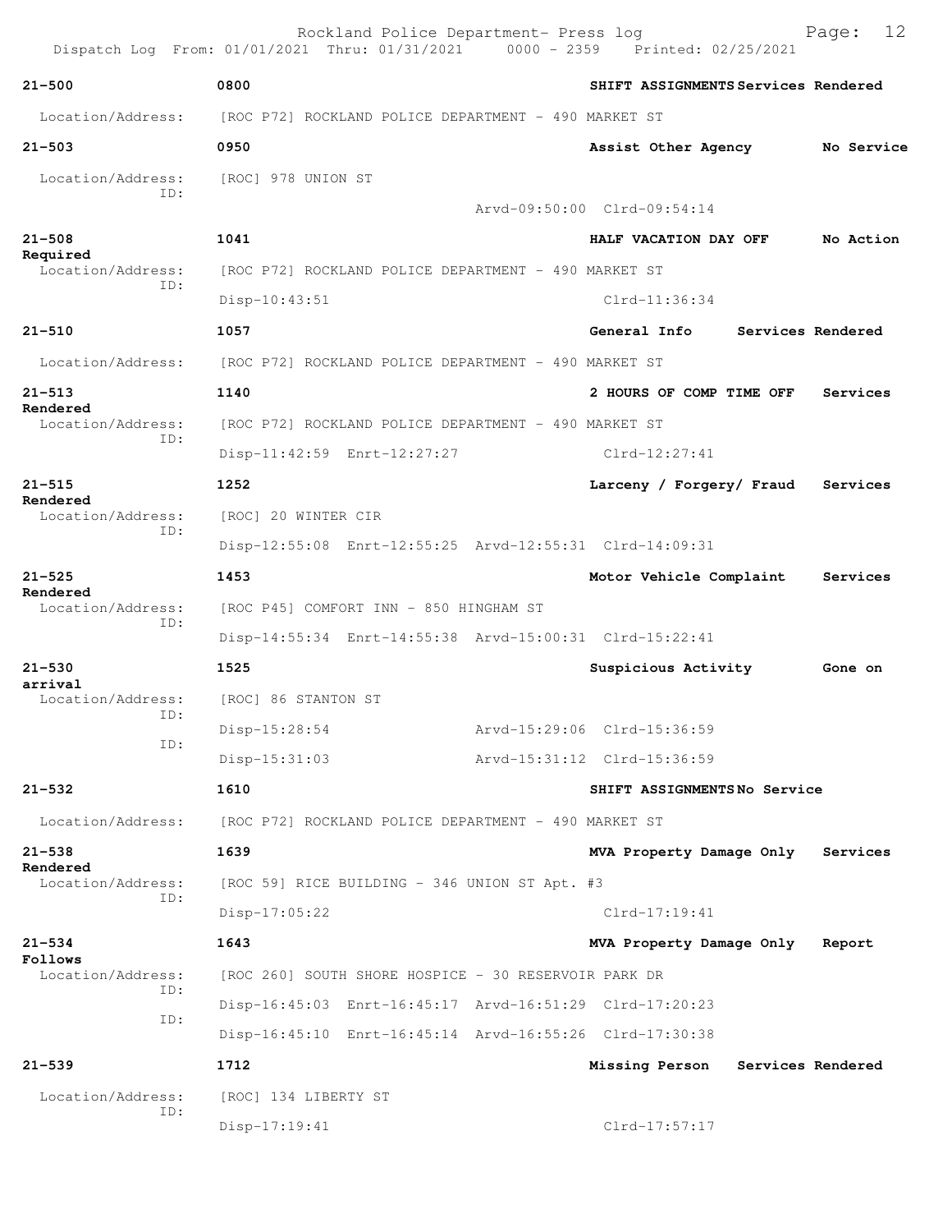| Call # | Time | Call Type | Action |
|---|---|---|---|
| 21-500 | 0800 | SHIFT ASSIGNMENTS | Services Rendered |

Location/Address: [ROC P72] ROCKLAND POLICE DEPARTMENT - 490 MARKET ST

| 21-503 | 0950 | Assist Other Agency | No Service |
|---|---|---|---|

Location/Address: [ROC] 978 UNION ST
ID:
Arvd-09:50:00 Clrd-09:54:14

| 21-508 | 1041 | HALF VACATION DAY OFF | No Action Required |
|---|---|---|---|

Location/Address: [ROC P72] ROCKLAND POLICE DEPARTMENT - 490 MARKET ST
ID:
Disp-10:43:51 Clrd-11:36:34

| 21-510 | 1057 | General Info | Services Rendered |
|---|---|---|---|

Location/Address: [ROC P72] ROCKLAND POLICE DEPARTMENT - 490 MARKET ST

| 21-513 | 1140 | 2 HOURS OF COMP TIME OFF | Services Rendered |
|---|---|---|---|

Location/Address: [ROC P72] ROCKLAND POLICE DEPARTMENT - 490 MARKET ST
ID:
Disp-11:42:59 Enrt-12:27:27 Clrd-12:27:41

| 21-515 | 1252 | Larceny / Forgery/ Fraud | Services Rendered |
|---|---|---|---|

Location/Address: [ROC] 20 WINTER CIR
ID:
Disp-12:55:08 Enrt-12:55:25 Arvd-12:55:31 Clrd-14:09:31

| 21-525 | 1453 | Motor Vehicle Complaint | Services Rendered |
|---|---|---|---|

Location/Address: [ROC P45] COMFORT INN - 850 HINGHAM ST
ID:
Disp-14:55:34 Enrt-14:55:38 Arvd-15:00:31 Clrd-15:22:41

| 21-530 | 1525 | Suspicious Activity | Gone on arrival |
|---|---|---|---|

Location/Address: [ROC] 86 STANTON ST
ID:
Disp-15:28:54 Arvd-15:29:06 Clrd-15:36:59
ID:
Disp-15:31:03 Arvd-15:31:12 Clrd-15:36:59

| 21-532 | 1610 | SHIFT ASSIGNMENTS | No Service |
|---|---|---|---|

Location/Address: [ROC P72] ROCKLAND POLICE DEPARTMENT - 490 MARKET ST

| 21-538 | 1639 | MVA Property Damage Only | Services Rendered |
|---|---|---|---|

Location/Address: [ROC 59] RICE BUILDING - 346 UNION ST Apt. #3
ID:
Disp-17:05:22 Clrd-17:19:41

| 21-534 | 1643 | MVA Property Damage Only | Report Follows |
|---|---|---|---|

Location/Address: [ROC 260] SOUTH SHORE HOSPICE - 30 RESERVOIR PARK DR
ID:
Disp-16:45:03 Enrt-16:45:17 Arvd-16:51:29 Clrd-17:20:23
ID:
Disp-16:45:10 Enrt-16:45:14 Arvd-16:55:26 Clrd-17:30:38

| 21-539 | 1712 | Missing Person | Services Rendered |
|---|---|---|---|

Location/Address: [ROC] 134 LIBERTY ST
ID:
Disp-17:19:41 Clrd-17:57:17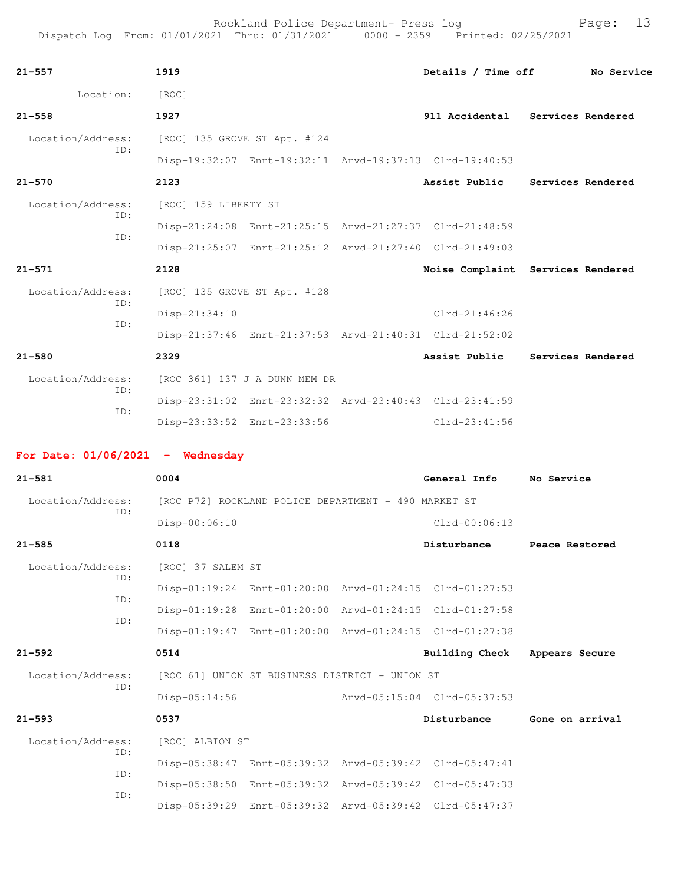**21-557** 1919 Details / Time off No Service

Location: [ROC]

**21-558** 1927 911 Accidental Services Rendered

Location/Address: [ROC] 135 GROVE ST Apt. #124
ID: Disp-19:32:07 Enrt-19:32:11 Arvd-19:37:13 Clrd-19:40:53

**21-570** 2123 Assist Public Services Rendered

Location/Address: [ROC] 159 LIBERTY ST
ID: Disp-21:24:08 Enrt-21:25:15 Arvd-21:27:37 Clrd-21:48:59
ID: Disp-21:25:07 Enrt-21:25:12 Arvd-21:27:40 Clrd-21:49:03

**21-571** 2128 Noise Complaint Services Rendered

Location/Address: [ROC] 135 GROVE ST Apt. #128
ID: Disp-21:34:10 Clrd-21:46:26
ID: Disp-21:37:46 Enrt-21:37:53 Arvd-21:40:31 Clrd-21:52:02

**21-580** 2329 Assist Public Services Rendered

Location/Address: [ROC 361] 137 J A DUNN MEM DR
ID: Disp-23:31:02 Enrt-23:32:32 Arvd-23:40:43 Clrd-23:41:59
ID: Disp-23:33:52 Enrt-23:33:56 Clrd-23:41:56

## For Date: 01/06/2021 - Wednesday

**21-581** 0004 General Info No Service

Location/Address: [ROC P72] ROCKLAND POLICE DEPARTMENT - 490 MARKET ST
ID: Disp-00:06:10 Clrd-00:06:13

**21-585** 0118 Disturbance Peace Restored

Location/Address: [ROC] 37 SALEM ST
ID: Disp-01:19:24 Enrt-01:20:00 Arvd-01:24:15 Clrd-01:27:53
ID: Disp-01:19:28 Enrt-01:20:00 Arvd-01:24:15 Clrd-01:27:58
ID: Disp-01:19:47 Enrt-01:20:00 Arvd-01:24:15 Clrd-01:27:38

**21-592** 0514 Building Check Appears Secure

Location/Address: [ROC 61] UNION ST BUSINESS DISTRICT - UNION ST
ID: Disp-05:14:56 Arvd-05:15:04 Clrd-05:37:53

**21-593** 0537 Disturbance Gone on arrival

Location/Address: [ROC] ALBION ST
ID: Disp-05:38:47 Enrt-05:39:32 Arvd-05:39:42 Clrd-05:47:41
ID: Disp-05:38:50 Enrt-05:39:32 Arvd-05:39:42 Clrd-05:47:33
ID: Disp-05:39:29 Enrt-05:39:32 Arvd-05:39:42 Clrd-05:47:37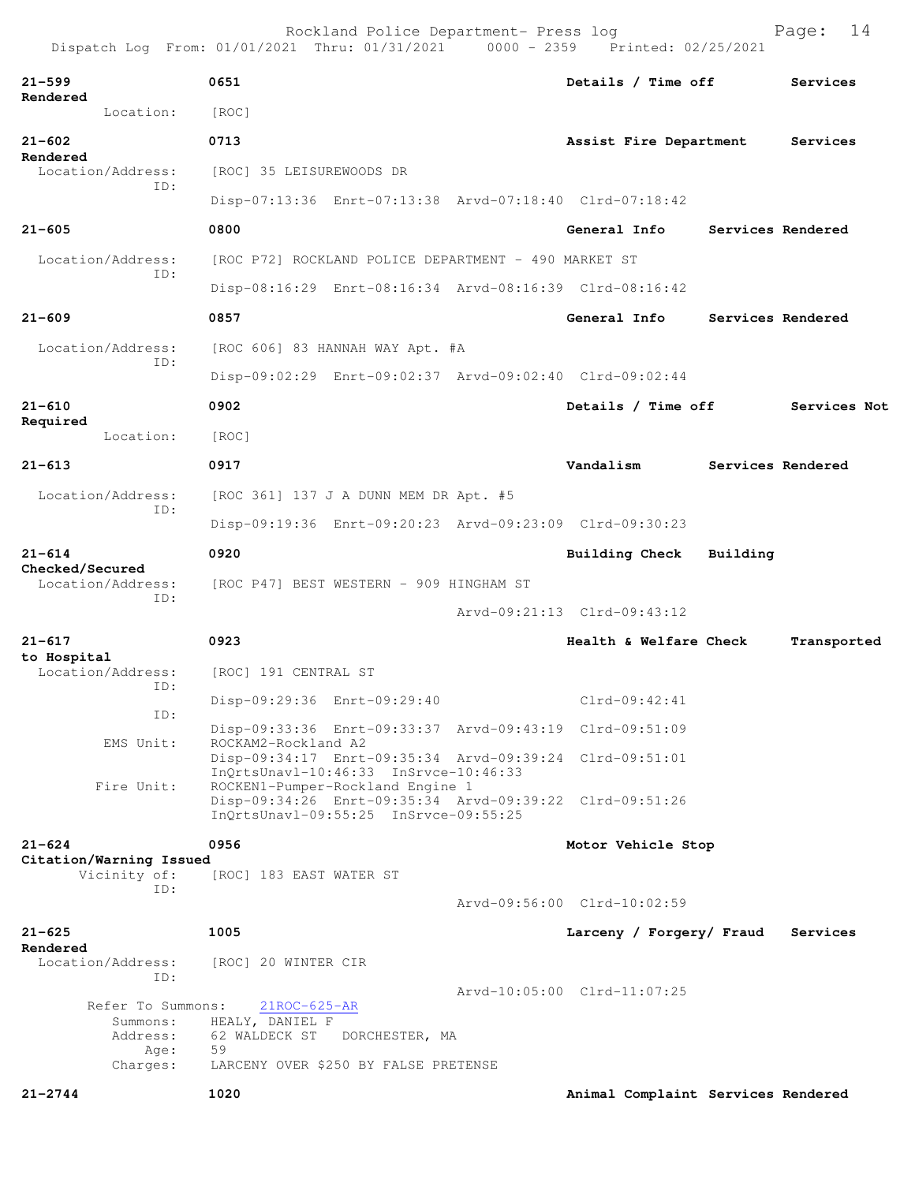**21-599** 0651 Details / Time off Services Rendered
Location: [ROC]

**21-602** 0713 Assist Fire Department Services Rendered
Location/Address: [ROC] 35 LEISUREWOODS DR
ID:
Disp-07:13:36 Enrt-07:13:38 Arvd-07:18:40 Clrd-07:18:42

**21-605** 0800 General Info Services Rendered
Location/Address: [ROC P72] ROCKLAND POLICE DEPARTMENT - 490 MARKET ST
ID:
Disp-08:16:29 Enrt-08:16:34 Arvd-08:16:39 Clrd-08:16:42

**21-609** 0857 General Info Services Rendered
Location/Address: [ROC 606] 83 HANNAH WAY Apt. #A
ID:
Disp-09:02:29 Enrt-09:02:37 Arvd-09:02:40 Clrd-09:02:44

**21-610** 0902 Details / Time off Services Not Required
Location: [ROC]

**21-613** 0917 Vandalism Services Rendered
Location/Address: [ROC 361] 137 J A DUNN MEM DR Apt. #5
ID:
Disp-09:19:36 Enrt-09:20:23 Arvd-09:23:09 Clrd-09:30:23

**21-614** 0920 Building Check Building Checked/Secured
Location/Address: [ROC P47] BEST WESTERN - 909 HINGHAM ST
ID:
Arvd-09:21:13 Clrd-09:43:12

**21-617** 0923 Health & Welfare Check Transported to Hospital
Location/Address: [ROC] 191 CENTRAL ST
ID:
Disp-09:29:36 Enrt-09:29:40 Clrd-09:42:41
ID:
Disp-09:33:36 Enrt-09:33:37 Arvd-09:43:19 Clrd-09:51:09
EMS Unit: ROCKAM2-Rockland A2
Disp-09:34:17 Enrt-09:35:34 Arvd-09:39:24 Clrd-09:51:01
InQrtsUnavl-10:46:33 InSrvce-10:46:33
Fire Unit: ROCKEN1-Pumper-Rockland Engine 1
Disp-09:34:26 Enrt-09:35:34 Arvd-09:39:22 Clrd-09:51:26
InQrtsUnavl-09:55:25 InSrvce-09:55:25

**21-624** 0956 Motor Vehicle Stop Citation/Warning Issued
Vicinity of: [ROC] 183 EAST WATER ST
ID:
Arvd-09:56:00 Clrd-10:02:59

**21-625** 1005 Larceny / Forgery/ Fraud Services Rendered
Location/Address: [ROC] 20 WINTER CIR
ID:
Arvd-10:05:00 Clrd-11:07:25
Refer To Summons: 21ROC-625-AR
Summons: HEALY, DANIEL F
Address: 62 WALDECK ST DORCHESTER, MA
Age: 59
Charges: LARCENY OVER $250 BY FALSE PRETENSE

**21-2744** 1020 Animal Complaint Services Rendered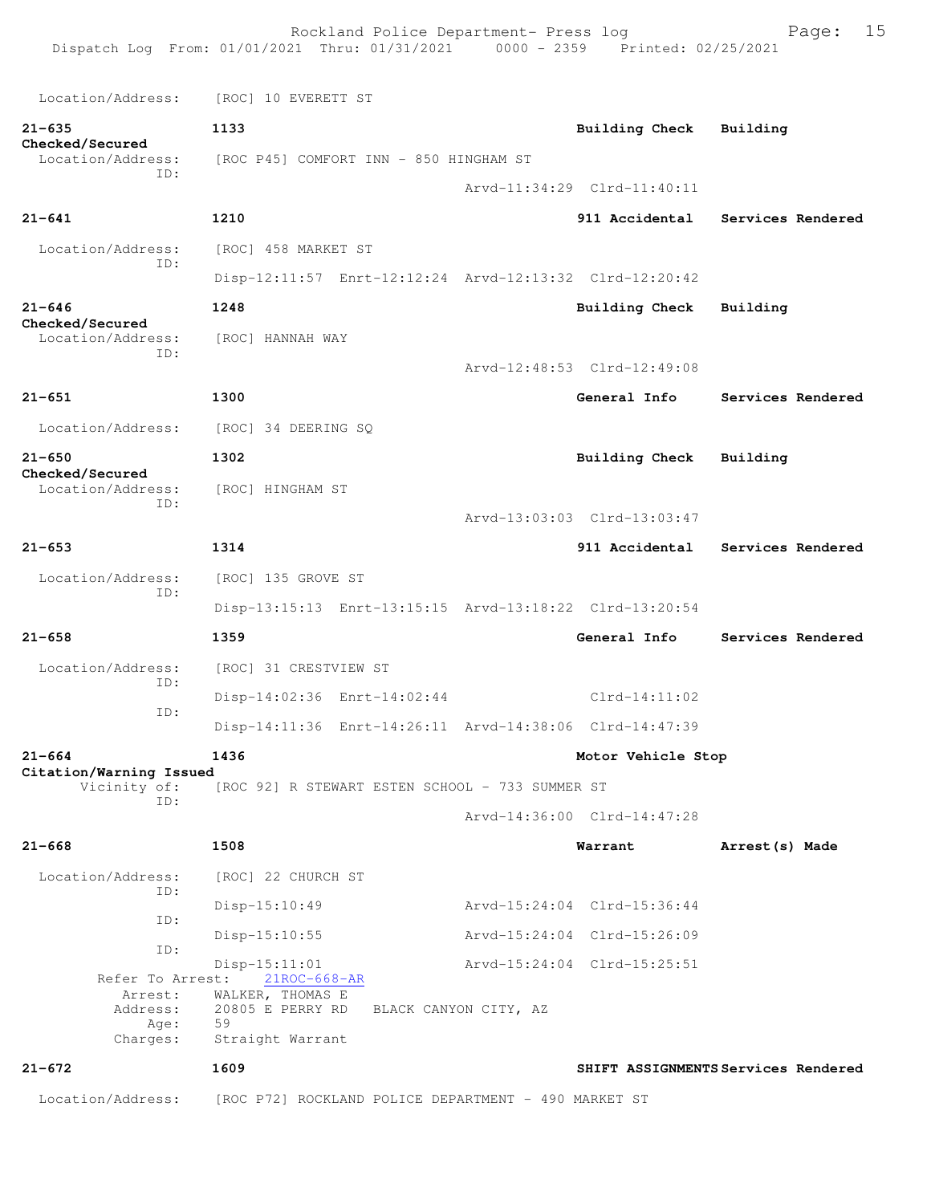Location/Address: [ROC] 10 EVERETT ST

**21-635** 1133 **Building Check** **Building Checked/Secured**
Location/Address: [ROC P45] COMFORT INN - 850 HINGHAM ST
ID:
Arvd-11:34:29 Clrd-11:40:11

**21-641** 1210 **911 Accidental** **Services Rendered**
Location/Address: [ROC] 458 MARKET ST
ID:
Disp-12:11:57 Enrt-12:12:24 Arvd-12:13:32 Clrd-12:20:42

**21-646** 1248 **Building Check** **Building Checked/Secured**
Location/Address: [ROC] HANNAH WAY
ID:
Arvd-12:48:53 Clrd-12:49:08

**21-651** 1300 **General Info** **Services Rendered**
Location/Address: [ROC] 34 DEERING SQ

**21-650** 1302 **Building Check** **Building Checked/Secured**
Location/Address: [ROC] HINGHAM ST
ID:
Arvd-13:03:03 Clrd-13:03:47

**21-653** 1314 **911 Accidental** **Services Rendered**
Location/Address: [ROC] 135 GROVE ST
ID:
Disp-13:15:13 Enrt-13:15:15 Arvd-13:18:22 Clrd-13:20:54

**21-658** 1359 **General Info** **Services Rendered**
Location/Address: [ROC] 31 CRESTVIEW ST
ID:
Disp-14:02:36 Enrt-14:02:44 Clrd-14:11:02
ID:
Disp-14:11:36 Enrt-14:26:11 Arvd-14:38:06 Clrd-14:47:39

**21-664** 1436 **Motor Vehicle Stop** **Citation/Warning Issued**
Vicinity of: [ROC 92] R STEWART ESTEN SCHOOL - 733 SUMMER ST
ID:
Arvd-14:36:00 Clrd-14:47:28

**21-668** 1508 **Warrant** **Arrest(s) Made**
Location/Address: [ROC] 22 CHURCH ST
ID:
Disp-15:10:49 Arvd-15:24:04 Clrd-15:36:44
ID:
Disp-15:10:55 Arvd-15:24:04 Clrd-15:26:09
ID:
Disp-15:11:01 Arvd-15:24:04 Clrd-15:25:51
Refer To Arrest: 21ROC-668-AR
Arrest: WALKER, THOMAS E
Address: 20805 E PERRY RD BLACK CANYON CITY, AZ
Age: 59
Charges: Straight Warrant

**21-672** 1609 **SHIFT ASSIGNMENTS** **Services Rendered**
Location/Address: [ROC P72] ROCKLAND POLICE DEPARTMENT - 490 MARKET ST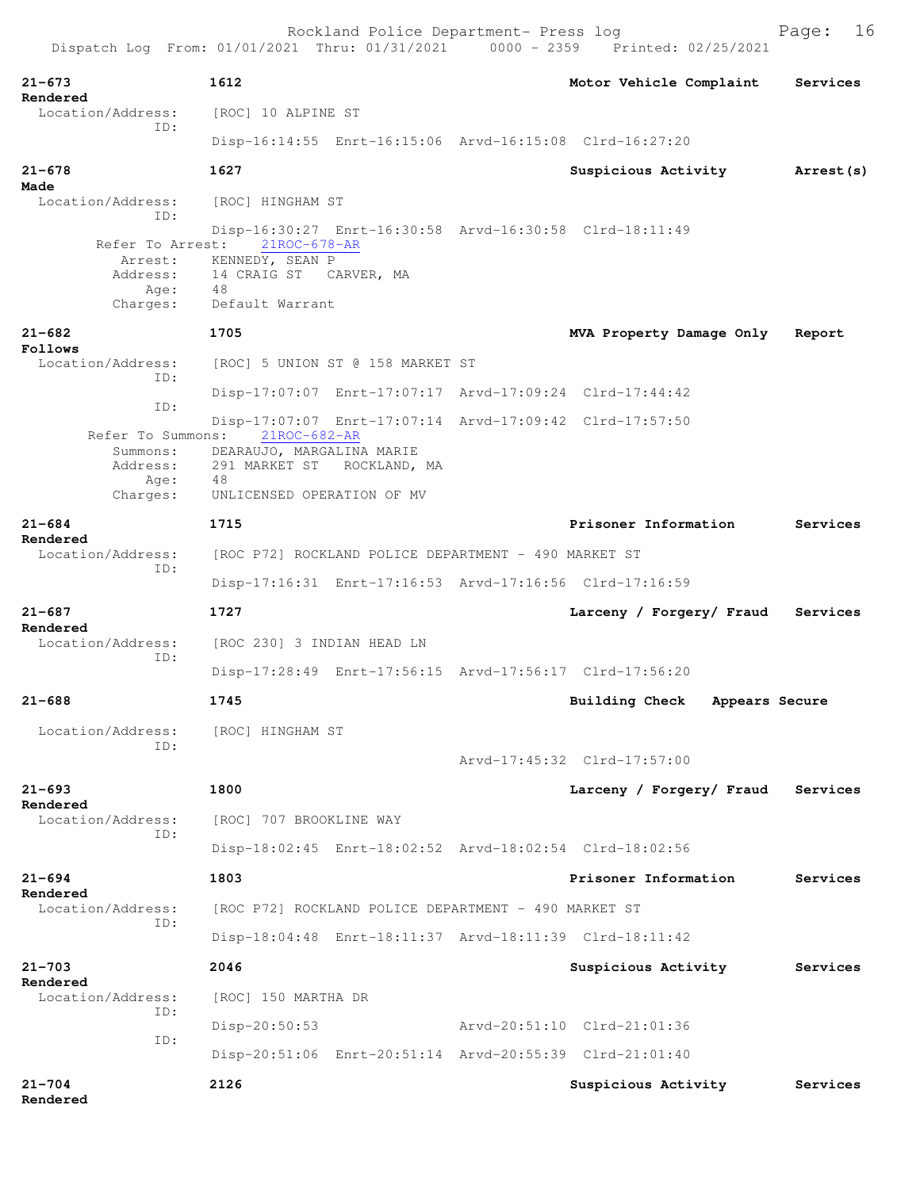Rockland Police Department- Press log

Dispatch Log From: 01/01/2021 Thru: 01/31/2021 0000 - 2359 Printed: 02/25/2021

```
21-673          1612                              Motor Vehicle Complaint   Services
Rendered
  Location/Address:    [ROC] 10 ALPINE ST
             ID:
                       Disp-16:14:55  Enrt-16:15:06  Arvd-16:15:08  Clrd-16:27:20

21-678          1627                              Suspicious Activity       Arrest(s)
Made
  Location/Address:    [ROC] HINGHAM ST
             ID:
                       Disp-16:30:27  Enrt-16:30:58  Arvd-16:30:58  Clrd-18:11:49
        Refer To Arrest:    21ROC-678-AR
           Arrest:     KENNEDY, SEAN P
          Address:     14 CRAIG ST   CARVER, MA
              Age:     48
          Charges:     Default Warrant

21-682          1705                              MVA Property Damage Only  Report
Follows
  Location/Address:    [ROC] 5 UNION ST @ 158 MARKET ST
             ID:
                       Disp-17:07:07  Enrt-17:07:17  Arvd-17:09:24  Clrd-17:44:42
             ID:
                       Disp-17:07:07  Enrt-17:07:14  Arvd-17:09:42  Clrd-17:57:50
       Refer To Summons:    21ROC-682-AR
          Summons:     DEARAUJO, MARGALINA MARIE
          Address:     291 MARKET ST   ROCKLAND, MA
              Age:     48
          Charges:     UNLICENSED OPERATION OF MV

21-684          1715                              Prisoner Information      Services
Rendered
  Location/Address:    [ROC P72] ROCKLAND POLICE DEPARTMENT - 490 MARKET ST
             ID:
                       Disp-17:16:31  Enrt-17:16:53  Arvd-17:16:56  Clrd-17:16:59

21-687          1727                              Larceny / Forgery/ Fraud  Services
Rendered
  Location/Address:    [ROC 230] 3 INDIAN HEAD LN
             ID:
                       Disp-17:28:49  Enrt-17:56:15  Arvd-17:56:17  Clrd-17:56:20

21-688          1745                              Building Check    Appears Secure

  Location/Address:    [ROC] HINGHAM ST
             ID:
                                                     Arvd-17:45:32  Clrd-17:57:00

21-693          1800                              Larceny / Forgery/ Fraud  Services
Rendered
  Location/Address:    [ROC] 707 BROOKLINE WAY
             ID:
                       Disp-18:02:45  Enrt-18:02:52  Arvd-18:02:54  Clrd-18:02:56

21-694          1803                              Prisoner Information      Services
Rendered
  Location/Address:    [ROC P72] ROCKLAND POLICE DEPARTMENT - 490 MARKET ST
             ID:
                       Disp-18:04:48  Enrt-18:11:37  Arvd-18:11:39  Clrd-18:11:42

21-703          2046                              Suspicious Activity       Services
Rendered
  Location/Address:    [ROC] 150 MARTHA DR
             ID:
                       Disp-20:50:53                 Arvd-20:51:10  Clrd-21:01:36
             ID:
                       Disp-20:51:06  Enrt-20:51:14  Arvd-20:55:39  Clrd-21:01:40

21-704          2126                              Suspicious Activity       Services
Rendered
```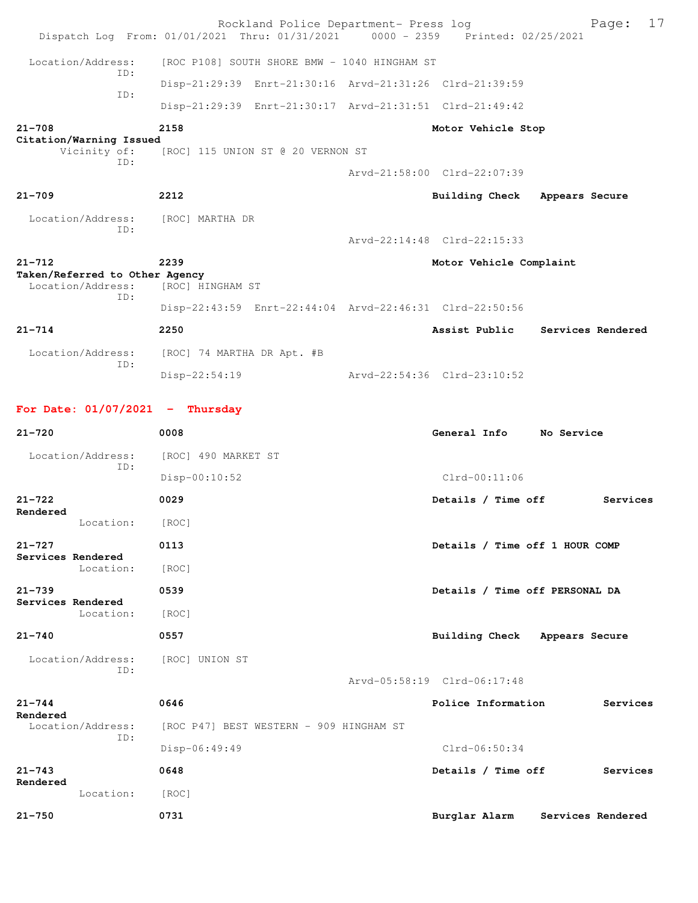Location/Address: [ROC P108] SOUTH SHORE BMW - 1040 HINGHAM ST
ID:
Disp-21:29:39 Enrt-21:30:16 Arvd-21:31:26 Clrd-21:39:59
ID:
Disp-21:29:39 Enrt-21:30:17 Arvd-21:31:51 Clrd-21:49:42

**21-708** **2158** **Motor Vehicle Stop**
**Citation/Warning Issued**
Vicinity of: [ROC] 115 UNION ST @ 20 VERNON ST
ID:
Arvd-21:58:00 Clrd-22:07:39

**21-709** **2212** **Building Check** **Appears Secure**

Location/Address: [ROC] MARTHA DR
ID:
Arvd-22:14:48 Clrd-22:15:33

**21-712** **2239** **Motor Vehicle Complaint**
**Taken/Referred to Other Agency**
Location/Address: [ROC] HINGHAM ST
ID:
Disp-22:43:59 Enrt-22:44:04 Arvd-22:46:31 Clrd-22:50:56

**21-714** **2250** **Assist Public** **Services Rendered**

Location/Address: [ROC] 74 MARTHA DR Apt. #B
ID:
Disp-22:54:19 Arvd-22:54:36 Clrd-23:10:52

## For Date: 01/07/2021 - Thursday

**21-720** **0008** **General Info** **No Service**

Location/Address: [ROC] 490 MARKET ST
ID:
Disp-00:10:52 Clrd-00:11:06

**21-722** **0029** **Details / Time off** **Services Rendered**
Location: [ROC]

**21-727** **0113** **Details / Time off 1 HOUR COMP**
**Services Rendered**
Location: [ROC]

**21-739** **0539** **Details / Time off PERSONAL DA**
**Services Rendered**
Location: [ROC]

**21-740** **0557** **Building Check** **Appears Secure**

Location/Address: [ROC] UNION ST
ID:
Arvd-05:58:19 Clrd-06:17:48

**21-744** **0646** **Police Information** **Services Rendered**
Location/Address: [ROC P47] BEST WESTERN - 909 HINGHAM ST
ID:
Disp-06:49:49 Clrd-06:50:34

**21-743** **0648** **Details / Time off** **Services Rendered**
Location: [ROC]

**21-750** **0731** **Burglar Alarm** **Services Rendered**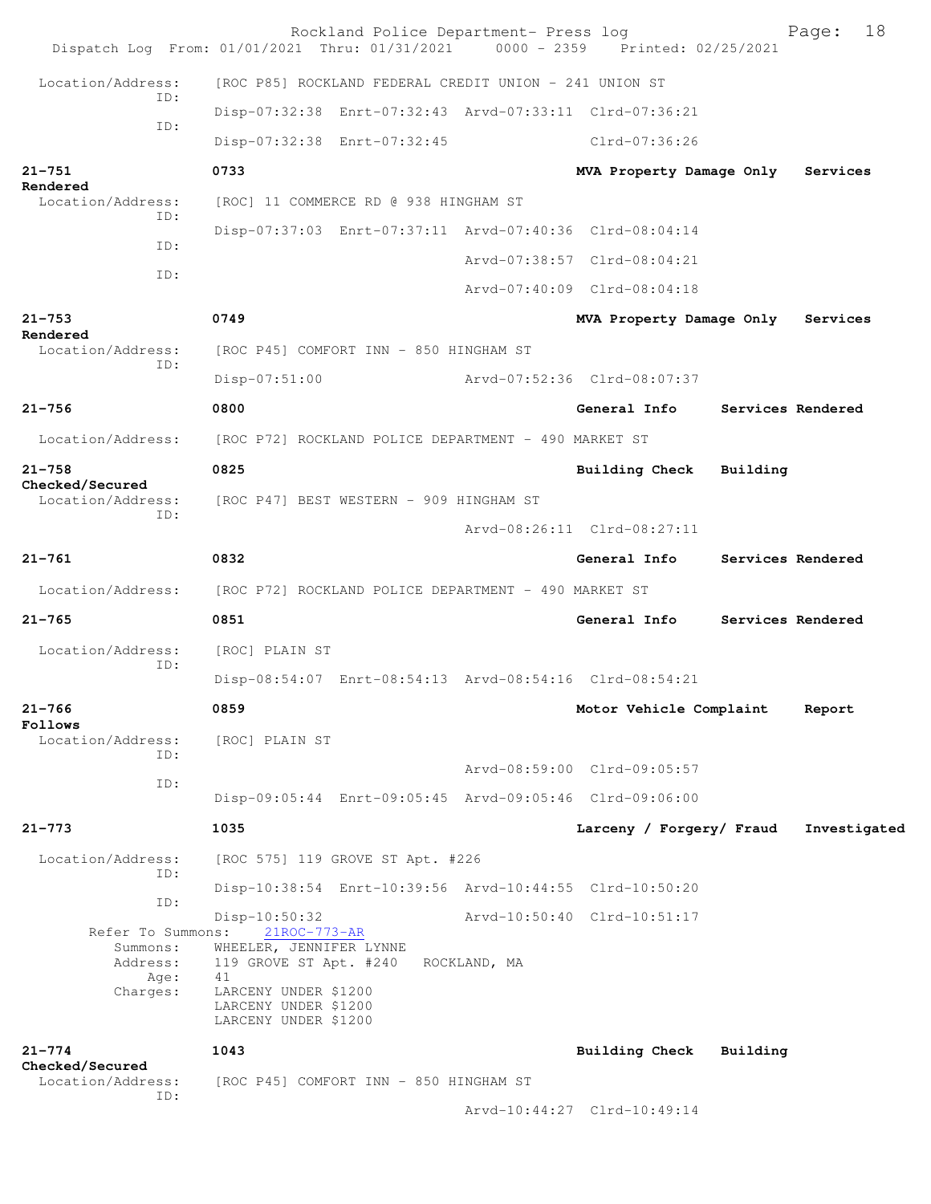Location/Address: [ROC P85] ROCKLAND FEDERAL CREDIT UNION - 241 UNION ST

ID: Disp-07:32:38 Enrt-07:32:43 Arvd-07:33:11 Clrd-07:36:21

ID: Disp-07:32:38 Enrt-07:32:45 Clrd-07:36:26

**21-751** 0733 **MVA Property Damage Only** **Services Rendered**

Location/Address: [ROC] 11 COMMERCE RD @ 938 HINGHAM ST

ID: Disp-07:37:03 Enrt-07:37:11 Arvd-07:40:36 Clrd-08:04:14

ID: Arvd-07:38:57 Clrd-08:04:21

ID: Arvd-07:40:09 Clrd-08:04:18

**21-753** 0749 **MVA Property Damage Only** **Services Rendered**

Location/Address: [ROC P45] COMFORT INN - 850 HINGHAM ST

ID: Disp-07:51:00 Arvd-07:52:36 Clrd-08:07:37

**21-756** 0800 **General Info** **Services Rendered**

Location/Address: [ROC P72] ROCKLAND POLICE DEPARTMENT - 490 MARKET ST

**21-758** 0825 **Building Check** **Building Checked/Secured**

Location/Address: [ROC P47] BEST WESTERN - 909 HINGHAM ST

ID: Arvd-08:26:11 Clrd-08:27:11

**21-761** 0832 **General Info** **Services Rendered**

Location/Address: [ROC P72] ROCKLAND POLICE DEPARTMENT - 490 MARKET ST

**21-765** 0851 **General Info** **Services Rendered**

Location/Address: [ROC] PLAIN ST

ID: Disp-08:54:07 Enrt-08:54:13 Arvd-08:54:16 Clrd-08:54:21

**21-766** 0859 **Motor Vehicle Complaint** **Report Follows**

Location/Address: [ROC] PLAIN ST

ID: Arvd-08:59:00 Clrd-09:05:57

ID: Disp-09:05:44 Enrt-09:05:45 Arvd-09:05:46 Clrd-09:06:00

**21-773** 1035 **Larceny / Forgery/ Fraud** **Investigated**

Location/Address: [ROC 575] 119 GROVE ST Apt. #226

ID: Disp-10:38:54 Enrt-10:39:56 Arvd-10:44:55 Clrd-10:50:20

ID: Disp-10:50:32 Arvd-10:50:40 Clrd-10:51:17

Refer To Summons: 21ROC-773-AR

Summons: WHEELER, JENNIFER LYNNE

Address: 119 GROVE ST Apt. #240 ROCKLAND, MA

Age: 41

Charges: LARCENY UNDER $1200
LARCENY UNDER $1200
LARCENY UNDER $1200

**21-774** 1043 **Building Check** **Building Checked/Secured**

Location/Address: [ROC P45] COMFORT INN - 850 HINGHAM ST

ID: Arvd-10:44:27 Clrd-10:49:14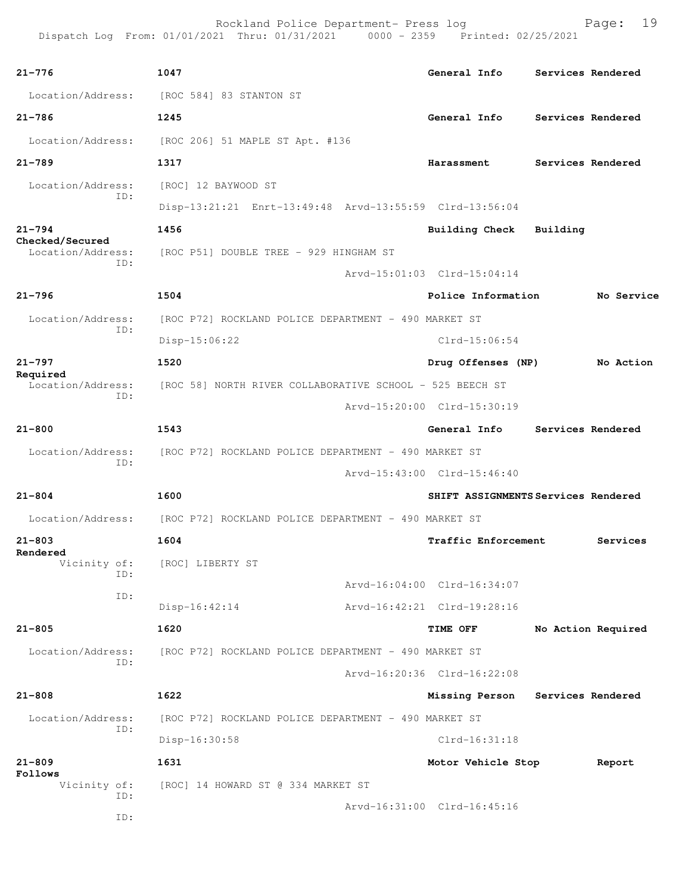| Call # | Time | Call Reason | Action |
|---|---|---|---|
| 21-776 | 1047 | General Info | Services Rendered |

Location/Address: [ROC 584] 83 STANTON ST

| Call # | Time | Call Reason | Action |
|---|---|---|---|
| 21-786 | 1245 | General Info | Services Rendered |

Location/Address: [ROC 206] 51 MAPLE ST Apt. #136

| Call # | Time | Call Reason | Action |
|---|---|---|---|
| 21-789 | 1317 | Harassment | Services Rendered |

Location/Address: [ROC] 12 BAYWOOD ST
ID:
Disp-13:21:21 Enrt-13:49:48 Arvd-13:55:59 Clrd-13:56:04

| Call # | Time | Call Reason | Action |
|---|---|---|---|
| 21-794 | 1456 | Building Check | Building Checked/Secured |

Location/Address: [ROC P51] DOUBLE TREE - 929 HINGHAM ST
ID:
Arvd-15:01:03 Clrd-15:04:14

| Call # | Time | Call Reason | Action |
|---|---|---|---|
| 21-796 | 1504 | Police Information | No Service |

Location/Address: [ROC P72] ROCKLAND POLICE DEPARTMENT - 490 MARKET ST
ID:
Disp-15:06:22 Clrd-15:06:54

| Call # | Time | Call Reason | Action |
|---|---|---|---|
| 21-797 | 1520 | Drug Offenses (NP) | No Action Required |

Location/Address: [ROC 58] NORTH RIVER COLLABORATIVE SCHOOL - 525 BEECH ST
ID:
Arvd-15:20:00 Clrd-15:30:19

| Call # | Time | Call Reason | Action |
|---|---|---|---|
| 21-800 | 1543 | General Info | Services Rendered |

Location/Address: [ROC P72] ROCKLAND POLICE DEPARTMENT - 490 MARKET ST
ID:
Arvd-15:43:00 Clrd-15:46:40

| Call # | Time | Call Reason | Action |
|---|---|---|---|
| 21-804 | 1600 | SHIFT ASSIGNMENTS | Services Rendered |

Location/Address: [ROC P72] ROCKLAND POLICE DEPARTMENT - 490 MARKET ST

| Call # | Time | Call Reason | Action |
|---|---|---|---|
| 21-803 | 1604 | Traffic Enforcement | Services Rendered |

Vicinity of: [ROC] LIBERTY ST
ID:
Arvd-16:04:00 Clrd-16:34:07
ID:
Disp-16:42:14 Arvd-16:42:21 Clrd-19:28:16

| Call # | Time | Call Reason | Action |
|---|---|---|---|
| 21-805 | 1620 | TIME OFF | No Action Required |

Location/Address: [ROC P72] ROCKLAND POLICE DEPARTMENT - 490 MARKET ST
ID:
Arvd-16:20:36 Clrd-16:22:08

| Call # | Time | Call Reason | Action |
|---|---|---|---|
| 21-808 | 1622 | Missing Person | Services Rendered |

Location/Address: [ROC P72] ROCKLAND POLICE DEPARTMENT - 490 MARKET ST
ID:
Disp-16:30:58 Clrd-16:31:18

| Call # | Time | Call Reason | Action |
|---|---|---|---|
| 21-809 | 1631 | Motor Vehicle Stop | Report Follows |

Vicinity of: [ROC] 14 HOWARD ST @ 334 MARKET ST
ID:
Arvd-16:31:00 Clrd-16:45:16
ID: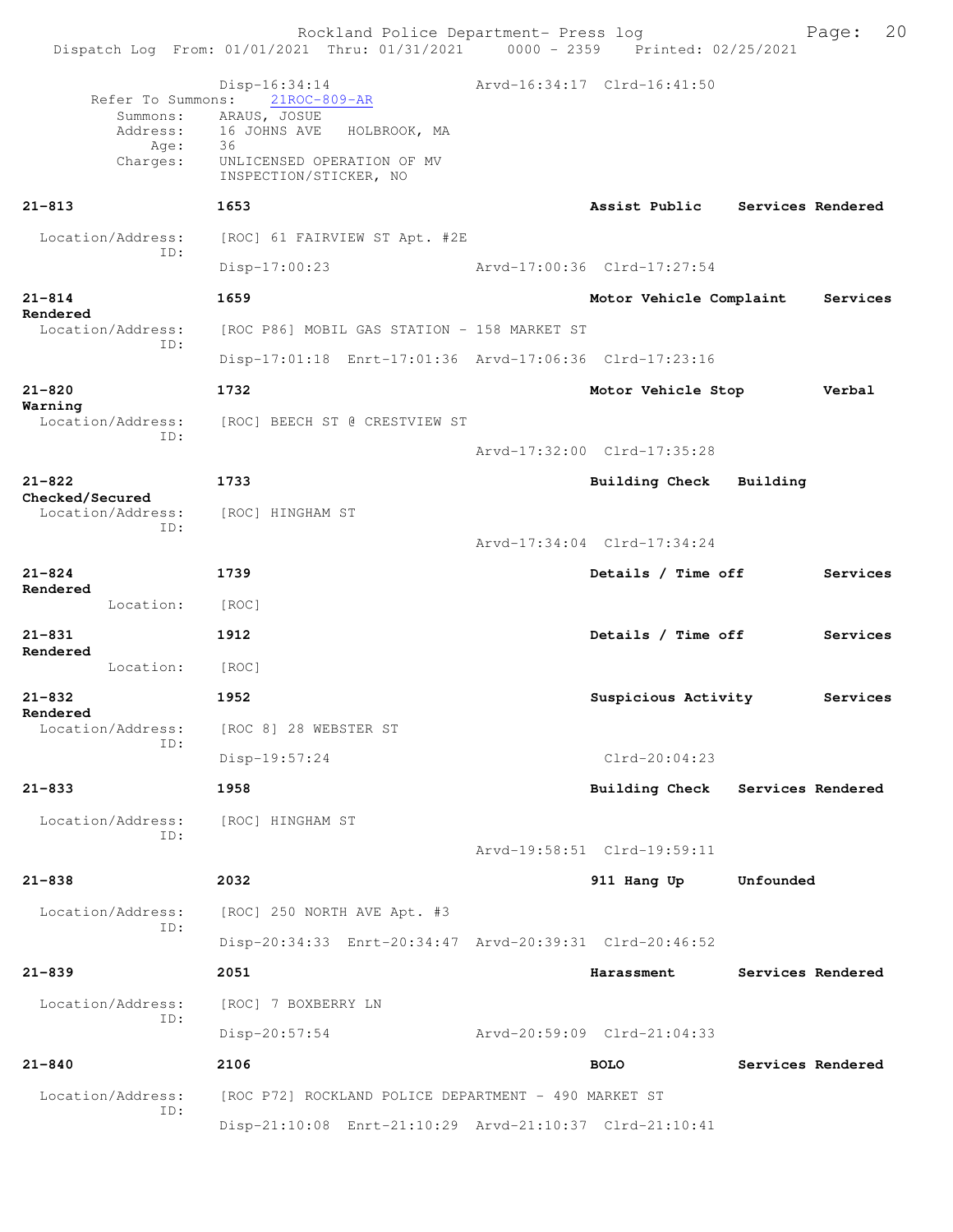```
Disp-16:34:14                 Arvd-16:34:17  Clrd-16:41:50
        Refer To Summons:   21ROC-809-AR
         Summons:    ARAUS, JOSUE
         Address:    16 JOHNS AVE   HOLBROOK, MA
             Age:    36
         Charges:    UNLICENSED OPERATION OF MV
                     INSPECTION/STICKER, NO

21-813              1653                                  Assist Public    Services Rendered

  Location/Address:  [ROC] 61 FAIRVIEW ST Apt. #2E
               ID:
                     Disp-17:00:23                Arvd-17:00:36  Clrd-17:27:54

21-814              1659                                  Motor Vehicle Complaint    Services
Rendered
  Location/Address:  [ROC P86] MOBIL GAS STATION - 158 MARKET ST
               ID:
                     Disp-17:01:18  Enrt-17:01:36  Arvd-17:06:36  Clrd-17:23:16

21-820              1732                                  Motor Vehicle Stop         Verbal
Warning
  Location/Address:  [ROC] BEECH ST @ CRESTVIEW ST
               ID:
                                                  Arvd-17:32:00  Clrd-17:35:28

21-822              1733                                  Building Check   Building
Checked/Secured
  Location/Address:  [ROC] HINGHAM ST
               ID:
                                                  Arvd-17:34:04  Clrd-17:34:24

21-824              1739                                  Details / Time off         Services
Rendered
         Location:   [ROC]

21-831              1912                                  Details / Time off         Services
Rendered
         Location:   [ROC]

21-832              1952                                  Suspicious Activity        Services
Rendered
  Location/Address:  [ROC 8] 28 WEBSTER ST
               ID:
                     Disp-19:57:24                               Clrd-20:04:23

21-833              1958                                  Building Check   Services Rendered

  Location/Address:  [ROC] HINGHAM ST
               ID:
                                                  Arvd-19:58:51  Clrd-19:59:11

21-838              2032                                  911 Hang Up      Unfounded

  Location/Address:  [ROC] 250 NORTH AVE Apt. #3
               ID:
                     Disp-20:34:33  Enrt-20:34:47  Arvd-20:39:31  Clrd-20:46:52

21-839              2051                                  Harassment       Services Rendered

  Location/Address:  [ROC] 7 BOXBERRY LN
               ID:
                     Disp-20:57:54                Arvd-20:59:09  Clrd-21:04:33

21-840              2106                                  BOLO             Services Rendered

  Location/Address:  [ROC P72] ROCKLAND POLICE DEPARTMENT - 490 MARKET ST
               ID:
                     Disp-21:10:08  Enrt-21:10:29  Arvd-21:10:37  Clrd-21:10:41
```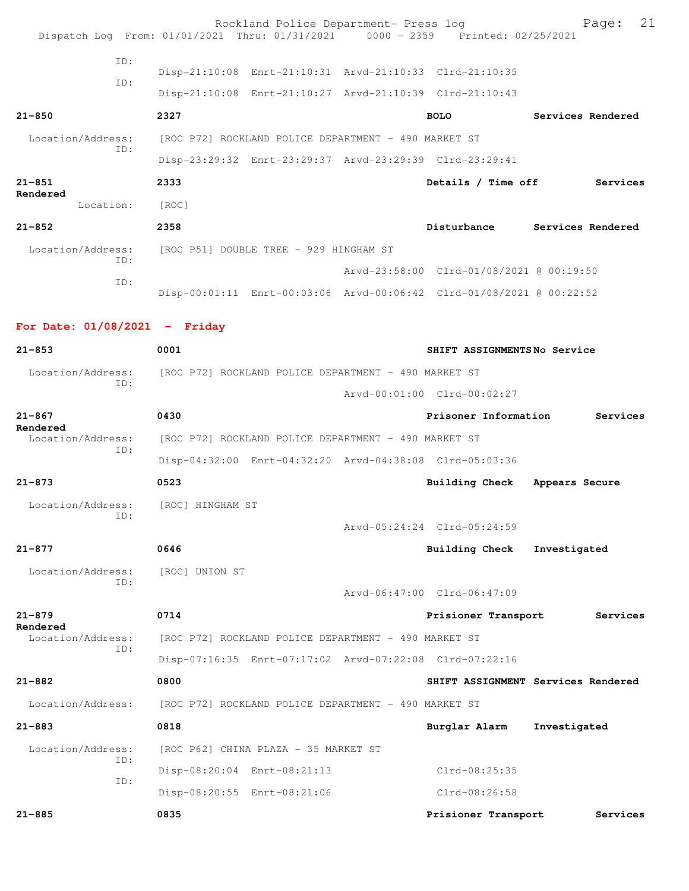ID:
Disp-21:10:08 Enrt-21:10:31 Arvd-21:10:33 Clrd-21:10:35
ID:
Disp-21:10:08 Enrt-21:10:27 Arvd-21:10:39 Clrd-21:10:43

**21-850** **2327** **BOLO** **Services Rendered**
Location/Address: [ROC P72] ROCKLAND POLICE DEPARTMENT - 490 MARKET ST
ID:
Disp-23:29:32 Enrt-23:29:37 Arvd-23:29:39 Clrd-23:29:41

**21-851** **2333** **Details / Time off** **Services Rendered**
Location: [ROC]

**21-852** **2358** **Disturbance** **Services Rendered**
Location/Address: [ROC P51] DOUBLE TREE - 929 HINGHAM ST
ID:
Arvd-23:58:00 Clrd-01/08/2021 @ 00:19:50
ID:
Disp-00:01:11 Enrt-00:03:06 Arvd-00:06:42 Clrd-01/08/2021 @ 00:22:52

## For Date: 01/08/2021 - Friday

**21-853** **0001** **SHIFT ASSIGNMENTS** **No Service**
Location/Address: [ROC P72] ROCKLAND POLICE DEPARTMENT - 490 MARKET ST
ID:
Arvd-00:01:00 Clrd-00:02:27

**21-867** **0430** **Prisoner Information** **Services Rendered**
Location/Address: [ROC P72] ROCKLAND POLICE DEPARTMENT - 490 MARKET ST
ID:
Disp-04:32:00 Enrt-04:32:20 Arvd-04:38:08 Clrd-05:03:36

**21-873** **0523** **Building Check** **Appears Secure**
Location/Address: [ROC] HINGHAM ST
ID:
Arvd-05:24:24 Clrd-05:24:59

**21-877** **0646** **Building Check** **Investigated**
Location/Address: [ROC] UNION ST
ID:
Arvd-06:47:00 Clrd-06:47:09

**21-879** **0714** **Prisioner Transport** **Services Rendered**
Location/Address: [ROC P72] ROCKLAND POLICE DEPARTMENT - 490 MARKET ST
ID:
Disp-07:16:35 Enrt-07:17:02 Arvd-07:22:08 Clrd-07:22:16

**21-882** **0800** **SHIFT ASSIGNMENT** **Services Rendered**
Location/Address: [ROC P72] ROCKLAND POLICE DEPARTMENT - 490 MARKET ST

**21-883** **0818** **Burglar Alarm** **Investigated**
Location/Address: [ROC P62] CHINA PLAZA - 35 MARKET ST
ID:
Disp-08:20:04 Enrt-08:21:13 Clrd-08:25:35
ID:
Disp-08:20:55 Enrt-08:21:06 Clrd-08:26:58

**21-885** **0835** **Prisioner Transport** **Services**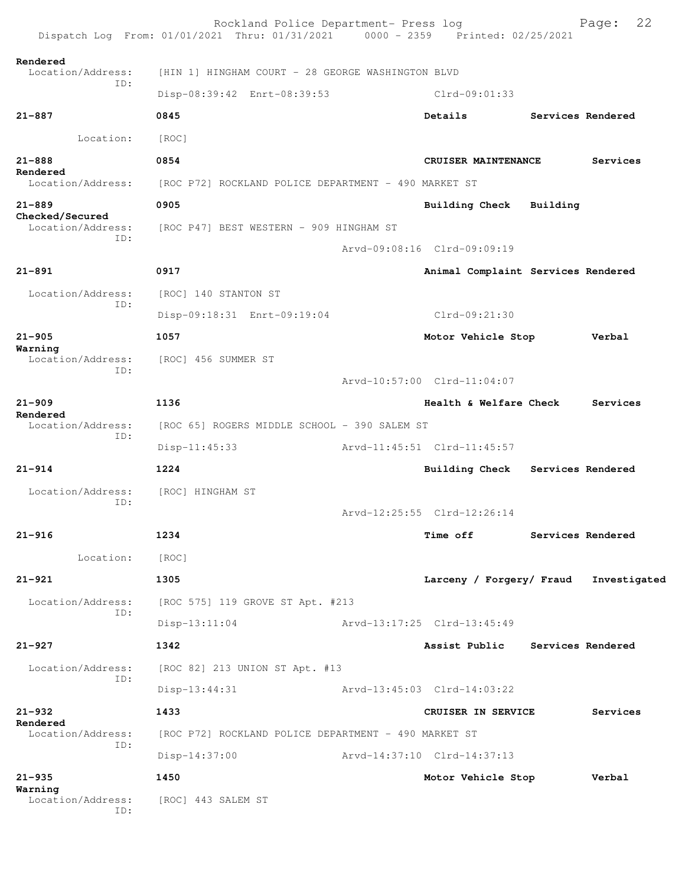Rendered
Location/Address: [HIN 1] HINGHAM COURT - 28 GEORGE WASHINGTON BLVD
ID:
Disp-08:39:42 Enrt-08:39:53 Clrd-09:01:33

**21-887** 0845 **Details** **Services Rendered**
Location: [ROC]

**21-888** 0854 **CRUISER MAINTENANCE** **Services Rendered**
Location/Address: [ROC P72] ROCKLAND POLICE DEPARTMENT - 490 MARKET ST

**21-889** 0905 **Building Check** **Building Checked/Secured**
Location/Address: [ROC P47] BEST WESTERN - 909 HINGHAM ST
ID:
Arvd-09:08:16 Clrd-09:09:19

**21-891** 0917 **Animal Complaint** **Services Rendered**
Location/Address: [ROC] 140 STANTON ST
ID:
Disp-09:18:31 Enrt-09:19:04 Clrd-09:21:30

**21-905** 1057 **Motor Vehicle Stop** **Verbal Warning**
Location/Address: [ROC] 456 SUMMER ST
ID:
Arvd-10:57:00 Clrd-11:04:07

**21-909** 1136 **Health & Welfare Check** **Services Rendered**
Location/Address: [ROC 65] ROGERS MIDDLE SCHOOL - 390 SALEM ST
ID:
Disp-11:45:33 Arvd-11:45:51 Clrd-11:45:57

**21-914** 1224 **Building Check** **Services Rendered**
Location/Address: [ROC] HINGHAM ST
ID:
Arvd-12:25:55 Clrd-12:26:14

**21-916** 1234 **Time off** **Services Rendered**
Location: [ROC]

**21-921** 1305 **Larceny / Forgery/ Fraud** **Investigated**
Location/Address: [ROC 575] 119 GROVE ST Apt. #213
ID:
Disp-13:11:04 Arvd-13:17:25 Clrd-13:45:49

**21-927** 1342 **Assist Public** **Services Rendered**
Location/Address: [ROC 82] 213 UNION ST Apt. #13
ID:
Disp-13:44:31 Arvd-13:45:03 Clrd-14:03:22

**21-932** 1433 **CRUISER IN SERVICE** **Services Rendered**
Location/Address: [ROC P72] ROCKLAND POLICE DEPARTMENT - 490 MARKET ST
ID:
Disp-14:37:00 Arvd-14:37:10 Clrd-14:37:13

**21-935** 1450 **Motor Vehicle Stop** **Verbal Warning**
Location/Address: [ROC] 443 SALEM ST
ID: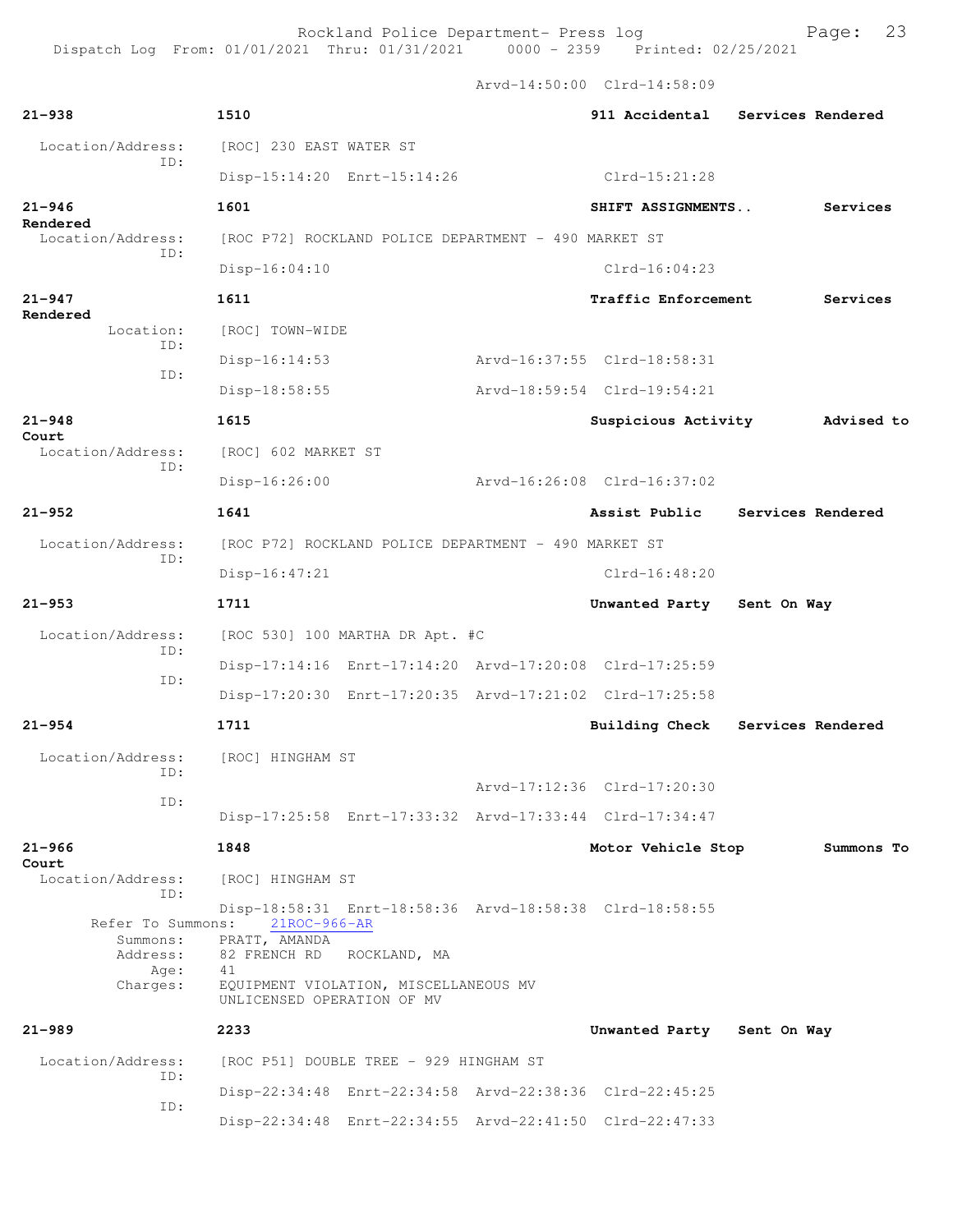Arvd-14:50:00 Clrd-14:58:09

**21-938** | 1510 | 911 Accidental | Services Rendered

Location/Address: [ROC] 230 EAST WATER ST
ID: Disp-15:14:20 Enrt-15:14:26 Clrd-15:21:28

**21-946** | 1601 | SHIFT ASSIGNMENTS.. | Services Rendered

Location/Address: [ROC P72] ROCKLAND POLICE DEPARTMENT - 490 MARKET ST
ID: Disp-16:04:10 Clrd-16:04:23

**21-947** | 1611 | Traffic Enforcement | Services Rendered

Location: [ROC] TOWN-WIDE
ID: Disp-16:14:53 Arvd-16:37:55 Clrd-18:58:31
ID: Disp-18:58:55 Arvd-18:59:54 Clrd-19:54:21

**21-948** | 1615 | Suspicious Activity | Advised to Court

Location/Address: [ROC] 602 MARKET ST
ID: Disp-16:26:00 Arvd-16:26:08 Clrd-16:37:02

**21-952** | 1641 | Assist Public | Services Rendered

Location/Address: [ROC P72] ROCKLAND POLICE DEPARTMENT - 490 MARKET ST
ID: Disp-16:47:21 Clrd-16:48:20

**21-953** | 1711 | Unwanted Party | Sent On Way

Location/Address: [ROC 530] 100 MARTHA DR Apt. #C
ID: Disp-17:14:16 Enrt-17:14:20 Arvd-17:20:08 Clrd-17:25:59
ID: Disp-17:20:30 Enrt-17:20:35 Arvd-17:21:02 Clrd-17:25:58

**21-954** | 1711 | Building Check | Services Rendered

Location/Address: [ROC] HINGHAM ST
ID: Arvd-17:12:36 Clrd-17:20:30
ID: Disp-17:25:58 Enrt-17:33:32 Arvd-17:33:44 Clrd-17:34:47

**21-966** | 1848 | Motor Vehicle Stop | Summons To Court

Location/Address: [ROC] HINGHAM ST
ID: Disp-18:58:31 Enrt-18:58:36 Arvd-18:58:38 Clrd-18:58:55
Refer To Summons: 21ROC-966-AR
Summons: PRATT, AMANDA
Address: 82 FRENCH RD ROCKLAND, MA
Age: 41
Charges: EQUIPMENT VIOLATION, MISCELLANEOUS MV
UNLICENSED OPERATION OF MV

**21-989** | 2233 | Unwanted Party | Sent On Way

Location/Address: [ROC P51] DOUBLE TREE - 929 HINGHAM ST
ID: Disp-22:34:48 Enrt-22:34:58 Arvd-22:38:36 Clrd-22:45:25
ID: Disp-22:34:48 Enrt-22:34:55 Arvd-22:41:50 Clrd-22:47:33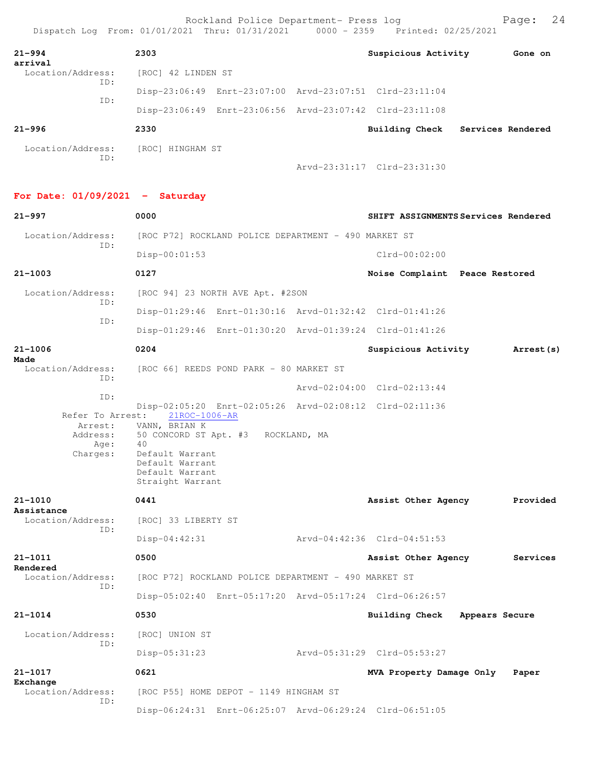| | | | |
|---|---|---|---|
| **21-994** | **2303** | **Suspicious Activity** | **Gone on arrival** |

Location/Address: [ROC] 42 LINDEN ST
ID:
Disp-23:06:49 Enrt-23:07:00 Arvd-23:07:51 Clrd-23:11:04
ID:
Disp-23:06:49 Enrt-23:06:56 Arvd-23:07:42 Clrd-23:11:08

**21-996** **2330** **Building Check** **Services Rendered**

Location/Address: [ROC] HINGHAM ST
ID:
Arvd-23:31:17 Clrd-23:31:30

## For Date: 01/09/2021 - Saturday

**21-997** **0000** **SHIFT ASSIGNMENTS** **Services Rendered**

Location/Address: [ROC P72] ROCKLAND POLICE DEPARTMENT - 490 MARKET ST
ID:
Disp-00:01:53 Clrd-00:02:00

**21-1003** **0127** **Noise Complaint** **Peace Restored**

Location/Address: [ROC 94] 23 NORTH AVE Apt. #2SON
ID:
Disp-01:29:46 Enrt-01:30:16 Arvd-01:32:42 Clrd-01:41:26
ID:
Disp-01:29:46 Enrt-01:30:20 Arvd-01:39:24 Clrd-01:41:26

**21-1006** **0204** **Suspicious Activity** **Arrest(s) Made**

Location/Address: [ROC 66] REEDS POND PARK - 80 MARKET ST
ID:
Arvd-02:04:00 Clrd-02:13:44
ID:
Disp-02:05:20 Enrt-02:05:26 Arvd-02:08:12 Clrd-02:11:36
Refer To Arrest: 21ROC-1006-AR
Arrest: VANN, BRIAN K
Address: 50 CONCORD ST Apt. #3 ROCKLAND, MA
Age: 40
Charges: Default Warrant
Default Warrant
Default Warrant
Straight Warrant

**21-1010** **0441** **Assist Other Agency** **Provided Assistance**

Location/Address: [ROC] 33 LIBERTY ST
ID:
Disp-04:42:31 Arvd-04:42:36 Clrd-04:51:53

**21-1011** **0500** **Assist Other Agency** **Services Rendered**

Location/Address: [ROC P72] ROCKLAND POLICE DEPARTMENT - 490 MARKET ST
ID:
Disp-05:02:40 Enrt-05:17:20 Arvd-05:17:24 Clrd-06:26:57

**21-1014** **0530** **Building Check** **Appears Secure**

Location/Address: [ROC] UNION ST
ID:
Disp-05:31:23 Arvd-05:31:29 Clrd-05:53:27

**21-1017** **0621** **MVA Property Damage Only** **Paper Exchange**

Location/Address: [ROC P55] HOME DEPOT - 1149 HINGHAM ST
ID:
Disp-06:24:31 Enrt-06:25:07 Arvd-06:29:24 Clrd-06:51:05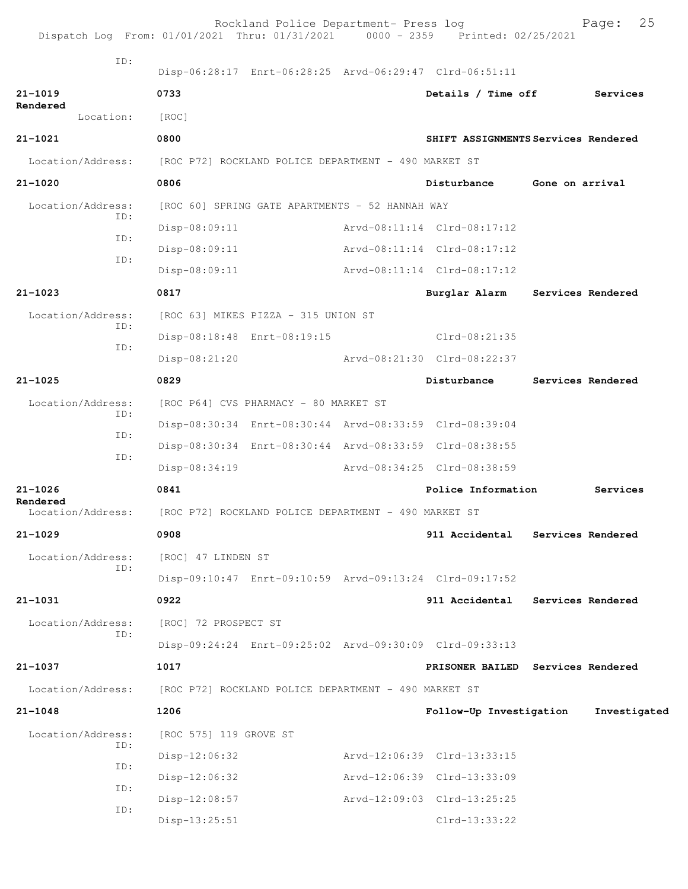ID:
Disp-06:28:17 Enrt-06:28:25 Arvd-06:29:47 Clrd-06:51:11

**21-1019** **0733** **Details / Time off** **Services Rendered**

Location: [ROC]

**21-1021** **0800** **SHIFT ASSIGNMENTS** **Services Rendered**

Location/Address: [ROC P72] ROCKLAND POLICE DEPARTMENT - 490 MARKET ST

**21-1020** **0806** **Disturbance** **Gone on arrival**

Location/Address: [ROC 60] SPRING GATE APARTMENTS - 52 HANNAH WAY

ID: Disp-08:09:11 Arvd-08:11:14 Clrd-08:17:12

ID: Disp-08:09:11 Arvd-08:11:14 Clrd-08:17:12

ID: Disp-08:09:11 Arvd-08:11:14 Clrd-08:17:12

**21-1023** **0817** **Burglar Alarm** **Services Rendered**

Location/Address: [ROC 63] MIKES PIZZA - 315 UNION ST

ID: Disp-08:18:48 Enrt-08:19:15 Clrd-08:21:35

ID: Disp-08:21:20 Arvd-08:21:30 Clrd-08:22:37

**21-1025** **0829** **Disturbance** **Services Rendered**

Location/Address: [ROC P64] CVS PHARMACY - 80 MARKET ST

ID: Disp-08:30:34 Enrt-08:30:44 Arvd-08:33:59 Clrd-08:39:04

ID: Disp-08:30:34 Enrt-08:30:44 Arvd-08:33:59 Clrd-08:38:55

ID: Disp-08:34:19 Arvd-08:34:25 Clrd-08:38:59

**21-1026** **0841** **Police Information** **Services Rendered**

Location/Address: [ROC P72] ROCKLAND POLICE DEPARTMENT - 490 MARKET ST

**21-1029** **0908** **911 Accidental** **Services Rendered**

Location/Address: [ROC] 47 LINDEN ST

ID: Disp-09:10:47 Enrt-09:10:59 Arvd-09:13:24 Clrd-09:17:52

**21-1031** **0922** **911 Accidental** **Services Rendered**

Location/Address: [ROC] 72 PROSPECT ST

ID: Disp-09:24:24 Enrt-09:25:02 Arvd-09:30:09 Clrd-09:33:13

**21-1037** **1017** **PRISONER BAILED** **Services Rendered**

Location/Address: [ROC P72] ROCKLAND POLICE DEPARTMENT - 490 MARKET ST

**21-1048** **1206** **Follow-Up Investigation** **Investigated**

Location/Address: [ROC 575] 119 GROVE ST

ID: Disp-12:06:32 Arvd-12:06:39 Clrd-13:33:15

ID: Disp-12:06:32 Arvd-12:06:39 Clrd-13:33:09

ID: Disp-12:08:57 Arvd-12:09:03 Clrd-13:25:25

ID: Disp-13:25:51 Clrd-13:33:22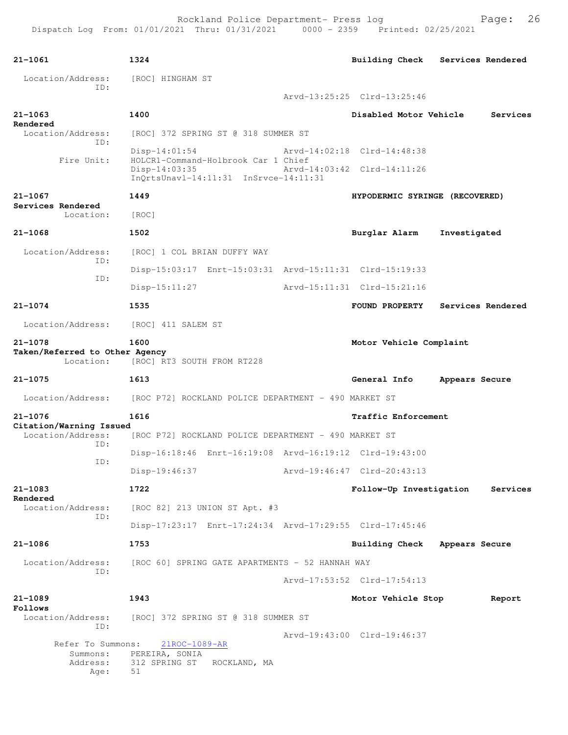**21-1061** 1324 **Building Check Services Rendered**

Location/Address: [ROC] HINGHAM ST
ID:
Arvd-13:25:25 Clrd-13:25:46

**21-1063** 1400 **Disabled Motor Vehicle Services Rendered**

Location/Address: [ROC] 372 SPRING ST @ 318 SUMMER ST
ID:
Disp-14:01:54 Arvd-14:02:18 Clrd-14:48:38
Fire Unit: HOLCR1-Command-Holbrook Car 1 Chief
Disp-14:03:35 Arvd-14:03:42 Clrd-14:11:26
InQrtsUnavl-14:11:31 InSrvce-14:11:31

**21-1067** 1449 **HYPODERMIC SYRINGE (RECOVERED) Services Rendered**

Location: [ROC]

**21-1068** 1502 **Burglar Alarm Investigated**

Location/Address: [ROC] 1 COL BRIAN DUFFY WAY
ID:
Disp-15:03:17 Enrt-15:03:31 Arvd-15:11:31 Clrd-15:19:33
ID:
Disp-15:11:27 Arvd-15:11:31 Clrd-15:21:16

**21-1074** 1535 **FOUND PROPERTY Services Rendered**

Location/Address: [ROC] 411 SALEM ST

**21-1078** 1600 **Motor Vehicle Complaint Taken/Referred to Other Agency**

Location: [ROC] RT3 SOUTH FROM RT228

**21-1075** 1613 **General Info Appears Secure**

Location/Address: [ROC P72] ROCKLAND POLICE DEPARTMENT - 490 MARKET ST

**21-1076** 1616 **Traffic Enforcement Citation/Warning Issued**

Location/Address: [ROC P72] ROCKLAND POLICE DEPARTMENT - 490 MARKET ST
ID:
Disp-16:18:46 Enrt-16:19:08 Arvd-16:19:12 Clrd-19:43:00
ID:
Disp-19:46:37 Arvd-19:46:47 Clrd-20:43:13

**21-1083** 1722 **Follow-Up Investigation Services Rendered**

Location/Address: [ROC 82] 213 UNION ST Apt. #3
ID:
Disp-17:23:17 Enrt-17:24:34 Arvd-17:29:55 Clrd-17:45:46

**21-1086** 1753 **Building Check Appears Secure**

Location/Address: [ROC 60] SPRING GATE APARTMENTS - 52 HANNAH WAY
ID:
Arvd-17:53:52 Clrd-17:54:13

**21-1089** 1943 **Motor Vehicle Stop Report Follows**

Location/Address: [ROC] 372 SPRING ST @ 318 SUMMER ST
ID:
Arvd-19:43:00 Clrd-19:46:37
Refer To Summons: 21ROC-1089-AR
Summons: PEREIRA, SONIA
Address: 312 SPRING ST ROCKLAND, MA
Age: 51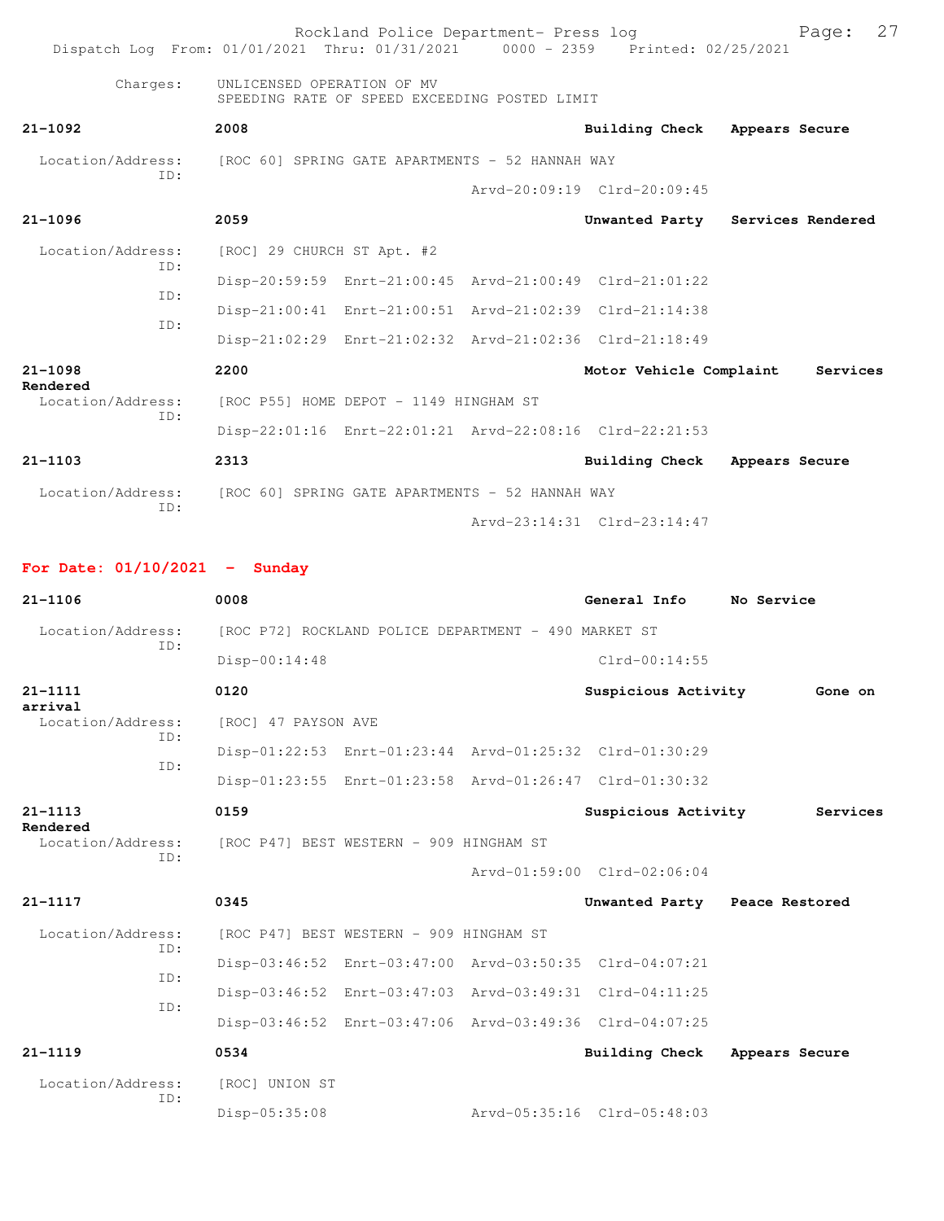Charges: UNLICENSED OPERATION OF MV
SPEEDING RATE OF SPEED EXCEEDING POSTED LIMIT

**21-1092** 2008 Building Check Appears Secure

Location/Address: [ROC 60] SPRING GATE APARTMENTS - 52 HANNAH WAY
ID:
Arvd-20:09:19 Clrd-20:09:45

**21-1096** 2059 Unwanted Party Services Rendered

Location/Address: [ROC] 29 CHURCH ST Apt. #2
ID:
Disp-20:59:59 Enrt-21:00:45 Arvd-21:00:49 Clrd-21:01:22
ID:
Disp-21:00:41 Enrt-21:00:51 Arvd-21:02:39 Clrd-21:14:38
ID:
Disp-21:02:29 Enrt-21:02:32 Arvd-21:02:36 Clrd-21:18:49

**21-1098** 2200 Motor Vehicle Complaint Services Rendered

Location/Address: [ROC P55] HOME DEPOT - 1149 HINGHAM ST
ID:
Disp-22:01:16 Enrt-22:01:21 Arvd-22:08:16 Clrd-22:21:53

**21-1103** 2313 Building Check Appears Secure

Location/Address: [ROC 60] SPRING GATE APARTMENTS - 52 HANNAH WAY
ID:
Arvd-23:14:31 Clrd-23:14:47

## For Date: 01/10/2021 - Sunday

**21-1106** 0008 General Info No Service

Location/Address: [ROC P72] ROCKLAND POLICE DEPARTMENT - 490 MARKET ST
ID:
Disp-00:14:48 Clrd-00:14:55

**21-1111** 0120 Suspicious Activity Gone on arrival

Location/Address: [ROC] 47 PAYSON AVE
ID:
Disp-01:22:53 Enrt-01:23:44 Arvd-01:25:32 Clrd-01:30:29
ID:
Disp-01:23:55 Enrt-01:23:58 Arvd-01:26:47 Clrd-01:30:32

**21-1113** 0159 Suspicious Activity Services Rendered

Location/Address: [ROC P47] BEST WESTERN - 909 HINGHAM ST
ID:
Arvd-01:59:00 Clrd-02:06:04

**21-1117** 0345 Unwanted Party Peace Restored

Location/Address: [ROC P47] BEST WESTERN - 909 HINGHAM ST
ID:
Disp-03:46:52 Enrt-03:47:00 Arvd-03:50:35 Clrd-04:07:21
ID:
Disp-03:46:52 Enrt-03:47:03 Arvd-03:49:31 Clrd-04:11:25
ID:
Disp-03:46:52 Enrt-03:47:06 Arvd-03:49:36 Clrd-04:07:25

**21-1119** 0534 Building Check Appears Secure

Location/Address: [ROC] UNION ST
ID:
Disp-05:35:08 Arvd-05:35:16 Clrd-05:48:03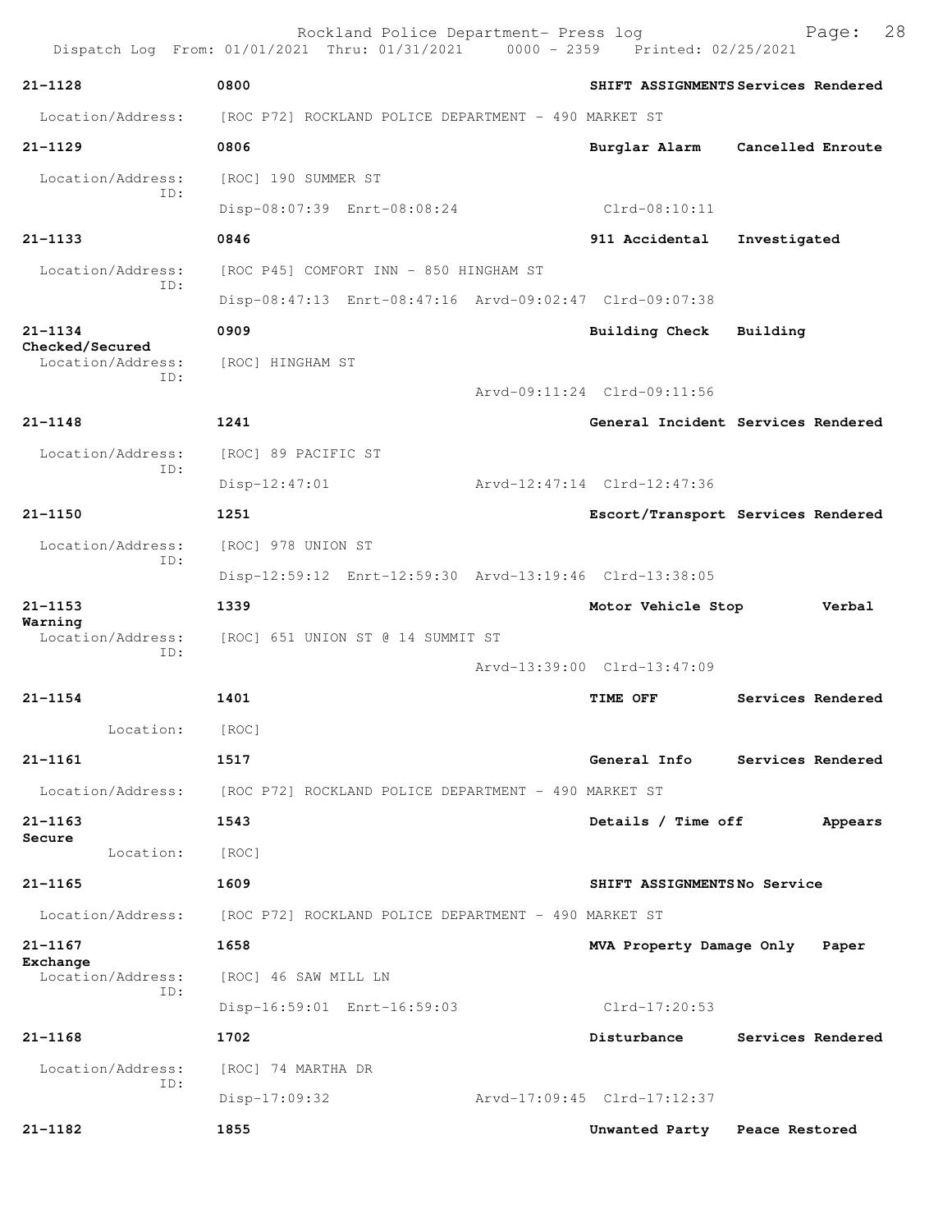Rockland Police Department- Press log

Dispatch Log From: 01/01/2021 Thru: 01/31/2021 0000 - 2359 Printed: 02/25/2021

**21-1128** | **0800** | **SHIFT ASSIGNMENTS** | **Services Rendered**

Location/Address: [ROC P72] ROCKLAND POLICE DEPARTMENT - 490 MARKET ST

**21-1129** | **0806** | **Burglar Alarm** | **Cancelled Enroute**

Location/Address: [ROC] 190 SUMMER ST

ID: Disp-08:07:39 Enrt-08:08:24 Clrd-08:10:11

**21-1133** | **0846** | **911 Accidental** | **Investigated**

Location/Address: [ROC P45] COMFORT INN - 850 HINGHAM ST

ID: Disp-08:47:13 Enrt-08:47:16 Arvd-09:02:47 Clrd-09:07:38

**21-1134** | **0909** | **Building Check** | **Building Checked/Secured**

Location/Address: [ROC] HINGHAM ST

ID: Arvd-09:11:24 Clrd-09:11:56

**21-1148** | **1241** | **General Incident** | **Services Rendered**

Location/Address: [ROC] 89 PACIFIC ST

ID: Disp-12:47:01 Arvd-12:47:14 Clrd-12:47:36

**21-1150** | **1251** | **Escort/Transport** | **Services Rendered**

Location/Address: [ROC] 978 UNION ST

ID: Disp-12:59:12 Enrt-12:59:30 Arvd-13:19:46 Clrd-13:38:05

**21-1153** | **1339** | **Motor Vehicle Stop** | **Verbal Warning**

Location/Address: [ROC] 651 UNION ST @ 14 SUMMIT ST

ID: Arvd-13:39:00 Clrd-13:47:09

**21-1154** | **1401** | **TIME OFF** | **Services Rendered**

Location: [ROC]

**21-1161** | **1517** | **General Info** | **Services Rendered**

Location/Address: [ROC P72] ROCKLAND POLICE DEPARTMENT - 490 MARKET ST

**21-1163** | **1543** | **Details / Time off** | **Appears Secure**

Location: [ROC]

**21-1165** | **1609** | **SHIFT ASSIGNMENTS** | **No Service**

Location/Address: [ROC P72] ROCKLAND POLICE DEPARTMENT - 490 MARKET ST

**21-1167** | **1658** | **MVA Property Damage Only** | **Paper Exchange**

Location/Address: [ROC] 46 SAW MILL LN

ID: Disp-16:59:01 Enrt-16:59:03 Clrd-17:20:53

**21-1168** | **1702** | **Disturbance** | **Services Rendered**

Location/Address: [ROC] 74 MARTHA DR

ID: Disp-17:09:32 Arvd-17:09:45 Clrd-17:12:37

**21-1182** | **1855** | **Unwanted Party** | **Peace Restored**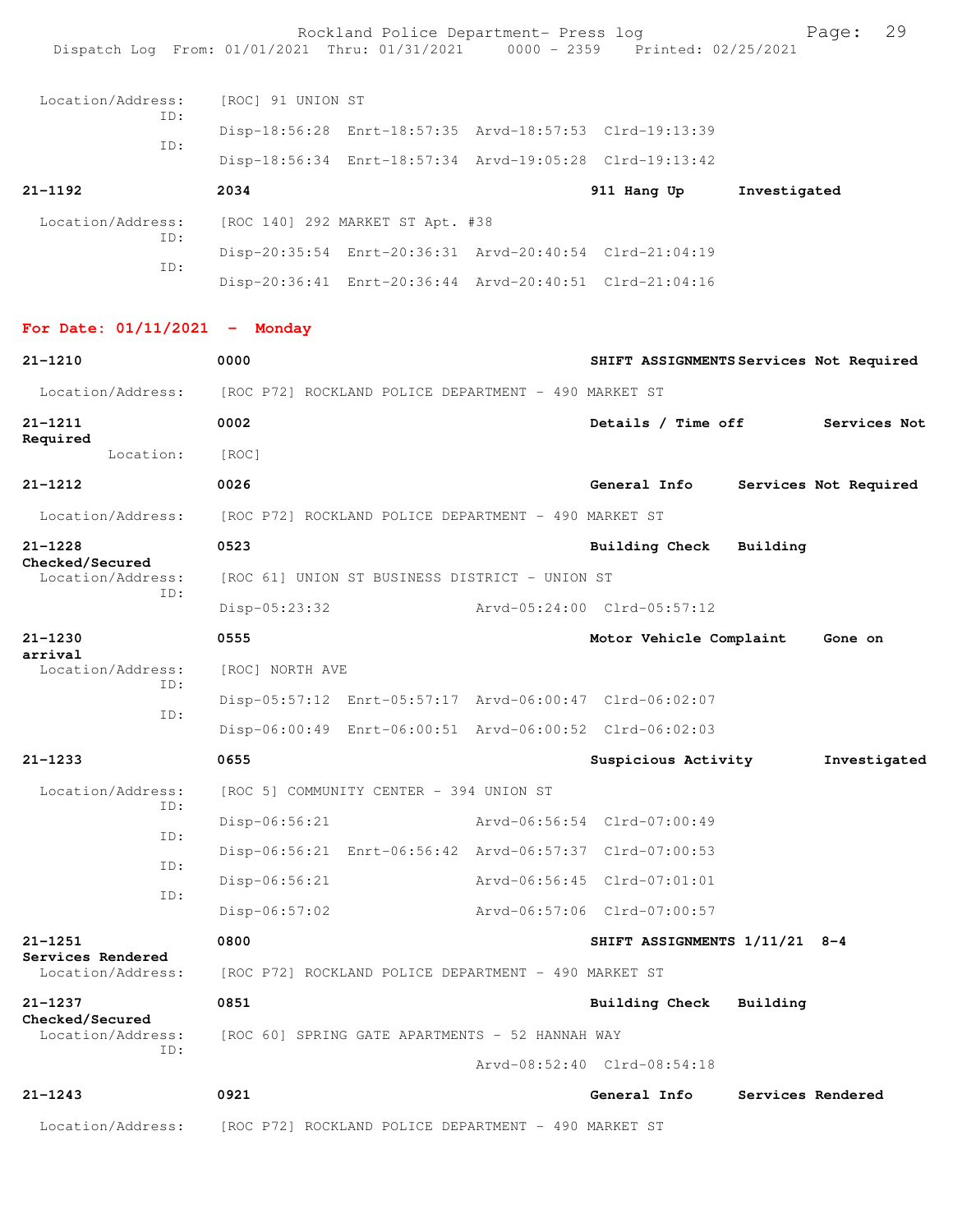Location/Address: [ROC] 91 UNION ST
ID: Disp-18:56:28 Enrt-18:57:35 Arvd-18:57:53 Clrd-19:13:39
ID: Disp-18:56:34 Enrt-18:57:34 Arvd-19:05:28 Clrd-19:13:42

**21-1192** **2034** **911 Hang Up** **Investigated**

Location/Address: [ROC 140] 292 MARKET ST Apt. #38
ID: Disp-20:35:54 Enrt-20:36:31 Arvd-20:40:54 Clrd-21:04:19
ID: Disp-20:36:41 Enrt-20:36:44 Arvd-20:40:51 Clrd-21:04:16

## For Date: 01/11/2021 - Monday

**21-1210** **0000** **SHIFT ASSIGNMENTS** **Services Not Required**

Location/Address: [ROC P72] ROCKLAND POLICE DEPARTMENT - 490 MARKET ST

**21-1211** **0002** **Details / Time off** **Services Not Required**

Location: [ROC]

**21-1212** **0026** **General Info** **Services Not Required**

Location/Address: [ROC P72] ROCKLAND POLICE DEPARTMENT - 490 MARKET ST

**21-1228** **0523** **Building Check** **Building Checked/Secured**

Location/Address: [ROC 61] UNION ST BUSINESS DISTRICT - UNION ST
ID: Disp-05:23:32 Arvd-05:24:00 Clrd-05:57:12

**21-1230** **0555** **Motor Vehicle Complaint** **Gone on arrival**

Location/Address: [ROC] NORTH AVE
ID: Disp-05:57:12 Enrt-05:57:17 Arvd-06:00:47 Clrd-06:02:07
ID: Disp-06:00:49 Enrt-06:00:51 Arvd-06:00:52 Clrd-06:02:03

**21-1233** **0655** **Suspicious Activity** **Investigated**

Location/Address: [ROC 5] COMMUNITY CENTER - 394 UNION ST
ID: Disp-06:56:21 Arvd-06:56:54 Clrd-07:00:49
ID: Disp-06:56:21 Enrt-06:56:42 Arvd-06:57:37 Clrd-07:00:53
ID: Disp-06:56:21 Arvd-06:56:45 Clrd-07:01:01
ID: Disp-06:57:02 Arvd-06:57:06 Clrd-07:00:57

**21-1251** **0800** **SHIFT ASSIGNMENTS 1/11/21 8-4** **Services Rendered**

Location/Address: [ROC P72] ROCKLAND POLICE DEPARTMENT - 490 MARKET ST

**21-1237** **0851** **Building Check** **Building Checked/Secured**

Location/Address: [ROC 60] SPRING GATE APARTMENTS - 52 HANNAH WAY
ID: Arvd-08:52:40 Clrd-08:54:18

**21-1243** **0921** **General Info** **Services Rendered**

Location/Address: [ROC P72] ROCKLAND POLICE DEPARTMENT - 490 MARKET ST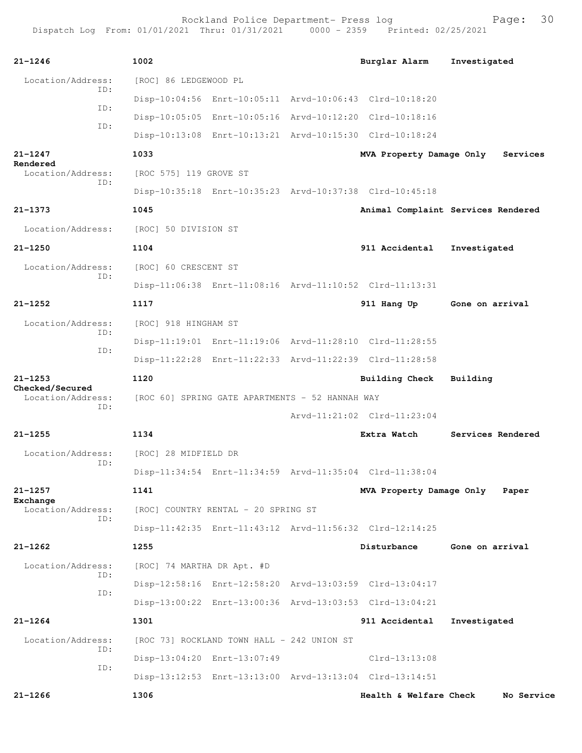**21-1246** **1002** **Burglar Alarm** **Investigated**

Location/Address: [ROC] 86 LEDGEWOOD PL

ID: Disp-10:04:56 Enrt-10:05:11 Arvd-10:06:43 Clrd-10:18:20

ID: Disp-10:05:05 Enrt-10:05:16 Arvd-10:12:20 Clrd-10:18:16

ID: Disp-10:13:08 Enrt-10:13:21 Arvd-10:15:30 Clrd-10:18:24

**21-1247** **1033** **MVA Property Damage Only** **Services Rendered**

Location/Address: [ROC 575] 119 GROVE ST

ID: Disp-10:35:18 Enrt-10:35:23 Arvd-10:37:38 Clrd-10:45:18

**21-1373** **1045** **Animal Complaint** **Services Rendered**

Location/Address: [ROC] 50 DIVISION ST

**21-1250** **1104** **911 Accidental** **Investigated**

Location/Address: [ROC] 60 CRESCENT ST

ID: Disp-11:06:38 Enrt-11:08:16 Arvd-11:10:52 Clrd-11:13:31

**21-1252** **1117** **911 Hang Up** **Gone on arrival**

Location/Address: [ROC] 918 HINGHAM ST

ID: Disp-11:19:01 Enrt-11:19:06 Arvd-11:28:10 Clrd-11:28:55

ID: Disp-11:22:28 Enrt-11:22:33 Arvd-11:22:39 Clrd-11:28:58

**21-1253** **1120** **Building Check** **Building Checked/Secured**

Location/Address: [ROC 60] SPRING GATE APARTMENTS - 52 HANNAH WAY

ID: Arvd-11:21:02 Clrd-11:23:04

**21-1255** **1134** **Extra Watch** **Services Rendered**

Location/Address: [ROC] 28 MIDFIELD DR

ID: Disp-11:34:54 Enrt-11:34:59 Arvd-11:35:04 Clrd-11:38:04

**21-1257** **1141** **MVA Property Damage Only** **Paper Exchange**

Location/Address: [ROC] COUNTRY RENTAL - 20 SPRING ST

ID: Disp-11:42:35 Enrt-11:43:12 Arvd-11:56:32 Clrd-12:14:25

**21-1262** **1255** **Disturbance** **Gone on arrival**

Location/Address: [ROC] 74 MARTHA DR Apt. #D

ID: Disp-12:58:16 Enrt-12:58:20 Arvd-13:03:59 Clrd-13:04:17

ID: Disp-13:00:22 Enrt-13:00:36 Arvd-13:03:53 Clrd-13:04:21

**21-1264** **1301** **911 Accidental** **Investigated**

Location/Address: [ROC 73] ROCKLAND TOWN HALL - 242 UNION ST

ID: Disp-13:04:20 Enrt-13:07:49 Clrd-13:13:08

ID: Disp-13:12:53 Enrt-13:13:00 Arvd-13:13:04 Clrd-13:14:51

**21-1266** **1306** **Health & Welfare Check** **No Service**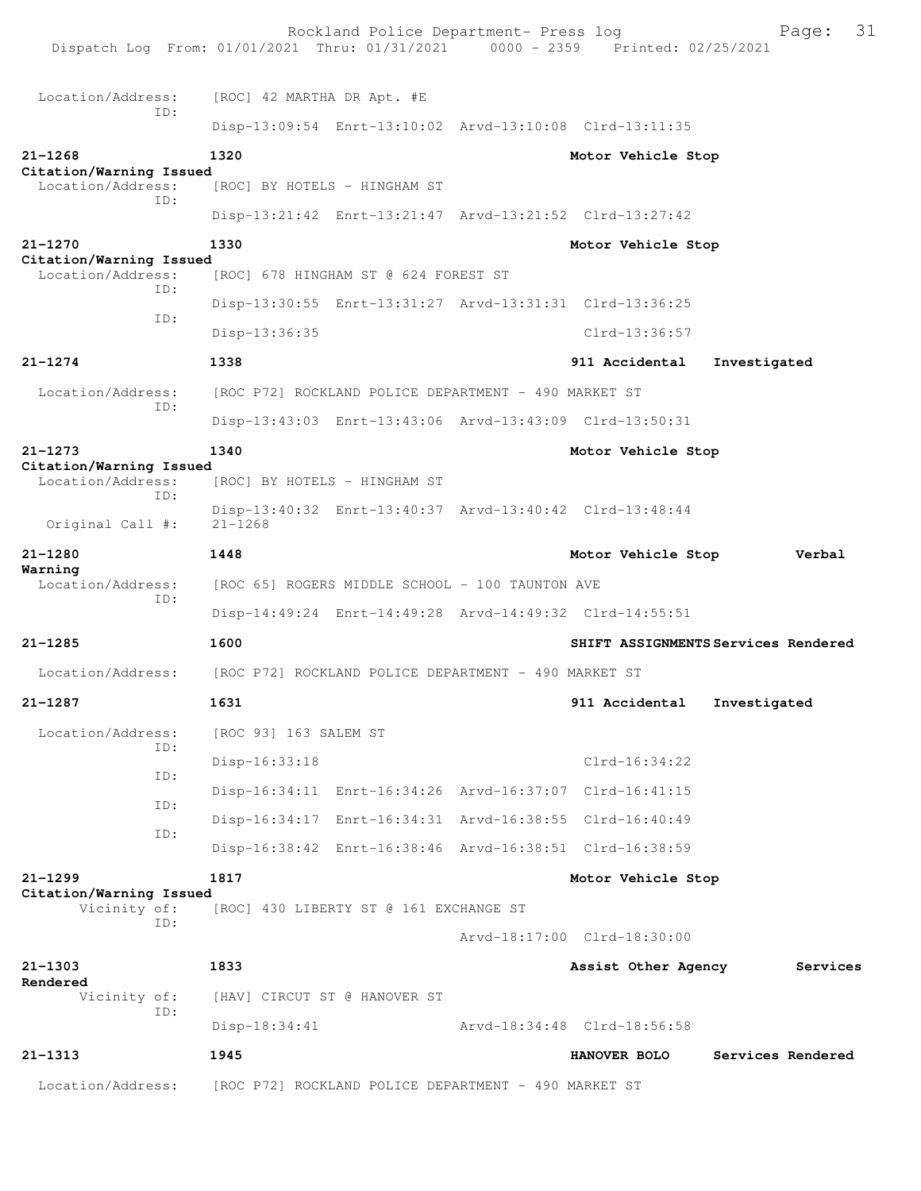```
Location/Address:    [ROC] 42 MARTHA DR Apt. #E
             ID:
                     Disp-13:09:54  Enrt-13:10:02  Arvd-13:10:08  Clrd-13:11:35

21-1268              1320                                        Motor Vehicle Stop
Citation/Warning Issued
  Location/Address:  [ROC] BY HOTELS - HINGHAM ST
             ID:
                     Disp-13:21:42  Enrt-13:21:47  Arvd-13:21:52  Clrd-13:27:42

21-1270              1330                                        Motor Vehicle Stop
Citation/Warning Issued
  Location/Address:  [ROC] 678 HINGHAM ST @ 624 FOREST ST
             ID:
                     Disp-13:30:55  Enrt-13:31:27  Arvd-13:31:31  Clrd-13:36:25
             ID:
                     Disp-13:36:35                                Clrd-13:36:57

21-1274              1338                                        911 Accidental    Investigated

  Location/Address:  [ROC P72] ROCKLAND POLICE DEPARTMENT - 490 MARKET ST
             ID:
                     Disp-13:43:03  Enrt-13:43:06  Arvd-13:43:09  Clrd-13:50:31

21-1273              1340                                        Motor Vehicle Stop
Citation/Warning Issued
  Location/Address:  [ROC] BY HOTELS - HINGHAM ST
             ID:
                     Disp-13:40:32  Enrt-13:40:37  Arvd-13:40:42  Clrd-13:48:44
   Original Call #:  21-1268

21-1280              1448                                        Motor Vehicle Stop          Verbal
Warning
  Location/Address:  [ROC 65] ROGERS MIDDLE SCHOOL - 100 TAUNTON AVE
             ID:
                     Disp-14:49:24  Enrt-14:49:28  Arvd-14:49:32  Clrd-14:55:51

21-1285              1600                                        SHIFT ASSIGNMENTS Services Rendered

  Location/Address:  [ROC P72] ROCKLAND POLICE DEPARTMENT - 490 MARKET ST

21-1287              1631                                        911 Accidental    Investigated

  Location/Address:  [ROC 93] 163 SALEM ST
             ID:
                     Disp-16:33:18                                Clrd-16:34:22
             ID:
                     Disp-16:34:11  Enrt-16:34:26  Arvd-16:37:07  Clrd-16:41:15
             ID:
                     Disp-16:34:17  Enrt-16:34:31  Arvd-16:38:55  Clrd-16:40:49
             ID:
                     Disp-16:38:42  Enrt-16:38:46  Arvd-16:38:51  Clrd-16:38:59

21-1299              1817                                        Motor Vehicle Stop
Citation/Warning Issued
       Vicinity of:  [ROC] 430 LIBERTY ST @ 161 EXCHANGE ST
             ID:
                                                   Arvd-18:17:00  Clrd-18:30:00

21-1303              1833                                        Assist Other Agency         Services
Rendered
       Vicinity of:  [HAV] CIRCUT ST @ HANOVER ST
             ID:
                     Disp-18:34:41                 Arvd-18:34:48  Clrd-18:56:58

21-1313              1945                                        HANOVER BOLO      Services Rendered

  Location/Address:  [ROC P72] ROCKLAND POLICE DEPARTMENT - 490 MARKET ST
```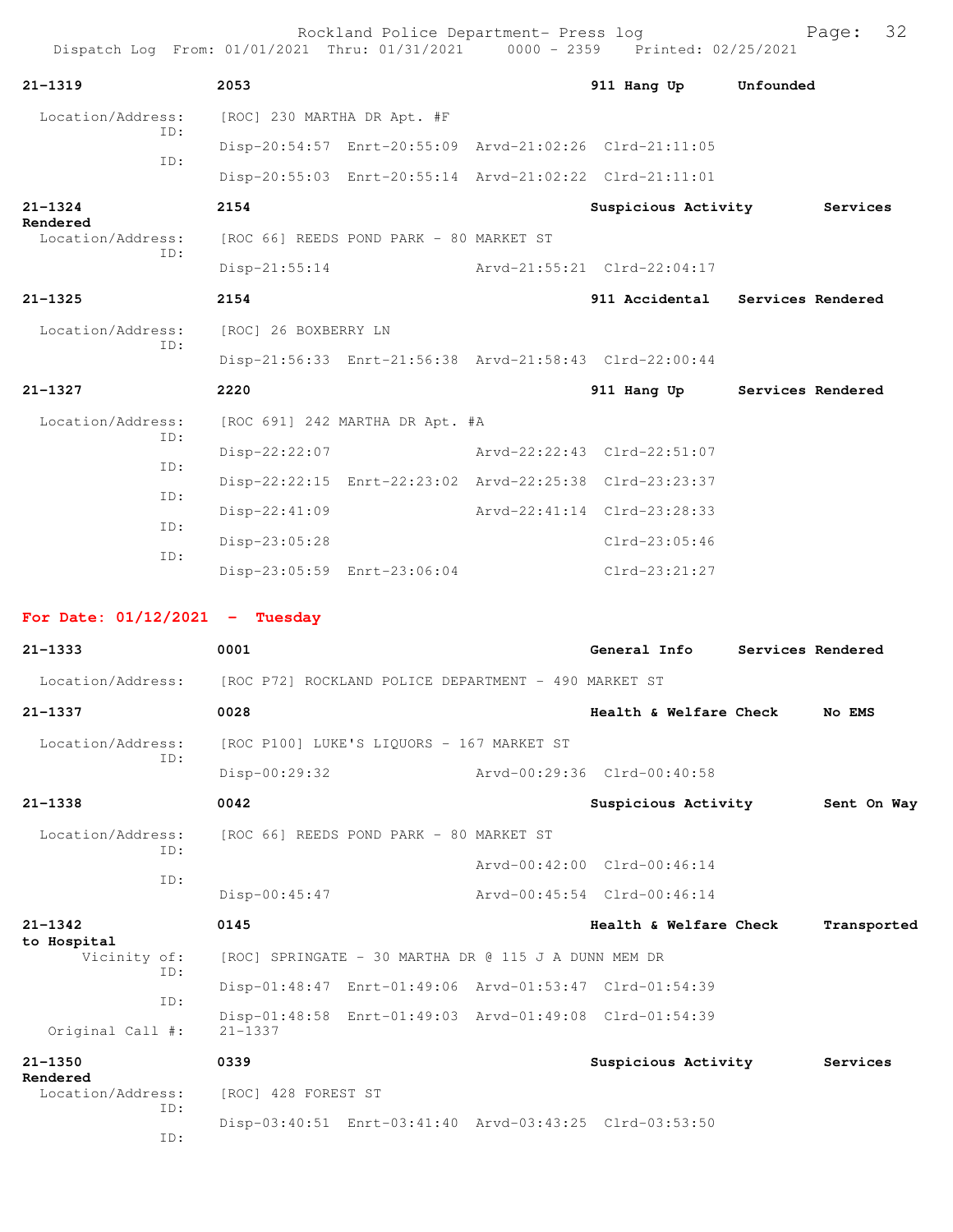Rockland Police Department- Press log
Dispatch Log From: 01/01/2021 Thru: 01/31/2021 0000 - 2359 Printed: 02/25/2021

**21-1319** 2053 911 Hang Up Unfounded

Location/Address: [ROC] 230 MARTHA DR Apt. #F
ID: Disp-20:54:57 Enrt-20:55:09 Arvd-21:02:26 Clrd-21:11:05
ID: Disp-20:55:03 Enrt-20:55:14 Arvd-21:02:22 Clrd-21:11:01

**21-1324** 2154 Suspicious Activity Services Rendered

Location/Address: [ROC 66] REEDS POND PARK - 80 MARKET ST
ID: Disp-21:55:14 Arvd-21:55:21 Clrd-22:04:17

**21-1325** 2154 911 Accidental Services Rendered

Location/Address: [ROC] 26 BOXBERRY LN
ID: Disp-21:56:33 Enrt-21:56:38 Arvd-21:58:43 Clrd-22:00:44

**21-1327** 2220 911 Hang Up Services Rendered

Location/Address: [ROC 691] 242 MARTHA DR Apt. #A
ID: Disp-22:22:07 Arvd-22:22:43 Clrd-22:51:07
ID: Disp-22:22:15 Enrt-22:23:02 Arvd-22:25:38 Clrd-23:23:37
ID: Disp-22:41:09 Arvd-22:41:14 Clrd-23:28:33
ID: Disp-23:05:28 Clrd-23:05:46
ID: Disp-23:05:59 Enrt-23:06:04 Clrd-23:21:27

## For Date: 01/12/2021 - Tuesday

**21-1333** 0001 General Info Services Rendered

Location/Address: [ROC P72] ROCKLAND POLICE DEPARTMENT - 490 MARKET ST

**21-1337** 0028 Health & Welfare Check No EMS

Location/Address: [ROC P100] LUKE'S LIQUORS - 167 MARKET ST
ID: Disp-00:29:32 Arvd-00:29:36 Clrd-00:40:58

**21-1338** 0042 Suspicious Activity Sent On Way

Location/Address: [ROC 66] REEDS POND PARK - 80 MARKET ST
ID: Arvd-00:42:00 Clrd-00:46:14
ID: Disp-00:45:47 Arvd-00:45:54 Clrd-00:46:14

**21-1342** 0145 Health & Welfare Check Transported to Hospital

Vicinity of: [ROC] SPRINGATE - 30 MARTHA DR @ 115 J A DUNN MEM DR
ID: Disp-01:48:47 Enrt-01:49:06 Arvd-01:53:47 Clrd-01:54:39
ID: Disp-01:48:58 Enrt-01:49:03 Arvd-01:49:08 Clrd-01:54:39
Original Call #: 21-1337

**21-1350** 0339 Suspicious Activity Services Rendered

Location/Address: [ROC] 428 FOREST ST
ID: Disp-03:40:51 Enrt-03:41:40 Arvd-03:43:25 Clrd-03:53:50
ID: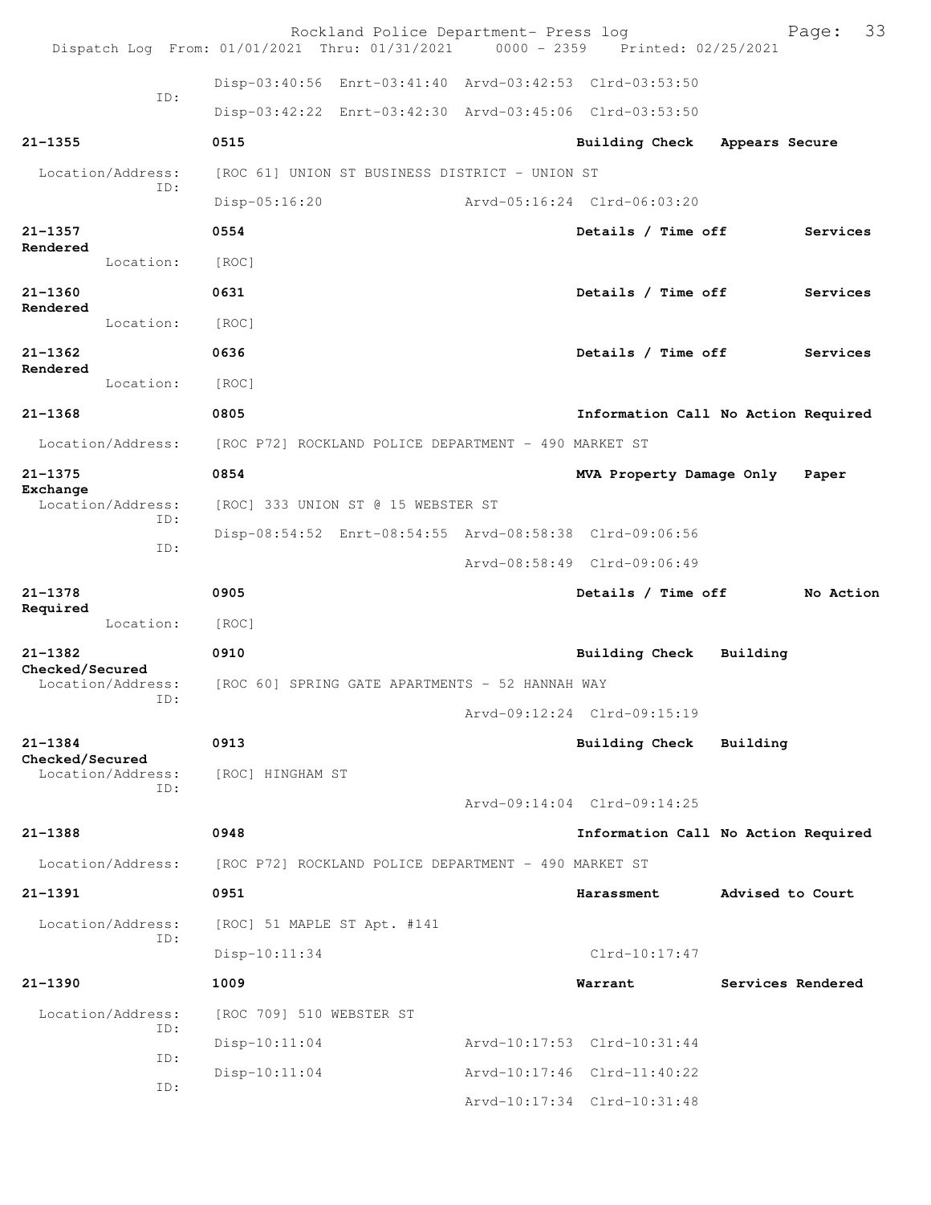Disp-03:40:56 Enrt-03:41:40 Arvd-03:42:53 Clrd-03:53:50
ID:
Disp-03:42:22 Enrt-03:42:30 Arvd-03:45:06 Clrd-03:53:50

**21-1355** **0515** **Building Check** **Appears Secure**
Location/Address: [ROC 61] UNION ST BUSINESS DISTRICT - UNION ST
ID:
Disp-05:16:20 Arvd-05:16:24 Clrd-06:03:20

**21-1357** **0554** **Details / Time off** **Services Rendered**
Location: [ROC]

**21-1360** **0631** **Details / Time off** **Services Rendered**
Location: [ROC]

**21-1362** **0636** **Details / Time off** **Services Rendered**
Location: [ROC]

**21-1368** **0805** **Information Call No Action Required**
Location/Address: [ROC P72] ROCKLAND POLICE DEPARTMENT - 490 MARKET ST

**21-1375** **0854** **MVA Property Damage Only** **Paper Exchange**
Location/Address: [ROC] 333 UNION ST @ 15 WEBSTER ST
ID:
Disp-08:54:52 Enrt-08:54:55 Arvd-08:58:38 Clrd-09:06:56
ID:
Arvd-08:58:49 Clrd-09:06:49

**21-1378** **0905** **Details / Time off** **No Action Required**
Location: [ROC]

**21-1382** **0910** **Building Check** **Building Checked/Secured**
Location/Address: [ROC 60] SPRING GATE APARTMENTS - 52 HANNAH WAY
ID:
Arvd-09:12:24 Clrd-09:15:19

**21-1384** **0913** **Building Check** **Building Checked/Secured**
Location/Address: [ROC] HINGHAM ST
ID:
Arvd-09:14:04 Clrd-09:14:25

**21-1388** **0948** **Information Call No Action Required**
Location/Address: [ROC P72] ROCKLAND POLICE DEPARTMENT - 490 MARKET ST

**21-1391** **0951** **Harassment** **Advised to Court**
Location/Address: [ROC] 51 MAPLE ST Apt. #141
ID:
Disp-10:11:34 Clrd-10:17:47

**21-1390** **1009** **Warrant** **Services Rendered**
Location/Address: [ROC 709] 510 WEBSTER ST
ID:
Disp-10:11:04 Arvd-10:17:53 Clrd-10:31:44
ID:
Disp-10:11:04 Arvd-10:17:46 Clrd-11:40:22
ID:
Arvd-10:17:34 Clrd-10:31:48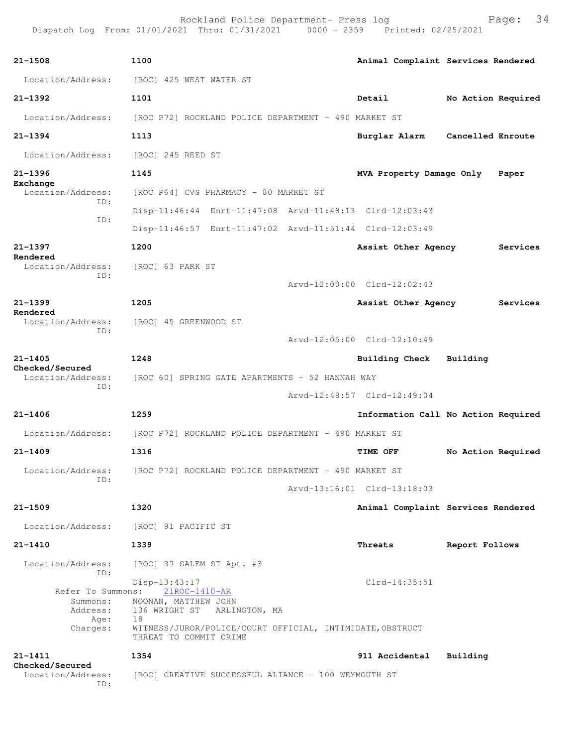Dispatch Log From: 01/01/2021 Thru: 01/31/2021 0000 - 2359 Printed: 02/25/2021

**21-1508** **1100** **Animal Complaint Services Rendered**

Location/Address: [ROC] 425 WEST WATER ST

**21-1392** **1101** **Detail No Action Required**

Location/Address: [ROC P72] ROCKLAND POLICE DEPARTMENT - 490 MARKET ST

**21-1394** **1113** **Burglar Alarm Cancelled Enroute**

Location/Address: [ROC] 245 REED ST

**21-1396** **1145** **MVA Property Damage Only Paper Exchange**

Location/Address: [ROC P64] CVS PHARMACY - 80 MARKET ST
ID:
Disp-11:46:44 Enrt-11:47:08 Arvd-11:48:13 Clrd-12:03:43
ID:
Disp-11:46:57 Enrt-11:47:02 Arvd-11:51:44 Clrd-12:03:49

**21-1397** **1200** **Assist Other Agency Services Rendered**

Location/Address: [ROC] 63 PARK ST
ID:
Arvd-12:00:00 Clrd-12:02:43

**21-1399** **1205** **Assist Other Agency Services Rendered**

Location/Address: [ROC] 45 GREENWOOD ST
ID:
Arvd-12:05:00 Clrd-12:10:49

**21-1405** **1248** **Building Check Building Checked/Secured**

Location/Address: [ROC 60] SPRING GATE APARTMENTS - 52 HANNAH WAY
ID:
Arvd-12:48:57 Clrd-12:49:04

**21-1406** **1259** **Information Call No Action Required**

Location/Address: [ROC P72] ROCKLAND POLICE DEPARTMENT - 490 MARKET ST

**21-1409** **1316** **TIME OFF No Action Required**

Location/Address: [ROC P72] ROCKLAND POLICE DEPARTMENT - 490 MARKET ST
ID:
Arvd-13:16:01 Clrd-13:18:03

**21-1509** **1320** **Animal Complaint Services Rendered**

Location/Address: [ROC] 91 PACIFIC ST

**21-1410** **1339** **Threats Report Follows**

Location/Address: [ROC] 37 SALEM ST Apt. #3
ID:
Disp-13:43:17 Clrd-14:35:51
Refer To Summons: 21ROC-1410-AR
Summons: NOONAN, MATTHEW JOHN
Address: 136 WRIGHT ST ARLINGTON, MA
Age: 18
Charges: WITNESS/JUROR/POLICE/COURT OFFICIAL, INTIMIDATE,OBSTRUCT
THREAT TO COMMIT CRIME

**21-1411** **1354** **911 Accidental Building Checked/Secured**

Location/Address: [ROC] CREATIVE SUCCESSFUL ALIANCE - 100 WEYMOUTH ST
ID: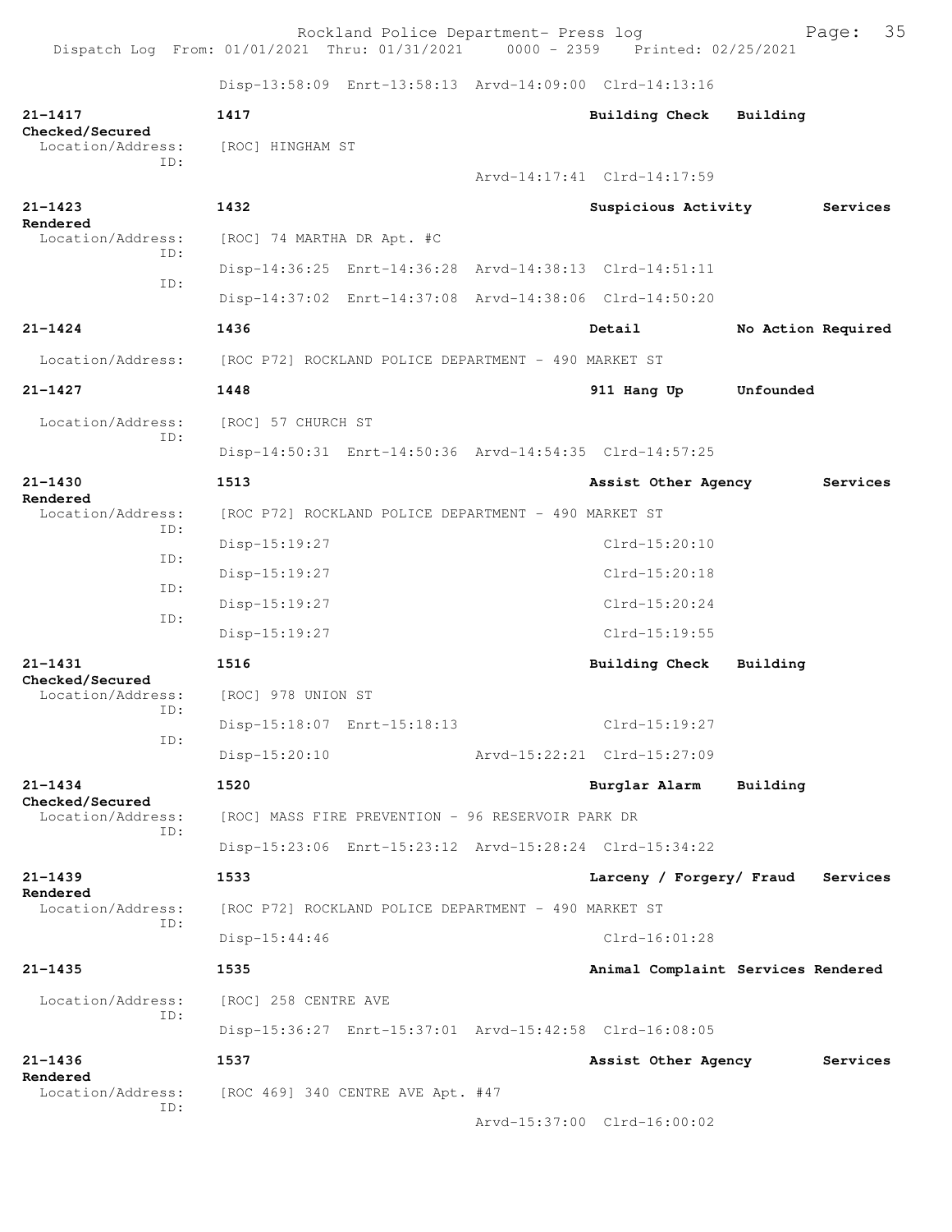Disp-13:58:09 Enrt-13:58:13 Arvd-14:09:00 Clrd-14:13:16

**21-1417** **1417** **Building Check** **Building Checked/Secured**
Location/Address: [ROC] HINGHAM ST
ID:
Arvd-14:17:41 Clrd-14:17:59

**21-1423** **1432** **Suspicious Activity** **Services Rendered**
Location/Address: [ROC] 74 MARTHA DR Apt. #C
ID:
Disp-14:36:25 Enrt-14:36:28 Arvd-14:38:13 Clrd-14:51:11
ID:
Disp-14:37:02 Enrt-14:37:08 Arvd-14:38:06 Clrd-14:50:20

**21-1424** **1436** **Detail** **No Action Required**
Location/Address: [ROC P72] ROCKLAND POLICE DEPARTMENT - 490 MARKET ST

**21-1427** **1448** **911 Hang Up** **Unfounded**
Location/Address: [ROC] 57 CHURCH ST
ID:
Disp-14:50:31 Enrt-14:50:36 Arvd-14:54:35 Clrd-14:57:25

**21-1430** **1513** **Assist Other Agency** **Services Rendered**
Location/Address: [ROC P72] ROCKLAND POLICE DEPARTMENT - 490 MARKET ST
ID:
Disp-15:19:27 Clrd-15:20:10
ID:
Disp-15:19:27 Clrd-15:20:18
ID:
Disp-15:19:27 Clrd-15:20:24
ID:
Disp-15:19:27 Clrd-15:19:55

**21-1431** **1516** **Building Check** **Building Checked/Secured**
Location/Address: [ROC] 978 UNION ST
ID:
Disp-15:18:07 Enrt-15:18:13 Clrd-15:19:27
ID:
Disp-15:20:10 Arvd-15:22:21 Clrd-15:27:09

**21-1434** **1520** **Burglar Alarm** **Building Checked/Secured**
Location/Address: [ROC] MASS FIRE PREVENTION - 96 RESERVOIR PARK DR
ID:
Disp-15:23:06 Enrt-15:23:12 Arvd-15:28:24 Clrd-15:34:22

**21-1439** **1533** **Larceny / Forgery/ Fraud** **Services Rendered**
Location/Address: [ROC P72] ROCKLAND POLICE DEPARTMENT - 490 MARKET ST
ID:
Disp-15:44:46 Clrd-16:01:28

**21-1435** **1535** **Animal Complaint** **Services Rendered**
Location/Address: [ROC] 258 CENTRE AVE
ID:
Disp-15:36:27 Enrt-15:37:01 Arvd-15:42:58 Clrd-16:08:05

**21-1436** **1537** **Assist Other Agency** **Services Rendered**
Location/Address: [ROC 469] 340 CENTRE AVE Apt. #47
ID:
Arvd-15:37:00 Clrd-16:00:02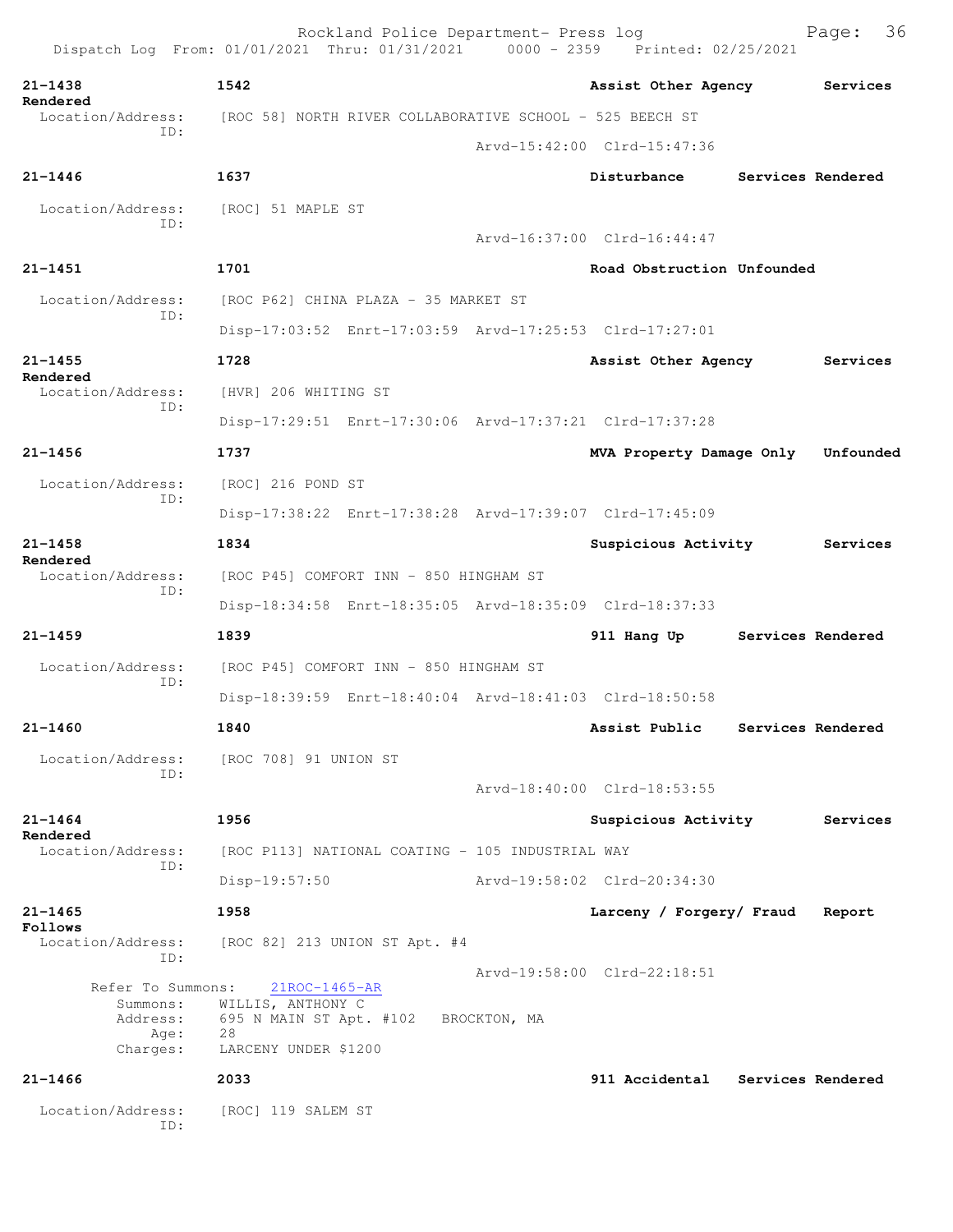Rockland Police Department- Press log
Dispatch Log From: 01/01/2021 Thru: 01/31/2021 0000 - 2359 Printed: 02/25/2021

**21-1438** 1542 Assist Other Agency Services Rendered
Location/Address: [ROC 58] NORTH RIVER COLLABORATIVE SCHOOL - 525 BEECH ST
ID:
Arvd-15:42:00 Clrd-15:47:36

**21-1446** 1637 Disturbance Services Rendered
Location/Address: [ROC] 51 MAPLE ST
ID:
Arvd-16:37:00 Clrd-16:44:47

**21-1451** 1701 Road Obstruction Unfounded
Location/Address: [ROC P62] CHINA PLAZA - 35 MARKET ST
ID:
Disp-17:03:52 Enrt-17:03:59 Arvd-17:25:53 Clrd-17:27:01

**21-1455** 1728 Assist Other Agency Services Rendered
Location/Address: [HVR] 206 WHITING ST
ID:
Disp-17:29:51 Enrt-17:30:06 Arvd-17:37:21 Clrd-17:37:28

**21-1456** 1737 MVA Property Damage Only Unfounded
Location/Address: [ROC] 216 POND ST
ID:
Disp-17:38:22 Enrt-17:38:28 Arvd-17:39:07 Clrd-17:45:09

**21-1458** 1834 Suspicious Activity Services Rendered
Location/Address: [ROC P45] COMFORT INN - 850 HINGHAM ST
ID:
Disp-18:34:58 Enrt-18:35:05 Arvd-18:35:09 Clrd-18:37:33

**21-1459** 1839 911 Hang Up Services Rendered
Location/Address: [ROC P45] COMFORT INN - 850 HINGHAM ST
ID:
Disp-18:39:59 Enrt-18:40:04 Arvd-18:41:03 Clrd-18:50:58

**21-1460** 1840 Assist Public Services Rendered
Location/Address: [ROC 708] 91 UNION ST
ID:
Arvd-18:40:00 Clrd-18:53:55

**21-1464** 1956 Suspicious Activity Services Rendered
Location/Address: [ROC P113] NATIONAL COATING - 105 INDUSTRIAL WAY
ID:
Disp-19:57:50 Arvd-19:58:02 Clrd-20:34:30

**21-1465** 1958 Larceny / Forgery/ Fraud Report Follows
Location/Address: [ROC 82] 213 UNION ST Apt. #4
ID:
Arvd-19:58:00 Clrd-22:18:51
Refer To Summons: 21ROC-1465-AR
Summons: WILLIS, ANTHONY C
Address: 695 N MAIN ST Apt. #102 BROCKTON, MA
Age: 28
Charges: LARCENY UNDER $1200

**21-1466** 2033 911 Accidental Services Rendered
Location/Address: [ROC] 119 SALEM ST
ID: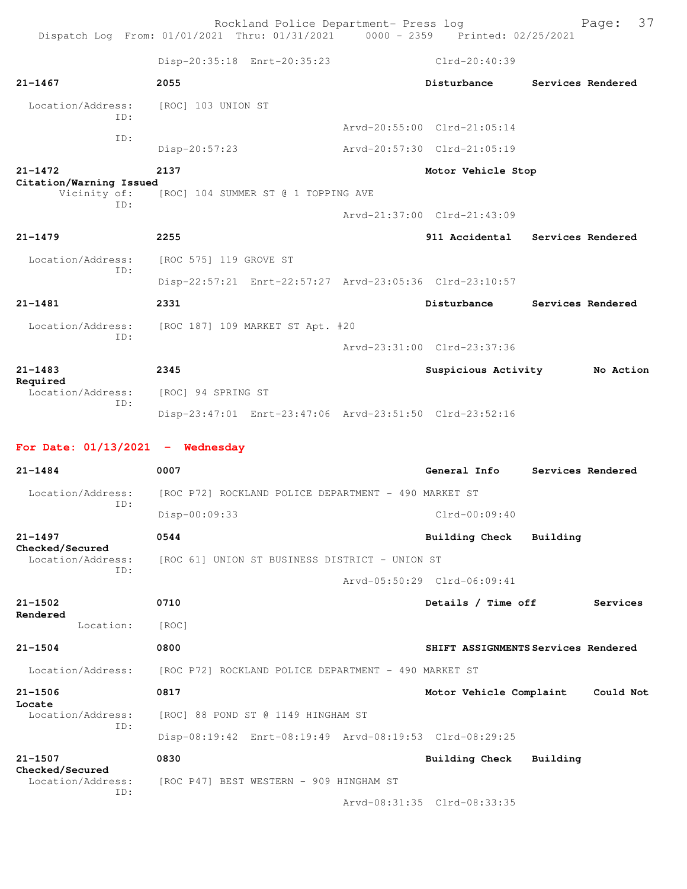Disp-20:35:18 Enrt-20:35:23 Clrd-20:40:39

**21-1467** **2055** **Disturbance** **Services Rendered**

Location/Address: [ROC] 103 UNION ST
ID:
Arvd-20:55:00 Clrd-21:05:14
ID:
Disp-20:57:23 Arvd-20:57:30 Clrd-21:05:19

**21-1472** **2137** **Motor Vehicle Stop**
**Citation/Warning Issued**
Vicinity of: [ROC] 104 SUMMER ST @ 1 TOPPING AVE
ID:
Arvd-21:37:00 Clrd-21:43:09

**21-1479** **2255** **911 Accidental** **Services Rendered**

Location/Address: [ROC 575] 119 GROVE ST
ID:
Disp-22:57:21 Enrt-22:57:27 Arvd-23:05:36 Clrd-23:10:57

**21-1481** **2331** **Disturbance** **Services Rendered**

Location/Address: [ROC 187] 109 MARKET ST Apt. #20
ID:
Arvd-23:31:00 Clrd-23:37:36

**21-1483** **2345** **Suspicious Activity** **No Action Required**
Location/Address: [ROC] 94 SPRING ST
ID:
Disp-23:47:01 Enrt-23:47:06 Arvd-23:51:50 Clrd-23:52:16

## For Date: 01/13/2021 - Wednesday

**21-1484** **0007** **General Info** **Services Rendered**

Location/Address: [ROC P72] ROCKLAND POLICE DEPARTMENT - 490 MARKET ST
ID:
Disp-00:09:33 Clrd-00:09:40

**21-1497** **0544** **Building Check** **Building Checked/Secured**
Location/Address: [ROC 61] UNION ST BUSINESS DISTRICT - UNION ST
ID:
Arvd-05:50:29 Clrd-06:09:41

**21-1502** **0710** **Details / Time off** **Services Rendered**
Location: [ROC]

**21-1504** **0800** **SHIFT ASSIGNMENTS** **Services Rendered**

Location/Address: [ROC P72] ROCKLAND POLICE DEPARTMENT - 490 MARKET ST

**21-1506** **0817** **Motor Vehicle Complaint** **Could Not Locate**
Location/Address: [ROC] 88 POND ST @ 1149 HINGHAM ST
ID:
Disp-08:19:42 Enrt-08:19:49 Arvd-08:19:53 Clrd-08:29:25

**21-1507** **0830** **Building Check** **Building Checked/Secured**
Location/Address: [ROC P47] BEST WESTERN - 909 HINGHAM ST
ID:
Arvd-08:31:35 Clrd-08:33:35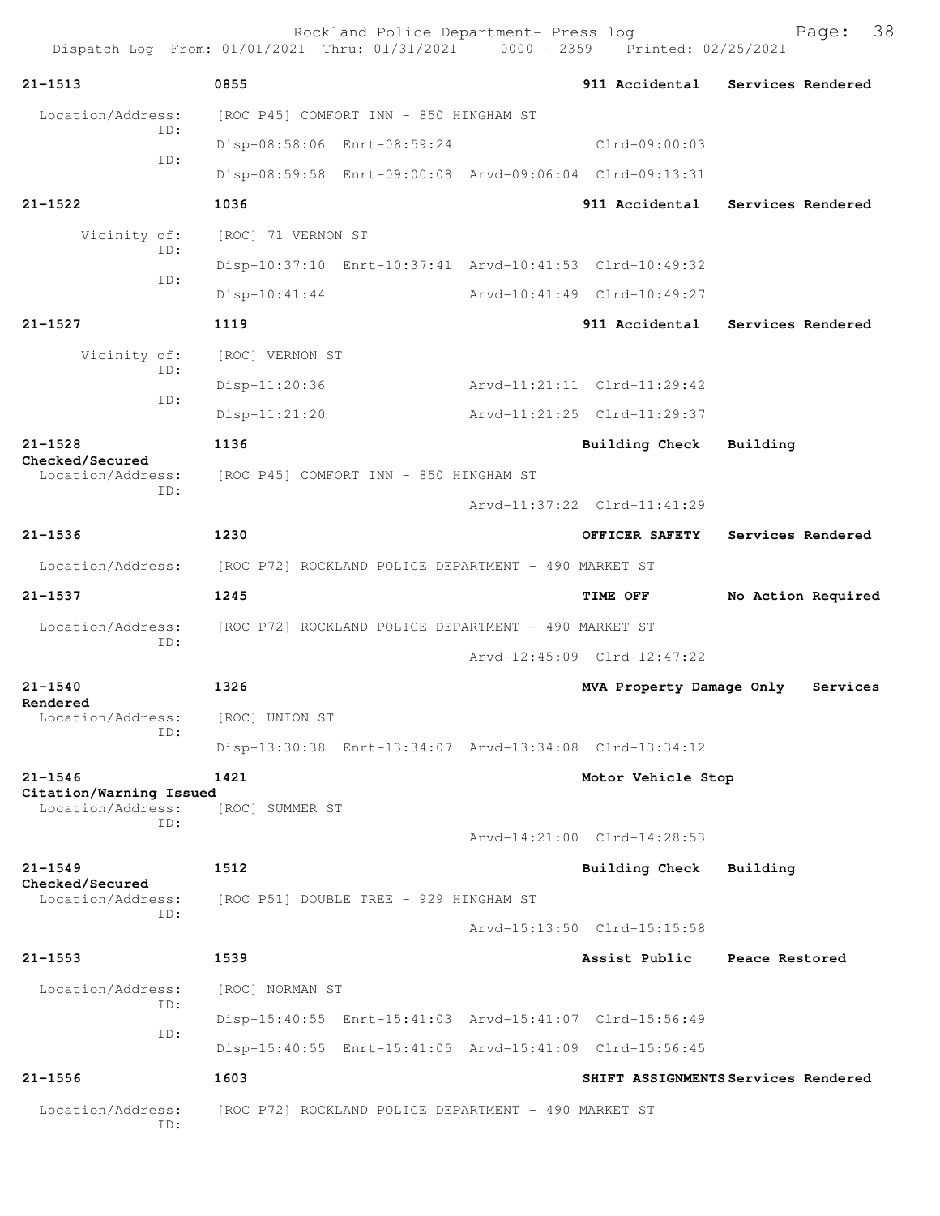Dispatch Log From: 01/01/2021 Thru: 01/31/2021 0000 - 2359 Printed: 02/25/2021

**21-1513** **0855** **911 Accidental** **Services Rendered**

Location/Address: [ROC P45] COMFORT INN - 850 HINGHAM ST
ID:
Disp-08:58:06 Enrt-08:59:24 Clrd-09:00:03
ID:
Disp-08:59:58 Enrt-09:00:08 Arvd-09:06:04 Clrd-09:13:31

**21-1522** **1036** **911 Accidental** **Services Rendered**

Vicinity of: [ROC] 71 VERNON ST
ID:
Disp-10:37:10 Enrt-10:37:41 Arvd-10:41:53 Clrd-10:49:32
ID:
Disp-10:41:44 Arvd-10:41:49 Clrd-10:49:27

**21-1527** **1119** **911 Accidental** **Services Rendered**

Vicinity of: [ROC] VERNON ST
ID:
Disp-11:20:36 Arvd-11:21:11 Clrd-11:29:42
ID:
Disp-11:21:20 Arvd-11:21:25 Clrd-11:29:37

**21-1528** **1136** **Building Check** **Building Checked/Secured**

Location/Address: [ROC P45] COMFORT INN - 850 HINGHAM ST
ID:
Arvd-11:37:22 Clrd-11:41:29

**21-1536** **1230** **OFFICER SAFETY** **Services Rendered**

Location/Address: [ROC P72] ROCKLAND POLICE DEPARTMENT - 490 MARKET ST

**21-1537** **1245** **TIME OFF** **No Action Required**

Location/Address: [ROC P72] ROCKLAND POLICE DEPARTMENT - 490 MARKET ST
ID:
Arvd-12:45:09 Clrd-12:47:22

**21-1540** **1326** **MVA Property Damage Only** **Services Rendered**

Location/Address: [ROC] UNION ST
ID:
Disp-13:30:38 Enrt-13:34:07 Arvd-13:34:08 Clrd-13:34:12

**21-1546** **1421** **Motor Vehicle Stop** **Citation/Warning Issued**

Location/Address: [ROC] SUMMER ST
ID:
Arvd-14:21:00 Clrd-14:28:53

**21-1549** **1512** **Building Check** **Building Checked/Secured**

Location/Address: [ROC P51] DOUBLE TREE - 929 HINGHAM ST
ID:
Arvd-15:13:50 Clrd-15:15:58

**21-1553** **1539** **Assist Public** **Peace Restored**

Location/Address: [ROC] NORMAN ST
ID:
Disp-15:40:55 Enrt-15:41:03 Arvd-15:41:07 Clrd-15:56:49
ID:
Disp-15:40:55 Enrt-15:41:05 Arvd-15:41:09 Clrd-15:56:45

**21-1556** **1603** **SHIFT ASSIGNMENTS** **Services Rendered**

Location/Address: [ROC P72] ROCKLAND POLICE DEPARTMENT - 490 MARKET ST
ID: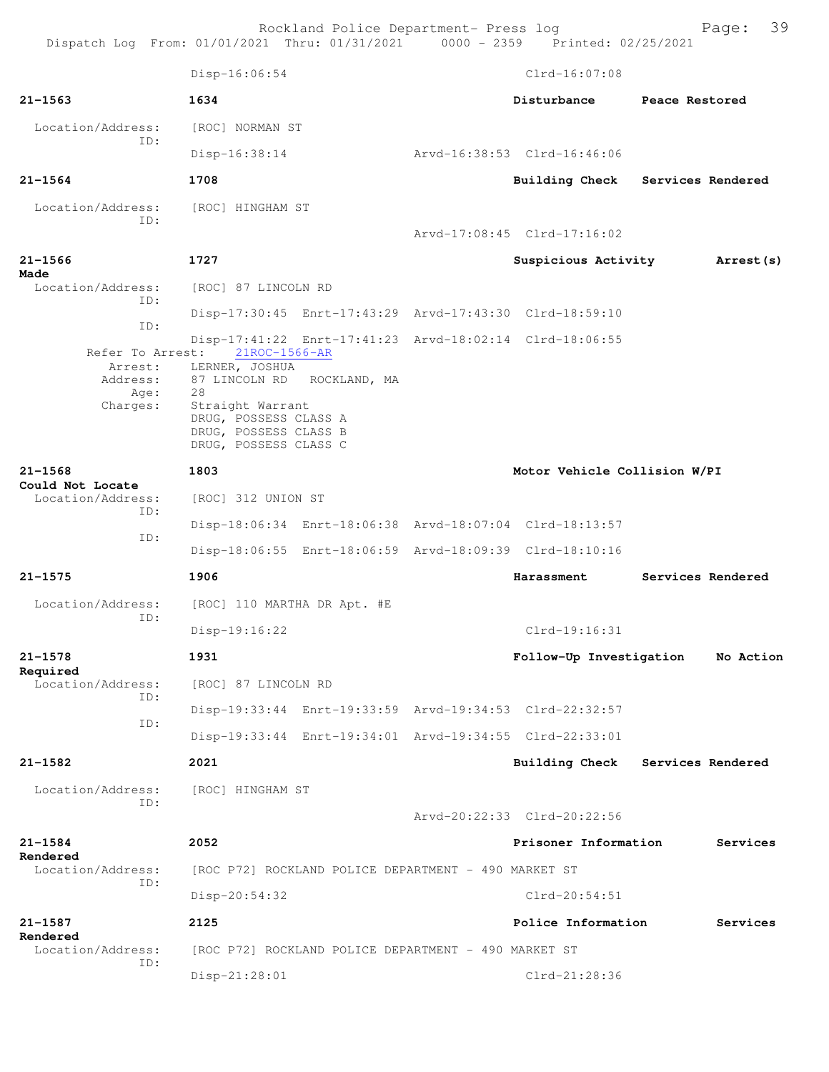Disp-16:06:54 Clrd-16:07:08

**21-1563** 1634 **Disturbance** **Peace Restored**

Location/Address: [ROC] NORMAN ST
ID:
Disp-16:38:14 Arvd-16:38:53 Clrd-16:46:06

**21-1564** 1708 **Building Check** **Services Rendered**

Location/Address: [ROC] HINGHAM ST
ID:
Arvd-17:08:45 Clrd-17:16:02

**21-1566** 1727 **Suspicious Activity** **Arrest(s) Made**

Location/Address: [ROC] 87 LINCOLN RD
ID:
Disp-17:30:45 Enrt-17:43:29 Arvd-17:43:30 Clrd-18:59:10
ID:
Disp-17:41:22 Enrt-17:41:23 Arvd-18:02:14 Clrd-18:06:55
Refer To Arrest: 21ROC-1566-AR
Arrest: LERNER, JOSHUA
Address: 87 LINCOLN RD ROCKLAND, MA
Age: 28
Charges: Straight Warrant
DRUG, POSSESS CLASS A
DRUG, POSSESS CLASS B
DRUG, POSSESS CLASS C

**21-1568** 1803 **Motor Vehicle Collision W/PI** **Could Not Locate**

Location/Address: [ROC] 312 UNION ST
ID:
Disp-18:06:34 Enrt-18:06:38 Arvd-18:07:04 Clrd-18:13:57
ID:
Disp-18:06:55 Enrt-18:06:59 Arvd-18:09:39 Clrd-18:10:16

**21-1575** 1906 **Harassment** **Services Rendered**

Location/Address: [ROC] 110 MARTHA DR Apt. #E
ID:
Disp-19:16:22 Clrd-19:16:31

**21-1578** 1931 **Follow-Up Investigation** **No Action Required**

Location/Address: [ROC] 87 LINCOLN RD
ID:
Disp-19:33:44 Enrt-19:33:59 Arvd-19:34:53 Clrd-22:32:57
ID:
Disp-19:33:44 Enrt-19:34:01 Arvd-19:34:55 Clrd-22:33:01

**21-1582** 2021 **Building Check** **Services Rendered**

Location/Address: [ROC] HINGHAM ST
ID:
Arvd-20:22:33 Clrd-20:22:56

**21-1584** 2052 **Prisoner Information** **Services Rendered**

Location/Address: [ROC P72] ROCKLAND POLICE DEPARTMENT - 490 MARKET ST
ID:
Disp-20:54:32 Clrd-20:54:51

**21-1587** 2125 **Police Information** **Services Rendered**

Location/Address: [ROC P72] ROCKLAND POLICE DEPARTMENT - 490 MARKET ST
ID:
Disp-21:28:01 Clrd-21:28:36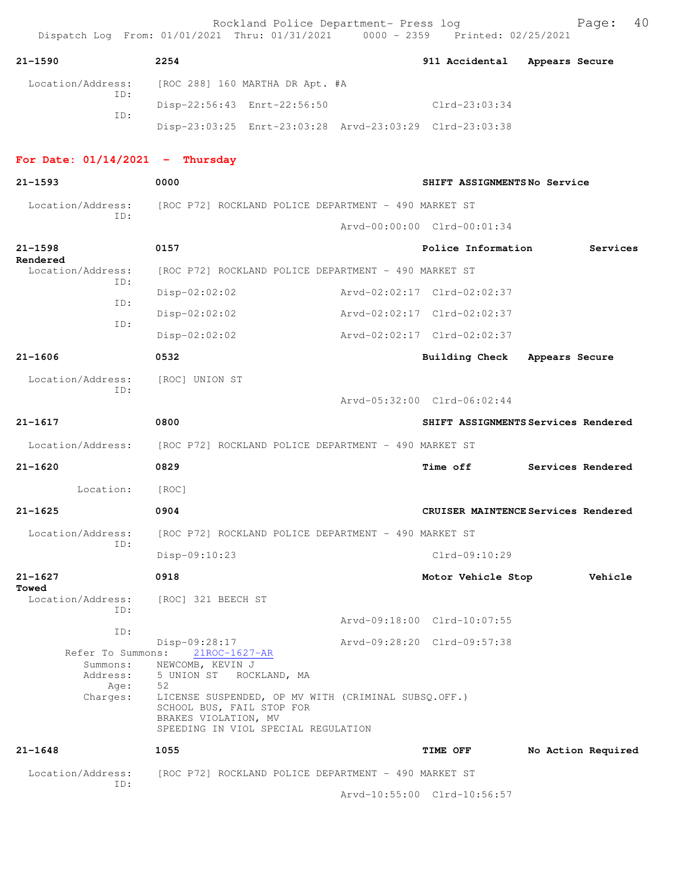**21-1590** 2254 **911 Accidental** **Appears Secure**

Location/Address: [ROC 288] 160 MARTHA DR Apt. #A
ID: Disp-22:56:43 Enrt-22:56:50 Clrd-23:03:34
ID: Disp-23:03:25 Enrt-23:03:28 Arvd-23:03:29 Clrd-23:03:38

## For Date: 01/14/2021 - Thursday

**21-1593** 0000 **SHIFT ASSIGNMENTS** **No Service**

Location/Address: [ROC P72] ROCKLAND POLICE DEPARTMENT - 490 MARKET ST
ID: Arvd-00:00:00 Clrd-00:01:34

**21-1598** 0157 **Police Information** **Services Rendered**

Location/Address: [ROC P72] ROCKLAND POLICE DEPARTMENT - 490 MARKET ST
ID: Disp-02:02:02 Arvd-02:02:17 Clrd-02:02:37
ID: Disp-02:02:02 Arvd-02:02:17 Clrd-02:02:37
ID: Disp-02:02:02 Arvd-02:02:17 Clrd-02:02:37

**21-1606** 0532 **Building Check** **Appears Secure**

Location/Address: [ROC] UNION ST
ID: Arvd-05:32:00 Clrd-06:02:44

**21-1617** 0800 **SHIFT ASSIGNMENTS** **Services Rendered**

Location/Address: [ROC P72] ROCKLAND POLICE DEPARTMENT - 490 MARKET ST

**21-1620** 0829 **Time off** **Services Rendered**

Location: [ROC]

**21-1625** 0904 **CRUISER MAINTENCE** **Services Rendered**

Location/Address: [ROC P72] ROCKLAND POLICE DEPARTMENT - 490 MARKET ST
ID: Disp-09:10:23 Clrd-09:10:29

**21-1627** 0918 **Motor Vehicle Stop** **Vehicle Towed**

Location/Address: [ROC] 321 BEECH ST
ID: Arvd-09:18:00 Clrd-10:07:55
ID: Disp-09:28:17 Arvd-09:28:20 Clrd-09:57:38
Refer To Summons: 21ROC-1627-AR
Summons: NEWCOMB, KEVIN J
Address: 5 UNION ST ROCKLAND, MA
Age: 52
Charges: LICENSE SUSPENDED, OP MV WITH (CRIMINAL SUBSQ.OFF.)
SCHOOL BUS, FAIL STOP FOR
BRAKES VIOLATION, MV
SPEEDING IN VIOL SPECIAL REGULATION

**21-1648** 1055 **TIME OFF** **No Action Required**

Location/Address: [ROC P72] ROCKLAND POLICE DEPARTMENT - 490 MARKET ST
ID: Arvd-10:55:00 Clrd-10:56:57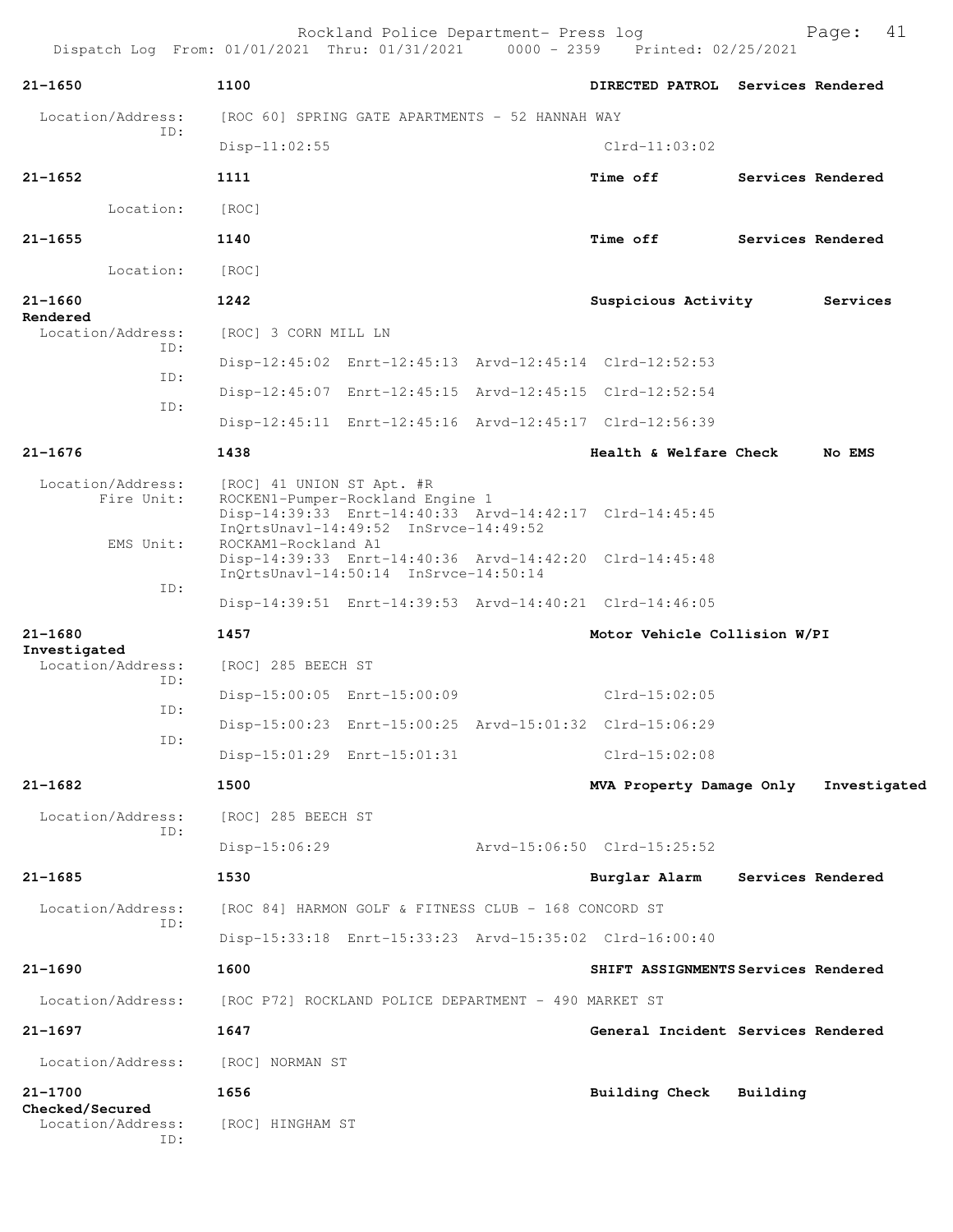```
21-1650             1100                                    DIRECTED PATROL  Services Rendered

  Location/Address:   [ROC 60] SPRING GATE APARTMENTS - 52 HANNAH WAY
               ID:
                      Disp-11:02:55                            Clrd-11:03:02

21-1652             1111                                    Time off         Services Rendered

         Location:    [ROC]

21-1655             1140                                    Time off         Services Rendered

         Location:    [ROC]

21-1660             1242                                    Suspicious Activity        Services
Rendered
  Location/Address:   [ROC] 3 CORN MILL LN
               ID:
                      Disp-12:45:02  Enrt-12:45:13  Arvd-12:45:14  Clrd-12:52:53
               ID:
                      Disp-12:45:07  Enrt-12:45:15  Arvd-12:45:15  Clrd-12:52:54
               ID:
                      Disp-12:45:11  Enrt-12:45:16  Arvd-12:45:17  Clrd-12:56:39

21-1676             1438                                    Health & Welfare Check     No EMS

  Location/Address:   [ROC] 41 UNION ST Apt. #R
        Fire Unit:    ROCKEN1-Pumper-Rockland Engine 1
                      Disp-14:39:33  Enrt-14:40:33  Arvd-14:42:17  Clrd-14:45:45
                      InQrtsUnavl-14:49:52  InSrvce-14:49:52
         EMS Unit:    ROCKAM1-Rockland A1
                      Disp-14:39:33  Enrt-14:40:36  Arvd-14:42:20  Clrd-14:45:48
                      InQrtsUnavl-14:50:14  InSrvce-14:50:14
               ID:
                      Disp-14:39:51  Enrt-14:39:53  Arvd-14:40:21  Clrd-14:46:05

21-1680             1457                                    Motor Vehicle Collision W/PI
Investigated
  Location/Address:   [ROC] 285 BEECH ST
               ID:
                      Disp-15:00:05  Enrt-15:00:09                 Clrd-15:02:05
               ID:
                      Disp-15:00:23  Enrt-15:00:25  Arvd-15:01:32  Clrd-15:06:29
               ID:
                      Disp-15:01:29  Enrt-15:01:31                 Clrd-15:02:08

21-1682             1500                                    MVA Property Damage Only   Investigated

  Location/Address:   [ROC] 285 BEECH ST
               ID:
                      Disp-15:06:29                 Arvd-15:06:50  Clrd-15:25:52

21-1685             1530                                    Burglar Alarm    Services Rendered

  Location/Address:   [ROC 84] HARMON GOLF & FITNESS CLUB - 168 CONCORD ST
               ID:
                      Disp-15:33:18  Enrt-15:33:23  Arvd-15:35:02  Clrd-16:00:40

21-1690             1600                                    SHIFT ASSIGNMENTS Services Rendered

  Location/Address:   [ROC P72] ROCKLAND POLICE DEPARTMENT - 490 MARKET ST

21-1697             1647                                    General Incident Services Rendered

  Location/Address:   [ROC] NORMAN ST

21-1700             1656                                    Building Check   Building
Checked/Secured
  Location/Address:   [ROC] HINGHAM ST
               ID:
```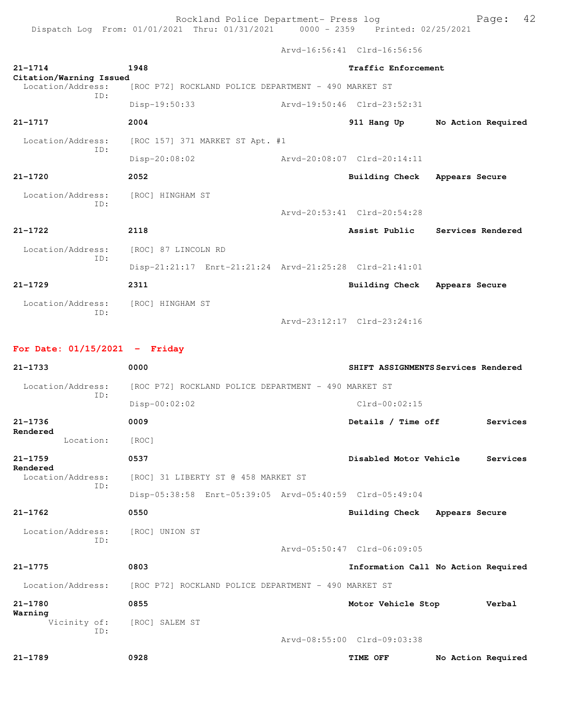Arvd-16:56:41 Clrd-16:56:56

**21-1714** **1948** **Traffic Enforcement**
**Citation/Warning Issued**
Location/Address: [ROC P72] ROCKLAND POLICE DEPARTMENT - 490 MARKET ST
ID:
Disp-19:50:33 Arvd-19:50:46 Clrd-23:52:31

**21-1717** **2004** **911 Hang Up** **No Action Required**
Location/Address: [ROC 157] 371 MARKET ST Apt. #1
ID:
Disp-20:08:02 Arvd-20:08:07 Clrd-20:14:11

**21-1720** **2052** **Building Check** **Appears Secure**
Location/Address: [ROC] HINGHAM ST
ID:
Arvd-20:53:41 Clrd-20:54:28

**21-1722** **2118** **Assist Public** **Services Rendered**
Location/Address: [ROC] 87 LINCOLN RD
ID:
Disp-21:21:17 Enrt-21:21:24 Arvd-21:25:28 Clrd-21:41:01

**21-1729** **2311** **Building Check** **Appears Secure**
Location/Address: [ROC] HINGHAM ST
ID:
Arvd-23:12:17 Clrd-23:24:16

## For Date: 01/15/2021 - Friday

**21-1733** **0000** **SHIFT ASSIGNMENTS** **Services Rendered**
Location/Address: [ROC P72] ROCKLAND POLICE DEPARTMENT - 490 MARKET ST
ID:
Disp-00:02:02 Clrd-00:02:15

**21-1736** **0009** **Details / Time off** **Services Rendered**
Location: [ROC]

**21-1759** **0537** **Disabled Motor Vehicle** **Services Rendered**
Location/Address: [ROC] 31 LIBERTY ST @ 458 MARKET ST
ID:
Disp-05:38:58 Enrt-05:39:05 Arvd-05:40:59 Clrd-05:49:04

**21-1762** **0550** **Building Check** **Appears Secure**
Location/Address: [ROC] UNION ST
ID:
Arvd-05:50:47 Clrd-06:09:05

**21-1775** **0803** **Information Call** **No Action Required**
Location/Address: [ROC P72] ROCKLAND POLICE DEPARTMENT - 490 MARKET ST

**21-1780** **0855** **Motor Vehicle Stop** **Verbal Warning**
Vicinity of: [ROC] SALEM ST
ID:
Arvd-08:55:00 Clrd-09:03:38

**21-1789** **0928** **TIME OFF** **No Action Required**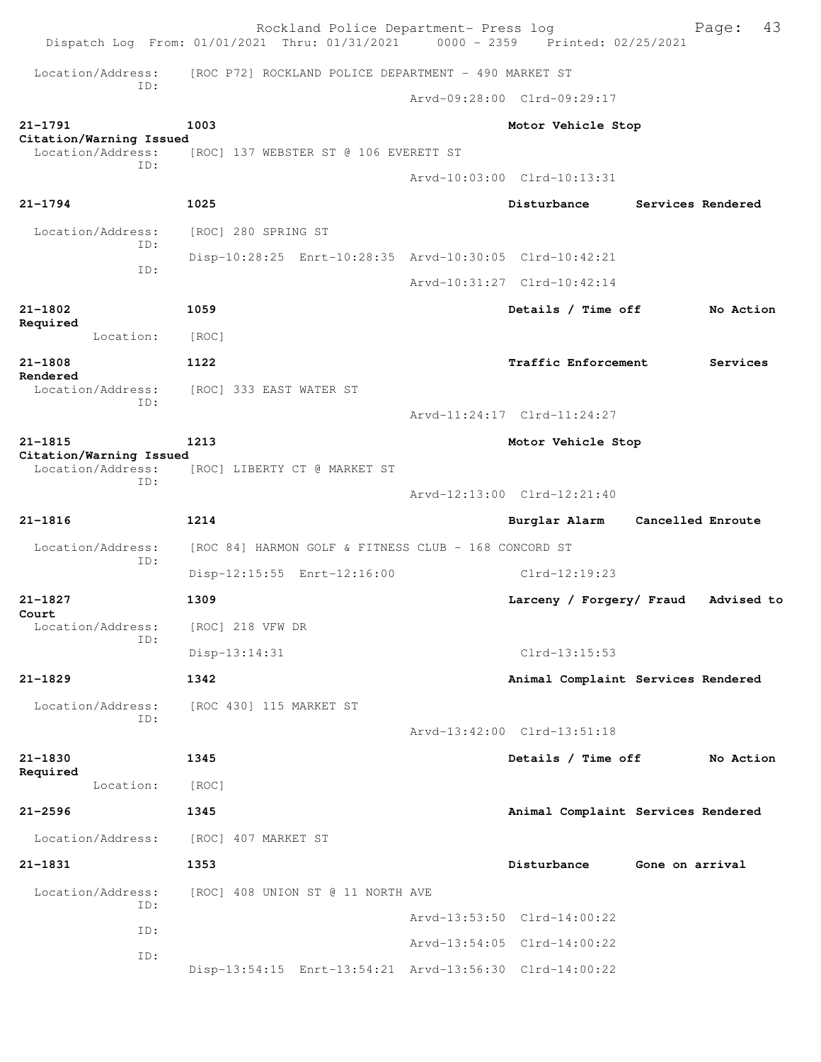Location/Address: [ROC P72] ROCKLAND POLICE DEPARTMENT - 490 MARKET ST
ID:
Arvd-09:28:00 Clrd-09:29:17

**21-1791** 1003 **Motor Vehicle Stop**
**Citation/Warning Issued**
Location/Address: [ROC] 137 WEBSTER ST @ 106 EVERETT ST
ID:
Arvd-10:03:00 Clrd-10:13:31

**21-1794** 1025 **Disturbance** **Services Rendered**
Location/Address: [ROC] 280 SPRING ST
ID:
Disp-10:28:25 Enrt-10:28:35 Arvd-10:30:05 Clrd-10:42:21
ID:
Arvd-10:31:27 Clrd-10:42:14

**21-1802** 1059 **Details / Time off** **No Action Required**
Location: [ROC]

**21-1808** 1122 **Traffic Enforcement** **Services Rendered**
Location/Address: [ROC] 333 EAST WATER ST
ID:
Arvd-11:24:17 Clrd-11:24:27

**21-1815** 1213 **Motor Vehicle Stop**
**Citation/Warning Issued**
Location/Address: [ROC] LIBERTY CT @ MARKET ST
ID:
Arvd-12:13:00 Clrd-12:21:40

**21-1816** 1214 **Burglar Alarm** **Cancelled Enroute**
Location/Address: [ROC 84] HARMON GOLF & FITNESS CLUB - 168 CONCORD ST
ID:
Disp-12:15:55 Enrt-12:16:00 Clrd-12:19:23

**21-1827** 1309 **Larceny / Forgery/ Fraud** **Advised to Court**
Location/Address: [ROC] 218 VFW DR
ID:
Disp-13:14:31 Clrd-13:15:53

**21-1829** 1342 **Animal Complaint** **Services Rendered**
Location/Address: [ROC 430] 115 MARKET ST
ID:
Arvd-13:42:00 Clrd-13:51:18

**21-1830** 1345 **Details / Time off** **No Action Required**
Location: [ROC]

**21-2596** 1345 **Animal Complaint** **Services Rendered**
Location/Address: [ROC] 407 MARKET ST

**21-1831** 1353 **Disturbance** **Gone on arrival**
Location/Address: [ROC] 408 UNION ST @ 11 NORTH AVE
ID:
Arvd-13:53:50 Clrd-14:00:22
ID:
Arvd-13:54:05 Clrd-14:00:22
ID:
Disp-13:54:15 Enrt-13:54:21 Arvd-13:56:30 Clrd-14:00:22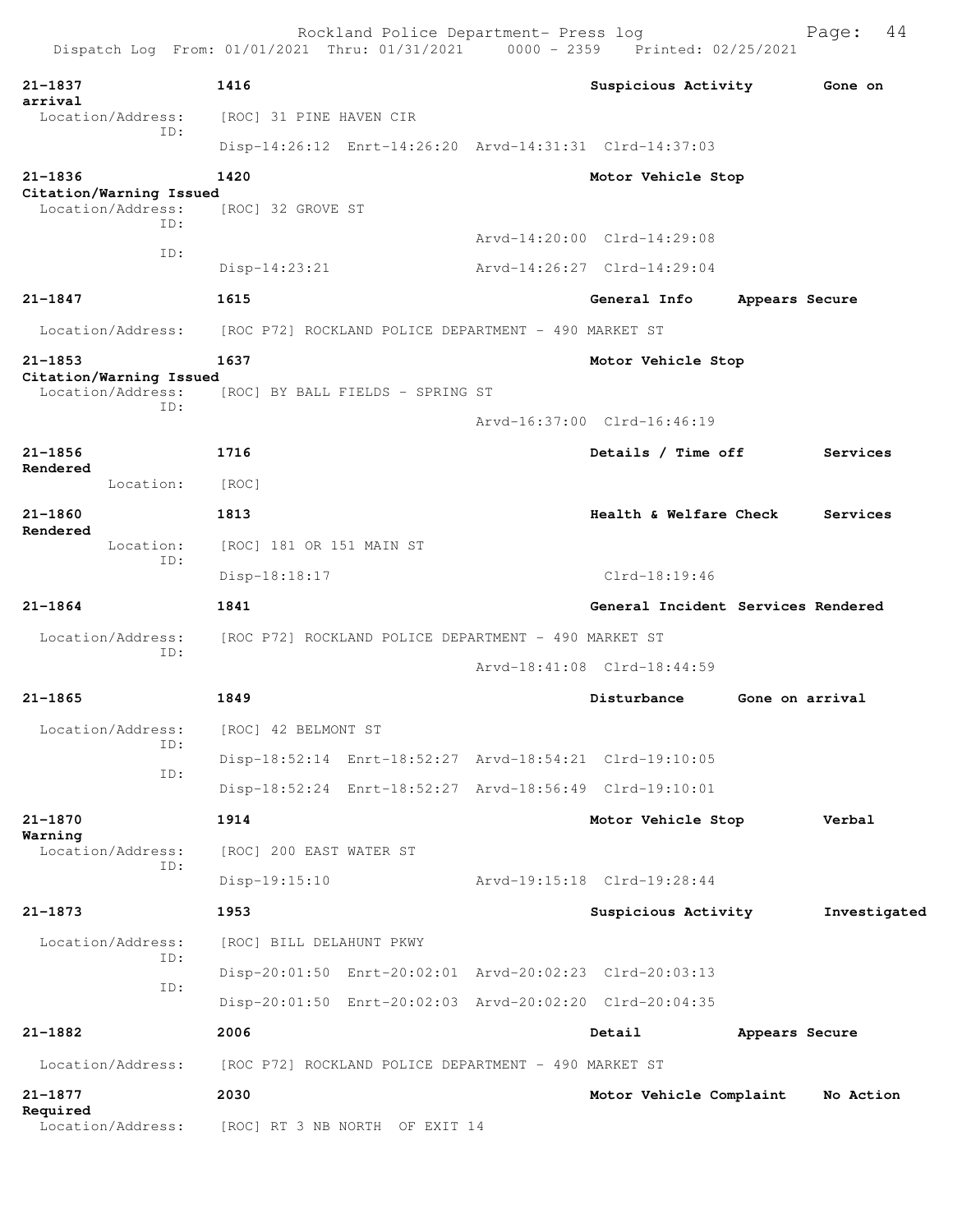Rockland Police Department- Press log
Dispatch Log From: 01/01/2021 Thru: 01/31/2021 0000 - 2359 Printed: 02/25/2021

```
21-1837              1416                                  Suspicious Activity        Gone on
arrival
  Location/Address:    [ROC] 31 PINE HAVEN CIR
              ID:
                       Disp-14:26:12  Enrt-14:26:20  Arvd-14:31:31  Clrd-14:37:03

21-1836              1420                                  Motor Vehicle Stop
Citation/Warning Issued
  Location/Address:    [ROC] 32 GROVE ST
              ID:
                                                     Arvd-14:20:00  Clrd-14:29:08
              ID:
                       Disp-14:23:21                 Arvd-14:26:27  Clrd-14:29:04

21-1847              1615                                  General Info      Appears Secure

  Location/Address:    [ROC P72] ROCKLAND POLICE DEPARTMENT - 490 MARKET ST

21-1853              1637                                  Motor Vehicle Stop
Citation/Warning Issued
  Location/Address:    [ROC] BY BALL FIELDS - SPRING ST
              ID:
                                                     Arvd-16:37:00  Clrd-16:46:19

21-1856              1716                                  Details / Time off          Services
Rendered
         Location:     [ROC]

21-1860              1813                                  Health & Welfare Check      Services
Rendered
         Location:     [ROC] 181 OR 151 MAIN ST
              ID:
                       Disp-18:18:17                                Clrd-18:19:46

21-1864              1841                                  General Incident Services Rendered

  Location/Address:    [ROC P72] ROCKLAND POLICE DEPARTMENT - 490 MARKET ST
              ID:
                                                     Arvd-18:41:08  Clrd-18:44:59

21-1865              1849                                  Disturbance       Gone on arrival

  Location/Address:    [ROC] 42 BELMONT ST
              ID:
                       Disp-18:52:14  Enrt-18:52:27  Arvd-18:54:21  Clrd-19:10:05
              ID:
                       Disp-18:52:24  Enrt-18:52:27  Arvd-18:56:49  Clrd-19:10:01

21-1870              1914                                  Motor Vehicle Stop          Verbal
Warning
  Location/Address:    [ROC] 200 EAST WATER ST
              ID:
                       Disp-19:15:10                 Arvd-19:15:18  Clrd-19:28:44

21-1873              1953                                  Suspicious Activity        Investigated

  Location/Address:    [ROC] BILL DELAHUNT PKWY
              ID:
                       Disp-20:01:50  Enrt-20:02:01  Arvd-20:02:23  Clrd-20:03:13
              ID:
                       Disp-20:01:50  Enrt-20:02:03  Arvd-20:02:20  Clrd-20:04:35

21-1882              2006                                  Detail            Appears Secure

  Location/Address:    [ROC P72] ROCKLAND POLICE DEPARTMENT - 490 MARKET ST

21-1877              2030                                  Motor Vehicle Complaint     No Action
Required
  Location/Address:    [ROC] RT 3 NB NORTH  OF EXIT 14
```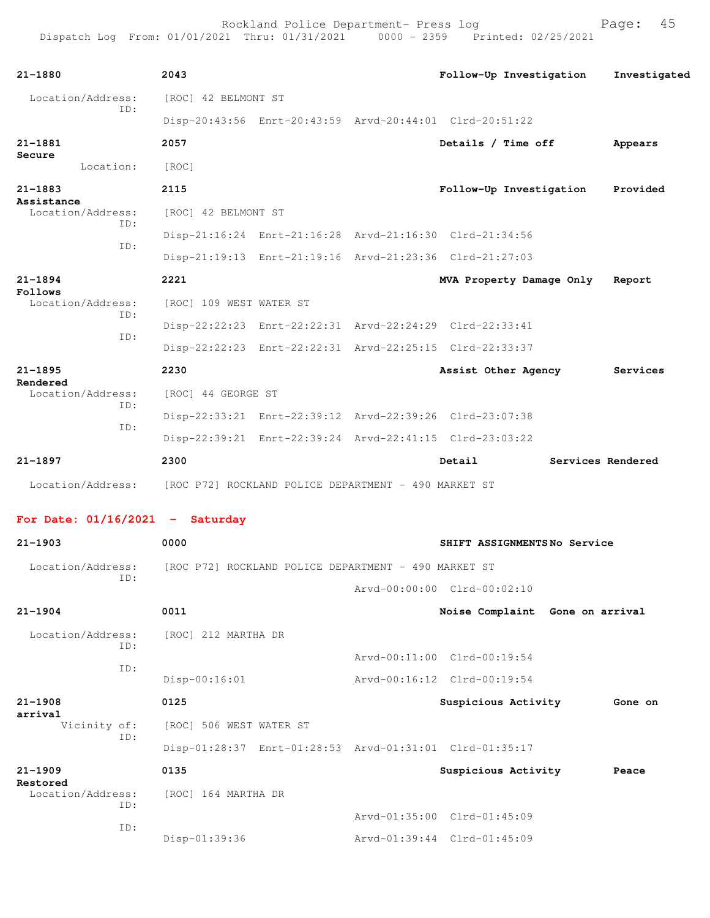Rockland Police Department- Press log
Dispatch Log From: 01/01/2021 Thru: 01/31/2021 0000 - 2359 Printed: 02/25/2021

**21-1880** **2043** **Follow-Up Investigation** **Investigated**
Location/Address: [ROC] 42 BELMONT ST
ID:
Disp-20:43:56 Enrt-20:43:59 Arvd-20:44:01 Clrd-20:51:22

**21-1881** **2057** **Details / Time off** **Appears Secure**
Location: [ROC]

**21-1883** **2115** **Follow-Up Investigation** **Provided Assistance**
Location/Address: [ROC] 42 BELMONT ST
ID:
Disp-21:16:24 Enrt-21:16:28 Arvd-21:16:30 Clrd-21:34:56
ID:
Disp-21:19:13 Enrt-21:19:16 Arvd-21:23:36 Clrd-21:27:03

**21-1894** **2221** **MVA Property Damage Only** **Report Follows**
Location/Address: [ROC] 109 WEST WATER ST
ID:
Disp-22:22:23 Enrt-22:22:31 Arvd-22:24:29 Clrd-22:33:41
ID:
Disp-22:22:23 Enrt-22:22:31 Arvd-22:25:15 Clrd-22:33:37

**21-1895** **2230** **Assist Other Agency** **Services Rendered**
Location/Address: [ROC] 44 GEORGE ST
ID:
Disp-22:33:21 Enrt-22:39:12 Arvd-22:39:26 Clrd-23:07:38
ID:
Disp-22:39:21 Enrt-22:39:24 Arvd-22:41:15 Clrd-23:03:22

**21-1897** **2300** **Detail** **Services Rendered**
Location/Address: [ROC P72] ROCKLAND POLICE DEPARTMENT - 490 MARKET ST

## For Date: 01/16/2021 - Saturday

**21-1903** **0000** **SHIFT ASSIGNMENTS** **No Service**
Location/Address: [ROC P72] ROCKLAND POLICE DEPARTMENT - 490 MARKET ST
ID:
Arvd-00:00:00 Clrd-00:02:10

**21-1904** **0011** **Noise Complaint** **Gone on arrival**
Location/Address: [ROC] 212 MARTHA DR
ID:
Arvd-00:11:00 Clrd-00:19:54
ID:
Disp-00:16:01 Arvd-00:16:12 Clrd-00:19:54

**21-1908** **0125** **Suspicious Activity** **Gone on arrival**
Vicinity of: [ROC] 506 WEST WATER ST
ID:
Disp-01:28:37 Enrt-01:28:53 Arvd-01:31:01 Clrd-01:35:17

**21-1909** **0135** **Suspicious Activity** **Peace Restored**
Location/Address: [ROC] 164 MARTHA DR
ID:
Arvd-01:35:00 Clrd-01:45:09
ID:
Disp-01:39:36 Arvd-01:39:44 Clrd-01:45:09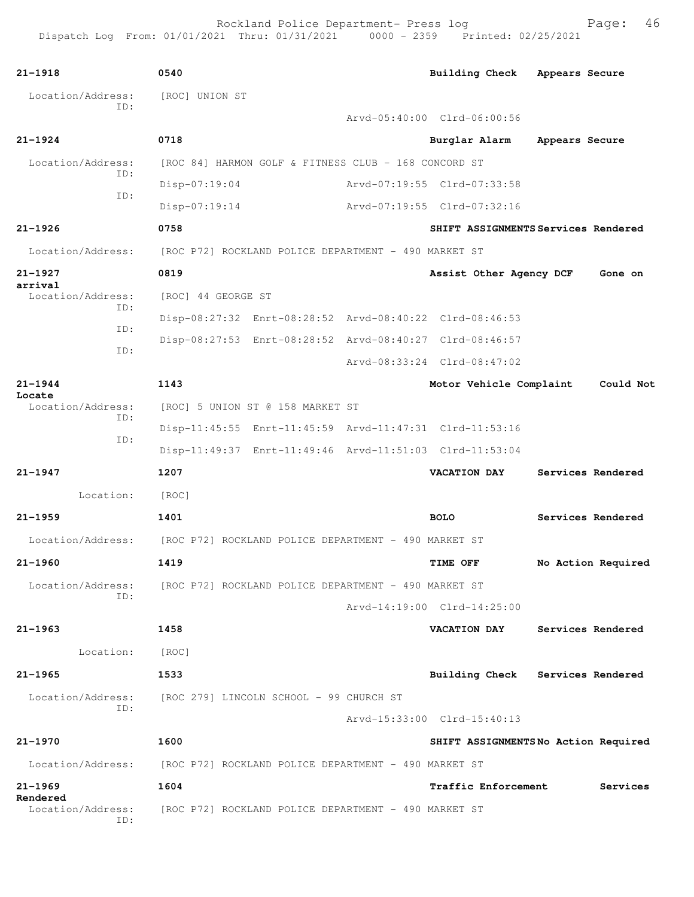**21-1918** 0540 **Building Check** Appears Secure

Location/Address: [ROC] UNION ST
ID:
Arvd-05:40:00 Clrd-06:00:56

**21-1924** 0718 **Burglar Alarm** Appears Secure

Location/Address: [ROC 84] HARMON GOLF & FITNESS CLUB - 168 CONCORD ST
ID:
Disp-07:19:04 Arvd-07:19:55 Clrd-07:33:58
ID:
Disp-07:19:14 Arvd-07:19:55 Clrd-07:32:16

**21-1926** 0758 **SHIFT ASSIGNMENTS** Services Rendered

Location/Address: [ROC P72] ROCKLAND POLICE DEPARTMENT - 490 MARKET ST

**21-1927** 0819 **Assist Other Agency DCF** Gone on arrival

Location/Address: [ROC] 44 GEORGE ST
ID:
Disp-08:27:32 Enrt-08:28:52 Arvd-08:40:22 Clrd-08:46:53
ID:
Disp-08:27:53 Enrt-08:28:52 Arvd-08:40:27 Clrd-08:46:57
ID:
Arvd-08:33:24 Clrd-08:47:02

**21-1944** 1143 **Motor Vehicle Complaint** Could Not Locate

Location/Address: [ROC] 5 UNION ST @ 158 MARKET ST
ID:
Disp-11:45:55 Enrt-11:45:59 Arvd-11:47:31 Clrd-11:53:16
ID:
Disp-11:49:37 Enrt-11:49:46 Arvd-11:51:03 Clrd-11:53:04

**21-1947** 1207 **VACATION DAY** Services Rendered

Location: [ROC]

**21-1959** 1401 **BOLO** Services Rendered

Location/Address: [ROC P72] ROCKLAND POLICE DEPARTMENT - 490 MARKET ST

**21-1960** 1419 **TIME OFF** No Action Required

Location/Address: [ROC P72] ROCKLAND POLICE DEPARTMENT - 490 MARKET ST
ID:
Arvd-14:19:00 Clrd-14:25:00

**21-1963** 1458 **VACATION DAY** Services Rendered

Location: [ROC]

**21-1965** 1533 **Building Check** Services Rendered

Location/Address: [ROC 279] LINCOLN SCHOOL - 99 CHURCH ST
ID:
Arvd-15:33:00 Clrd-15:40:13

**21-1970** 1600 **SHIFT ASSIGNMENTS** No Action Required

Location/Address: [ROC P72] ROCKLAND POLICE DEPARTMENT - 490 MARKET ST

**21-1969** 1604 **Traffic Enforcement** Services Rendered

Location/Address: [ROC P72] ROCKLAND POLICE DEPARTMENT - 490 MARKET ST
ID: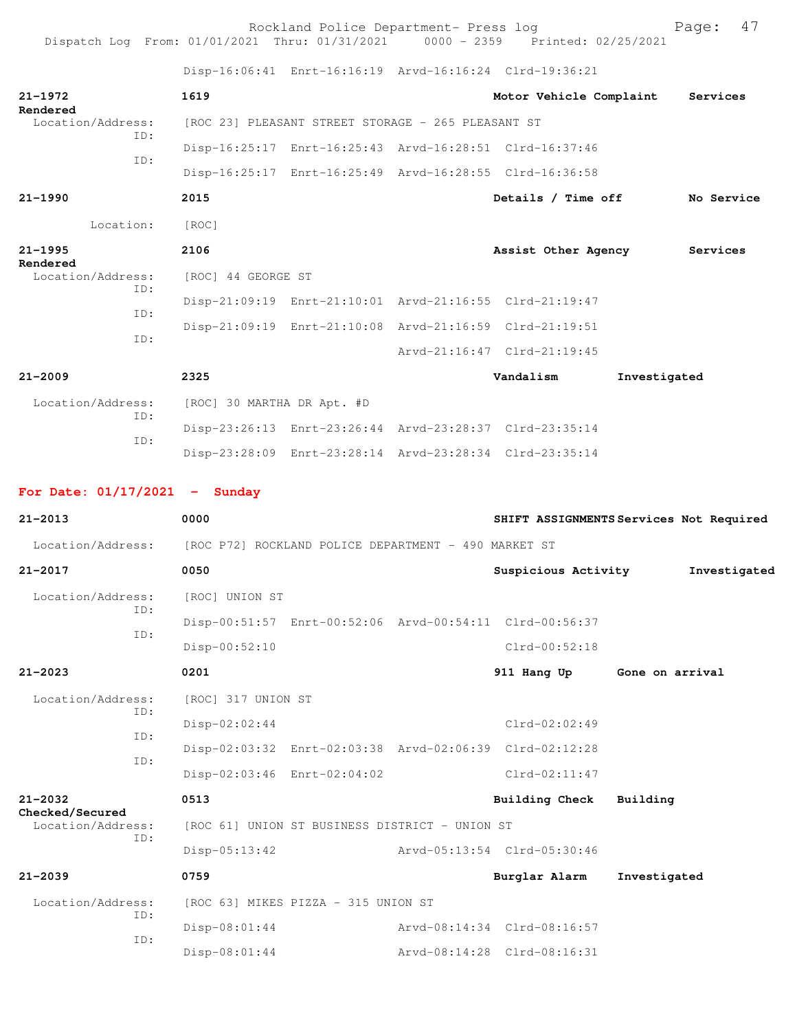Disp-16:06:41 Enrt-16:16:19 Arvd-16:16:24 Clrd-19:36:21

**21-1972** **1619** **Motor Vehicle Complaint** **Services Rendered**
Location/Address: [ROC 23] PLEASANT STREET STORAGE - 265 PLEASANT ST
ID: Disp-16:25:17 Enrt-16:25:43 Arvd-16:28:51 Clrd-16:37:46
ID: Disp-16:25:17 Enrt-16:25:49 Arvd-16:28:55 Clrd-16:36:58

**21-1990** **2015** **Details / Time off** **No Service**
Location: [ROC]

**21-1995** **2106** **Assist Other Agency** **Services Rendered**
Location/Address: [ROC] 44 GEORGE ST
ID: Disp-21:09:19 Enrt-21:10:01 Arvd-21:16:55 Clrd-21:19:47
ID: Disp-21:09:19 Enrt-21:10:08 Arvd-21:16:59 Clrd-21:19:51
ID: Arvd-21:16:47 Clrd-21:19:45

**21-2009** **2325** **Vandalism** **Investigated**
Location/Address: [ROC] 30 MARTHA DR Apt. #D
ID: Disp-23:26:13 Enrt-23:26:44 Arvd-23:28:37 Clrd-23:35:14
ID: Disp-23:28:09 Enrt-23:28:14 Arvd-23:28:34 Clrd-23:35:14

## For Date: 01/17/2021 - Sunday

**21-2013** **0000** **SHIFT ASSIGNMENTS** **Services Not Required**
Location/Address: [ROC P72] ROCKLAND POLICE DEPARTMENT - 490 MARKET ST

**21-2017** **0050** **Suspicious Activity** **Investigated**
Location/Address: [ROC] UNION ST
ID: Disp-00:51:57 Enrt-00:52:06 Arvd-00:54:11 Clrd-00:56:37
ID: Disp-00:52:10 Clrd-00:52:18

**21-2023** **0201** **911 Hang Up** **Gone on arrival**
Location/Address: [ROC] 317 UNION ST
ID: Disp-02:02:44 Clrd-02:02:49
ID: Disp-02:03:32 Enrt-02:03:38 Arvd-02:06:39 Clrd-02:12:28
ID: Disp-02:03:46 Enrt-02:04:02 Clrd-02:11:47

**21-2032** **0513** **Building Check** **Building Checked/Secured**
Location/Address: [ROC 61] UNION ST BUSINESS DISTRICT - UNION ST
ID: Disp-05:13:42 Arvd-05:13:54 Clrd-05:30:46

**21-2039** **0759** **Burglar Alarm** **Investigated**
Location/Address: [ROC 63] MIKES PIZZA - 315 UNION ST
ID: Disp-08:01:44 Arvd-08:14:34 Clrd-08:16:57
ID: Disp-08:01:44 Arvd-08:14:28 Clrd-08:16:31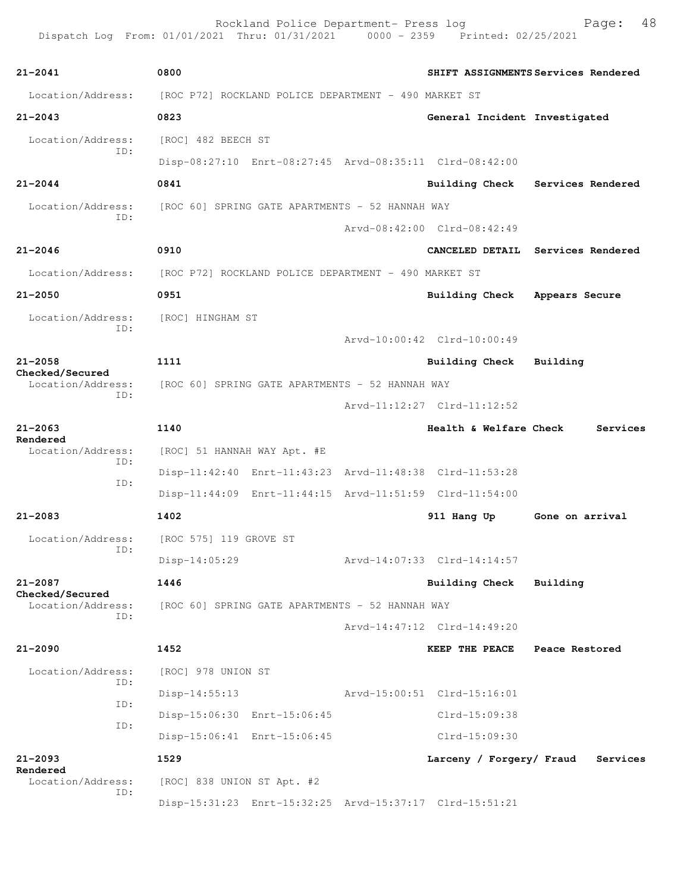| Call # | Time | Call Reason | Action |
|---|---|---|---|
| 21-2041 | 0800 | SHIFT ASSIGNMENTS | Services Rendered |

Location/Address: [ROC P72] ROCKLAND POLICE DEPARTMENT - 490 MARKET ST

| Call # | Time | Call Reason | Action |
|---|---|---|---|
| 21-2043 | 0823 | General Incident | Investigated |

Location/Address: [ROC] 482 BEECH ST
ID: Disp-08:27:10 Enrt-08:27:45 Arvd-08:35:11 Clrd-08:42:00

| Call # | Time | Call Reason | Action |
|---|---|---|---|
| 21-2044 | 0841 | Building Check | Services Rendered |

Location/Address: [ROC 60] SPRING GATE APARTMENTS - 52 HANNAH WAY
ID: Arvd-08:42:00 Clrd-08:42:49

| Call # | Time | Call Reason | Action |
|---|---|---|---|
| 21-2046 | 0910 | CANCELED DETAIL | Services Rendered |

Location/Address: [ROC P72] ROCKLAND POLICE DEPARTMENT - 490 MARKET ST

| Call # | Time | Call Reason | Action |
|---|---|---|---|
| 21-2050 | 0951 | Building Check | Appears Secure |

Location/Address: [ROC] HINGHAM ST
ID: Arvd-10:00:42 Clrd-10:00:49

| Call # | Time | Call Reason | Action |
|---|---|---|---|
| 21-2058 | 1111 | Building Check | Building Checked/Secured |

Location/Address: [ROC 60] SPRING GATE APARTMENTS - 52 HANNAH WAY
ID: Arvd-11:12:27 Clrd-11:12:52

| Call # | Time | Call Reason | Action |
|---|---|---|---|
| 21-2063 | 1140 | Health & Welfare Check | Services Rendered |

Location/Address: [ROC] 51 HANNAH WAY Apt. #E
ID: Disp-11:42:40 Enrt-11:43:23 Arvd-11:48:38 Clrd-11:53:28
ID: Disp-11:44:09 Enrt-11:44:15 Arvd-11:51:59 Clrd-11:54:00

| Call # | Time | Call Reason | Action |
|---|---|---|---|
| 21-2083 | 1402 | 911 Hang Up | Gone on arrival |

Location/Address: [ROC 575] 119 GROVE ST
ID: Disp-14:05:29 Arvd-14:07:33 Clrd-14:14:57

| Call # | Time | Call Reason | Action |
|---|---|---|---|
| 21-2087 | 1446 | Building Check | Building Checked/Secured |

Location/Address: [ROC 60] SPRING GATE APARTMENTS - 52 HANNAH WAY
ID: Arvd-14:47:12 Clrd-14:49:20

| Call # | Time | Call Reason | Action |
|---|---|---|---|
| 21-2090 | 1452 | KEEP THE PEACE | Peace Restored |

Location/Address: [ROC] 978 UNION ST
ID: Disp-14:55:13 Arvd-15:00:51 Clrd-15:16:01
ID: Disp-15:06:30 Enrt-15:06:45 Clrd-15:09:38
ID: Disp-15:06:41 Enrt-15:06:45 Clrd-15:09:30

| Call # | Time | Call Reason | Action |
|---|---|---|---|
| 21-2093 | 1529 | Larceny / Forgery/ Fraud | Services Rendered |

Location/Address: [ROC] 838 UNION ST Apt. #2
ID: Disp-15:31:23 Enrt-15:32:25 Arvd-15:37:17 Clrd-15:51:21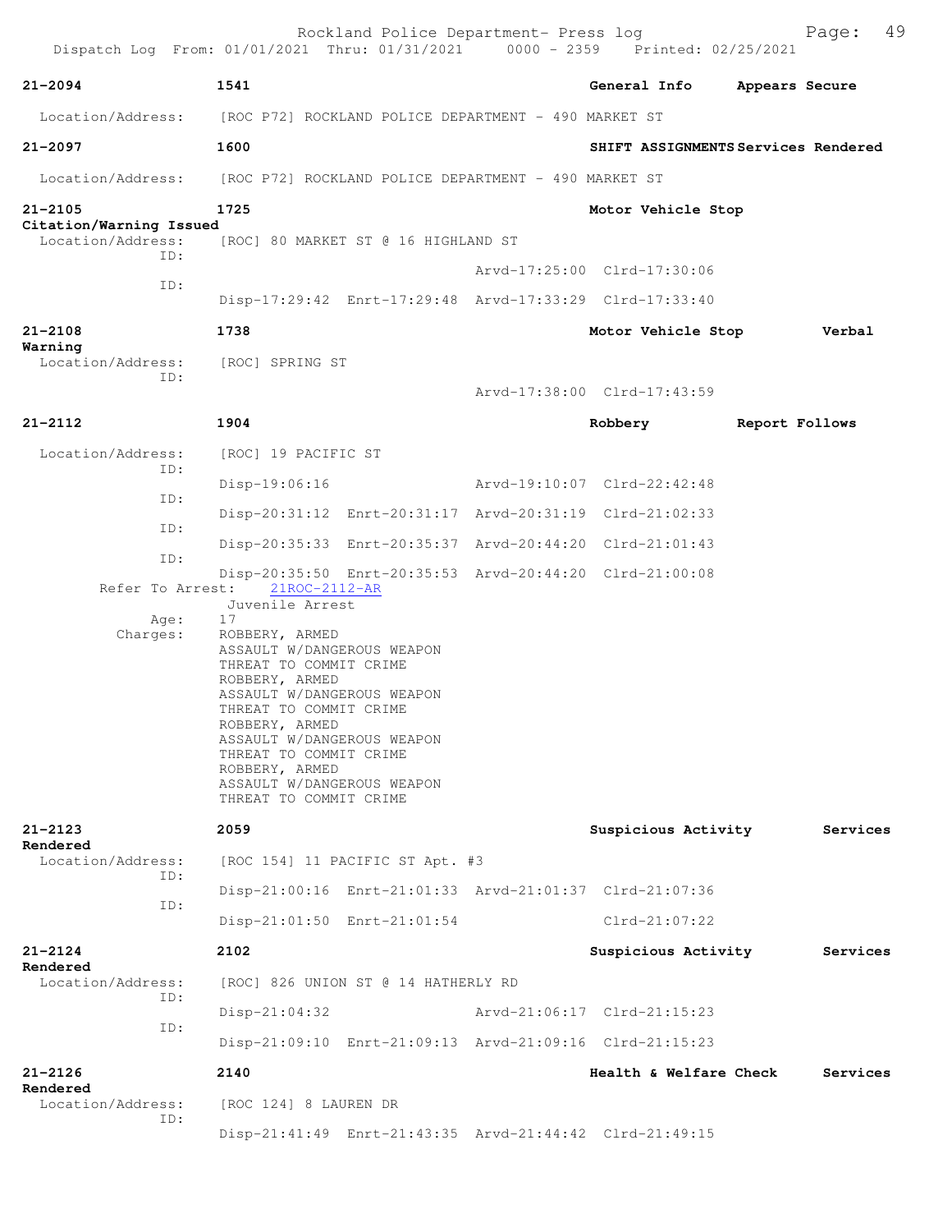**21-2094** 1541 General Info Appears Secure

Location/Address: [ROC P72] ROCKLAND POLICE DEPARTMENT - 490 MARKET ST

**21-2097** 1600 SHIFT ASSIGNMENTS Services Rendered

Location/Address: [ROC P72] ROCKLAND POLICE DEPARTMENT - 490 MARKET ST

**21-2105** 1725 Motor Vehicle Stop Citation/Warning Issued

Location/Address: [ROC] 80 MARKET ST @ 16 HIGHLAND ST

ID: Arvd-17:25:00 Clrd-17:30:06

ID: Disp-17:29:42 Enrt-17:29:48 Arvd-17:33:29 Clrd-17:33:40

**21-2108** 1738 Motor Vehicle Stop Verbal Warning

Location/Address: [ROC] SPRING ST

ID: Arvd-17:38:00 Clrd-17:43:59

**21-2112** 1904 Robbery Report Follows

Location/Address: [ROC] 19 PACIFIC ST

ID: Disp-19:06:16 Arvd-19:10:07 Clrd-22:42:48

ID: Disp-20:31:12 Enrt-20:31:17 Arvd-20:31:19 Clrd-21:02:33

ID: Disp-20:35:33 Enrt-20:35:37 Arvd-20:44:20 Clrd-21:01:43

ID: Disp-20:35:50 Enrt-20:35:53 Arvd-20:44:20 Clrd-21:00:08

Refer To Arrest: 21ROC-2112-AR

Juvenile Arrest

Age: 17

Charges: ROBBERY, ARMED
ASSAULT W/DANGEROUS WEAPON
THREAT TO COMMIT CRIME
ROBBERY, ARMED
ASSAULT W/DANGEROUS WEAPON
THREAT TO COMMIT CRIME
ROBBERY, ARMED
ASSAULT W/DANGEROUS WEAPON
THREAT TO COMMIT CRIME
ROBBERY, ARMED
ASSAULT W/DANGEROUS WEAPON
THREAT TO COMMIT CRIME

**21-2123** 2059 Suspicious Activity Services Rendered

Location/Address: [ROC 154] 11 PACIFIC ST Apt. #3

ID: Disp-21:00:16 Enrt-21:01:33 Arvd-21:01:37 Clrd-21:07:36

ID: Disp-21:01:50 Enrt-21:01:54 Clrd-21:07:22

**21-2124** 2102 Suspicious Activity Services Rendered

Location/Address: [ROC] 826 UNION ST @ 14 HATHERLY RD

ID: Disp-21:04:32 Arvd-21:06:17 Clrd-21:15:23

ID: Disp-21:09:10 Enrt-21:09:13 Arvd-21:09:16 Clrd-21:15:23

**21-2126** 2140 Health & Welfare Check Services Rendered

Location/Address: [ROC 124] 8 LAUREN DR

ID: Disp-21:41:49 Enrt-21:43:35 Arvd-21:44:42 Clrd-21:49:15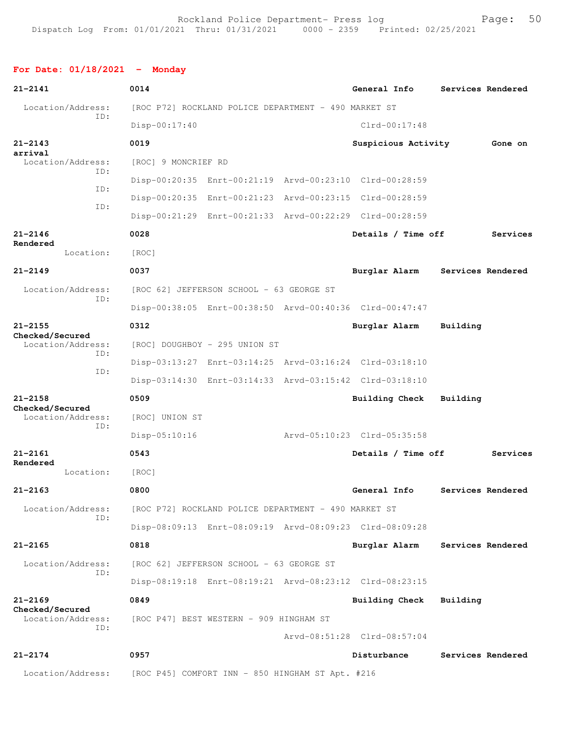Rockland Police Department- Press log
Dispatch Log From: 01/01/2021 Thru: 01/31/2021 0000 - 2359 Printed: 02/25/2021

## For Date: 01/18/2021 - Monday

**21-2141** **0014** **General Info** **Services Rendered**
Location/Address: [ROC P72] ROCKLAND POLICE DEPARTMENT - 490 MARKET ST
ID:
Disp-00:17:40 Clrd-00:17:48

**21-2143** **0019** **Suspicious Activity** **Gone on arrival**
Location/Address: [ROC] 9 MONCRIEF RD
ID:
Disp-00:20:35 Enrt-00:21:19 Arvd-00:23:10 Clrd-00:28:59
ID:
Disp-00:20:35 Enrt-00:21:23 Arvd-00:23:15 Clrd-00:28:59
ID:
Disp-00:21:29 Enrt-00:21:33 Arvd-00:22:29 Clrd-00:28:59

**21-2146** **0028** **Details / Time off** **Services Rendered**
Location: [ROC]

**21-2149** **0037** **Burglar Alarm** **Services Rendered**
Location/Address: [ROC 62] JEFFERSON SCHOOL - 63 GEORGE ST
ID:
Disp-00:38:05 Enrt-00:38:50 Arvd-00:40:36 Clrd-00:47:47

**21-2155** **0312** **Burglar Alarm** **Building Checked/Secured**
Location/Address: [ROC] DOUGHBOY - 295 UNION ST
ID:
Disp-03:13:27 Enrt-03:14:25 Arvd-03:16:24 Clrd-03:18:10
ID:
Disp-03:14:30 Enrt-03:14:33 Arvd-03:15:42 Clrd-03:18:10

**21-2158** **0509** **Building Check** **Building Checked/Secured**
Location/Address: [ROC] UNION ST
ID:
Disp-05:10:16 Arvd-05:10:23 Clrd-05:35:58

**21-2161** **0543** **Details / Time off** **Services Rendered**
Location: [ROC]

**21-2163** **0800** **General Info** **Services Rendered**
Location/Address: [ROC P72] ROCKLAND POLICE DEPARTMENT - 490 MARKET ST
ID:
Disp-08:09:13 Enrt-08:09:19 Arvd-08:09:23 Clrd-08:09:28

**21-2165** **0818** **Burglar Alarm** **Services Rendered**
Location/Address: [ROC 62] JEFFERSON SCHOOL - 63 GEORGE ST
ID:
Disp-08:19:18 Enrt-08:19:21 Arvd-08:23:12 Clrd-08:23:15

**21-2169** **0849** **Building Check** **Building Checked/Secured**
Location/Address: [ROC P47] BEST WESTERN - 909 HINGHAM ST
ID:
Arvd-08:51:28 Clrd-08:57:04

**21-2174** **0957** **Disturbance** **Services Rendered**
Location/Address: [ROC P45] COMFORT INN - 850 HINGHAM ST Apt. #216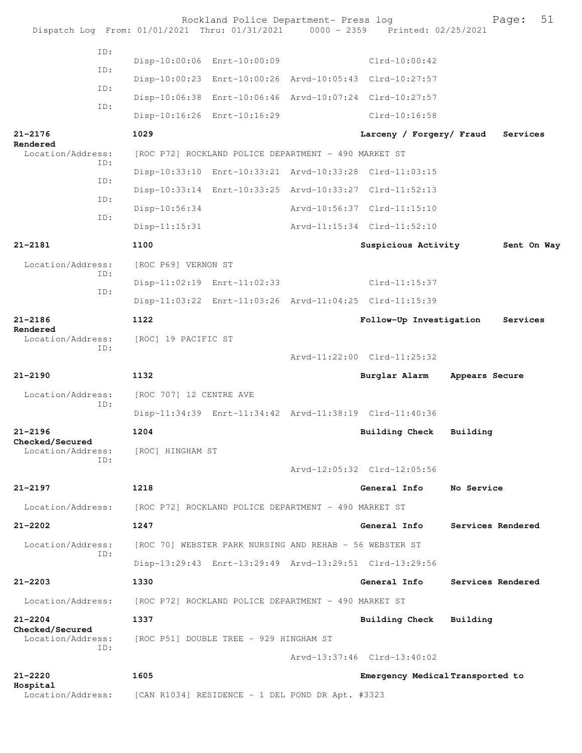Dispatch Log From: 01/01/2021 Thru: 01/31/2021 0000 - 2359 Printed: 02/25/2021

```
           ID:
                    Disp-10:00:06  Enrt-10:00:09                 Clrd-10:00:42
           ID:
                    Disp-10:00:23  Enrt-10:00:26  Arvd-10:05:43  Clrd-10:27:57
           ID:
                    Disp-10:06:38  Enrt-10:06:46  Arvd-10:07:24  Clrd-10:27:57
           ID:
                    Disp-10:16:26  Enrt-10:16:29                 Clrd-10:16:58

21-2176             1029                               Larceny / Forgery/ Fraud   Services Rendered
  Location/Address:  [ROC P72] ROCKLAND POLICE DEPARTMENT - 490 MARKET ST
           ID:
                    Disp-10:33:10  Enrt-10:33:21  Arvd-10:33:28  Clrd-11:03:15
           ID:
                    Disp-10:33:14  Enrt-10:33:25  Arvd-10:33:27  Clrd-11:52:13
           ID:
                    Disp-10:56:34                 Arvd-10:56:37  Clrd-11:15:10
           ID:
                    Disp-11:15:31                 Arvd-11:15:34  Clrd-11:52:10

21-2181             1100                               Suspicious Activity        Sent On Way
  Location/Address:  [ROC P69] VERNON ST
           ID:
                    Disp-11:02:19  Enrt-11:02:33                 Clrd-11:15:37
           ID:
                    Disp-11:03:22  Enrt-11:03:26  Arvd-11:04:25  Clrd-11:15:39

21-2186             1122                               Follow-Up Investigation    Services Rendered
  Location/Address:  [ROC] 19 PACIFIC ST
           ID:
                                                  Arvd-11:22:00  Clrd-11:25:32

21-2190             1132                               Burglar Alarm    Appears Secure
  Location/Address:  [ROC 707] 12 CENTRE AVE
           ID:
                    Disp-11:34:39  Enrt-11:34:42  Arvd-11:38:19  Clrd-11:40:36

21-2196             1204                               Building Check   Building Checked/Secured
  Location/Address:  [ROC] HINGHAM ST
           ID:
                                                  Arvd-12:05:32  Clrd-12:05:56

21-2197             1218                               General Info     No Service
  Location/Address:  [ROC P72] ROCKLAND POLICE DEPARTMENT - 490 MARKET ST

21-2202             1247                               General Info     Services Rendered
  Location/Address:  [ROC 70] WEBSTER PARK NURSING AND REHAB - 56 WEBSTER ST
           ID:
                    Disp-13:29:43  Enrt-13:29:49  Arvd-13:29:51  Clrd-13:29:56

21-2203             1330                               General Info     Services Rendered
  Location/Address:  [ROC P72] ROCKLAND POLICE DEPARTMENT - 490 MARKET ST

21-2204             1337                               Building Check   Building Checked/Secured
  Location/Address:  [ROC P51] DOUBLE TREE - 929 HINGHAM ST
           ID:
                                                  Arvd-13:37:46  Clrd-13:40:02

21-2220             1605                               Emergency Medical Transported to Hospital
  Location/Address:  [CAN R1034] RESIDENCE - 1 DEL POND DR Apt. #3323
```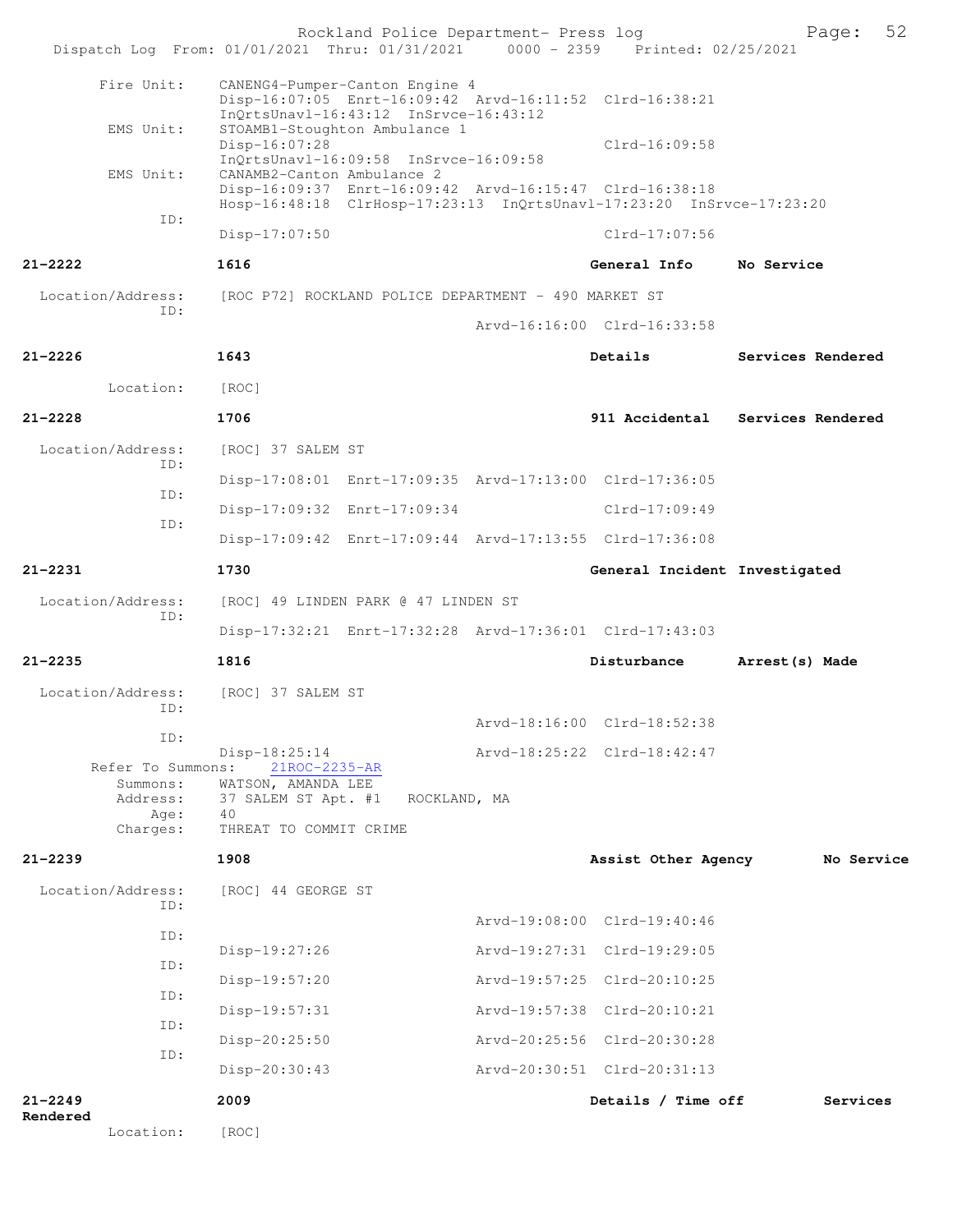```
        Fire Unit:      CANENG4-Pumper-Canton Engine 4
                        Disp-16:07:05  Enrt-16:09:42  Arvd-16:11:52  Clrd-16:38:21
                        InQrtsUnavl-16:43:12  InSrvce-16:43:12
         EMS Unit:      STOAMB1-Stoughton Ambulance 1
                        Disp-16:07:28                                Clrd-16:09:58
                        InQrtsUnavl-16:09:58  InSrvce-16:09:58
         EMS Unit:      CANAMB2-Canton Ambulance 2
                        Disp-16:09:37  Enrt-16:09:42  Arvd-16:15:47  Clrd-16:38:18
                        Hosp-16:48:18  ClrHosp-17:23:13  InQrtsUnavl-17:23:20  InSrvce-17:23:20
              ID:
                        Disp-17:07:50                                Clrd-17:07:56

21-2222                 1616                                 General Info     No Service

 Location/Address:      [ROC P72] ROCKLAND POLICE DEPARTMENT - 490 MARKET ST
              ID:
                                              Arvd-16:16:00  Clrd-16:33:58

21-2226                 1643                                 Details          Services Rendered

        Location:       [ROC]

21-2228                 1706                                 911 Accidental   Services Rendered

 Location/Address:      [ROC] 37 SALEM ST
              ID:
                        Disp-17:08:01  Enrt-17:09:35  Arvd-17:13:00  Clrd-17:36:05
              ID:
                        Disp-17:09:32  Enrt-17:09:34                 Clrd-17:09:49
              ID:
                        Disp-17:09:42  Enrt-17:09:44  Arvd-17:13:55  Clrd-17:36:08

21-2231                 1730                                 General Incident Investigated

 Location/Address:      [ROC] 49 LINDEN PARK @ 47 LINDEN ST
              ID:
                        Disp-17:32:21  Enrt-17:32:28  Arvd-17:36:01  Clrd-17:43:03

21-2235                 1816                                 Disturbance      Arrest(s) Made

 Location/Address:      [ROC] 37 SALEM ST
              ID:
                                              Arvd-18:16:00  Clrd-18:52:38
              ID:
                        Disp-18:25:14         Arvd-18:25:22  Clrd-18:42:47
      Refer To Summons:    21ROC-2235-AR
         Summons:       WATSON, AMANDA LEE
         Address:       37 SALEM ST Apt. #1   ROCKLAND, MA
             Age:       40
         Charges:       THREAT TO COMMIT CRIME

21-2239                 1908                                 Assist Other Agency       No Service

 Location/Address:      [ROC] 44 GEORGE ST
              ID:
                                              Arvd-19:08:00  Clrd-19:40:46
              ID:
                        Disp-19:27:26         Arvd-19:27:31  Clrd-19:29:05
              ID:
                        Disp-19:57:20         Arvd-19:57:25  Clrd-20:10:25
              ID:
                        Disp-19:57:31         Arvd-19:57:38  Clrd-20:10:21
              ID:
                        Disp-20:25:50         Arvd-20:25:56  Clrd-20:30:28
              ID:
                        Disp-20:30:43         Arvd-20:30:51  Clrd-20:31:13

21-2249                 2009                                 Details / Time off        Services
Rendered
        Location:       [ROC]
```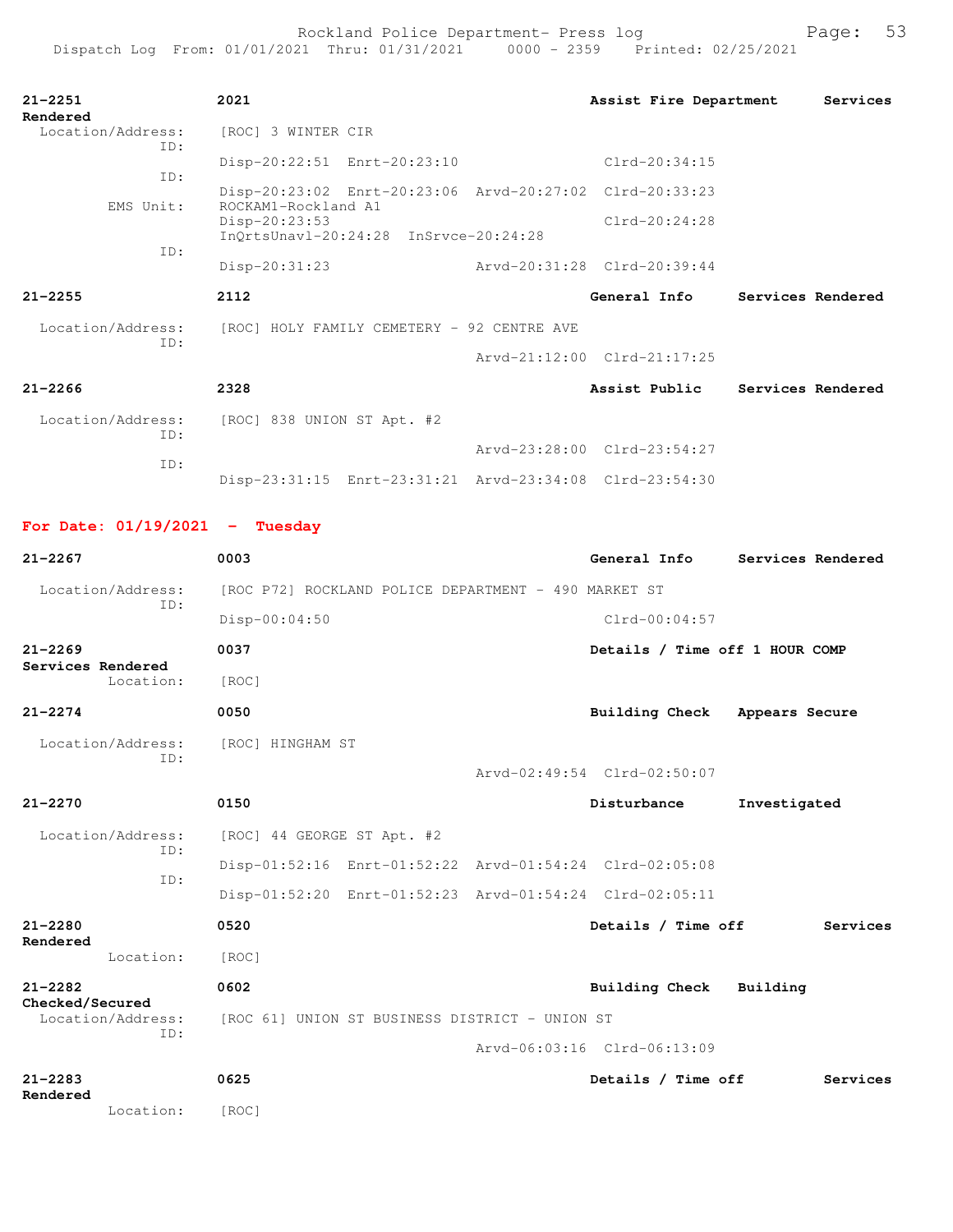**21-2251** **2021** **Assist Fire Department** **Services Rendered**

```
Location/Address:   [ROC] 3 WINTER CIR
             ID:
                    Disp-20:22:51  Enrt-20:23:10                Clrd-20:34:15
             ID:
                    Disp-20:23:02  Enrt-20:23:06  Arvd-20:27:02  Clrd-20:33:23
       EMS Unit:    ROCKAM1-Rockland A1
                    Disp-20:23:53                               Clrd-20:24:28
                    InQrtsUnavl-20:24:28  InSrvce-20:24:28
             ID:
                    Disp-20:31:23                Arvd-20:31:28  Clrd-20:39:44
```

**21-2255** **2112** **General Info** **Services Rendered**

```
Location/Address:   [ROC] HOLY FAMILY CEMETERY - 92 CENTRE AVE
             ID:
                                                 Arvd-21:12:00  Clrd-21:17:25
```

**21-2266** **2328** **Assist Public** **Services Rendered**

```
Location/Address:   [ROC] 838 UNION ST Apt. #2
             ID:
                                                 Arvd-23:28:00  Clrd-23:54:27
             ID:
                    Disp-23:31:15  Enrt-23:31:21  Arvd-23:34:08  Clrd-23:54:30
```

## For Date: 01/19/2021 - Tuesday

**21-2267** **0003** **General Info** **Services Rendered**

```
Location/Address:   [ROC P72] ROCKLAND POLICE DEPARTMENT - 490 MARKET ST
             ID:
                    Disp-00:04:50                               Clrd-00:04:57
```

**21-2269** **0037** **Details / Time off 1 HOUR COMP** **Services Rendered**

```
       Location:    [ROC]
```

**21-2274** **0050** **Building Check** **Appears Secure**

```
Location/Address:   [ROC] HINGHAM ST
             ID:
                                                 Arvd-02:49:54  Clrd-02:50:07
```

**21-2270** **0150** **Disturbance** **Investigated**

```
Location/Address:   [ROC] 44 GEORGE ST Apt. #2
             ID:
                    Disp-01:52:16  Enrt-01:52:22  Arvd-01:54:24  Clrd-02:05:08
             ID:
                    Disp-01:52:20  Enrt-01:52:23  Arvd-01:54:24  Clrd-02:05:11
```

**21-2280** **0520** **Details / Time off** **Services Rendered**

```
       Location:    [ROC]
```

**21-2282** **0602** **Building Check** **Building Checked/Secured**

```
Location/Address:   [ROC 61] UNION ST BUSINESS DISTRICT - UNION ST
             ID:
                                                 Arvd-06:03:16  Clrd-06:13:09
```

**21-2283** **0625** **Details / Time off** **Services Rendered**

```
       Location:    [ROC]
```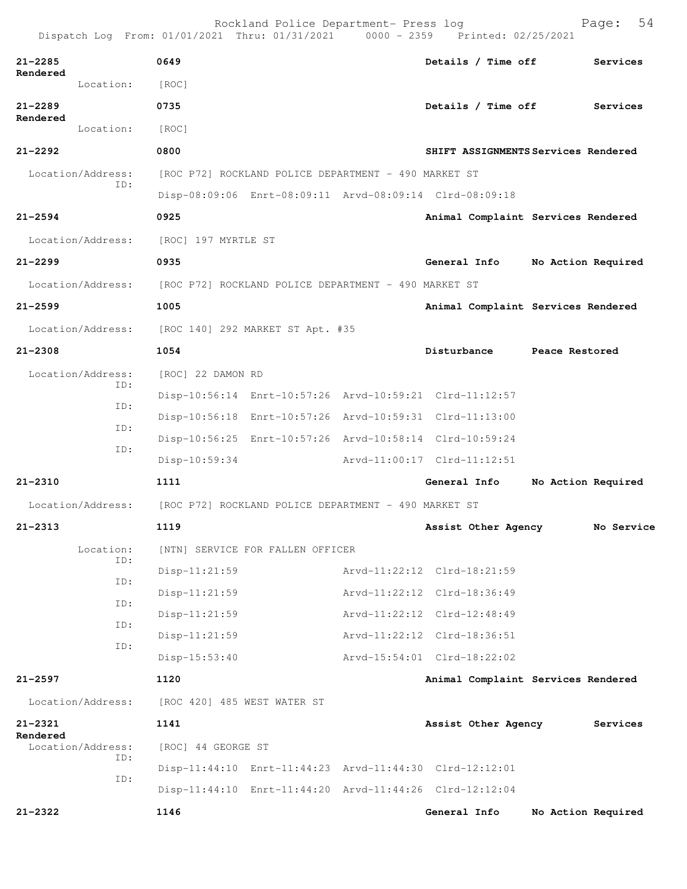Rockland Police Department- Press log
Dispatch Log From: 01/01/2021 Thru: 01/31/2021 0000 - 2359 Printed: 02/25/2021

**21-2285** 0649 Details / Time off Services Rendered
Location: [ROC]

**21-2289** 0735 Details / Time off Services Rendered
Location: [ROC]

**21-2292** 0800 SHIFT ASSIGNMENTS Services Rendered
Location/Address: [ROC P72] ROCKLAND POLICE DEPARTMENT - 490 MARKET ST
ID: Disp-08:09:06 Enrt-08:09:11 Arvd-08:09:14 Clrd-08:09:18

**21-2594** 0925 Animal Complaint Services Rendered
Location/Address: [ROC] 197 MYRTLE ST

**21-2299** 0935 General Info No Action Required
Location/Address: [ROC P72] ROCKLAND POLICE DEPARTMENT - 490 MARKET ST

**21-2599** 1005 Animal Complaint Services Rendered
Location/Address: [ROC 140] 292 MARKET ST Apt. #35

**21-2308** 1054 Disturbance Peace Restored
Location/Address: [ROC] 22 DAMON RD
ID: Disp-10:56:14 Enrt-10:57:26 Arvd-10:59:21 Clrd-11:12:57
ID: Disp-10:56:18 Enrt-10:57:26 Arvd-10:59:31 Clrd-11:13:00
ID: Disp-10:56:25 Enrt-10:57:26 Arvd-10:58:14 Clrd-10:59:24
ID: Disp-10:59:34 Arvd-11:00:17 Clrd-11:12:51

**21-2310** 1111 General Info No Action Required
Location/Address: [ROC P72] ROCKLAND POLICE DEPARTMENT - 490 MARKET ST

**21-2313** 1119 Assist Other Agency No Service
Location: [NTN] SERVICE FOR FALLEN OFFICER
ID: Disp-11:21:59 Arvd-11:22:12 Clrd-18:21:59
ID: Disp-11:21:59 Arvd-11:22:12 Clrd-18:36:49
ID: Disp-11:21:59 Arvd-11:22:12 Clrd-12:48:49
ID: Disp-11:21:59 Arvd-11:22:12 Clrd-18:36:51
ID: Disp-15:53:40 Arvd-15:54:01 Clrd-18:22:02

**21-2597** 1120 Animal Complaint Services Rendered
Location/Address: [ROC 420] 485 WEST WATER ST

**21-2321** 1141 Assist Other Agency Services Rendered
Location/Address: [ROC] 44 GEORGE ST
ID: Disp-11:44:10 Enrt-11:44:23 Arvd-11:44:30 Clrd-12:12:01
ID: Disp-11:44:10 Enrt-11:44:20 Arvd-11:44:26 Clrd-12:12:04

**21-2322** 1146 General Info No Action Required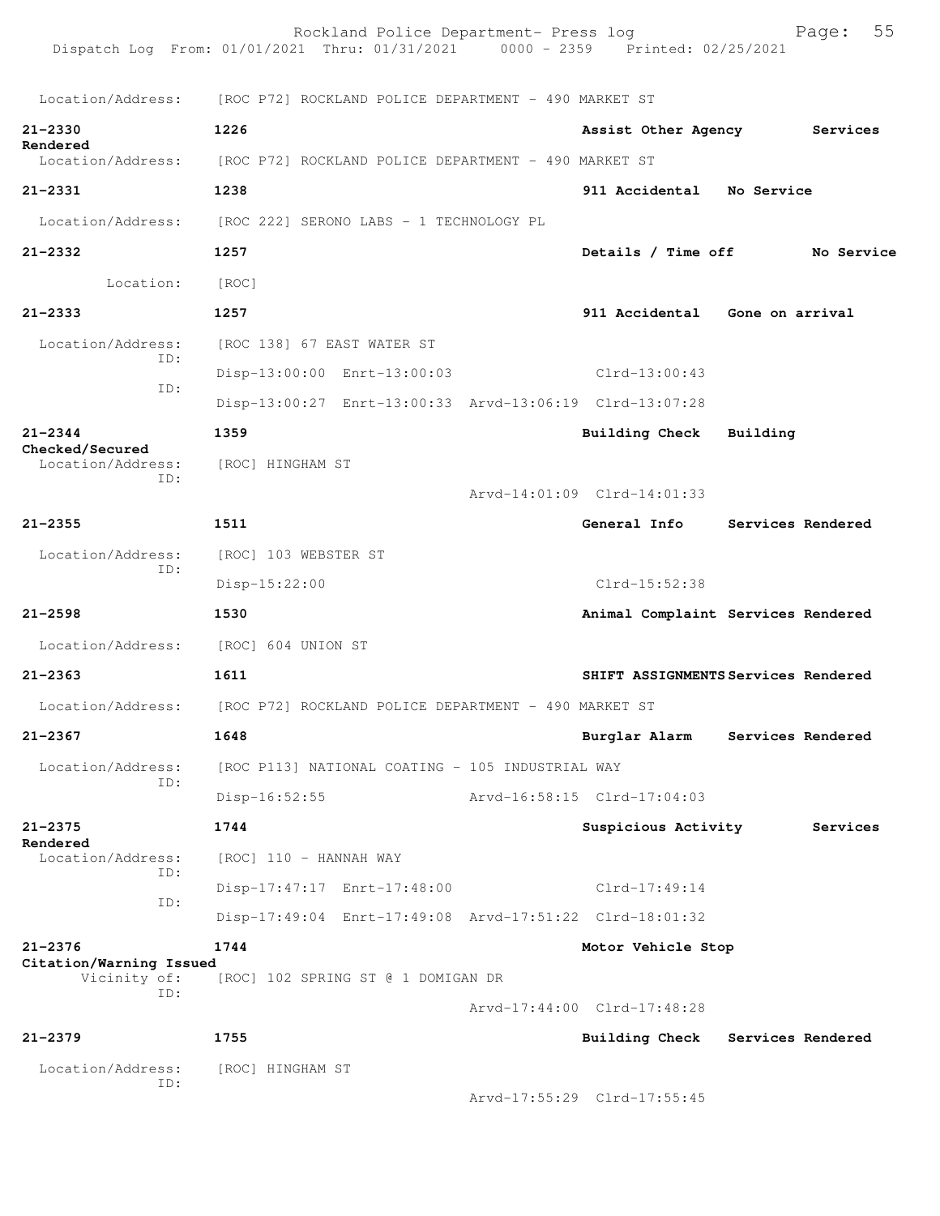Location/Address: [ROC P72] ROCKLAND POLICE DEPARTMENT - 490 MARKET ST

**21-2330** 1226 Assist Other Agency Services Rendered
Location/Address: [ROC P72] ROCKLAND POLICE DEPARTMENT - 490 MARKET ST

**21-2331** 1238 911 Accidental No Service
Location/Address: [ROC 222] SERONO LABS - 1 TECHNOLOGY PL

**21-2332** 1257 Details / Time off No Service
Location: [ROC]

**21-2333** 1257 911 Accidental Gone on arrival
Location/Address: [ROC 138] 67 EAST WATER ST
ID: Disp-13:00:00 Enrt-13:00:03 Clrd-13:00:43
ID: Disp-13:00:27 Enrt-13:00:33 Arvd-13:06:19 Clrd-13:07:28

**21-2344** 1359 Building Check Building Checked/Secured
Location/Address: [ROC] HINGHAM ST
ID: Arvd-14:01:09 Clrd-14:01:33

**21-2355** 1511 General Info Services Rendered
Location/Address: [ROC] 103 WEBSTER ST
ID: Disp-15:22:00 Clrd-15:52:38

**21-2598** 1530 Animal Complaint Services Rendered
Location/Address: [ROC] 604 UNION ST

**21-2363** 1611 SHIFT ASSIGNMENTS Services Rendered
Location/Address: [ROC P72] ROCKLAND POLICE DEPARTMENT - 490 MARKET ST

**21-2367** 1648 Burglar Alarm Services Rendered
Location/Address: [ROC P113] NATIONAL COATING - 105 INDUSTRIAL WAY
ID: Disp-16:52:55 Arvd-16:58:15 Clrd-17:04:03

**21-2375** 1744 Suspicious Activity Services Rendered
Location/Address: [ROC] 110 - HANNAH WAY
ID: Disp-17:47:17 Enrt-17:48:00 Clrd-17:49:14
ID: Disp-17:49:04 Enrt-17:49:08 Arvd-17:51:22 Clrd-18:01:32

**21-2376** 1744 Motor Vehicle Stop Citation/Warning Issued
Vicinity of: [ROC] 102 SPRING ST @ 1 DOMIGAN DR
ID: Arvd-17:44:00 Clrd-17:48:28

**21-2379** 1755 Building Check Services Rendered
Location/Address: [ROC] HINGHAM ST
ID: Arvd-17:55:29 Clrd-17:55:45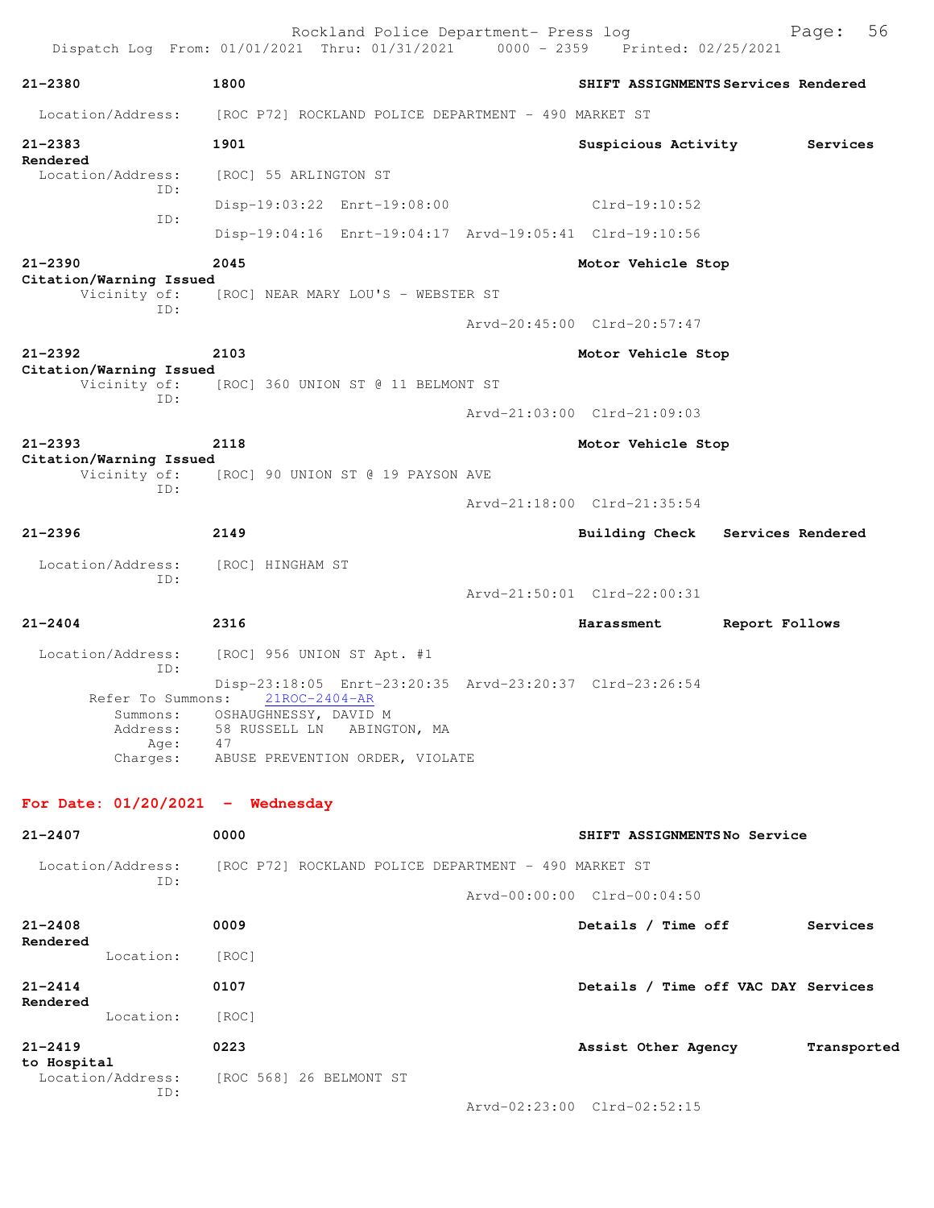Dispatch Log From: 01/01/2021 Thru: 01/31/2021 0000 - 2359 Printed: 02/25/2021

**21-2380** 1800 **SHIFT ASSIGNMENTS Services Rendered**

Location/Address: [ROC P72] ROCKLAND POLICE DEPARTMENT - 490 MARKET ST

**21-2383** 1901 **Suspicious Activity Services Rendered**

Location/Address: [ROC] 55 ARLINGTON ST
ID:
Disp-19:03:22 Enrt-19:08:00 Clrd-19:10:52
ID:
Disp-19:04:16 Enrt-19:04:17 Arvd-19:05:41 Clrd-19:10:56

**21-2390** 2045 **Motor Vehicle Stop Citation/Warning Issued**

Vicinity of: [ROC] NEAR MARY LOU'S - WEBSTER ST
ID:
Arvd-20:45:00 Clrd-20:57:47

**21-2392** 2103 **Motor Vehicle Stop Citation/Warning Issued**

Vicinity of: [ROC] 360 UNION ST @ 11 BELMONT ST
ID:
Arvd-21:03:00 Clrd-21:09:03

**21-2393** 2118 **Motor Vehicle Stop Citation/Warning Issued**

Vicinity of: [ROC] 90 UNION ST @ 19 PAYSON AVE
ID:
Arvd-21:18:00 Clrd-21:35:54

**21-2396** 2149 **Building Check Services Rendered**

Location/Address: [ROC] HINGHAM ST
ID:
Arvd-21:50:01 Clrd-22:00:31

**21-2404** 2316 **Harassment Report Follows**

Location/Address: [ROC] 956 UNION ST Apt. #1
ID:
Disp-23:18:05 Enrt-23:20:35 Arvd-23:20:37 Clrd-23:26:54
Refer To Summons: 21ROC-2404-AR
Summons: OSHAUGHNESSY, DAVID M
Address: 58 RUSSELL LN ABINGTON, MA
Age: 47
Charges: ABUSE PREVENTION ORDER, VIOLATE

**For Date: 01/20/2021 - Wednesday**

**21-2407** 0000 **SHIFT ASSIGNMENTS No Service**

Location/Address: [ROC P72] ROCKLAND POLICE DEPARTMENT - 490 MARKET ST
ID:
Arvd-00:00:00 Clrd-00:04:50

**21-2408** 0009 **Details / Time off Services Rendered**

Location: [ROC]

**21-2414** 0107 **Details / Time off VAC DAY Services Rendered**

Location: [ROC]

**21-2419** 0223 **Assist Other Agency Transported to Hospital**

Location/Address: [ROC 568] 26 BELMONT ST
ID:
Arvd-02:23:00 Clrd-02:52:15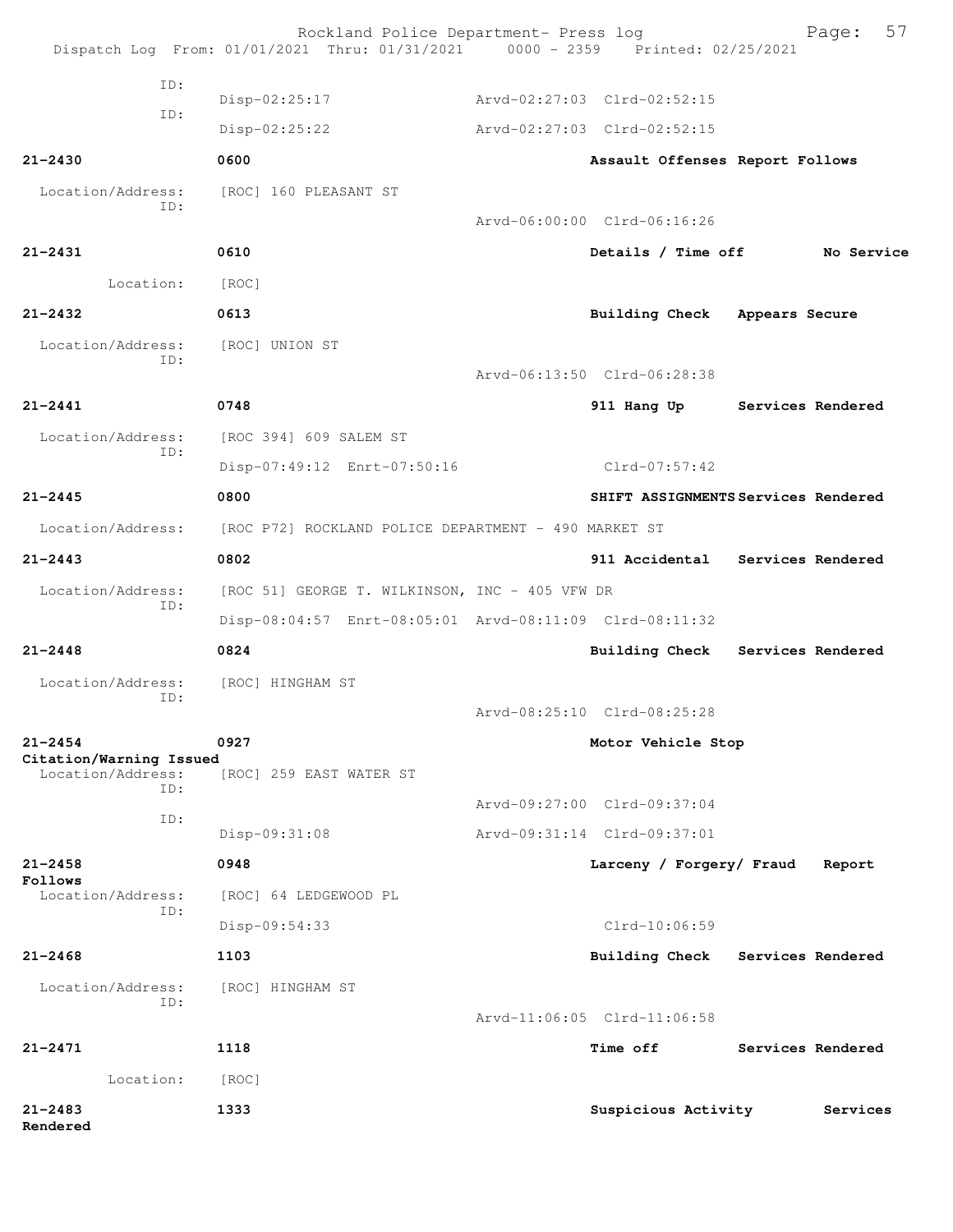Dispatch Log From: 01/01/2021 Thru: 01/31/2021 0000 - 2359 Printed: 02/25/2021

ID:
Disp-02:25:17 Arvd-02:27:03 Clrd-02:52:15
ID:
Disp-02:25:22 Arvd-02:27:03 Clrd-02:52:15

**21-2430** **0600** **Assault Offenses Report Follows**

Location/Address: [ROC] 160 PLEASANT ST
ID:
Arvd-06:00:00 Clrd-06:16:26

**21-2431** **0610** **Details / Time off No Service**

Location: [ROC]

**21-2432** **0613** **Building Check Appears Secure**

Location/Address: [ROC] UNION ST
ID:
Arvd-06:13:50 Clrd-06:28:38

**21-2441** **0748** **911 Hang Up Services Rendered**

Location/Address: [ROC 394] 609 SALEM ST
ID:
Disp-07:49:12 Enrt-07:50:16 Clrd-07:57:42

**21-2445** **0800** **SHIFT ASSIGNMENTS Services Rendered**

Location/Address: [ROC P72] ROCKLAND POLICE DEPARTMENT - 490 MARKET ST

**21-2443** **0802** **911 Accidental Services Rendered**

Location/Address: [ROC 51] GEORGE T. WILKINSON, INC - 405 VFW DR
ID:
Disp-08:04:57 Enrt-08:05:01 Arvd-08:11:09 Clrd-08:11:32

**21-2448** **0824** **Building Check Services Rendered**

Location/Address: [ROC] HINGHAM ST
ID:
Arvd-08:25:10 Clrd-08:25:28

**21-2454** **0927** **Motor Vehicle Stop**
**Citation/Warning Issued**
Location/Address: [ROC] 259 EAST WATER ST
ID:
Arvd-09:27:00 Clrd-09:37:04
ID:
Disp-09:31:08 Arvd-09:31:14 Clrd-09:37:01

**21-2458** **0948** **Larceny / Forgery/ Fraud Report Follows**

Location/Address: [ROC] 64 LEDGEWOOD PL
ID:
Disp-09:54:33 Clrd-10:06:59

**21-2468** **1103** **Building Check Services Rendered**

Location/Address: [ROC] HINGHAM ST
ID:
Arvd-11:06:05 Clrd-11:06:58

**21-2471** **1118** **Time off Services Rendered**

Location: [ROC]

**21-2483** **1333** **Suspicious Activity Services Rendered**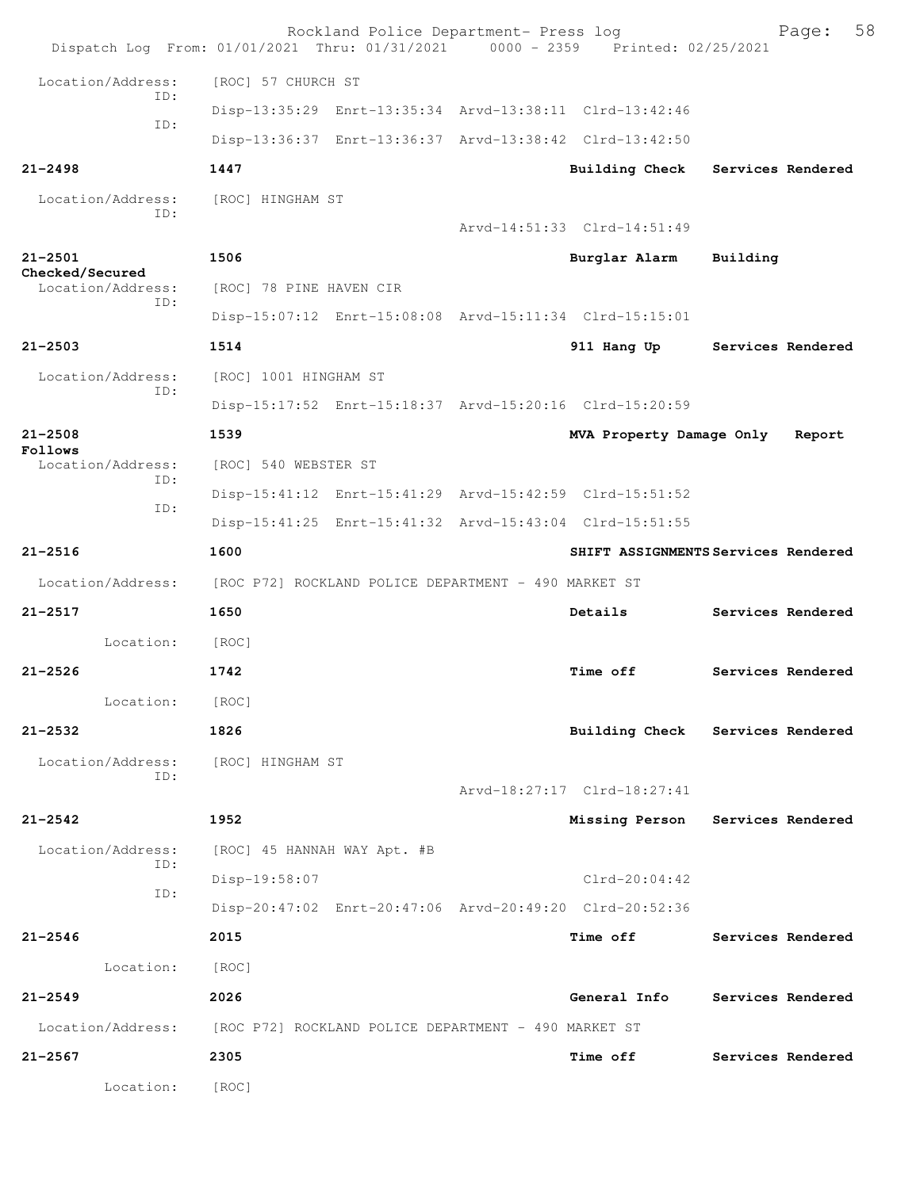Rockland Police Department- Press log
Dispatch Log From: 01/01/2021 Thru: 01/31/2021 0000 - 2359 Printed: 02/25/2021

Location/Address: [ROC] 57 CHURCH ST
ID: Disp-13:35:29 Enrt-13:35:34 Arvd-13:38:11 Clrd-13:42:46
ID: Disp-13:36:37 Enrt-13:36:37 Arvd-13:38:42 Clrd-13:42:50

**21-2498** **1447** **Building Check** **Services Rendered**
Location/Address: [ROC] HINGHAM ST
ID: Arvd-14:51:33 Clrd-14:51:49

**21-2501** **1506** **Burglar Alarm** **Building Checked/Secured**
Location/Address: [ROC] 78 PINE HAVEN CIR
ID: Disp-15:07:12 Enrt-15:08:08 Arvd-15:11:34 Clrd-15:15:01

**21-2503** **1514** **911 Hang Up** **Services Rendered**
Location/Address: [ROC] 1001 HINGHAM ST
ID: Disp-15:17:52 Enrt-15:18:37 Arvd-15:20:16 Clrd-15:20:59

**21-2508** **1539** **MVA Property Damage Only** **Report Follows**
Location/Address: [ROC] 540 WEBSTER ST
ID: Disp-15:41:12 Enrt-15:41:29 Arvd-15:42:59 Clrd-15:51:52
ID: Disp-15:41:25 Enrt-15:41:32 Arvd-15:43:04 Clrd-15:51:55

**21-2516** **1600** **SHIFT ASSIGNMENTS** **Services Rendered**
Location/Address: [ROC P72] ROCKLAND POLICE DEPARTMENT - 490 MARKET ST

**21-2517** **1650** **Details** **Services Rendered**
Location: [ROC]

**21-2526** **1742** **Time off** **Services Rendered**
Location: [ROC]

**21-2532** **1826** **Building Check** **Services Rendered**
Location/Address: [ROC] HINGHAM ST
ID: Arvd-18:27:17 Clrd-18:27:41

**21-2542** **1952** **Missing Person** **Services Rendered**
Location/Address: [ROC] 45 HANNAH WAY Apt. #B
ID: Disp-19:58:07 Clrd-20:04:42
ID: Disp-20:47:02 Enrt-20:47:06 Arvd-20:49:20 Clrd-20:52:36

**21-2546** **2015** **Time off** **Services Rendered**
Location: [ROC]

**21-2549** **2026** **General Info** **Services Rendered**
Location/Address: [ROC P72] ROCKLAND POLICE DEPARTMENT - 490 MARKET ST

**21-2567** **2305** **Time off** **Services Rendered**
Location: [ROC]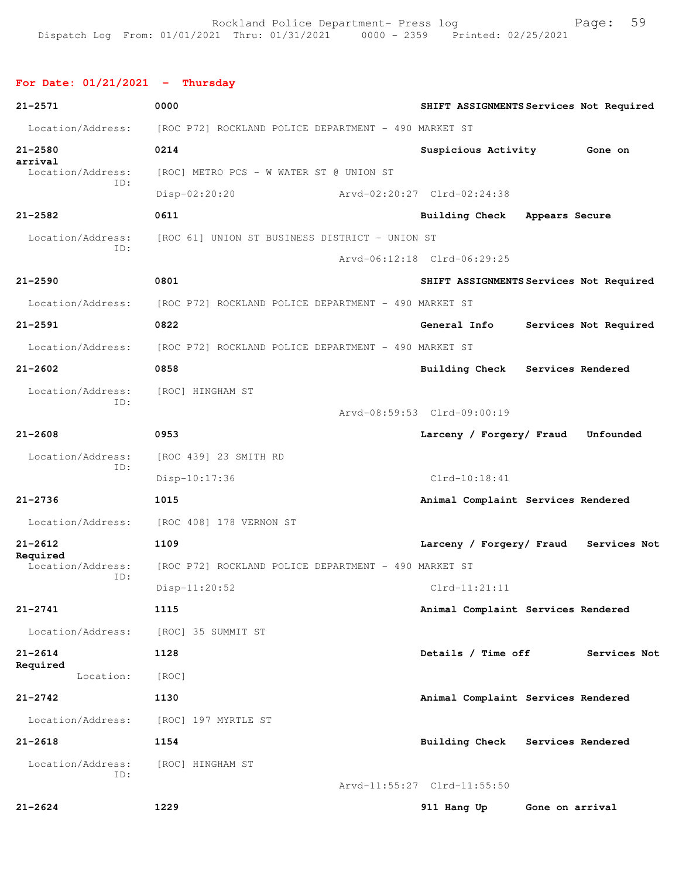**For Date: 01/21/2021 - Thursday**

**21-2571** **0000** **SHIFT ASSIGNMENTS** **Services Not Required**
Location/Address: [ROC P72] ROCKLAND POLICE DEPARTMENT - 490 MARKET ST

**21-2580** **0214** **Suspicious Activity** **Gone on arrival**
Location/Address: [ROC] METRO PCS - W WATER ST @ UNION ST
ID:
Disp-02:20:20 Arvd-02:20:27 Clrd-02:24:38

**21-2582** **0611** **Building Check** **Appears Secure**
Location/Address: [ROC 61] UNION ST BUSINESS DISTRICT - UNION ST
ID:
Arvd-06:12:18 Clrd-06:29:25

**21-2590** **0801** **SHIFT ASSIGNMENTS** **Services Not Required**
Location/Address: [ROC P72] ROCKLAND POLICE DEPARTMENT - 490 MARKET ST

**21-2591** **0822** **General Info** **Services Not Required**
Location/Address: [ROC P72] ROCKLAND POLICE DEPARTMENT - 490 MARKET ST

**21-2602** **0858** **Building Check** **Services Rendered**
Location/Address: [ROC] HINGHAM ST
ID:
Arvd-08:59:53 Clrd-09:00:19

**21-2608** **0953** **Larceny / Forgery/ Fraud** **Unfounded**
Location/Address: [ROC 439] 23 SMITH RD
ID:
Disp-10:17:36 Clrd-10:18:41

**21-2736** **1015** **Animal Complaint** **Services Rendered**
Location/Address: [ROC 408] 178 VERNON ST

**21-2612** **1109** **Larceny / Forgery/ Fraud** **Services Not Required**
Location/Address: [ROC P72] ROCKLAND POLICE DEPARTMENT - 490 MARKET ST
ID:
Disp-11:20:52 Clrd-11:21:11

**21-2741** **1115** **Animal Complaint** **Services Rendered**
Location/Address: [ROC] 35 SUMMIT ST

**21-2614** **1128** **Details / Time off** **Services Not Required**
Location: [ROC]

**21-2742** **1130** **Animal Complaint** **Services Rendered**
Location/Address: [ROC] 197 MYRTLE ST

**21-2618** **1154** **Building Check** **Services Rendered**
Location/Address: [ROC] HINGHAM ST
ID:
Arvd-11:55:27 Clrd-11:55:50

**21-2624** **1229** **911 Hang Up** **Gone on arrival**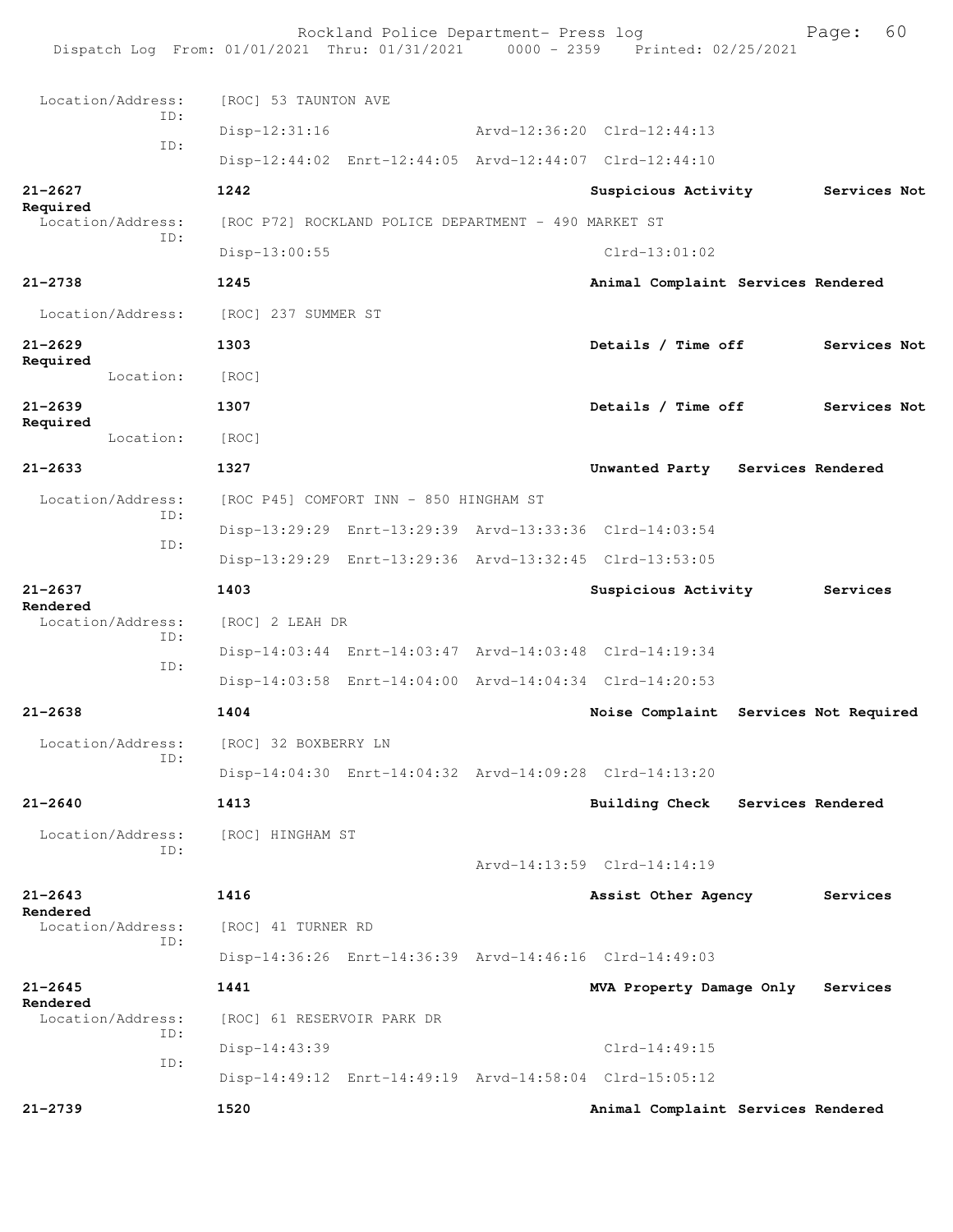Location/Address: [ROC] 53 TAUNTON AVE
ID:
Disp-12:31:16 Arvd-12:36:20 Clrd-12:44:13
ID:
Disp-12:44:02 Enrt-12:44:05 Arvd-12:44:07 Clrd-12:44:10

**21-2627** **1242** **Suspicious Activity** **Services Not Required**
Location/Address: [ROC P72] ROCKLAND POLICE DEPARTMENT - 490 MARKET ST
ID:
Disp-13:00:55 Clrd-13:01:02

**21-2738** **1245** **Animal Complaint Services Rendered**
Location/Address: [ROC] 237 SUMMER ST

**21-2629** **1303** **Details / Time off** **Services Not Required**
Location: [ROC]

**21-2639** **1307** **Details / Time off** **Services Not Required**
Location: [ROC]

**21-2633** **1327** **Unwanted Party Services Rendered**
Location/Address: [ROC P45] COMFORT INN - 850 HINGHAM ST
ID:
Disp-13:29:29 Enrt-13:29:39 Arvd-13:33:36 Clrd-14:03:54
ID:
Disp-13:29:29 Enrt-13:29:36 Arvd-13:32:45 Clrd-13:53:05

**21-2637** **1403** **Suspicious Activity** **Services Rendered**
Location/Address: [ROC] 2 LEAH DR
ID:
Disp-14:03:44 Enrt-14:03:47 Arvd-14:03:48 Clrd-14:19:34
ID:
Disp-14:03:58 Enrt-14:04:00 Arvd-14:04:34 Clrd-14:20:53

**21-2638** **1404** **Noise Complaint Services Not Required**
Location/Address: [ROC] 32 BOXBERRY LN
ID:
Disp-14:04:30 Enrt-14:04:32 Arvd-14:09:28 Clrd-14:13:20

**21-2640** **1413** **Building Check Services Rendered**
Location/Address: [ROC] HINGHAM ST
ID:
Arvd-14:13:59 Clrd-14:14:19

**21-2643** **1416** **Assist Other Agency** **Services Rendered**
Location/Address: [ROC] 41 TURNER RD
ID:
Disp-14:36:26 Enrt-14:36:39 Arvd-14:46:16 Clrd-14:49:03

**21-2645** **1441** **MVA Property Damage Only** **Services Rendered**
Location/Address: [ROC] 61 RESERVOIR PARK DR
ID:
Disp-14:43:39 Clrd-14:49:15
ID:
Disp-14:49:12 Enrt-14:49:19 Arvd-14:58:04 Clrd-15:05:12

**21-2739** **1520** **Animal Complaint Services Rendered**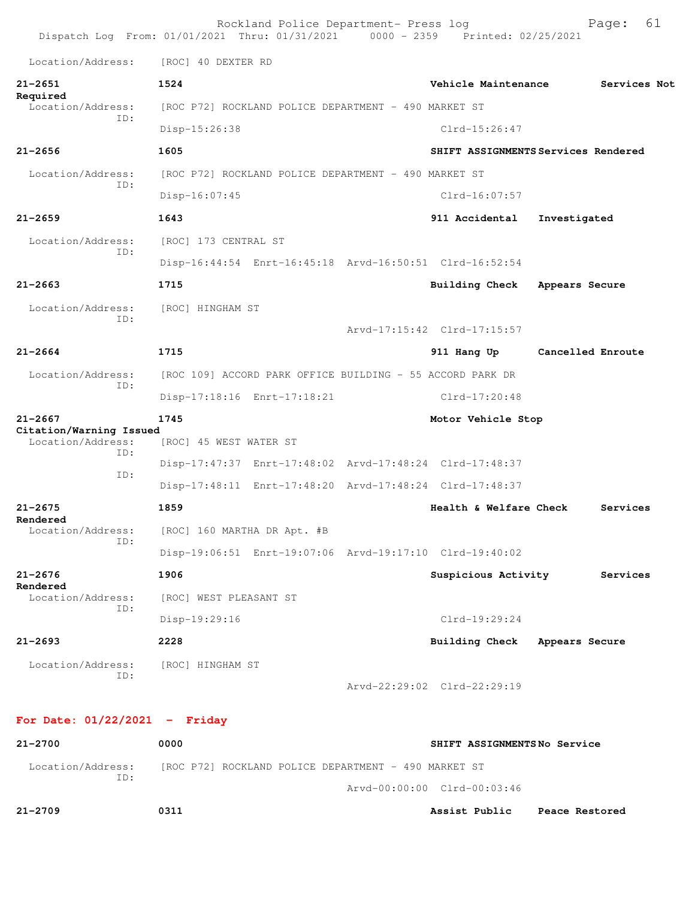Location/Address: [ROC] 40 DEXTER RD

**21-2651** 1524 **Vehicle Maintenance** **Services Not Required**
Location/Address: [ROC P72] ROCKLAND POLICE DEPARTMENT - 490 MARKET ST
ID:
Disp-15:26:38 Clrd-15:26:47

**21-2656** 1605 **SHIFT ASSIGNMENTS** **Services Rendered**
Location/Address: [ROC P72] ROCKLAND POLICE DEPARTMENT - 490 MARKET ST
ID:
Disp-16:07:45 Clrd-16:07:57

**21-2659** 1643 **911 Accidental** **Investigated**
Location/Address: [ROC] 173 CENTRAL ST
ID:
Disp-16:44:54 Enrt-16:45:18 Arvd-16:50:51 Clrd-16:52:54

**21-2663** 1715 **Building Check** **Appears Secure**
Location/Address: [ROC] HINGHAM ST
ID:
Arvd-17:15:42 Clrd-17:15:57

**21-2664** 1715 **911 Hang Up** **Cancelled Enroute**
Location/Address: [ROC 109] ACCORD PARK OFFICE BUILDING - 55 ACCORD PARK DR
ID:
Disp-17:18:16 Enrt-17:18:21 Clrd-17:20:48

**21-2667** 1745 **Motor Vehicle Stop** **Citation/Warning Issued**
Location/Address: [ROC] 45 WEST WATER ST
ID:
Disp-17:47:37 Enrt-17:48:02 Arvd-17:48:24 Clrd-17:48:37
ID:
Disp-17:48:11 Enrt-17:48:20 Arvd-17:48:24 Clrd-17:48:37

**21-2675** 1859 **Health & Welfare Check** **Services Rendered**
Location/Address: [ROC] 160 MARTHA DR Apt. #B
ID:
Disp-19:06:51 Enrt-19:07:06 Arvd-19:17:10 Clrd-19:40:02

**21-2676** 1906 **Suspicious Activity** **Services Rendered**
Location/Address: [ROC] WEST PLEASANT ST
ID:
Disp-19:29:16 Clrd-19:29:24

**21-2693** 2228 **Building Check** **Appears Secure**
Location/Address: [ROC] HINGHAM ST
ID:
Arvd-22:29:02 Clrd-22:29:19

## For Date: 01/22/2021 - Friday

**21-2700** 0000 **SHIFT ASSIGNMENTS** **No Service**
Location/Address: [ROC P72] ROCKLAND POLICE DEPARTMENT - 490 MARKET ST
ID:
Arvd-00:00:00 Clrd-00:03:46

**21-2709** 0311 **Assist Public** **Peace Restored**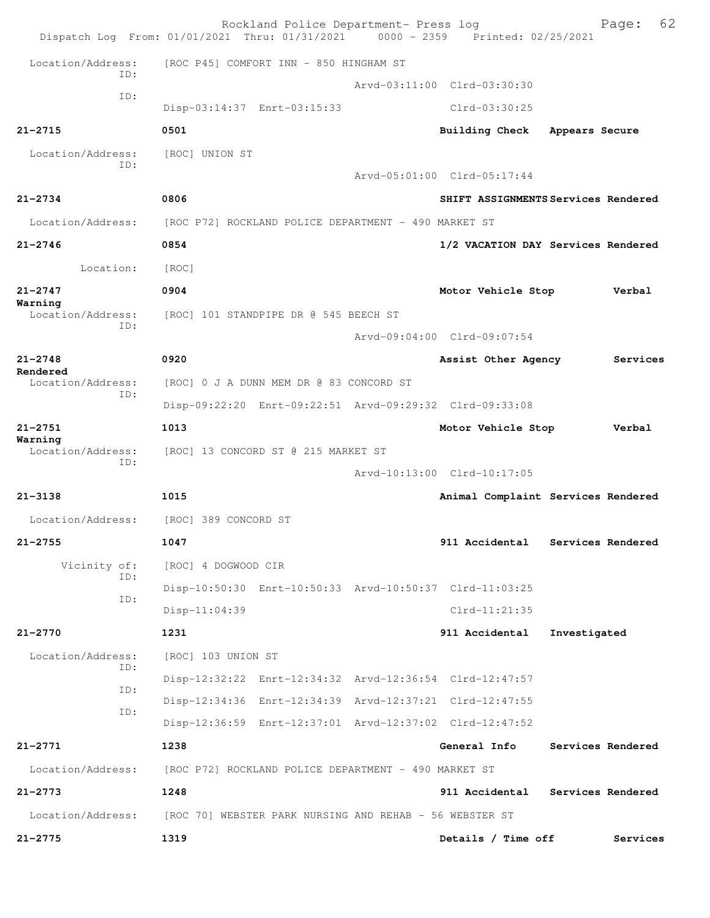Location/Address: [ROC P45] COMFORT INN - 850 HINGHAM ST
ID: Arvd-03:11:00 Clrd-03:30:30
ID: Disp-03:14:37 Enrt-03:15:33 Clrd-03:30:25

**21-2715** **0501** **Building Check Appears Secure**

Location/Address: [ROC] UNION ST
ID: Arvd-05:01:00 Clrd-05:17:44

**21-2734** **0806** **SHIFT ASSIGNMENTS Services Rendered**

Location/Address: [ROC P72] ROCKLAND POLICE DEPARTMENT - 490 MARKET ST

**21-2746** **0854** **1/2 VACATION DAY Services Rendered**

Location: [ROC]

**21-2747** **0904** **Motor Vehicle Stop Verbal Warning**

Location/Address: [ROC] 101 STANDPIPE DR @ 545 BEECH ST
ID: Arvd-09:04:00 Clrd-09:07:54

**21-2748** **0920** **Assist Other Agency Services Rendered**

Location/Address: [ROC] 0 J A DUNN MEM DR @ 83 CONCORD ST
ID: Disp-09:22:20 Enrt-09:22:51 Arvd-09:29:32 Clrd-09:33:08

**21-2751** **1013** **Motor Vehicle Stop Verbal Warning**

Location/Address: [ROC] 13 CONCORD ST @ 215 MARKET ST
ID: Arvd-10:13:00 Clrd-10:17:05

**21-3138** **1015** **Animal Complaint Services Rendered**

Location/Address: [ROC] 389 CONCORD ST

**21-2755** **1047** **911 Accidental Services Rendered**

Vicinity of: [ROC] 4 DOGWOOD CIR
ID: Disp-10:50:30 Enrt-10:50:33 Arvd-10:50:37 Clrd-11:03:25
ID: Disp-11:04:39 Clrd-11:21:35

**21-2770** **1231** **911 Accidental Investigated**

Location/Address: [ROC] 103 UNION ST
ID: Disp-12:32:22 Enrt-12:34:32 Arvd-12:36:54 Clrd-12:47:57
ID: Disp-12:34:36 Enrt-12:34:39 Arvd-12:37:21 Clrd-12:47:55
ID: Disp-12:36:59 Enrt-12:37:01 Arvd-12:37:02 Clrd-12:47:52

**21-2771** **1238** **General Info Services Rendered**

Location/Address: [ROC P72] ROCKLAND POLICE DEPARTMENT - 490 MARKET ST

**21-2773** **1248** **911 Accidental Services Rendered**

Location/Address: [ROC 70] WEBSTER PARK NURSING AND REHAB - 56 WEBSTER ST

**21-2775** **1319** **Details / Time off Services**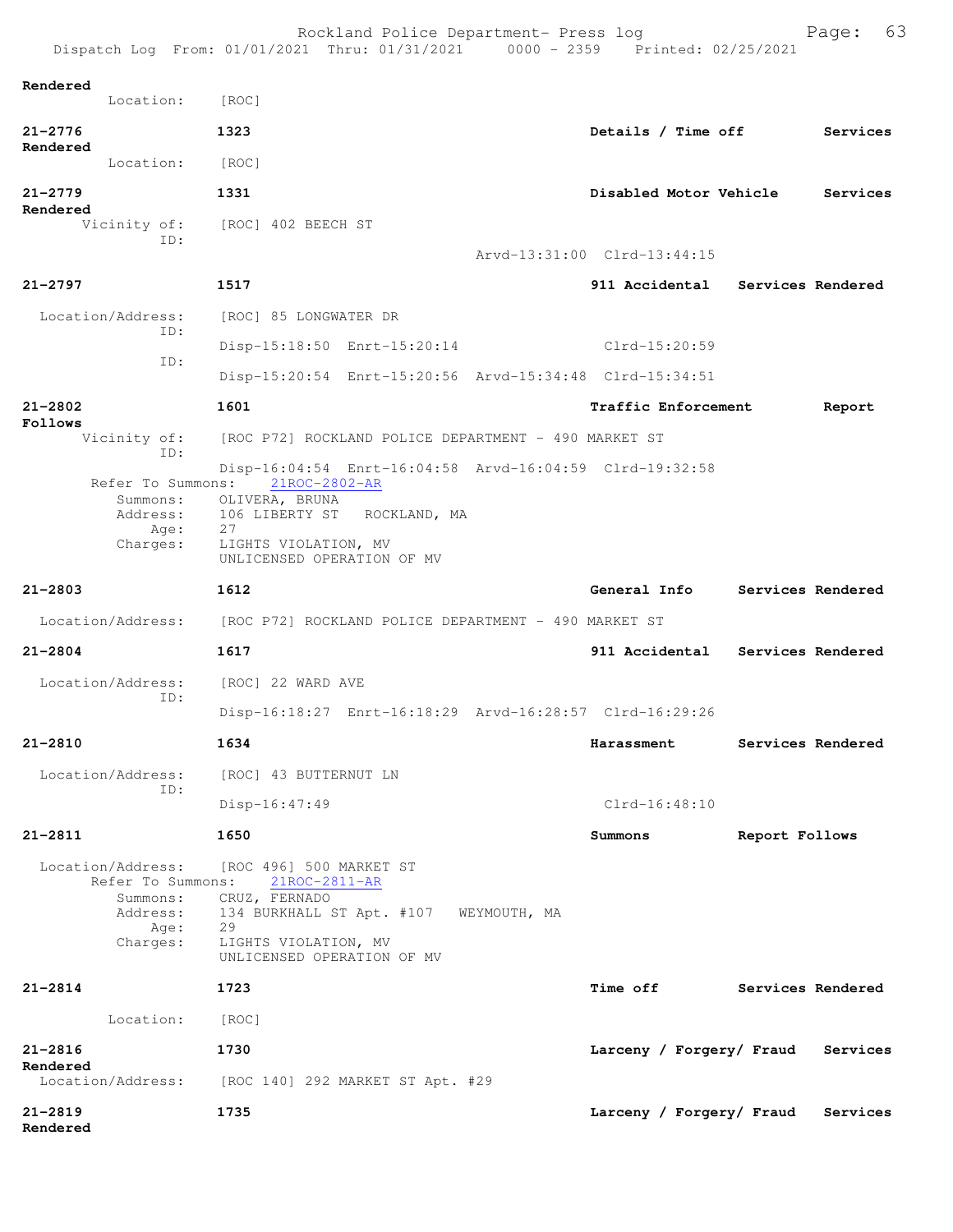Rendered
    Location:    [ROC]

**21-2776**    **1323**    **Details / Time off**    **Services Rendered**
    Location:    [ROC]

**21-2779**    **1331**    **Disabled Motor Vehicle**    **Services Rendered**
    Vicinity of:    [ROC] 402 BEECH ST
    ID:
        Arvd-13:31:00  Clrd-13:44:15

**21-2797**    **1517**    **911 Accidental**    **Services Rendered**
    Location/Address:    [ROC] 85 LONGWATER DR
    ID:
        Disp-15:18:50  Enrt-15:20:14    Clrd-15:20:59
    ID:
        Disp-15:20:54  Enrt-15:20:56  Arvd-15:34:48  Clrd-15:34:51

**21-2802**    **1601**    **Traffic Enforcement**    **Report Follows**
    Vicinity of:    [ROC P72] ROCKLAND POLICE DEPARTMENT - 490 MARKET ST
    ID:
        Disp-16:04:54  Enrt-16:04:58  Arvd-16:04:59  Clrd-19:32:58
    Refer To Summons:    21ROC-2802-AR
    Summons:    OLIVERA, BRUNA
    Address:    106 LIBERTY ST   ROCKLAND, MA
    Age:    27
    Charges:    LIGHTS VIOLATION, MV
        UNLICENSED OPERATION OF MV

**21-2803**    **1612**    **General Info**    **Services Rendered**
    Location/Address:    [ROC P72] ROCKLAND POLICE DEPARTMENT - 490 MARKET ST

**21-2804**    **1617**    **911 Accidental**    **Services Rendered**
    Location/Address:    [ROC] 22 WARD AVE
    ID:
        Disp-16:18:27  Enrt-16:18:29  Arvd-16:28:57  Clrd-16:29:26

**21-2810**    **1634**    **Harassment**    **Services Rendered**
    Location/Address:    [ROC] 43 BUTTERNUT LN
    ID:
        Disp-16:47:49    Clrd-16:48:10

**21-2811**    **1650**    **Summons**    **Report Follows**
    Location/Address:    [ROC 496] 500 MARKET ST
    Refer To Summons:    21ROC-2811-AR
    Summons:    CRUZ, FERNADO
    Address:    134 BURKHALL ST Apt. #107   WEYMOUTH, MA
    Age:    29
    Charges:    LIGHTS VIOLATION, MV
        UNLICENSED OPERATION OF MV

**21-2814**    **1723**    **Time off**    **Services Rendered**
    Location:    [ROC]

**21-2816**    **1730**    **Larceny / Forgery/ Fraud**    **Services Rendered**
    Location/Address:    [ROC 140] 292 MARKET ST Apt. #29

**21-2819**    **1735**    **Larceny / Forgery/ Fraud**    **Services Rendered**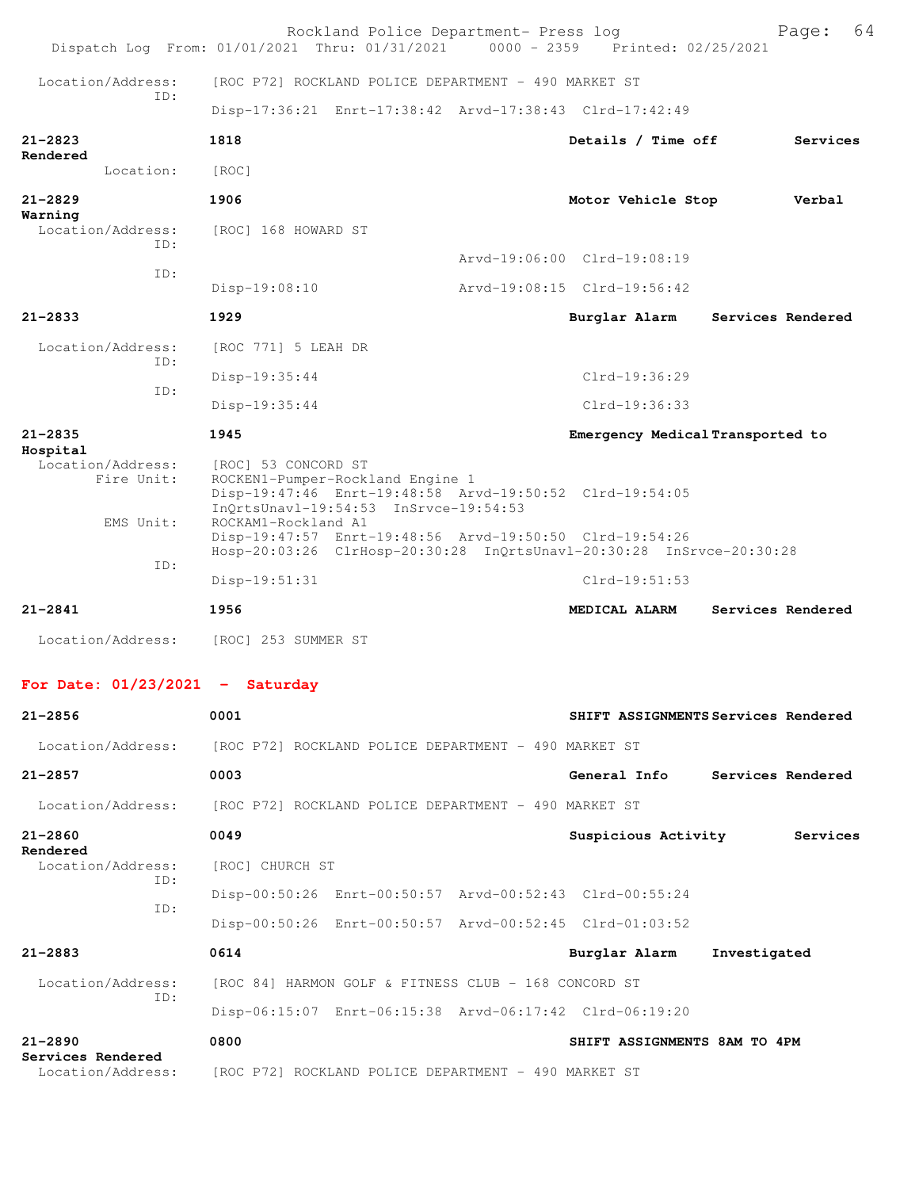Location/Address: [ROC P72] ROCKLAND POLICE DEPARTMENT - 490 MARKET ST
ID:
Disp-17:36:21 Enrt-17:38:42 Arvd-17:38:43 Clrd-17:42:49

**21-2823** **1818** **Details / Time off** **Services Rendered**
Location: [ROC]

**21-2829** **1906** **Motor Vehicle Stop** **Verbal Warning**
Location/Address: [ROC] 168 HOWARD ST
ID:
Arvd-19:06:00 Clrd-19:08:19
ID:
Disp-19:08:10 Arvd-19:08:15 Clrd-19:56:42

**21-2833** **1929** **Burglar Alarm** **Services Rendered**
Location/Address: [ROC 771] 5 LEAH DR
ID:
Disp-19:35:44 Clrd-19:36:29
ID:
Disp-19:35:44 Clrd-19:36:33

**21-2835** **1945** **Emergency Medical** **Transported to Hospital**
Location/Address: [ROC] 53 CONCORD ST
Fire Unit: ROCKEN1-Pumper-Rockland Engine 1
Disp-19:47:46 Enrt-19:48:58 Arvd-19:50:52 Clrd-19:54:05
InQrtsUnavl-19:54:53 InSrvce-19:54:53
EMS Unit: ROCKAM1-Rockland A1
Disp-19:47:57 Enrt-19:48:56 Arvd-19:50:50 Clrd-19:54:26
Hosp-20:03:26 ClrHosp-20:30:28 InQrtsUnavl-20:30:28 InSrvce-20:30:28
ID:
Disp-19:51:31 Clrd-19:51:53

**21-2841** **1956** **MEDICAL ALARM** **Services Rendered**
Location/Address: [ROC] 253 SUMMER ST

## For Date: 01/23/2021 - Saturday

**21-2856** **0001** **SHIFT ASSIGNMENTS** **Services Rendered**
Location/Address: [ROC P72] ROCKLAND POLICE DEPARTMENT - 490 MARKET ST

**21-2857** **0003** **General Info** **Services Rendered**
Location/Address: [ROC P72] ROCKLAND POLICE DEPARTMENT - 490 MARKET ST

**21-2860** **0049** **Suspicious Activity** **Services Rendered**
Location/Address: [ROC] CHURCH ST
ID:
Disp-00:50:26 Enrt-00:50:57 Arvd-00:52:43 Clrd-00:55:24
ID:
Disp-00:50:26 Enrt-00:50:57 Arvd-00:52:45 Clrd-01:03:52

**21-2883** **0614** **Burglar Alarm** **Investigated**
Location/Address: [ROC 84] HARMON GOLF & FITNESS CLUB - 168 CONCORD ST
ID:
Disp-06:15:07 Enrt-06:15:38 Arvd-06:17:42 Clrd-06:19:20

**21-2890** **0800** **SHIFT ASSIGNMENTS 8AM TO 4PM** **Services Rendered**
Location/Address: [ROC P72] ROCKLAND POLICE DEPARTMENT - 490 MARKET ST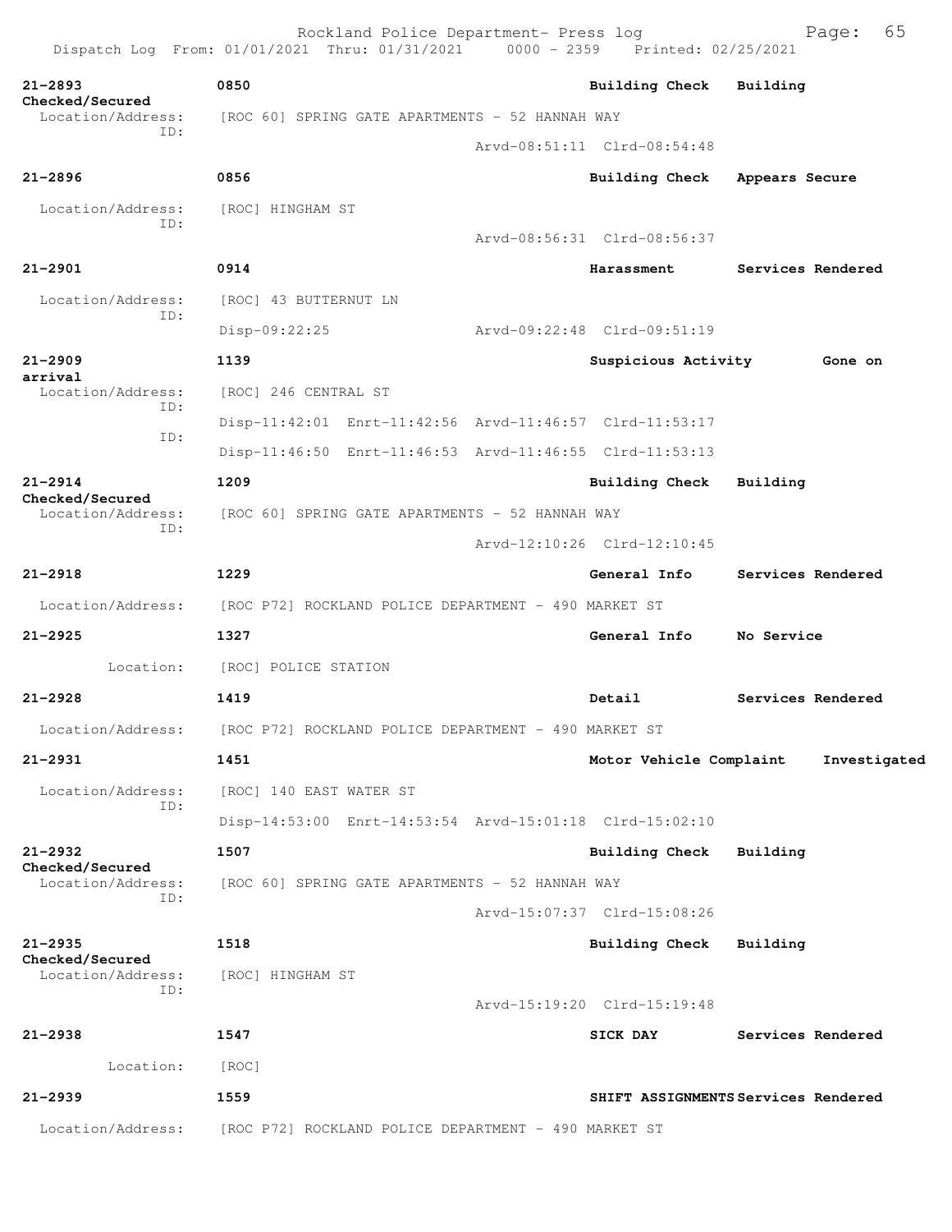| Call # | Time | Call Type | Disposition |
|---|---|---|---|
| 21-2893 | 0850 | Building Check | Building Checked/Secured |

Location/Address: [ROC 60] SPRING GATE APARTMENTS - 52 HANNAH WAY
ID: Arvd-08:51:11 Clrd-08:54:48

| Call # | Time | Call Type | Disposition |
|---|---|---|---|
| 21-2896 | 0856 | Building Check | Appears Secure |

Location/Address: [ROC] HINGHAM ST
ID: Arvd-08:56:31 Clrd-08:56:37

| Call # | Time | Call Type | Disposition |
|---|---|---|---|
| 21-2901 | 0914 | Harassment | Services Rendered |

Location/Address: [ROC] 43 BUTTERNUT LN
ID: Disp-09:22:25 Arvd-09:22:48 Clrd-09:51:19

| Call # | Time | Call Type | Disposition |
|---|---|---|---|
| 21-2909 | 1139 | Suspicious Activity | Gone on arrival |

Location/Address: [ROC] 246 CENTRAL ST
ID: Disp-11:42:01 Enrt-11:42:56 Arvd-11:46:57 Clrd-11:53:17
ID: Disp-11:46:50 Enrt-11:46:53 Arvd-11:46:55 Clrd-11:53:13

| Call # | Time | Call Type | Disposition |
|---|---|---|---|
| 21-2914 | 1209 | Building Check | Building Checked/Secured |

Location/Address: [ROC 60] SPRING GATE APARTMENTS - 52 HANNAH WAY
ID: Arvd-12:10:26 Clrd-12:10:45

| Call # | Time | Call Type | Disposition |
|---|---|---|---|
| 21-2918 | 1229 | General Info | Services Rendered |

Location/Address: [ROC P72] ROCKLAND POLICE DEPARTMENT - 490 MARKET ST

| Call # | Time | Call Type | Disposition |
|---|---|---|---|
| 21-2925 | 1327 | General Info | No Service |

Location: [ROC] POLICE STATION

| Call # | Time | Call Type | Disposition |
|---|---|---|---|
| 21-2928 | 1419 | Detail | Services Rendered |

Location/Address: [ROC P72] ROCKLAND POLICE DEPARTMENT - 490 MARKET ST

| Call # | Time | Call Type | Disposition |
|---|---|---|---|
| 21-2931 | 1451 | Motor Vehicle Complaint | Investigated |

Location/Address: [ROC] 140 EAST WATER ST
ID: Disp-14:53:00 Enrt-14:53:54 Arvd-15:01:18 Clrd-15:02:10

| Call # | Time | Call Type | Disposition |
|---|---|---|---|
| 21-2932 | 1507 | Building Check | Building Checked/Secured |

Location/Address: [ROC 60] SPRING GATE APARTMENTS - 52 HANNAH WAY
ID: Arvd-15:07:37 Clrd-15:08:26

| Call # | Time | Call Type | Disposition |
|---|---|---|---|
| 21-2935 | 1518 | Building Check | Building Checked/Secured |

Location/Address: [ROC] HINGHAM ST
ID: Arvd-15:19:20 Clrd-15:19:48

| Call # | Time | Call Type | Disposition |
|---|---|---|---|
| 21-2938 | 1547 | SICK DAY | Services Rendered |

Location: [ROC]

| Call # | Time | Call Type | Disposition |
|---|---|---|---|
| 21-2939 | 1559 | SHIFT ASSIGNMENTS | Services Rendered |

Location/Address: [ROC P72] ROCKLAND POLICE DEPARTMENT - 490 MARKET ST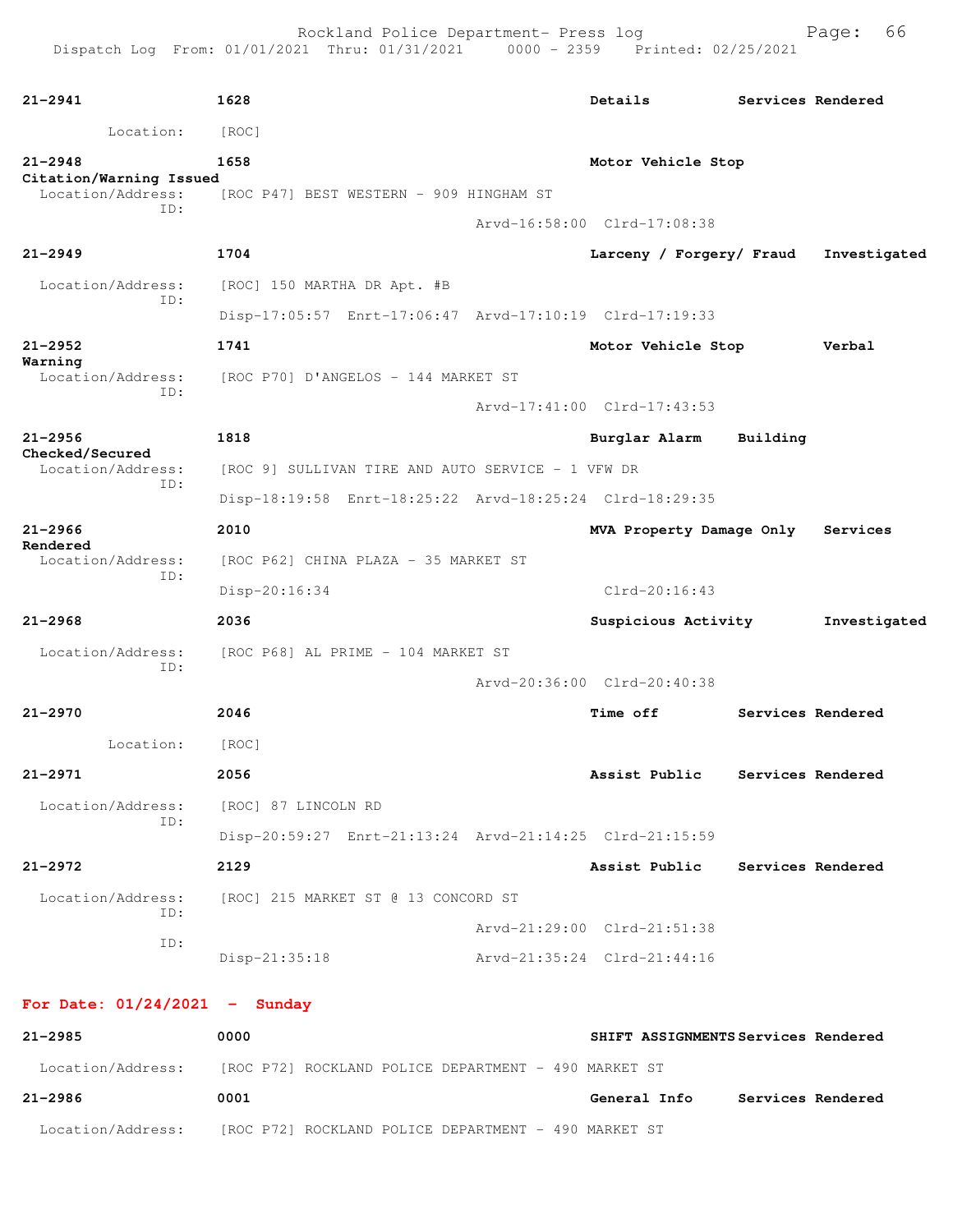Rockland Police Department- Press log
Dispatch Log From: 01/01/2021 Thru: 01/31/2021 0000 - 2359 Printed: 02/25/2021

**21-2941** **1628** **Details** **Services Rendered**
Location: [ROC]

**21-2948** **1658** **Motor Vehicle Stop** **Citation/Warning Issued**
Location/Address: [ROC P47] BEST WESTERN - 909 HINGHAM ST
ID:
Arvd-16:58:00 Clrd-17:08:38

**21-2949** **1704** **Larceny / Forgery/ Fraud** **Investigated**
Location/Address: [ROC] 150 MARTHA DR Apt. #B
ID:
Disp-17:05:57 Enrt-17:06:47 Arvd-17:10:19 Clrd-17:19:33

**21-2952** **1741** **Motor Vehicle Stop** **Verbal Warning**
Location/Address: [ROC P70] D'ANGELOS - 144 MARKET ST
ID:
Arvd-17:41:00 Clrd-17:43:53

**21-2956** **1818** **Burglar Alarm** **Building Checked/Secured**
Location/Address: [ROC 9] SULLIVAN TIRE AND AUTO SERVICE - 1 VFW DR
ID:
Disp-18:19:58 Enrt-18:25:22 Arvd-18:25:24 Clrd-18:29:35

**21-2966** **2010** **MVA Property Damage Only** **Services Rendered**
Location/Address: [ROC P62] CHINA PLAZA - 35 MARKET ST
ID:
Disp-20:16:34 Clrd-20:16:43

**21-2968** **2036** **Suspicious Activity** **Investigated**
Location/Address: [ROC P68] AL PRIME - 104 MARKET ST
ID:
Arvd-20:36:00 Clrd-20:40:38

**21-2970** **2046** **Time off** **Services Rendered**
Location: [ROC]

**21-2971** **2056** **Assist Public** **Services Rendered**
Location/Address: [ROC] 87 LINCOLN RD
ID:
Disp-20:59:27 Enrt-21:13:24 Arvd-21:14:25 Clrd-21:15:59

**21-2972** **2129** **Assist Public** **Services Rendered**
Location/Address: [ROC] 215 MARKET ST @ 13 CONCORD ST
ID:
Arvd-21:29:00 Clrd-21:51:38
ID:
Disp-21:35:18 Arvd-21:35:24 Clrd-21:44:16

## For Date: 01/24/2021 - Sunday

**21-2985** **0000** **SHIFT ASSIGNMENTS** **Services Rendered**
Location/Address: [ROC P72] ROCKLAND POLICE DEPARTMENT - 490 MARKET ST

**21-2986** **0001** **General Info** **Services Rendered**
Location/Address: [ROC P72] ROCKLAND POLICE DEPARTMENT - 490 MARKET ST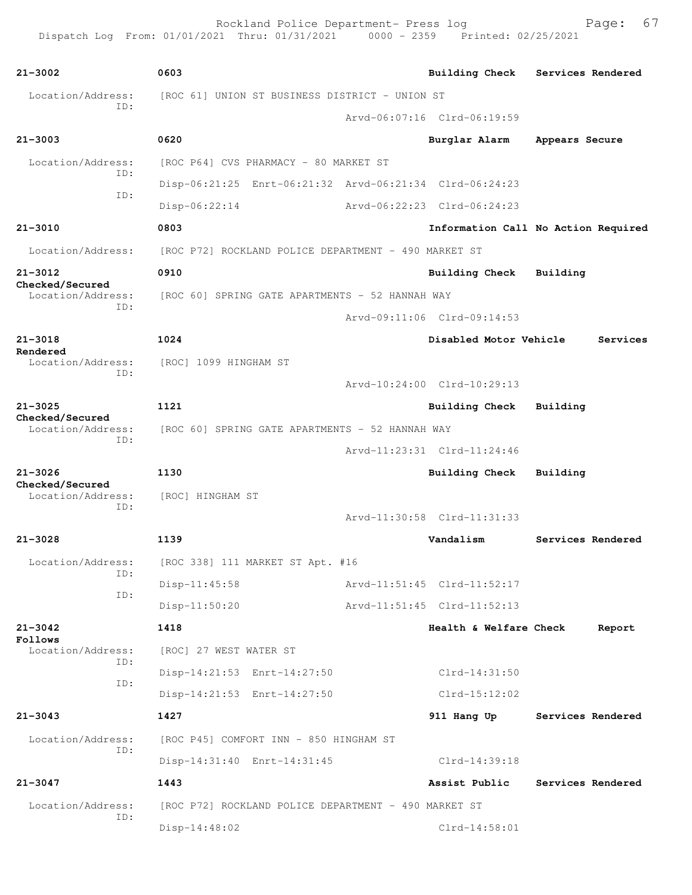| Call Number | Time | Call Reason | Action |
|---|---|---|---|
| 21-3002 | 0603 | Building Check | Services Rendered |

Location/Address: [ROC 61] UNION ST BUSINESS DISTRICT - UNION ST
ID: Arvd-06:07:16 Clrd-06:19:59

| Call Number | Time | Call Reason | Action |
|---|---|---|---|
| 21-3003 | 0620 | Burglar Alarm | Appears Secure |

Location/Address: [ROC P64] CVS PHARMACY - 80 MARKET ST
ID: Disp-06:21:25 Enrt-06:21:32 Arvd-06:21:34 Clrd-06:24:23
ID: Disp-06:22:14 Arvd-06:22:23 Clrd-06:24:23

| Call Number | Time | Call Reason | Action |
|---|---|---|---|
| 21-3010 | 0803 | Information Call | No Action Required |

Location/Address: [ROC P72] ROCKLAND POLICE DEPARTMENT - 490 MARKET ST

| Call Number | Time | Call Reason | Action |
|---|---|---|---|
| 21-3012 | 0910 | Building Check | Building Checked/Secured |

Location/Address: [ROC 60] SPRING GATE APARTMENTS - 52 HANNAH WAY
ID: Arvd-09:11:06 Clrd-09:14:53

| Call Number | Time | Call Reason | Action |
|---|---|---|---|
| 21-3018 | 1024 | Disabled Motor Vehicle | Services Rendered |

Location/Address: [ROC] 1099 HINGHAM ST
ID: Arvd-10:24:00 Clrd-10:29:13

| Call Number | Time | Call Reason | Action |
|---|---|---|---|
| 21-3025 | 1121 | Building Check | Building Checked/Secured |

Location/Address: [ROC 60] SPRING GATE APARTMENTS - 52 HANNAH WAY
ID: Arvd-11:23:31 Clrd-11:24:46

| Call Number | Time | Call Reason | Action |
|---|---|---|---|
| 21-3026 | 1130 | Building Check | Building Checked/Secured |

Location/Address: [ROC] HINGHAM ST
ID: Arvd-11:30:58 Clrd-11:31:33

| Call Number | Time | Call Reason | Action |
|---|---|---|---|
| 21-3028 | 1139 | Vandalism | Services Rendered |

Location/Address: [ROC 338] 111 MARKET ST Apt. #16
ID: Disp-11:45:58 Arvd-11:51:45 Clrd-11:52:17
ID: Disp-11:50:20 Arvd-11:51:45 Clrd-11:52:13

| Call Number | Time | Call Reason | Action |
|---|---|---|---|
| 21-3042 | 1418 | Health & Welfare Check | Report Follows |

Location/Address: [ROC] 27 WEST WATER ST
ID: Disp-14:21:53 Enrt-14:27:50 Clrd-14:31:50
ID: Disp-14:21:53 Enrt-14:27:50 Clrd-15:12:02

| Call Number | Time | Call Reason | Action |
|---|---|---|---|
| 21-3043 | 1427 | 911 Hang Up | Services Rendered |

Location/Address: [ROC P45] COMFORT INN - 850 HINGHAM ST
ID: Disp-14:31:40 Enrt-14:31:45 Clrd-14:39:18

| Call Number | Time | Call Reason | Action |
|---|---|---|---|
| 21-3047 | 1443 | Assist Public | Services Rendered |

Location/Address: [ROC P72] ROCKLAND POLICE DEPARTMENT - 490 MARKET ST
ID: Disp-14:48:02 Clrd-14:58:01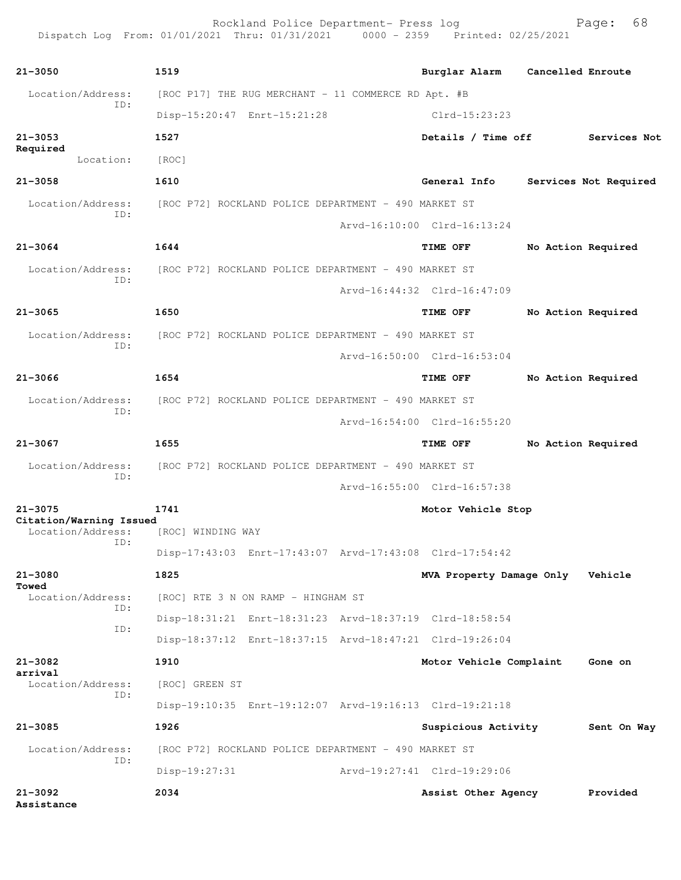Rockland Police Department- Press log
Dispatch Log From: 01/01/2021 Thru: 01/31/2021 0000 - 2359 Printed: 02/25/2021

**21-3050** 1519 **Burglar Alarm** **Cancelled Enroute**
Location/Address: [ROC P17] THE RUG MERCHANT - 11 COMMERCE RD Apt. #B
ID: Disp-15:20:47 Enrt-15:21:28 Clrd-15:23:23

**21-3053** 1527 **Details / Time off** **Services Not Required**
Location: [ROC]

**21-3058** 1610 **General Info** **Services Not Required**
Location/Address: [ROC P72] ROCKLAND POLICE DEPARTMENT - 490 MARKET ST
ID: Arvd-16:10:00 Clrd-16:13:24

**21-3064** 1644 **TIME OFF** **No Action Required**
Location/Address: [ROC P72] ROCKLAND POLICE DEPARTMENT - 490 MARKET ST
ID: Arvd-16:44:32 Clrd-16:47:09

**21-3065** 1650 **TIME OFF** **No Action Required**
Location/Address: [ROC P72] ROCKLAND POLICE DEPARTMENT - 490 MARKET ST
ID: Arvd-16:50:00 Clrd-16:53:04

**21-3066** 1654 **TIME OFF** **No Action Required**
Location/Address: [ROC P72] ROCKLAND POLICE DEPARTMENT - 490 MARKET ST
ID: Arvd-16:54:00 Clrd-16:55:20

**21-3067** 1655 **TIME OFF** **No Action Required**
Location/Address: [ROC P72] ROCKLAND POLICE DEPARTMENT - 490 MARKET ST
ID: Arvd-16:55:00 Clrd-16:57:38

**21-3075** 1741 **Motor Vehicle Stop** **Citation/Warning Issued**
Location/Address: [ROC] WINDING WAY
ID: Disp-17:43:03 Enrt-17:43:07 Arvd-17:43:08 Clrd-17:54:42

**21-3080** 1825 **MVA Property Damage Only** **Vehicle Towed**
Location/Address: [ROC] RTE 3 N ON RAMP - HINGHAM ST
ID: Disp-18:31:21 Enrt-18:31:23 Arvd-18:37:19 Clrd-18:58:54
ID: Disp-18:37:12 Enrt-18:37:15 Arvd-18:47:21 Clrd-19:26:04

**21-3082** 1910 **Motor Vehicle Complaint** **Gone on arrival**
Location/Address: [ROC] GREEN ST
ID: Disp-19:10:35 Enrt-19:12:07 Arvd-19:16:13 Clrd-19:21:18

**21-3085** 1926 **Suspicious Activity** **Sent On Way**
Location/Address: [ROC P72] ROCKLAND POLICE DEPARTMENT - 490 MARKET ST
ID: Disp-19:27:31 Arvd-19:27:41 Clrd-19:29:06

**21-3092** 2034 **Assist Other Agency** **Provided Assistance**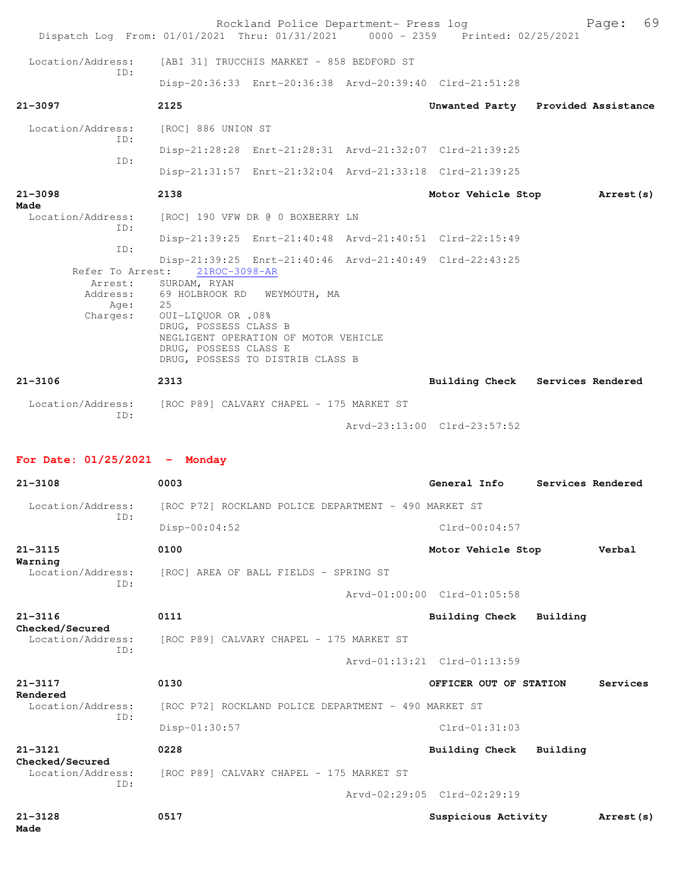Location/Address: [ABI 31] TRUCCHIS MARKET - 858 BEDFORD ST
ID:
Disp-20:36:33 Enrt-20:36:38 Arvd-20:39:40 Clrd-21:51:28

**21-3097** **2125** **Unwanted Party** **Provided Assistance**

Location/Address: [ROC] 886 UNION ST
ID:
Disp-21:28:28 Enrt-21:28:31 Arvd-21:32:07 Clrd-21:39:25
ID:
Disp-21:31:57 Enrt-21:32:04 Arvd-21:33:18 Clrd-21:39:25

**21-3098** **2138** **Motor Vehicle Stop** **Arrest(s) Made**

Location/Address: [ROC] 190 VFW DR @ 0 BOXBERRY LN
ID:
Disp-21:39:25 Enrt-21:40:48 Arvd-21:40:51 Clrd-22:15:49
ID:
Disp-21:39:25 Enrt-21:40:46 Arvd-21:40:49 Clrd-22:43:25
Refer To Arrest: 21ROC-3098-AR
Arrest: SURDAM, RYAN
Address: 69 HOLBROOK RD WEYMOUTH, MA
Age: 25
Charges: OUI-LIQUOR OR .08%
DRUG, POSSESS CLASS B
NEGLIGENT OPERATION OF MOTOR VEHICLE
DRUG, POSSESS CLASS E
DRUG, POSSESS TO DISTRIB CLASS B

**21-3106** **2313** **Building Check** **Services Rendered**

Location/Address: [ROC P89] CALVARY CHAPEL - 175 MARKET ST
ID:
Arvd-23:13:00 Clrd-23:57:52

## For Date: 01/25/2021 - Monday

**21-3108** **0003** **General Info** **Services Rendered**

Location/Address: [ROC P72] ROCKLAND POLICE DEPARTMENT - 490 MARKET ST
ID:
Disp-00:04:52 Clrd-00:04:57

**21-3115** **0100** **Motor Vehicle Stop** **Verbal Warning**

Location/Address: [ROC] AREA OF BALL FIELDS - SPRING ST
ID:
Arvd-01:00:00 Clrd-01:05:58

**21-3116** **0111** **Building Check** **Building Checked/Secured**

Location/Address: [ROC P89] CALVARY CHAPEL - 175 MARKET ST
ID:
Arvd-01:13:21 Clrd-01:13:59

**21-3117** **0130** **OFFICER OUT OF STATION** **Services Rendered**

Location/Address: [ROC P72] ROCKLAND POLICE DEPARTMENT - 490 MARKET ST
ID:
Disp-01:30:57 Clrd-01:31:03

**21-3121** **0228** **Building Check** **Building Checked/Secured**

Location/Address: [ROC P89] CALVARY CHAPEL - 175 MARKET ST
ID:
Arvd-02:29:05 Clrd-02:29:19

**21-3128** **0517** **Suspicious Activity** **Arrest(s) Made**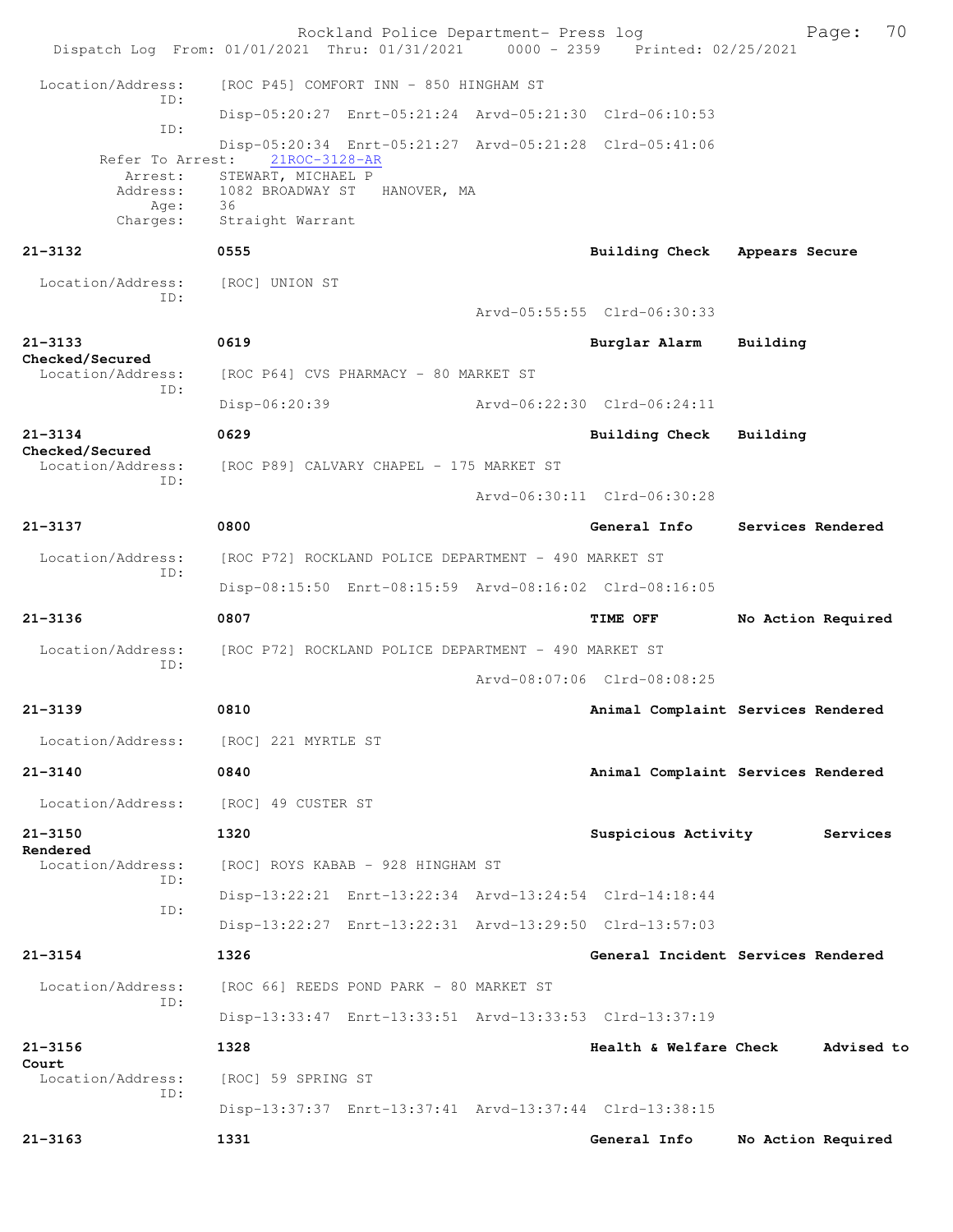Location/Address: [ROC P45] COMFORT INN - 850 HINGHAM ST
ID:
Disp-05:20:27 Enrt-05:21:24 Arvd-05:21:30 Clrd-06:10:53
ID:
Disp-05:20:34 Enrt-05:21:27 Arvd-05:21:28 Clrd-05:41:06
Refer To Arrest: 21ROC-3128-AR
Arrest: STEWART, MICHAEL P
Address: 1082 BROADWAY ST HANOVER, MA
Age: 36
Charges: Straight Warrant

**21-3132** **0555** **Building Check** **Appears Secure**
Location/Address: [ROC] UNION ST
ID:
Arvd-05:55:55 Clrd-06:30:33

**21-3133** **0619** **Burglar Alarm** **Building Checked/Secured**
Location/Address: [ROC P64] CVS PHARMACY - 80 MARKET ST
ID:
Disp-06:20:39 Arvd-06:22:30 Clrd-06:24:11

**21-3134** **0629** **Building Check** **Building Checked/Secured**
Location/Address: [ROC P89] CALVARY CHAPEL - 175 MARKET ST
ID:
Arvd-06:30:11 Clrd-06:30:28

**21-3137** **0800** **General Info** **Services Rendered**
Location/Address: [ROC P72] ROCKLAND POLICE DEPARTMENT - 490 MARKET ST
ID:
Disp-08:15:50 Enrt-08:15:59 Arvd-08:16:02 Clrd-08:16:05

**21-3136** **0807** **TIME OFF** **No Action Required**
Location/Address: [ROC P72] ROCKLAND POLICE DEPARTMENT - 490 MARKET ST
ID:
Arvd-08:07:06 Clrd-08:08:25

**21-3139** **0810** **Animal Complaint** **Services Rendered**
Location/Address: [ROC] 221 MYRTLE ST

**21-3140** **0840** **Animal Complaint** **Services Rendered**
Location/Address: [ROC] 49 CUSTER ST

**21-3150** **1320** **Suspicious Activity** **Services Rendered**
Location/Address: [ROC] ROYS KABAB - 928 HINGHAM ST
ID:
Disp-13:22:21 Enrt-13:22:34 Arvd-13:24:54 Clrd-14:18:44
ID:
Disp-13:22:27 Enrt-13:22:31 Arvd-13:29:50 Clrd-13:57:03

**21-3154** **1326** **General Incident** **Services Rendered**
Location/Address: [ROC 66] REEDS POND PARK - 80 MARKET ST
ID:
Disp-13:33:47 Enrt-13:33:51 Arvd-13:33:53 Clrd-13:37:19

**21-3156** **1328** **Health & Welfare Check** **Advised to Court**
Location/Address: [ROC] 59 SPRING ST
ID:
Disp-13:37:37 Enrt-13:37:41 Arvd-13:37:44 Clrd-13:38:15

**21-3163** **1331** **General Info** **No Action Required**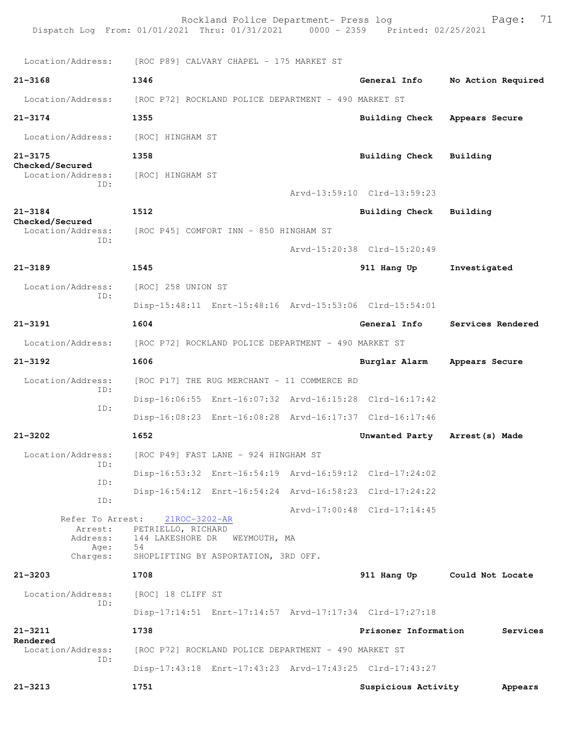Location/Address: [ROC P89] CALVARY CHAPEL - 175 MARKET ST

**21-3168** 1346 General Info No Action Required

Location/Address: [ROC P72] ROCKLAND POLICE DEPARTMENT - 490 MARKET ST

**21-3174** 1355 Building Check Appears Secure

Location/Address: [ROC] HINGHAM ST

**21-3175** 1358 Building Check Building Checked/Secured

Location/Address: [ROC] HINGHAM ST
ID:
Arvd-13:59:10 Clrd-13:59:23

**21-3184** 1512 Building Check Building Checked/Secured

Location/Address: [ROC P45] COMFORT INN - 850 HINGHAM ST
ID:
Arvd-15:20:38 Clrd-15:20:49

**21-3189** 1545 911 Hang Up Investigated

Location/Address: [ROC] 258 UNION ST
ID:
Disp-15:48:11 Enrt-15:48:16 Arvd-15:53:06 Clrd-15:54:01

**21-3191** 1604 General Info Services Rendered

Location/Address: [ROC P72] ROCKLAND POLICE DEPARTMENT - 490 MARKET ST

**21-3192** 1606 Burglar Alarm Appears Secure

Location/Address: [ROC P17] THE RUG MERCHANT - 11 COMMERCE RD
ID:
Disp-16:06:55 Enrt-16:07:32 Arvd-16:15:28 Clrd-16:17:42
ID:
Disp-16:08:23 Enrt-16:08:28 Arvd-16:17:37 Clrd-16:17:46

**21-3202** 1652 Unwanted Party Arrest(s) Made

Location/Address: [ROC P49] FAST LANE - 924 HINGHAM ST
ID:
Disp-16:53:32 Enrt-16:54:19 Arvd-16:59:12 Clrd-17:24:02
ID:
Disp-16:54:12 Enrt-16:54:24 Arvd-16:58:23 Clrd-17:24:22
ID:
Arvd-17:00:48 Clrd-17:14:45
Refer To Arrest: 21ROC-3202-AR
Arrest: PETRIELLO, RICHARD
Address: 144 LAKESHORE DR WEYMOUTH, MA
Age: 54
Charges: SHOPLIFTING BY ASPORTATION, 3RD OFF.

**21-3203** 1708 911 Hang Up Could Not Locate

Location/Address: [ROC] 18 CLIFF ST
ID:
Disp-17:14:51 Enrt-17:14:57 Arvd-17:17:34 Clrd-17:27:18

**21-3211** 1738 Prisoner Information Services Rendered

Location/Address: [ROC P72] ROCKLAND POLICE DEPARTMENT - 490 MARKET ST
ID:
Disp-17:43:18 Enrt-17:43:23 Arvd-17:43:25 Clrd-17:43:27

**21-3213** 1751 Suspicious Activity Appears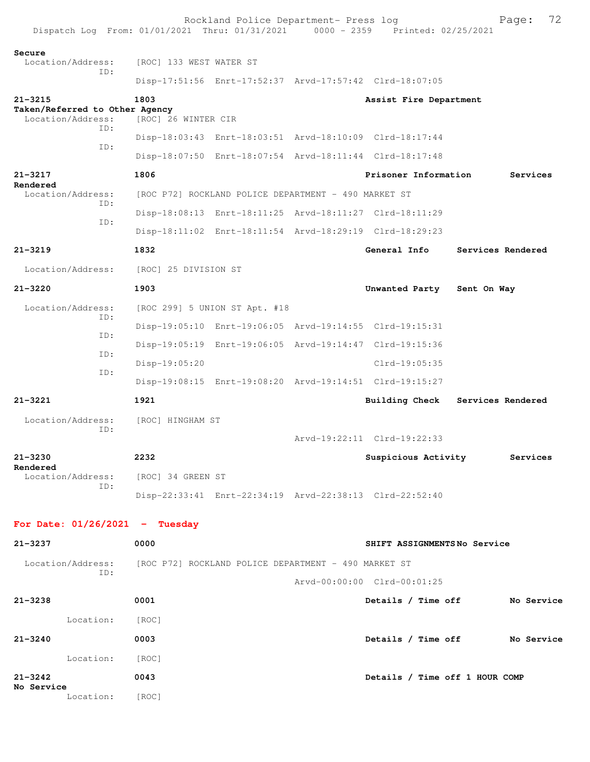Secure
 Location/Address: [ROC] 133 WEST WATER ST
 ID:
 Disp-17:51:56 Enrt-17:52:37 Arvd-17:57:42 Clrd-18:07:05

**21-3215** 1803 Assist Fire Department
**Taken/Referred to Other Agency**
 Location/Address: [ROC] 26 WINTER CIR
 ID:
 Disp-18:03:43 Enrt-18:03:51 Arvd-18:10:09 Clrd-18:17:44
 ID:
 Disp-18:07:50 Enrt-18:07:54 Arvd-18:11:44 Clrd-18:17:48

**21-3217** 1806 Prisoner Information Services
**Rendered**
 Location/Address: [ROC P72] ROCKLAND POLICE DEPARTMENT - 490 MARKET ST
 ID:
 Disp-18:08:13 Enrt-18:11:25 Arvd-18:11:27 Clrd-18:11:29
 ID:
 Disp-18:11:02 Enrt-18:11:54 Arvd-18:29:19 Clrd-18:29:23

**21-3219** 1832 General Info Services Rendered
 Location/Address: [ROC] 25 DIVISION ST

**21-3220** 1903 Unwanted Party Sent On Way
 Location/Address: [ROC 299] 5 UNION ST Apt. #18
 ID:
 Disp-19:05:10 Enrt-19:06:05 Arvd-19:14:55 Clrd-19:15:31
 ID:
 Disp-19:05:19 Enrt-19:06:05 Arvd-19:14:47 Clrd-19:15:36
 ID:
 Disp-19:05:20 Clrd-19:05:35
 ID:
 Disp-19:08:15 Enrt-19:08:20 Arvd-19:14:51 Clrd-19:15:27

**21-3221** 1921 Building Check Services Rendered
 Location/Address: [ROC] HINGHAM ST
 ID:
 Arvd-19:22:11 Clrd-19:22:33

**21-3230** 2232 Suspicious Activity Services
**Rendered**
 Location/Address: [ROC] 34 GREEN ST
 ID:
 Disp-22:33:41 Enrt-22:34:19 Arvd-22:38:13 Clrd-22:52:40

## For Date: 01/26/2021 - Tuesday

**21-3237** 0000 SHIFT ASSIGNMENTS No Service
 Location/Address: [ROC P72] ROCKLAND POLICE DEPARTMENT - 490 MARKET ST
 ID:
 Arvd-00:00:00 Clrd-00:01:25

**21-3238** 0001 Details / Time off No Service
 Location: [ROC]

**21-3240** 0003 Details / Time off No Service
 Location: [ROC]

**21-3242** 0043 Details / Time off 1 HOUR COMP
**No Service**
 Location: [ROC]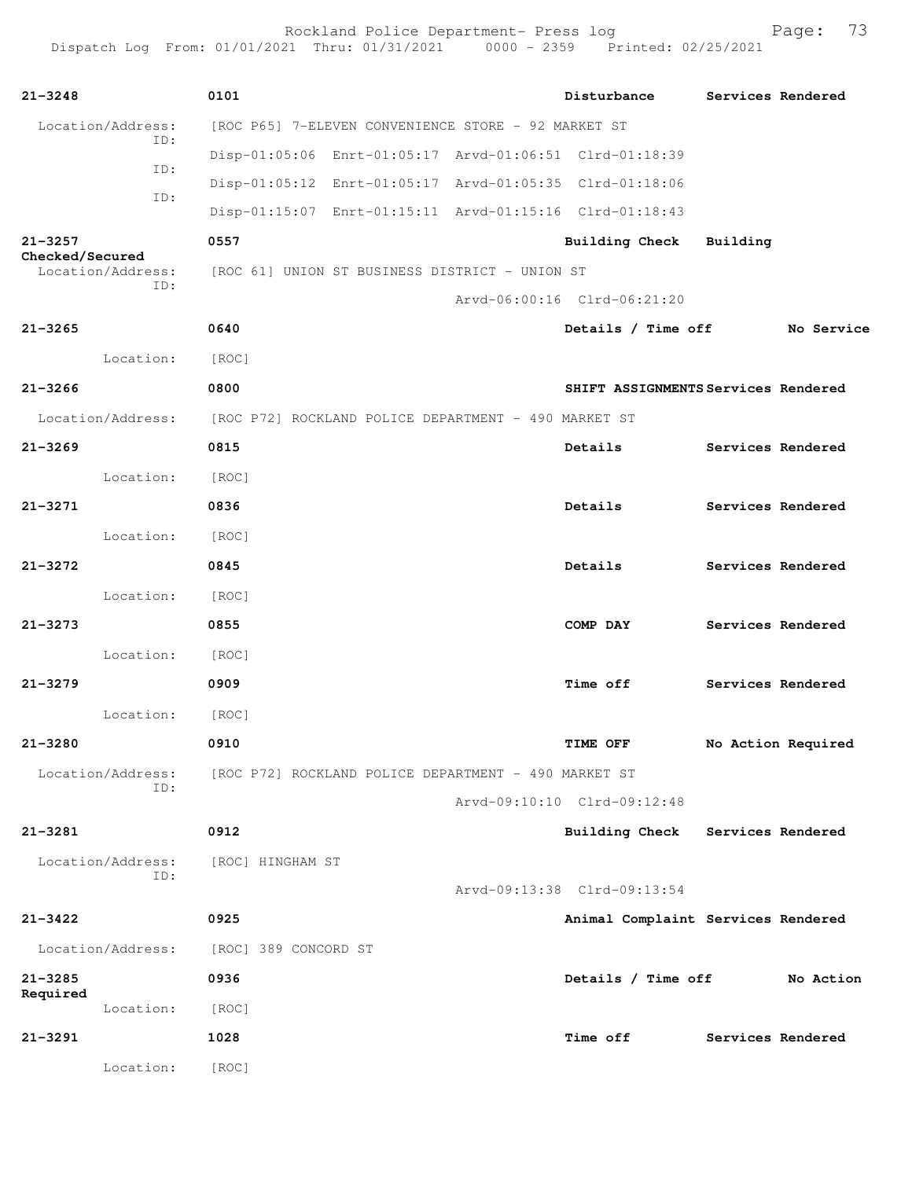| Call # | Time | Call Reason / Location | Action |
|---|---|---|---|
| 21-3248 | 0101 | Disturbance | Services Rendered |
| | | Location/Address: [ROC P65] 7-ELEVEN CONVENIENCE STORE - 92 MARKET ST | |
| | | ID: Disp-01:05:06 Enrt-01:05:17 Arvd-01:06:51 Clrd-01:18:39 | |
| | | ID: Disp-01:05:12 Enrt-01:05:17 Arvd-01:05:35 Clrd-01:18:06 | |
| | | ID: Disp-01:15:07 Enrt-01:15:11 Arvd-01:15:16 Clrd-01:18:43 | |
| 21-3257 | 0557 | Building Check | Building Checked/Secured |
| | | Location/Address: [ROC 61] UNION ST BUSINESS DISTRICT - UNION ST | |
| | | ID: Arvd-06:00:16 Clrd-06:21:20 | |
| 21-3265 | 0640 | Details / Time off | No Service |
| | | Location: [ROC] | |
| 21-3266 | 0800 | SHIFT ASSIGNMENTS | Services Rendered |
| | | Location/Address: [ROC P72] ROCKLAND POLICE DEPARTMENT - 490 MARKET ST | |
| 21-3269 | 0815 | Details | Services Rendered |
| | | Location: [ROC] | |
| 21-3271 | 0836 | Details | Services Rendered |
| | | Location: [ROC] | |
| 21-3272 | 0845 | Details | Services Rendered |
| | | Location: [ROC] | |
| 21-3273 | 0855 | COMP DAY | Services Rendered |
| | | Location: [ROC] | |
| 21-3279 | 0909 | Time off | Services Rendered |
| | | Location: [ROC] | |
| 21-3280 | 0910 | TIME OFF | No Action Required |
| | | Location/Address: [ROC P72] ROCKLAND POLICE DEPARTMENT - 490 MARKET ST | |
| | | ID: Arvd-09:10:10 Clrd-09:12:48 | |
| 21-3281 | 0912 | Building Check | Services Rendered |
| | | Location/Address: [ROC] HINGHAM ST | |
| | | ID: Arvd-09:13:38 Clrd-09:13:54 | |
| 21-3422 | 0925 | Animal Complaint | Services Rendered |
| | | Location/Address: [ROC] 389 CONCORD ST | |
| 21-3285 | 0936 | Details / Time off | No Action Required |
| | | Location: [ROC] | |
| 21-3291 | 1028 | Time off | Services Rendered |
| | | Location: [ROC] | |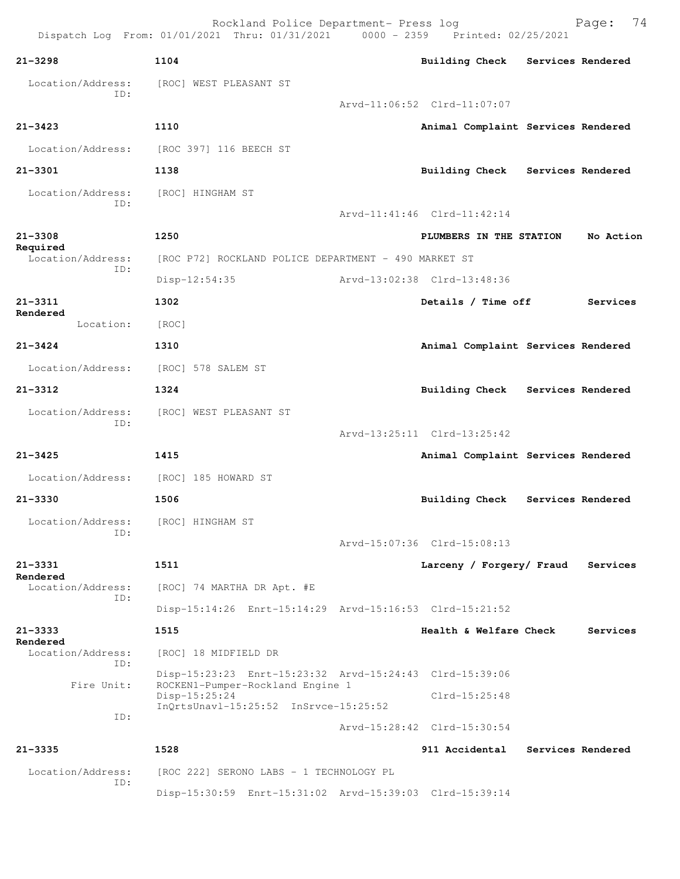| Call # | Time | Call Reason | Action |
|---|---|---|---|
| 21-3298 | 1104 | Building Check | Services Rendered |

Location/Address: [ROC] WEST PLEASANT ST
ID:
Arvd-11:06:52 Clrd-11:07:07

| 21-3423 | 1110 | Animal Complaint | Services Rendered |
|---|---|---|---|

Location/Address: [ROC 397] 116 BEECH ST

| 21-3301 | 1138 | Building Check | Services Rendered |
|---|---|---|---|

Location/Address: [ROC] HINGHAM ST
ID:
Arvd-11:41:46 Clrd-11:42:14

| 21-3308 | 1250 | PLUMBERS IN THE STATION | No Action Required |
|---|---|---|---|

Location/Address: [ROC P72] ROCKLAND POLICE DEPARTMENT - 490 MARKET ST
ID:
Disp-12:54:35 Arvd-13:02:38 Clrd-13:48:36

| 21-3311 | 1302 | Details / Time off | Services Rendered |
|---|---|---|---|

Location: [ROC]

| 21-3424 | 1310 | Animal Complaint | Services Rendered |
|---|---|---|---|

Location/Address: [ROC] 578 SALEM ST

| 21-3312 | 1324 | Building Check | Services Rendered |
|---|---|---|---|

Location/Address: [ROC] WEST PLEASANT ST
ID:
Arvd-13:25:11 Clrd-13:25:42

| 21-3425 | 1415 | Animal Complaint | Services Rendered |
|---|---|---|---|

Location/Address: [ROC] 185 HOWARD ST

| 21-3330 | 1506 | Building Check | Services Rendered |
|---|---|---|---|

Location/Address: [ROC] HINGHAM ST
ID:
Arvd-15:07:36 Clrd-15:08:13

| 21-3331 | 1511 | Larceny / Forgery/ Fraud | Services Rendered |
|---|---|---|---|

Location/Address: [ROC] 74 MARTHA DR Apt. #E
ID:
Disp-15:14:26 Enrt-15:14:29 Arvd-15:16:53 Clrd-15:21:52

| 21-3333 | 1515 | Health & Welfare Check | Services Rendered |
|---|---|---|---|

Location/Address: [ROC] 18 MIDFIELD DR
ID:
Disp-15:23:23 Enrt-15:23:32 Arvd-15:24:43 Clrd-15:39:06
Fire Unit: ROCKEN1-Pumper-Rockland Engine 1
Disp-15:25:24 Clrd-15:25:48
InQrtsUnavl-15:25:52 InSrvce-15:25:52
ID:
Arvd-15:28:42 Clrd-15:30:54

| 21-3335 | 1528 | 911 Accidental | Services Rendered |
|---|---|---|---|

Location/Address: [ROC 222] SERONO LABS - 1 TECHNOLOGY PL
ID:
Disp-15:30:59 Enrt-15:31:02 Arvd-15:39:03 Clrd-15:39:14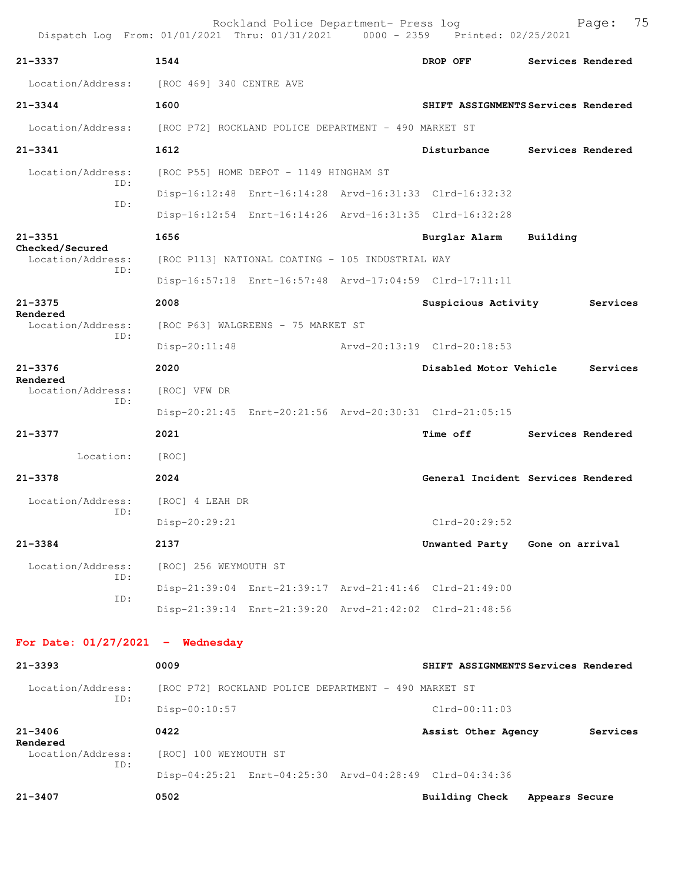| | | | |
|---|---|---|---|
| **21-3337** | **1544** | **DROP OFF** | **Services Rendered** |
| Location/Address: | [ROC 469] 340 CENTRE AVE | | |
| **21-3344** | **1600** | **SHIFT ASSIGNMENTS** | **Services Rendered** |
| Location/Address: | [ROC P72] ROCKLAND POLICE DEPARTMENT - 490 MARKET ST | | |
| **21-3341** | **1612** | **Disturbance** | **Services Rendered** |
| Location/Address: | [ROC P55] HOME DEPOT - 1149 HINGHAM ST | | |
| ID: | Disp-16:12:48 Enrt-16:14:28 Arvd-16:31:33 Clrd-16:32:32 | | |
| ID: | Disp-16:12:54 Enrt-16:14:26 Arvd-16:31:35 Clrd-16:32:28 | | |
| **21-3351** | **1656** | **Burglar Alarm** | **Building Checked/Secured** |
| Location/Address: | [ROC P113] NATIONAL COATING - 105 INDUSTRIAL WAY | | |
| ID: | Disp-16:57:18 Enrt-16:57:48 Arvd-17:04:59 Clrd-17:11:11 | | |
| **21-3375** | **2008** | **Suspicious Activity** | **Services Rendered** |
| Location/Address: | [ROC P63] WALGREENS - 75 MARKET ST | | |
| ID: | Disp-20:11:48 Arvd-20:13:19 Clrd-20:18:53 | | |
| **21-3376** | **2020** | **Disabled Motor Vehicle** | **Services Rendered** |
| Location/Address: | [ROC] VFW DR | | |
| ID: | Disp-20:21:45 Enrt-20:21:56 Arvd-20:30:31 Clrd-21:05:15 | | |
| **21-3377** | **2021** | **Time off** | **Services Rendered** |
| Location: | [ROC] | | |
| **21-3378** | **2024** | **General Incident** | **Services Rendered** |
| Location/Address: | [ROC] 4 LEAH DR | | |
| ID: | Disp-20:29:21 Clrd-20:29:52 | | |
| **21-3384** | **2137** | **Unwanted Party** | **Gone on arrival** |
| Location/Address: | [ROC] 256 WEYMOUTH ST | | |
| ID: | Disp-21:39:04 Enrt-21:39:17 Arvd-21:41:46 Clrd-21:49:00 | | |
| ID: | Disp-21:39:14 Enrt-21:39:20 Arvd-21:42:02 Clrd-21:48:56 | | |

## For Date: 01/27/2021 - Wednesday

| | | | |
|---|---|---|---|
| **21-3393** | **0009** | **SHIFT ASSIGNMENTS** | **Services Rendered** |
| Location/Address: | [ROC P72] ROCKLAND POLICE DEPARTMENT - 490 MARKET ST | | |
| ID: | Disp-00:10:57 Clrd-00:11:03 | | |
| **21-3406** | **0422** | **Assist Other Agency** | **Services Rendered** |
| Location/Address: | [ROC] 100 WEYMOUTH ST | | |
| ID: | Disp-04:25:21 Enrt-04:25:30 Arvd-04:28:49 Clrd-04:34:36 | | |
| **21-3407** | **0502** | **Building Check** | **Appears Secure** |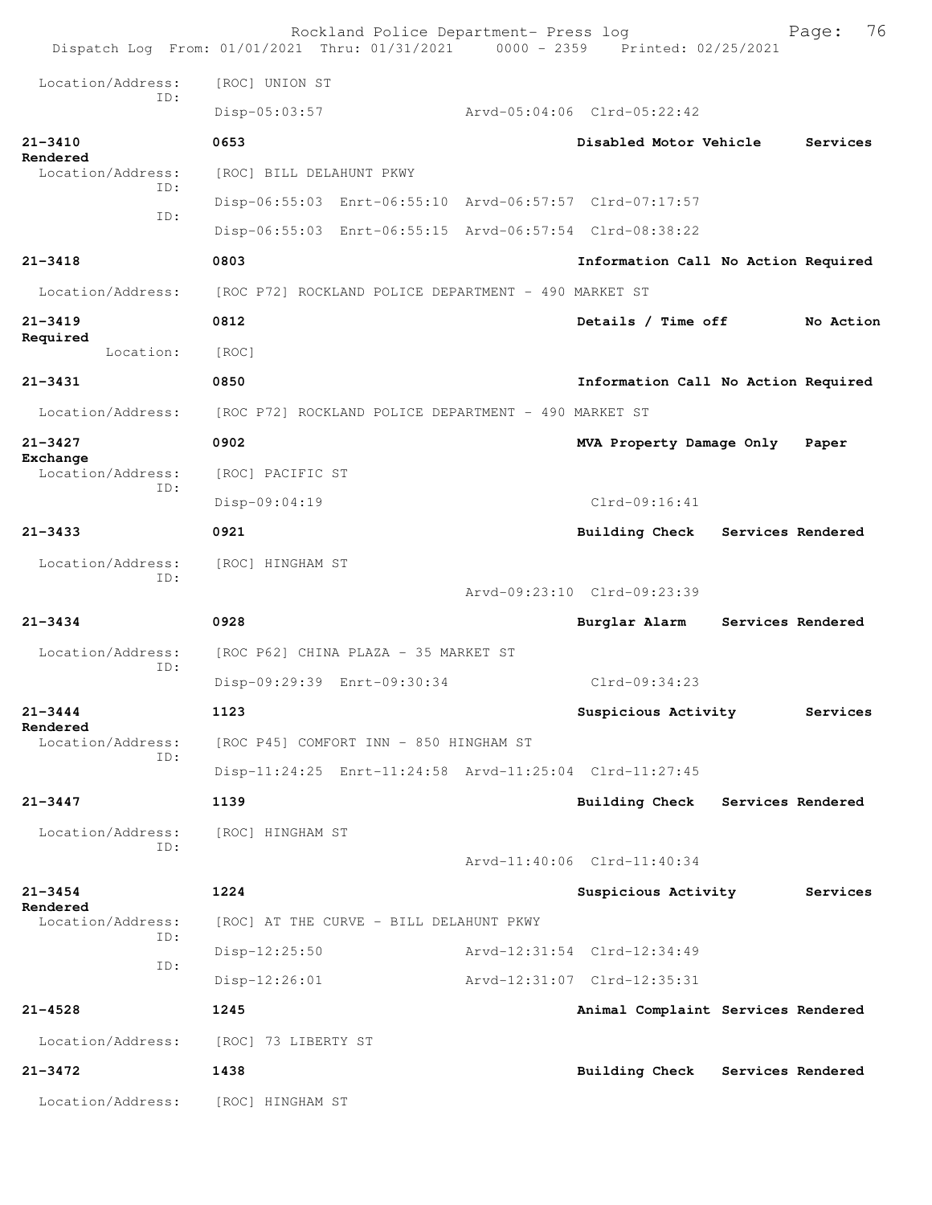Location/Address: [ROC] UNION ST
ID:
Disp-05:03:57 Arvd-05:04:06 Clrd-05:22:42

**21-3410** **0653** **Disabled Motor Vehicle** **Services Rendered**
Location/Address: [ROC] BILL DELAHUNT PKWY
ID:
Disp-06:55:03 Enrt-06:55:10 Arvd-06:57:57 Clrd-07:17:57
ID:
Disp-06:55:03 Enrt-06:55:15 Arvd-06:57:54 Clrd-08:38:22

**21-3418** **0803** **Information Call No Action Required**
Location/Address: [ROC P72] ROCKLAND POLICE DEPARTMENT - 490 MARKET ST

**21-3419** **0812** **Details / Time off** **No Action Required**
Location: [ROC]

**21-3431** **0850** **Information Call No Action Required**
Location/Address: [ROC P72] ROCKLAND POLICE DEPARTMENT - 490 MARKET ST

**21-3427** **0902** **MVA Property Damage Only** **Paper Exchange**
Location/Address: [ROC] PACIFIC ST
ID:
Disp-09:04:19 Clrd-09:16:41

**21-3433** **0921** **Building Check** **Services Rendered**
Location/Address: [ROC] HINGHAM ST
ID:
Arvd-09:23:10 Clrd-09:23:39

**21-3434** **0928** **Burglar Alarm** **Services Rendered**
Location/Address: [ROC P62] CHINA PLAZA - 35 MARKET ST
ID:
Disp-09:29:39 Enrt-09:30:34 Clrd-09:34:23

**21-3444** **1123** **Suspicious Activity** **Services Rendered**
Location/Address: [ROC P45] COMFORT INN - 850 HINGHAM ST
ID:
Disp-11:24:25 Enrt-11:24:58 Arvd-11:25:04 Clrd-11:27:45

**21-3447** **1139** **Building Check** **Services Rendered**
Location/Address: [ROC] HINGHAM ST
ID:
Arvd-11:40:06 Clrd-11:40:34

**21-3454** **1224** **Suspicious Activity** **Services Rendered**
Location/Address: [ROC] AT THE CURVE - BILL DELAHUNT PKWY
ID:
Disp-12:25:50 Arvd-12:31:54 Clrd-12:34:49
ID:
Disp-12:26:01 Arvd-12:31:07 Clrd-12:35:31

**21-4528** **1245** **Animal Complaint Services Rendered**
Location/Address: [ROC] 73 LIBERTY ST

**21-3472** **1438** **Building Check** **Services Rendered**
Location/Address: [ROC] HINGHAM ST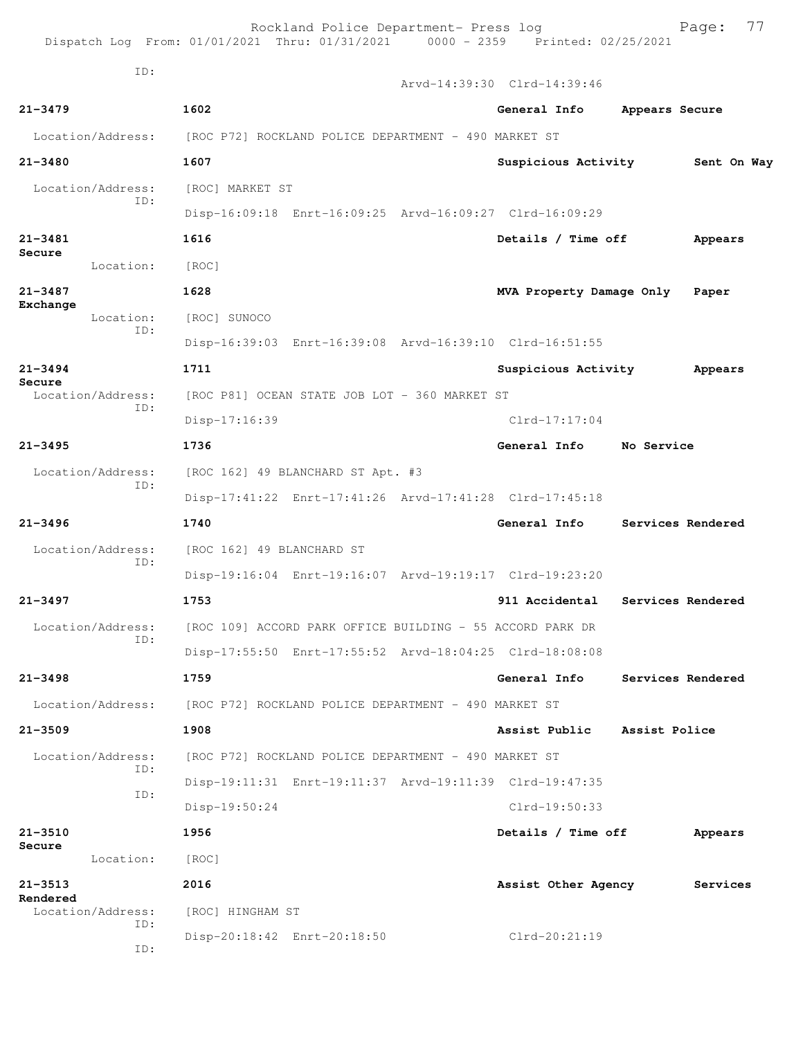ID:
Arvd-14:39:30 Clrd-14:39:46

**21-3479** 1602 General Info Appears Secure
Location/Address: [ROC P72] ROCKLAND POLICE DEPARTMENT - 490 MARKET ST

**21-3480** 1607 Suspicious Activity Sent On Way
Location/Address: [ROC] MARKET ST
ID:
Disp-16:09:18 Enrt-16:09:25 Arvd-16:09:27 Clrd-16:09:29

**21-3481** 1616 Details / Time off Appears Secure
Location: [ROC]

**21-3487** 1628 MVA Property Damage Only Paper Exchange
Location: [ROC] SUNOCO
ID:
Disp-16:39:03 Enrt-16:39:08 Arvd-16:39:10 Clrd-16:51:55

**21-3494** 1711 Suspicious Activity Appears Secure
Location/Address: [ROC P81] OCEAN STATE JOB LOT - 360 MARKET ST
ID:
Disp-17:16:39 Clrd-17:17:04

**21-3495** 1736 General Info No Service
Location/Address: [ROC 162] 49 BLANCHARD ST Apt. #3
ID:
Disp-17:41:22 Enrt-17:41:26 Arvd-17:41:28 Clrd-17:45:18

**21-3496** 1740 General Info Services Rendered
Location/Address: [ROC 162] 49 BLANCHARD ST
ID:
Disp-19:16:04 Enrt-19:16:07 Arvd-19:19:17 Clrd-19:23:20

**21-3497** 1753 911 Accidental Services Rendered
Location/Address: [ROC 109] ACCORD PARK OFFICE BUILDING - 55 ACCORD PARK DR
ID:
Disp-17:55:50 Enrt-17:55:52 Arvd-18:04:25 Clrd-18:08:08

**21-3498** 1759 General Info Services Rendered
Location/Address: [ROC P72] ROCKLAND POLICE DEPARTMENT - 490 MARKET ST

**21-3509** 1908 Assist Public Assist Police
Location/Address: [ROC P72] ROCKLAND POLICE DEPARTMENT - 490 MARKET ST
ID:
Disp-19:11:31 Enrt-19:11:37 Arvd-19:11:39 Clrd-19:47:35
ID:
Disp-19:50:24 Clrd-19:50:33

**21-3510** 1956 Details / Time off Appears Secure
Location: [ROC]

**21-3513** 2016 Assist Other Agency Services Rendered
Location/Address: [ROC] HINGHAM ST
ID:
Disp-20:18:42 Enrt-20:18:50 Clrd-20:21:19
ID: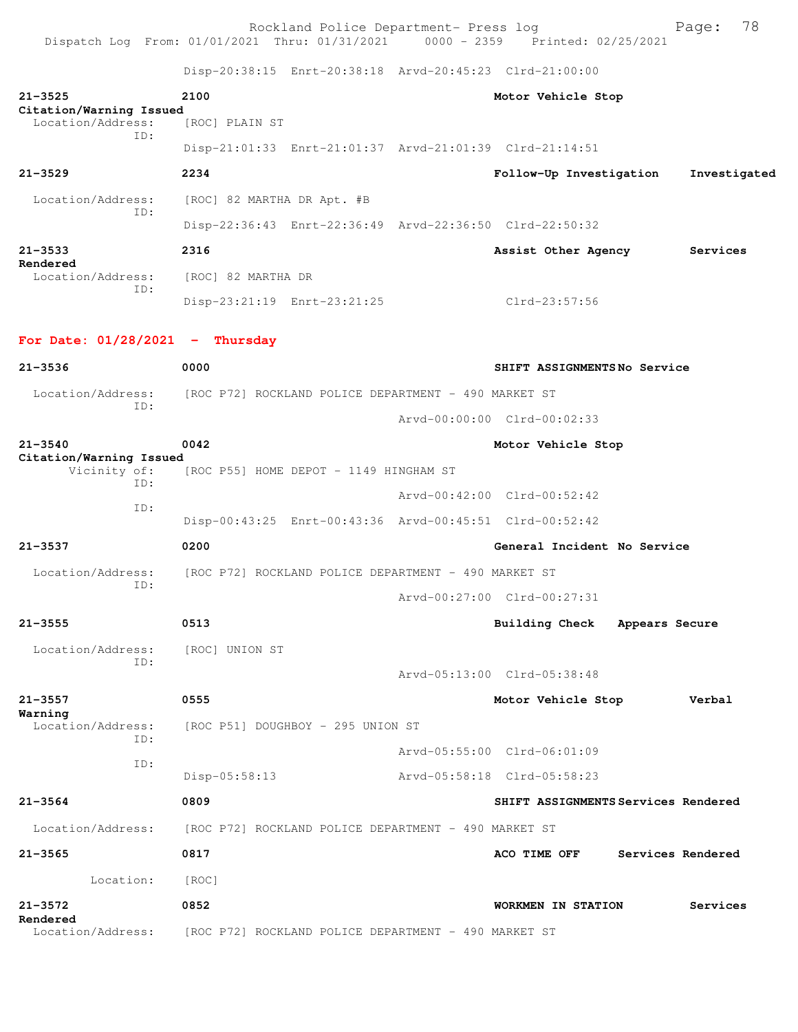Disp-20:38:15 Enrt-20:38:18 Arvd-20:45:23 Clrd-21:00:00

**21-3525** **2100** **Motor Vehicle Stop**
**Citation/Warning Issued**
Location/Address: [ROC] PLAIN ST
ID:
Disp-21:01:33 Enrt-21:01:37 Arvd-21:01:39 Clrd-21:14:51

**21-3529** **2234** **Follow-Up Investigation** **Investigated**
Location/Address: [ROC] 82 MARTHA DR Apt. #B
ID:
Disp-22:36:43 Enrt-22:36:49 Arvd-22:36:50 Clrd-22:50:32

**21-3533** **2316** **Assist Other Agency** **Services Rendered**
Location/Address: [ROC] 82 MARTHA DR
ID:
Disp-23:21:19 Enrt-23:21:25 Clrd-23:57:56

## For Date: 01/28/2021 - Thursday

**21-3536** **0000** **SHIFT ASSIGNMENTS** **No Service**
Location/Address: [ROC P72] ROCKLAND POLICE DEPARTMENT - 490 MARKET ST
ID:
Arvd-00:00:00 Clrd-00:02:33

**21-3540** **0042** **Motor Vehicle Stop**
**Citation/Warning Issued**
Vicinity of: [ROC P55] HOME DEPOT - 1149 HINGHAM ST
ID:
Arvd-00:42:00 Clrd-00:52:42
ID:
Disp-00:43:25 Enrt-00:43:36 Arvd-00:45:51 Clrd-00:52:42

**21-3537** **0200** **General Incident** **No Service**
Location/Address: [ROC P72] ROCKLAND POLICE DEPARTMENT - 490 MARKET ST
ID:
Arvd-00:27:00 Clrd-00:27:31

**21-3555** **0513** **Building Check** **Appears Secure**
Location/Address: [ROC] UNION ST
ID:
Arvd-05:13:00 Clrd-05:38:48

**21-3557** **0555** **Motor Vehicle Stop** **Verbal Warning**
Location/Address: [ROC P51] DOUGHBOY - 295 UNION ST
ID:
Arvd-05:55:00 Clrd-06:01:09
ID:
Disp-05:58:13 Arvd-05:58:18 Clrd-05:58:23

**21-3564** **0809** **SHIFT ASSIGNMENTS** **Services Rendered**
Location/Address: [ROC P72] ROCKLAND POLICE DEPARTMENT - 490 MARKET ST

**21-3565** **0817** **ACO TIME OFF** **Services Rendered**
Location: [ROC]

**21-3572** **0852** **WORKMEN IN STATION** **Services Rendered**
Location/Address: [ROC P72] ROCKLAND POLICE DEPARTMENT - 490 MARKET ST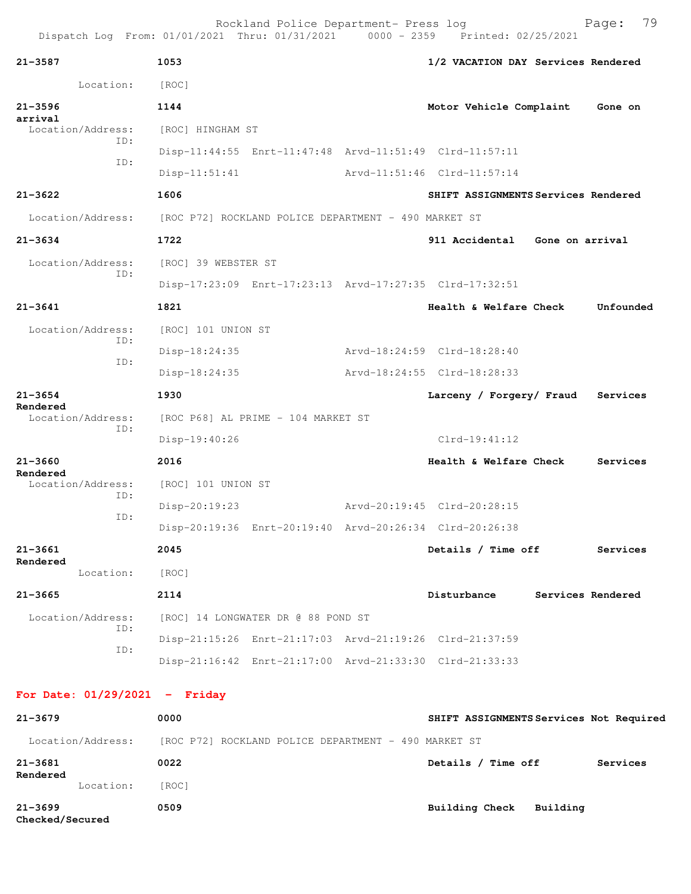| | | | |
|---|---|---|---|
| **21-3587** | **1053** | **1/2 VACATION DAY** | **Services Rendered** |
| Location: | [ROC] | | |
| **21-3596** | **1144** | **Motor Vehicle Complaint** | **Gone on arrival** |
| Location/Address: | [ROC] HINGHAM ST | | |
| ID: | Disp-11:44:55 Enrt-11:47:48 Arvd-11:51:49 Clrd-11:57:11 | | |
| ID: | Disp-11:51:41 Arvd-11:51:46 Clrd-11:57:14 | | |
| **21-3622** | **1606** | **SHIFT ASSIGNMENTS** | **Services Rendered** |
| Location/Address: | [ROC P72] ROCKLAND POLICE DEPARTMENT - 490 MARKET ST | | |
| **21-3634** | **1722** | **911 Accidental** | **Gone on arrival** |
| Location/Address: | [ROC] 39 WEBSTER ST | | |
| ID: | Disp-17:23:09 Enrt-17:23:13 Arvd-17:27:35 Clrd-17:32:51 | | |
| **21-3641** | **1821** | **Health & Welfare Check** | **Unfounded** |
| Location/Address: | [ROC] 101 UNION ST | | |
| ID: | Disp-18:24:35 Arvd-18:24:59 Clrd-18:28:40 | | |
| ID: | Disp-18:24:35 Arvd-18:24:55 Clrd-18:28:33 | | |
| **21-3654** | **1930** | **Larceny / Forgery/ Fraud** | **Services Rendered** |
| Location/Address: | [ROC P68] AL PRIME - 104 MARKET ST | | |
| ID: | Disp-19:40:26 Clrd-19:41:12 | | |
| **21-3660** | **2016** | **Health & Welfare Check** | **Services Rendered** |
| Location/Address: | [ROC] 101 UNION ST | | |
| ID: | Disp-20:19:23 Arvd-20:19:45 Clrd-20:28:15 | | |
| ID: | Disp-20:19:36 Enrt-20:19:40 Arvd-20:26:34 Clrd-20:26:38 | | |
| **21-3661** | **2045** | **Details / Time off** | **Services Rendered** |
| Location: | [ROC] | | |
| **21-3665** | **2114** | **Disturbance** | **Services Rendered** |
| Location/Address: | [ROC] 14 LONGWATER DR @ 88 POND ST | | |
| ID: | Disp-21:15:26 Enrt-21:17:03 Arvd-21:19:26 Clrd-21:37:59 | | |
| ID: | Disp-21:16:42 Enrt-21:17:00 Arvd-21:33:30 Clrd-21:33:33 | | |

**For Date: 01/29/2021 - Friday**

| | | | |
|---|---|---|---|
| **21-3679** | **0000** | **SHIFT ASSIGNMENTS** | **Services Not Required** |
| Location/Address: | [ROC P72] ROCKLAND POLICE DEPARTMENT - 490 MARKET ST | | |
| **21-3681** | **0022** | **Details / Time off** | **Services Rendered** |
| Location: | [ROC] | | |
| **21-3699** | **0509** | **Building Check** | **Building Checked/Secured** |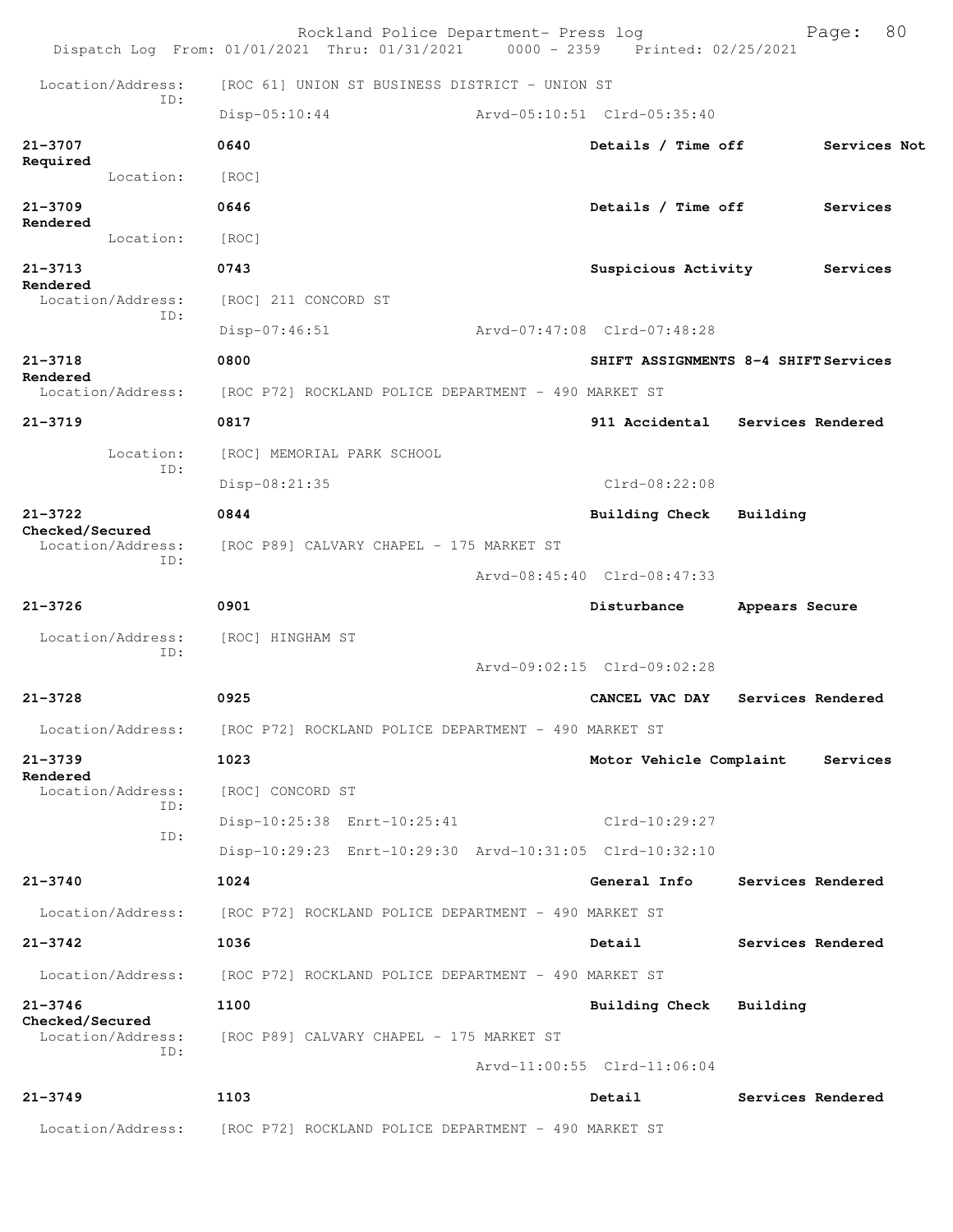Location/Address: [ROC 61] UNION ST BUSINESS DISTRICT - UNION ST
ID:
Disp-05:10:44 Arvd-05:10:51 Clrd-05:35:40

**21-3707** **0640** **Details / Time off** **Services Not Required**
Location: [ROC]

**21-3709** **0646** **Details / Time off** **Services Rendered**
Location: [ROC]

**21-3713** **0743** **Suspicious Activity** **Services Rendered**
Location/Address: [ROC] 211 CONCORD ST
ID:
Disp-07:46:51 Arvd-07:47:08 Clrd-07:48:28

**21-3718** **0800** **SHIFT ASSIGNMENTS 8-4 SHIFT** **Services Rendered**
Location/Address: [ROC P72] ROCKLAND POLICE DEPARTMENT - 490 MARKET ST

**21-3719** **0817** **911 Accidental** **Services Rendered**
Location: [ROC] MEMORIAL PARK SCHOOL
ID:
Disp-08:21:35 Clrd-08:22:08

**21-3722** **0844** **Building Check** **Building Checked/Secured**
Location/Address: [ROC P89] CALVARY CHAPEL - 175 MARKET ST
ID:
Arvd-08:45:40 Clrd-08:47:33

**21-3726** **0901** **Disturbance** **Appears Secure**
Location/Address: [ROC] HINGHAM ST
ID:
Arvd-09:02:15 Clrd-09:02:28

**21-3728** **0925** **CANCEL VAC DAY** **Services Rendered**
Location/Address: [ROC P72] ROCKLAND POLICE DEPARTMENT - 490 MARKET ST

**21-3739** **1023** **Motor Vehicle Complaint** **Services Rendered**
Location/Address: [ROC] CONCORD ST
ID:
Disp-10:25:38 Enrt-10:25:41 Clrd-10:29:27
ID:
Disp-10:29:23 Enrt-10:29:30 Arvd-10:31:05 Clrd-10:32:10

**21-3740** **1024** **General Info** **Services Rendered**
Location/Address: [ROC P72] ROCKLAND POLICE DEPARTMENT - 490 MARKET ST

**21-3742** **1036** **Detail** **Services Rendered**
Location/Address: [ROC P72] ROCKLAND POLICE DEPARTMENT - 490 MARKET ST

**21-3746** **1100** **Building Check** **Building Checked/Secured**
Location/Address: [ROC P89] CALVARY CHAPEL - 175 MARKET ST
ID:
Arvd-11:00:55 Clrd-11:06:04

**21-3749** **1103** **Detail** **Services Rendered**
Location/Address: [ROC P72] ROCKLAND POLICE DEPARTMENT - 490 MARKET ST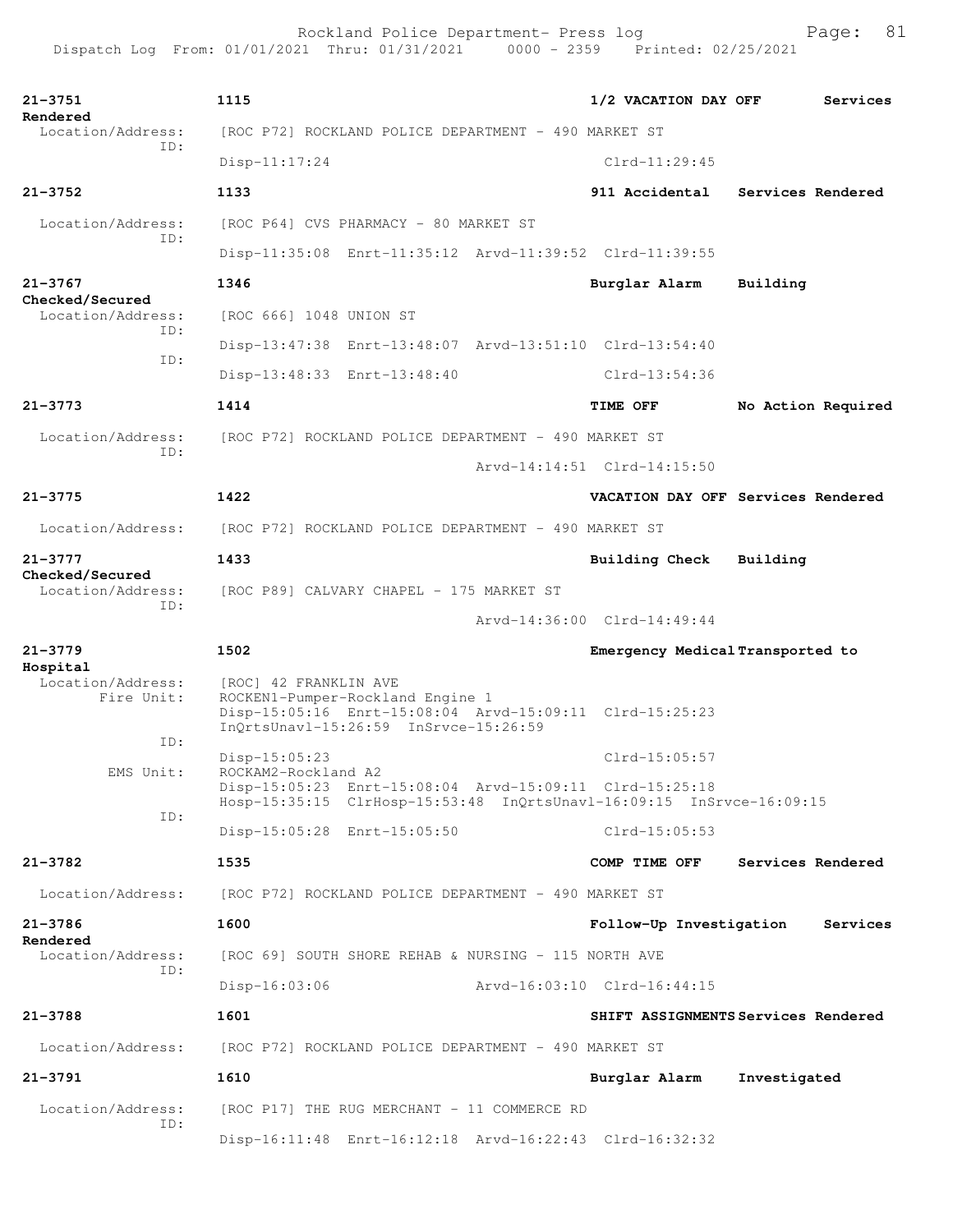**21-3751** | 1115 | **1/2 VACATION DAY OFF** | **Services Rendered**

Location/Address: [ROC P72] ROCKLAND POLICE DEPARTMENT - 490 MARKET ST
ID:
Disp-11:17:24 Clrd-11:29:45

**21-3752** | 1133 | **911 Accidental** | **Services Rendered**

Location/Address: [ROC P64] CVS PHARMACY - 80 MARKET ST
ID:
Disp-11:35:08 Enrt-11:35:12 Arvd-11:39:52 Clrd-11:39:55

**21-3767** | 1346 | **Burglar Alarm** | **Building Checked/Secured**

Location/Address: [ROC 666] 1048 UNION ST
ID:
Disp-13:47:38 Enrt-13:48:07 Arvd-13:51:10 Clrd-13:54:40
ID:
Disp-13:48:33 Enrt-13:48:40 Clrd-13:54:36

**21-3773** | 1414 | **TIME OFF** | **No Action Required**

Location/Address: [ROC P72] ROCKLAND POLICE DEPARTMENT - 490 MARKET ST
ID:
Arvd-14:14:51 Clrd-14:15:50

**21-3775** | 1422 | **VACATION DAY OFF** | **Services Rendered**

Location/Address: [ROC P72] ROCKLAND POLICE DEPARTMENT - 490 MARKET ST

**21-3777** | 1433 | **Building Check** | **Building Checked/Secured**

Location/Address: [ROC P89] CALVARY CHAPEL - 175 MARKET ST
ID:
Arvd-14:36:00 Clrd-14:49:44

**21-3779** | 1502 | **Emergency Medical** | **Transported to Hospital**

Location/Address: [ROC] 42 FRANKLIN AVE
Fire Unit: ROCKEN1-Pumper-Rockland Engine 1
Disp-15:05:16 Enrt-15:08:04 Arvd-15:09:11 Clrd-15:25:23
InQrtsUnavl-15:26:59 InSrvce-15:26:59
ID:
Disp-15:05:23 Clrd-15:05:57
EMS Unit: ROCKAM2-Rockland A2
Disp-15:05:23 Enrt-15:08:04 Arvd-15:09:11 Clrd-15:25:18
Hosp-15:35:15 ClrHosp-15:53:48 InQrtsUnavl-16:09:15 InSrvce-16:09:15
ID:
Disp-15:05:28 Enrt-15:05:50 Clrd-15:05:53

**21-3782** | 1535 | **COMP TIME OFF** | **Services Rendered**

Location/Address: [ROC P72] ROCKLAND POLICE DEPARTMENT - 490 MARKET ST

**21-3786** | 1600 | **Follow-Up Investigation** | **Services Rendered**

Location/Address: [ROC 69] SOUTH SHORE REHAB & NURSING - 115 NORTH AVE
ID:
Disp-16:03:06 Arvd-16:03:10 Clrd-16:44:15

**21-3788** | 1601 | **SHIFT ASSIGNMENTS** | **Services Rendered**

Location/Address: [ROC P72] ROCKLAND POLICE DEPARTMENT - 490 MARKET ST

**21-3791** | 1610 | **Burglar Alarm** | **Investigated**

Location/Address: [ROC P17] THE RUG MERCHANT - 11 COMMERCE RD
ID:
Disp-16:11:48 Enrt-16:12:18 Arvd-16:22:43 Clrd-16:32:32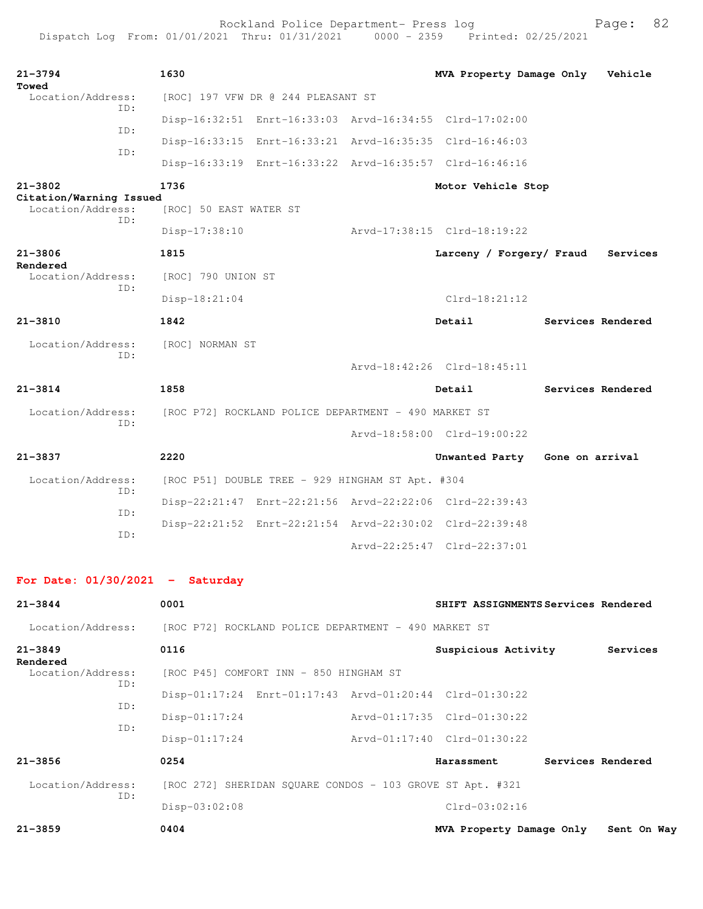**21-3794** 1630 **MVA Property Damage Only** **Vehicle Towed**

Location/Address: [ROC] 197 VFW DR @ 244 PLEASANT ST

ID: Disp-16:32:51 Enrt-16:33:03 Arvd-16:34:55 Clrd-17:02:00

ID: Disp-16:33:15 Enrt-16:33:21 Arvd-16:35:35 Clrd-16:46:03

ID: Disp-16:33:19 Enrt-16:33:22 Arvd-16:35:57 Clrd-16:46:16

**21-3802** 1736 **Motor Vehicle Stop** **Citation/Warning Issued**

Location/Address: [ROC] 50 EAST WATER ST

ID: Disp-17:38:10 Arvd-17:38:15 Clrd-18:19:22

**21-3806** 1815 **Larceny / Forgery/ Fraud** **Services Rendered**

Location/Address: [ROC] 790 UNION ST

ID: Disp-18:21:04 Clrd-18:21:12

**21-3810** 1842 **Detail** **Services Rendered**

Location/Address: [ROC] NORMAN ST

ID: Arvd-18:42:26 Clrd-18:45:11

**21-3814** 1858 **Detail** **Services Rendered**

Location/Address: [ROC P72] ROCKLAND POLICE DEPARTMENT - 490 MARKET ST

ID: Arvd-18:58:00 Clrd-19:00:22

**21-3837** 2220 **Unwanted Party** **Gone on arrival**

Location/Address: [ROC P51] DOUBLE TREE - 929 HINGHAM ST Apt. #304

ID: Disp-22:21:47 Enrt-22:21:56 Arvd-22:22:06 Clrd-22:39:43

ID: Disp-22:21:52 Enrt-22:21:54 Arvd-22:30:02 Clrd-22:39:48

ID: Arvd-22:25:47 Clrd-22:37:01

## For Date: 01/30/2021 - Saturday

**21-3844** 0001 **SHIFT ASSIGNMENTS** **Services Rendered**

Location/Address: [ROC P72] ROCKLAND POLICE DEPARTMENT - 490 MARKET ST

**21-3849** 0116 **Suspicious Activity** **Services Rendered**

Location/Address: [ROC P45] COMFORT INN - 850 HINGHAM ST

ID: Disp-01:17:24 Enrt-01:17:43 Arvd-01:20:44 Clrd-01:30:22

ID: Disp-01:17:24 Arvd-01:17:35 Clrd-01:30:22

ID: Disp-01:17:24 Arvd-01:17:40 Clrd-01:30:22

**21-3856** 0254 **Harassment** **Services Rendered**

Location/Address: [ROC 272] SHERIDAN SQUARE CONDOS - 103 GROVE ST Apt. #321

ID: Disp-03:02:08 Clrd-03:02:16

**21-3859** 0404 **MVA Property Damage Only** **Sent On Way**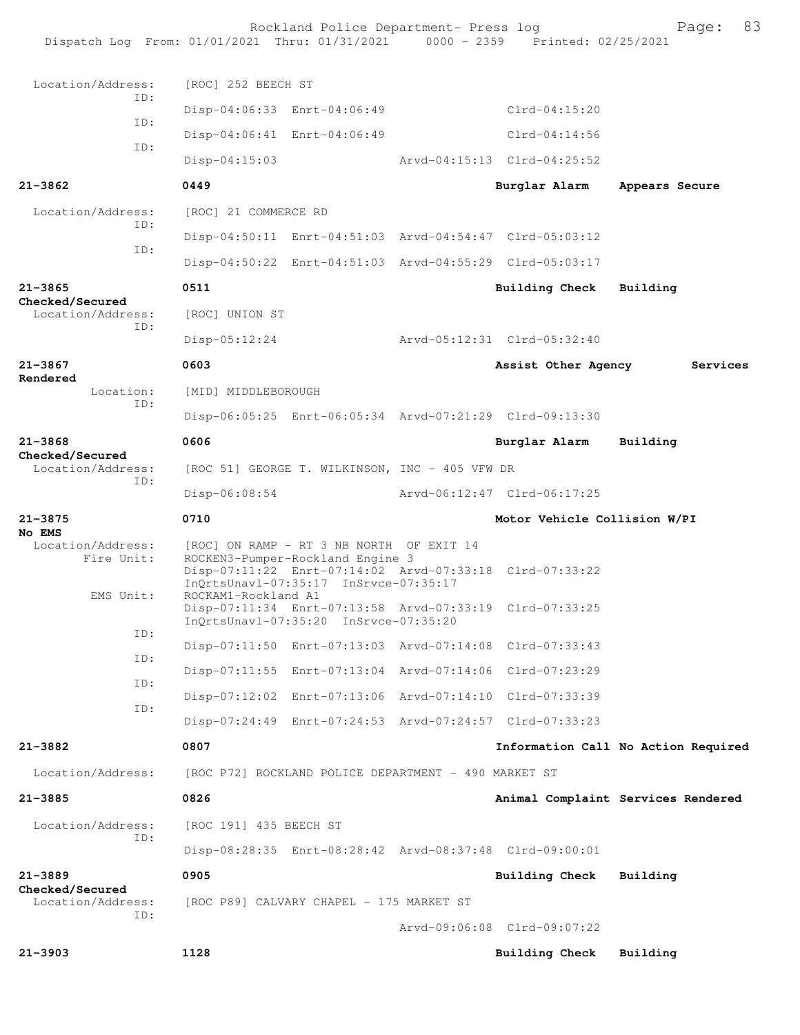```
 Location/Address:    [ROC] 252 BEECH ST
               ID:
                      Disp-04:06:33  Enrt-04:06:49                Clrd-04:15:20
               ID:
                      Disp-04:06:41  Enrt-04:06:49                Clrd-04:14:56
               ID:
                      Disp-04:15:03                 Arvd-04:15:13  Clrd-04:25:52

21-3862               0449                                        Burglar Alarm    Appears Secure

 Location/Address:    [ROC] 21 COMMERCE RD
               ID:
                      Disp-04:50:11  Enrt-04:51:03  Arvd-04:54:47  Clrd-05:03:12
               ID:
                      Disp-04:50:22  Enrt-04:51:03  Arvd-04:55:29  Clrd-05:03:17

21-3865               0511                                        Building Check    Building
Checked/Secured
 Location/Address:    [ROC] UNION ST
               ID:
                      Disp-05:12:24                 Arvd-05:12:31  Clrd-05:32:40

21-3867               0603                                        Assist Other Agency        Services
Rendered
         Location:    [MID] MIDDLEBOROUGH
               ID:
                      Disp-06:05:25  Enrt-06:05:34  Arvd-07:21:29  Clrd-09:13:30

21-3868               0606                                        Burglar Alarm    Building
Checked/Secured
 Location/Address:    [ROC 51] GEORGE T. WILKINSON, INC - 405 VFW DR
               ID:
                      Disp-06:08:54                 Arvd-06:12:47  Clrd-06:17:25

21-3875               0710                                        Motor Vehicle Collision W/PI
No EMS
 Location/Address:    [ROC] ON RAMP - RT 3 NB NORTH  OF EXIT 14
       Fire Unit:     ROCKEN3-Pumper-Rockland Engine 3
                      Disp-07:11:22  Enrt-07:14:02  Arvd-07:33:18  Clrd-07:33:22
                      InQrtsUnavl-07:35:17  InSrvce-07:35:17
        EMS Unit:     ROCKAM1-Rockland A1
                      Disp-07:11:34  Enrt-07:13:58  Arvd-07:33:19  Clrd-07:33:25
                      InQrtsUnavl-07:35:20  InSrvce-07:35:20
               ID:
                      Disp-07:11:50  Enrt-07:13:03  Arvd-07:14:08  Clrd-07:33:43
               ID:
                      Disp-07:11:55  Enrt-07:13:04  Arvd-07:14:06  Clrd-07:23:29
               ID:
                      Disp-07:12:02  Enrt-07:13:06  Arvd-07:14:10  Clrd-07:33:39
               ID:
                      Disp-07:24:49  Enrt-07:24:53  Arvd-07:24:57  Clrd-07:33:23

21-3882               0807                                        Information Call No Action Required

 Location/Address:    [ROC P72] ROCKLAND POLICE DEPARTMENT - 490 MARKET ST

21-3885               0826                                        Animal Complaint Services Rendered

 Location/Address:    [ROC 191] 435 BEECH ST
               ID:
                      Disp-08:28:35  Enrt-08:28:42  Arvd-08:37:48  Clrd-09:00:01

21-3889               0905                                        Building Check    Building
Checked/Secured
 Location/Address:    [ROC P89] CALVARY CHAPEL - 175 MARKET ST
               ID:
                                                    Arvd-09:06:08  Clrd-09:07:22

21-3903               1128                                        Building Check    Building
```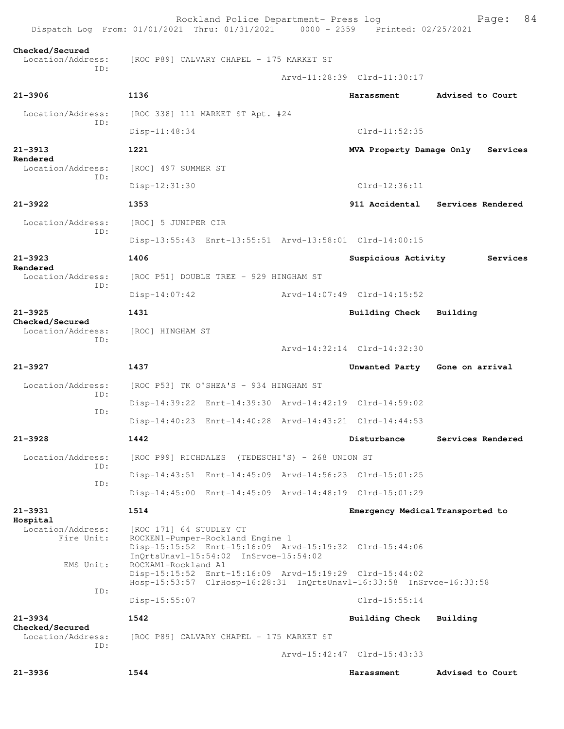Checked/Secured
  Location/Address: [ROC P89] CALVARY CHAPEL - 175 MARKET ST
  ID:
  Arvd-11:28:39 Clrd-11:30:17

**21-3906** 1136 **Harassment** **Advised to Court**

  Location/Address: [ROC 338] 111 MARKET ST Apt. #24
  ID:
  Disp-11:48:34 Clrd-11:52:35

**21-3913** 1221 **MVA Property Damage Only** **Services Rendered**
  Location/Address: [ROC] 497 SUMMER ST
  ID:
  Disp-12:31:30 Clrd-12:36:11

**21-3922** 1353 **911 Accidental** **Services Rendered**

  Location/Address: [ROC] 5 JUNIPER CIR
  ID:
  Disp-13:55:43 Enrt-13:55:51 Arvd-13:58:01 Clrd-14:00:15

**21-3923** 1406 **Suspicious Activity** **Services Rendered**
  Location/Address: [ROC P51] DOUBLE TREE - 929 HINGHAM ST
  ID:
  Disp-14:07:42 Arvd-14:07:49 Clrd-14:15:52

**21-3925** 1431 **Building Check** **Building Checked/Secured**
  Location/Address: [ROC] HINGHAM ST
  ID:
  Arvd-14:32:14 Clrd-14:32:30

**21-3927** 1437 **Unwanted Party** **Gone on arrival**

  Location/Address: [ROC P53] TK O'SHEA'S - 934 HINGHAM ST
  ID:
  Disp-14:39:22 Enrt-14:39:30 Arvd-14:42:19 Clrd-14:59:02
  ID:
  Disp-14:40:23 Enrt-14:40:28 Arvd-14:43:21 Clrd-14:44:53

**21-3928** 1442 **Disturbance** **Services Rendered**

  Location/Address: [ROC P99] RICHDALES (TEDESCHI'S) - 268 UNION ST
  ID:
  Disp-14:43:51 Enrt-14:45:09 Arvd-14:56:23 Clrd-15:01:25
  ID:
  Disp-14:45:00 Enrt-14:45:09 Arvd-14:48:19 Clrd-15:01:29

**21-3931** 1514 **Emergency Medical** **Transported to Hospital**
  Location/Address: [ROC 171] 64 STUDLEY CT
  Fire Unit: ROCKEN1-Pumper-Rockland Engine 1
  Disp-15:15:52 Enrt-15:16:09 Arvd-15:19:32 Clrd-15:44:06
  InQrtsUnavl-15:54:02 InSrvce-15:54:02
  EMS Unit: ROCKAM1-Rockland A1
  Disp-15:15:52 Enrt-15:16:09 Arvd-15:19:29 Clrd-15:44:02
  Hosp-15:53:57 ClrHosp-16:28:31 InQrtsUnavl-16:33:58 InSrvce-16:33:58
  ID:
  Disp-15:55:07 Clrd-15:55:14

**21-3934** 1542 **Building Check** **Building Checked/Secured**
  Location/Address: [ROC P89] CALVARY CHAPEL - 175 MARKET ST
  ID:
  Arvd-15:42:47 Clrd-15:43:33

**21-3936** 1544 **Harassment** **Advised to Court**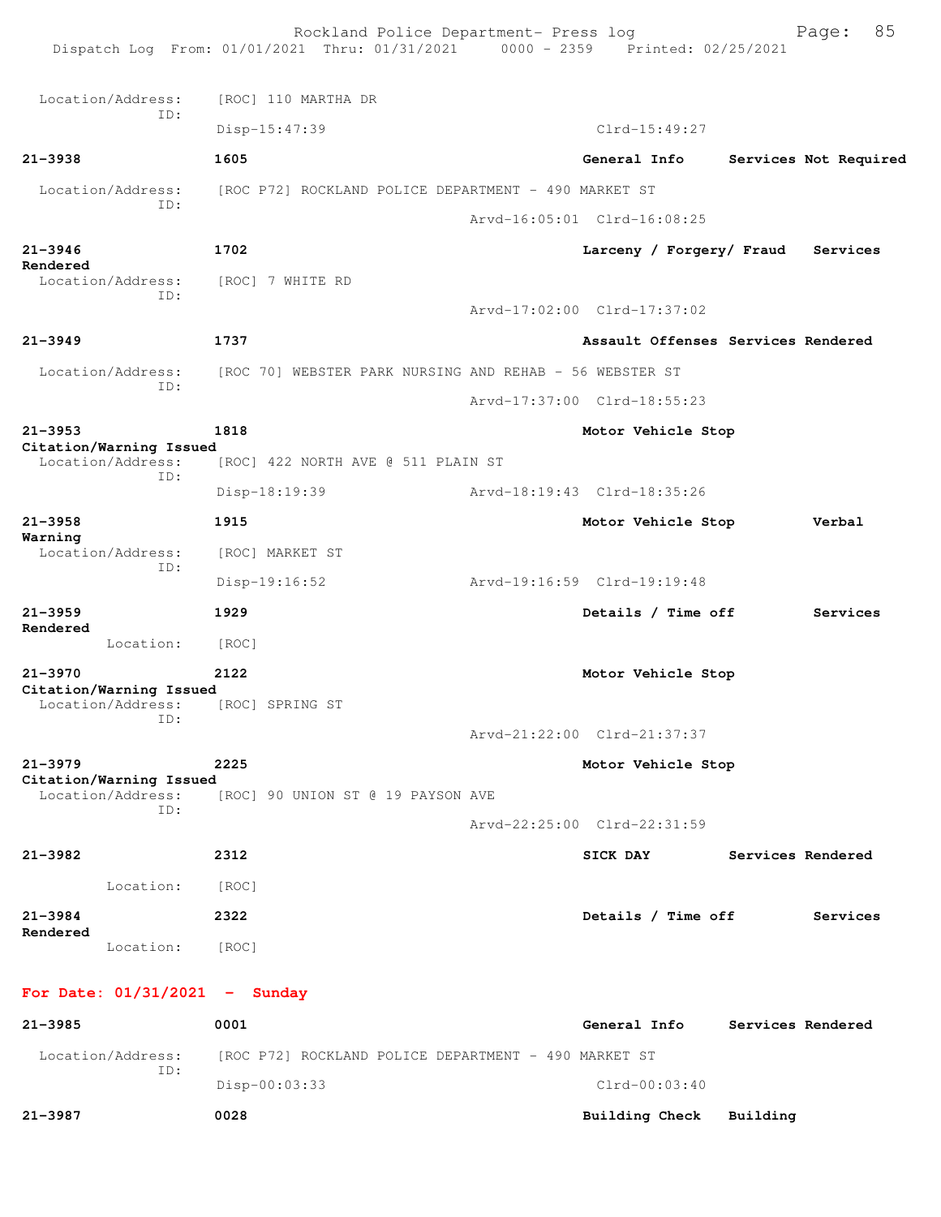Location/Address: [ROC] 110 MARTHA DR
ID:
Disp-15:47:39 Clrd-15:49:27

**21-3938** **1605** **General Info** **Services Not Required**

Location/Address: [ROC P72] ROCKLAND POLICE DEPARTMENT - 490 MARKET ST
ID:
Arvd-16:05:01 Clrd-16:08:25

**21-3946** **1702** **Larceny / Forgery/ Fraud** **Services Rendered**

Location/Address: [ROC] 7 WHITE RD
ID:
Arvd-17:02:00 Clrd-17:37:02

**21-3949** **1737** **Assault Offenses** **Services Rendered**

Location/Address: [ROC 70] WEBSTER PARK NURSING AND REHAB - 56 WEBSTER ST
ID:
Arvd-17:37:00 Clrd-18:55:23

**21-3953** **1818** **Motor Vehicle Stop** **Citation/Warning Issued**

Location/Address: [ROC] 422 NORTH AVE @ 511 PLAIN ST
ID:
Disp-18:19:39 Arvd-18:19:43 Clrd-18:35:26

**21-3958** **1915** **Motor Vehicle Stop** **Verbal Warning**

Location/Address: [ROC] MARKET ST
ID:
Disp-19:16:52 Arvd-19:16:59 Clrd-19:19:48

**21-3959** **1929** **Details / Time off** **Services Rendered**

Location: [ROC]

**21-3970** **2122** **Motor Vehicle Stop** **Citation/Warning Issued**

Location/Address: [ROC] SPRING ST
ID:
Arvd-21:22:00 Clrd-21:37:37

**21-3979** **2225** **Motor Vehicle Stop** **Citation/Warning Issued**

Location/Address: [ROC] 90 UNION ST @ 19 PAYSON AVE
ID:
Arvd-22:25:00 Clrd-22:31:59

**21-3982** **2312** **SICK DAY** **Services Rendered**

Location: [ROC]

**21-3984** **2322** **Details / Time off** **Services Rendered**

Location: [ROC]

## For Date: 01/31/2021 - Sunday

**21-3985** **0001** **General Info** **Services Rendered**

Location/Address: [ROC P72] ROCKLAND POLICE DEPARTMENT - 490 MARKET ST
ID:
Disp-00:03:33 Clrd-00:03:40

**21-3987** **0028** **Building Check** **Building**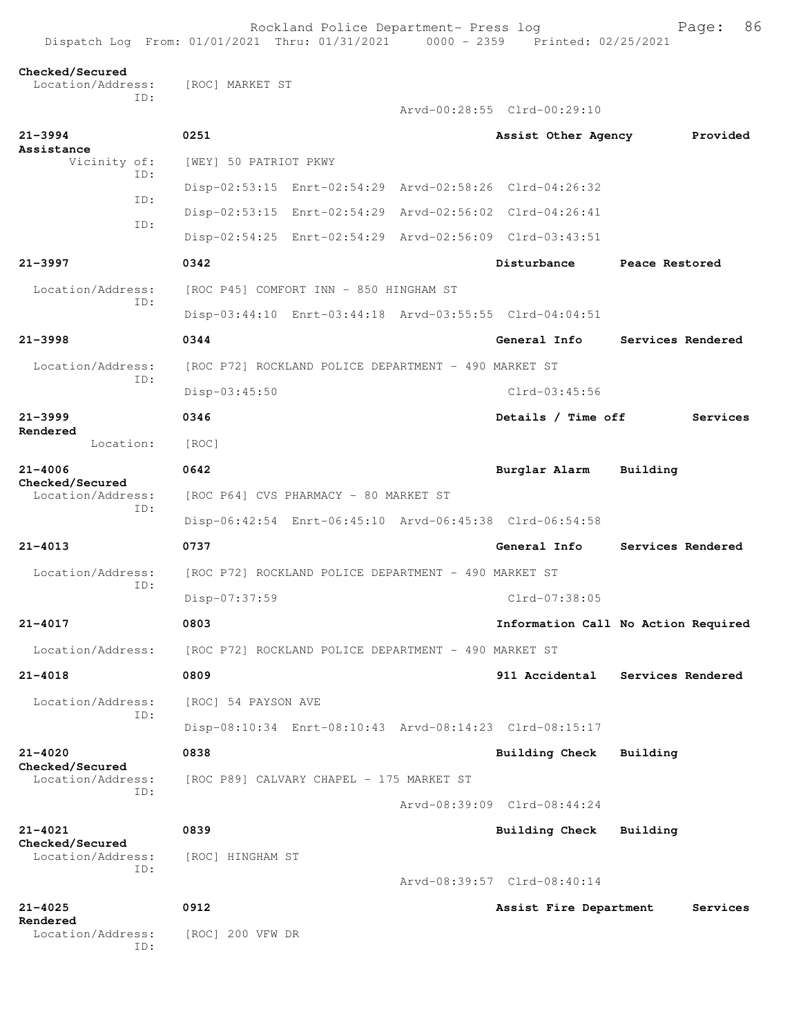```
Checked/Secured
  Location/Address:    [ROC] MARKET ST
               ID:
                                                    Arvd-00:28:55  Clrd-00:29:10

21-3994              0251                                          Assist Other Agency        Provided
Assistance
       Vicinity of:    [WEY] 50 PATRIOT PKWY
               ID:
                       Disp-02:53:15  Enrt-02:54:29  Arvd-02:58:26  Clrd-04:26:32
               ID:
                       Disp-02:53:15  Enrt-02:54:29  Arvd-02:56:02  Clrd-04:26:41
               ID:
                       Disp-02:54:25  Enrt-02:54:29  Arvd-02:56:09  Clrd-03:43:51

21-3997              0342                                          Disturbance        Peace Restored

  Location/Address:    [ROC P45] COMFORT INN - 850 HINGHAM ST
               ID:
                       Disp-03:44:10  Enrt-03:44:18  Arvd-03:55:55  Clrd-04:04:51

21-3998              0344                                          General Info       Services Rendered

  Location/Address:    [ROC P72] ROCKLAND POLICE DEPARTMENT - 490 MARKET ST
               ID:
                       Disp-03:45:50                                Clrd-03:45:56

21-3999              0346                                          Details / Time off          Services
Rendered
         Location:     [ROC]

21-4006              0642                                          Burglar Alarm      Building
Checked/Secured
  Location/Address:    [ROC P64] CVS PHARMACY - 80 MARKET ST
               ID:
                       Disp-06:42:54  Enrt-06:45:10  Arvd-06:45:38  Clrd-06:54:58

21-4013              0737                                          General Info       Services Rendered

  Location/Address:    [ROC P72] ROCKLAND POLICE DEPARTMENT - 490 MARKET ST
               ID:
                       Disp-07:37:59                                Clrd-07:38:05

21-4017              0803                                          Information Call No Action Required

  Location/Address:    [ROC P72] ROCKLAND POLICE DEPARTMENT - 490 MARKET ST

21-4018              0809                                          911 Accidental     Services Rendered

  Location/Address:    [ROC] 54 PAYSON AVE
               ID:
                       Disp-08:10:34  Enrt-08:10:43  Arvd-08:14:23  Clrd-08:15:17

21-4020              0838                                          Building Check     Building
Checked/Secured
  Location/Address:    [ROC P89] CALVARY CHAPEL - 175 MARKET ST
               ID:
                                                    Arvd-08:39:09  Clrd-08:44:24

21-4021              0839                                          Building Check     Building
Checked/Secured
  Location/Address:    [ROC] HINGHAM ST
               ID:
                                                    Arvd-08:39:57  Clrd-08:40:14

21-4025              0912                                          Assist Fire Department      Services
Rendered
  Location/Address:    [ROC] 200 VFW DR
               ID:
```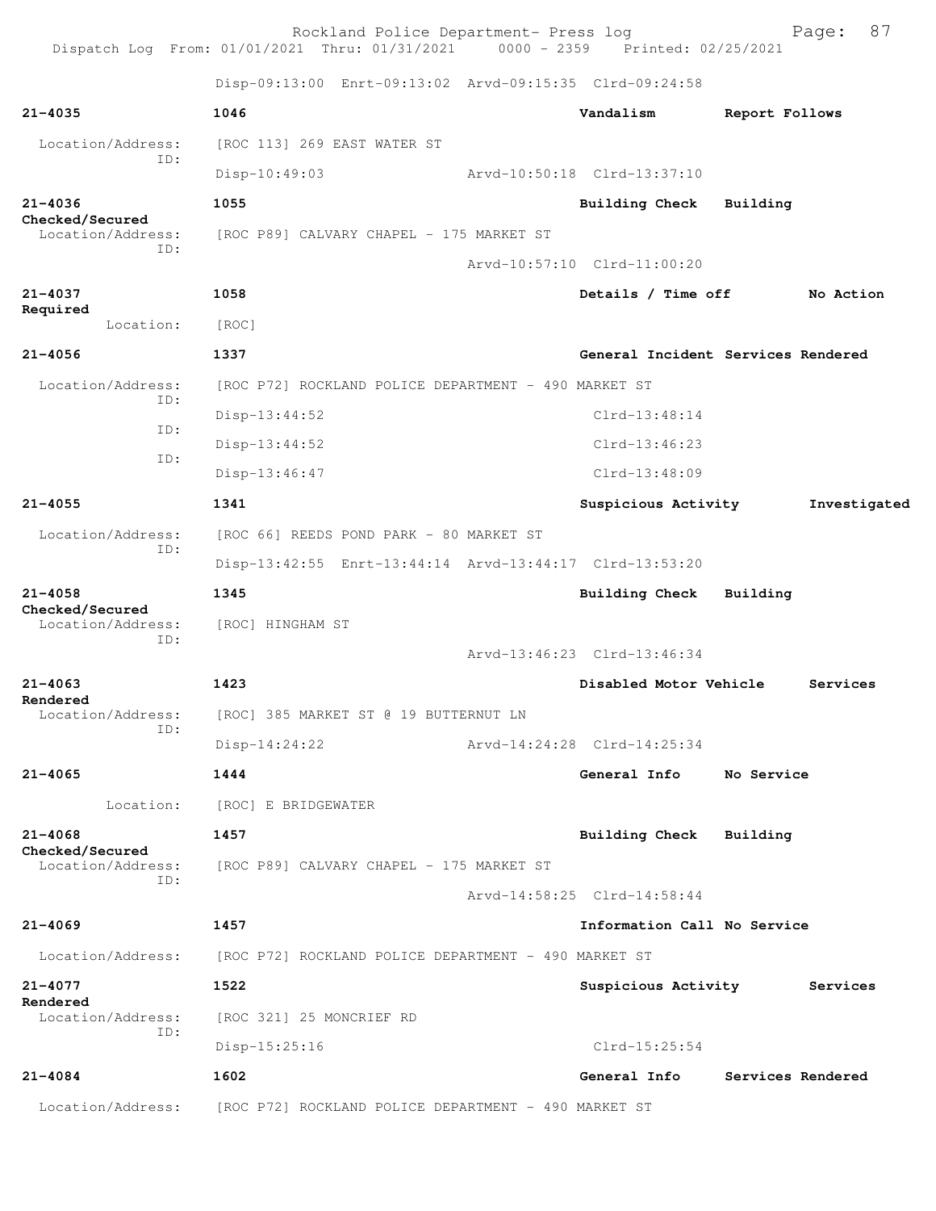Disp-09:13:00 Enrt-09:13:02 Arvd-09:15:35 Clrd-09:24:58

**21-4035** 1046 **Vandalism** **Report Follows**

Location/Address: [ROC 113] 269 EAST WATER ST
ID:
Disp-10:49:03 Arvd-10:50:18 Clrd-13:37:10

**21-4036** 1055 **Building Check** **Building Checked/Secured**

Location/Address: [ROC P89] CALVARY CHAPEL - 175 MARKET ST
ID:
Arvd-10:57:10 Clrd-11:00:20

**21-4037** 1058 **Details / Time off** **No Action Required**

Location: [ROC]

**21-4056** 1337 **General Incident** **Services Rendered**

Location/Address: [ROC P72] ROCKLAND POLICE DEPARTMENT - 490 MARKET ST
ID:
Disp-13:44:52 Clrd-13:48:14
ID:
Disp-13:44:52 Clrd-13:46:23
ID:
Disp-13:46:47 Clrd-13:48:09

**21-4055** 1341 **Suspicious Activity** **Investigated**

Location/Address: [ROC 66] REEDS POND PARK - 80 MARKET ST
ID:
Disp-13:42:55 Enrt-13:44:14 Arvd-13:44:17 Clrd-13:53:20

**21-4058** 1345 **Building Check** **Building Checked/Secured**

Location/Address: [ROC] HINGHAM ST
ID:
Arvd-13:46:23 Clrd-13:46:34

**21-4063** 1423 **Disabled Motor Vehicle** **Services Rendered**

Location/Address: [ROC] 385 MARKET ST @ 19 BUTTERNUT LN
ID:
Disp-14:24:22 Arvd-14:24:28 Clrd-14:25:34

**21-4065** 1444 **General Info** **No Service**

Location: [ROC] E BRIDGEWATER

**21-4068** 1457 **Building Check** **Building Checked/Secured**

Location/Address: [ROC P89] CALVARY CHAPEL - 175 MARKET ST
ID:
Arvd-14:58:25 Clrd-14:58:44

**21-4069** 1457 **Information Call** **No Service**

Location/Address: [ROC P72] ROCKLAND POLICE DEPARTMENT - 490 MARKET ST

**21-4077** 1522 **Suspicious Activity** **Services Rendered**

Location/Address: [ROC 321] 25 MONCRIEF RD
ID:
Disp-15:25:16 Clrd-15:25:54

**21-4084** 1602 **General Info** **Services Rendered**

Location/Address: [ROC P72] ROCKLAND POLICE DEPARTMENT - 490 MARKET ST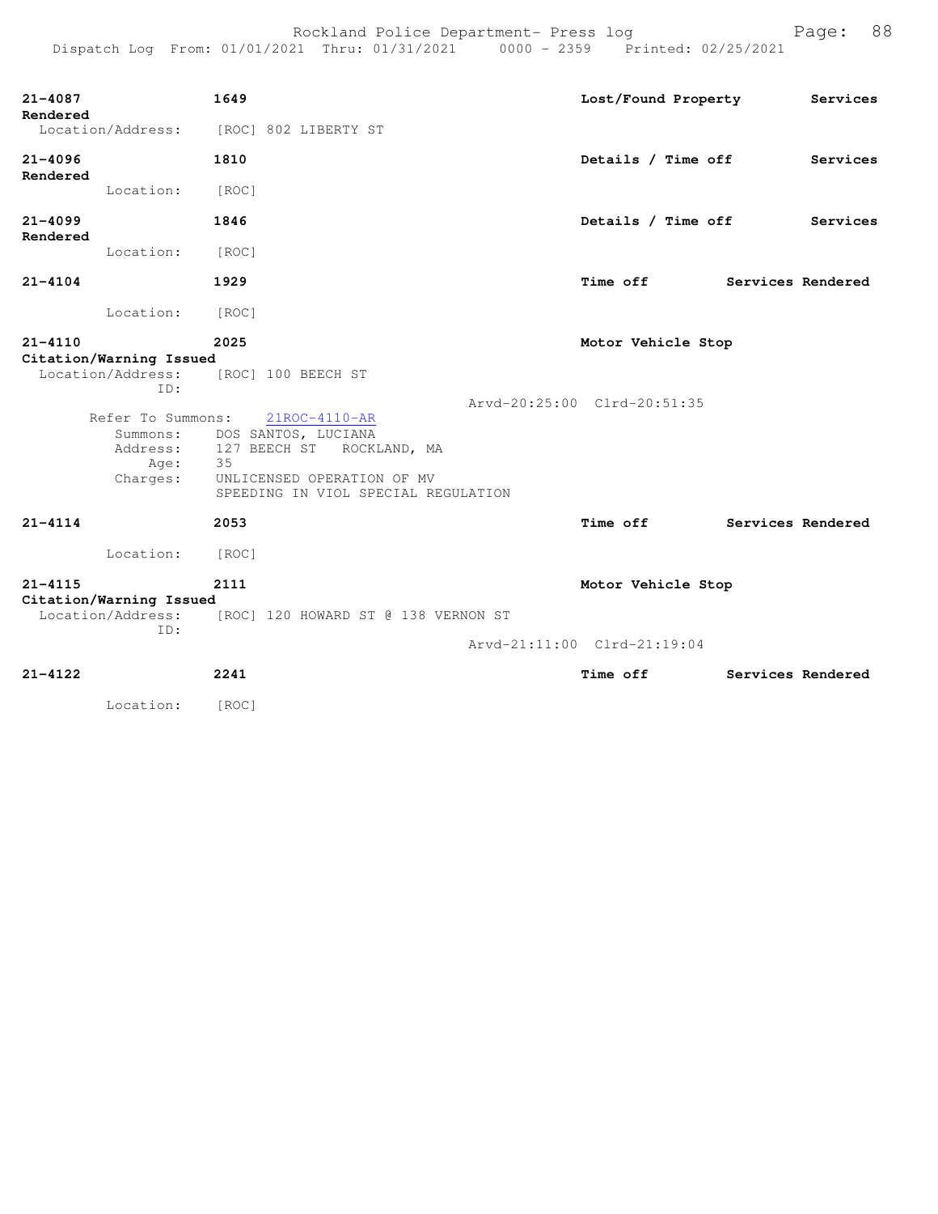**21-4087** **1649** **Lost/Found Property** **Services Rendered**

Location/Address: [ROC] 802 LIBERTY ST

**21-4096** **1810** **Details / Time off** **Services Rendered**

Location: [ROC]

**21-4099** **1846** **Details / Time off** **Services Rendered**

Location: [ROC]

**21-4104** **1929** **Time off** **Services Rendered**

Location: [ROC]

**21-4110** **2025** **Motor Vehicle Stop** **Citation/Warning Issued**

Location/Address: [ROC] 100 BEECH ST
ID:
Arvd-20:25:00 Clrd-20:51:35
Refer To Summons: 21ROC-4110-AR
Summons: DOS SANTOS, LUCIANA
Address: 127 BEECH ST ROCKLAND, MA
Age: 35
Charges: UNLICENSED OPERATION OF MV
SPEEDING IN VIOL SPECIAL REGULATION

**21-4114** **2053** **Time off** **Services Rendered**

Location: [ROC]

**21-4115** **2111** **Motor Vehicle Stop** **Citation/Warning Issued**

Location/Address: [ROC] 120 HOWARD ST @ 138 VERNON ST
ID:
Arvd-21:11:00 Clrd-21:19:04

**21-4122** **2241** **Time off** **Services Rendered**

Location: [ROC]